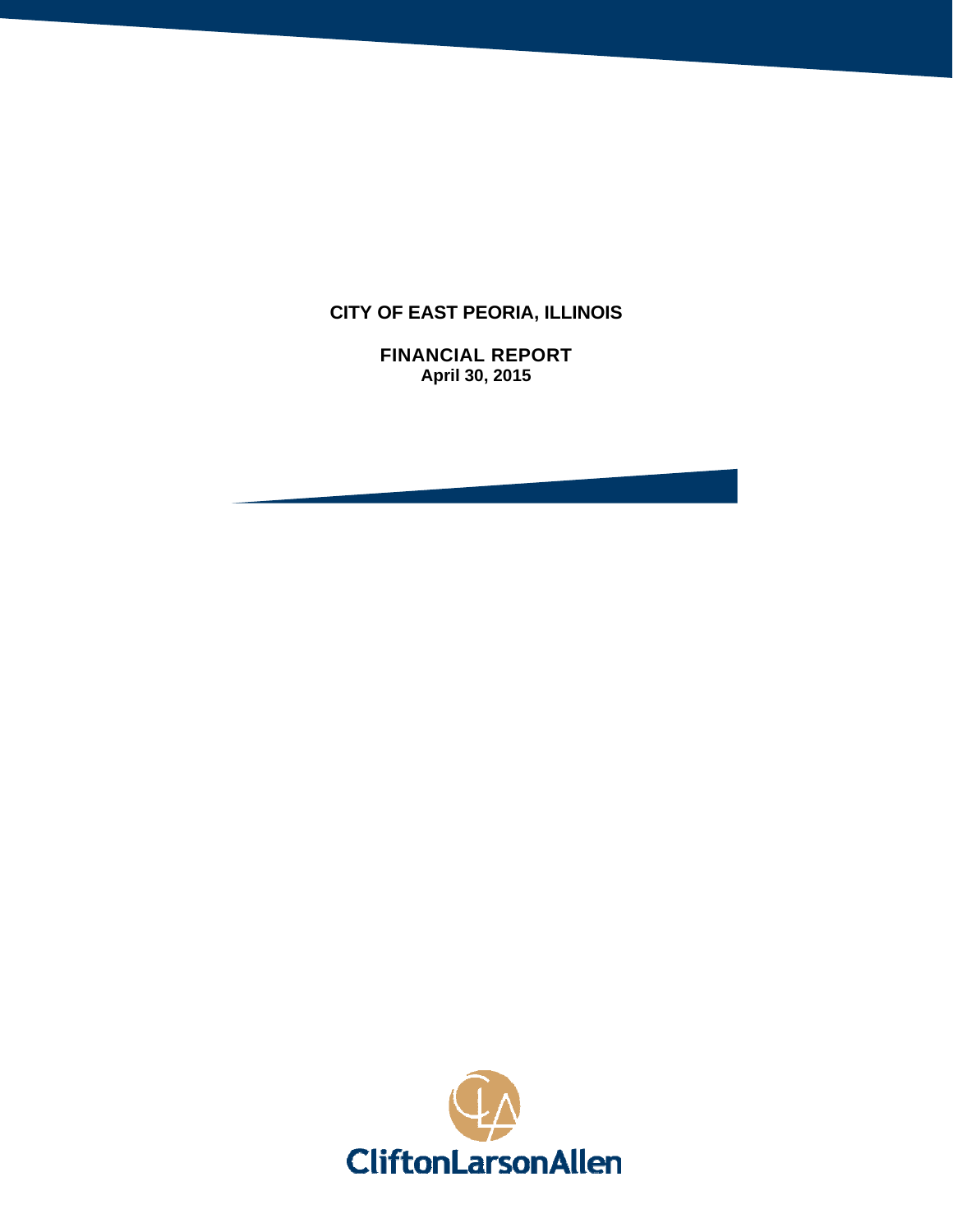# CITY OF EAST PEORIA, ILLINOIS

## FINANCIAL REPORT
**April 30, 2015**

CliftonLarsonAllen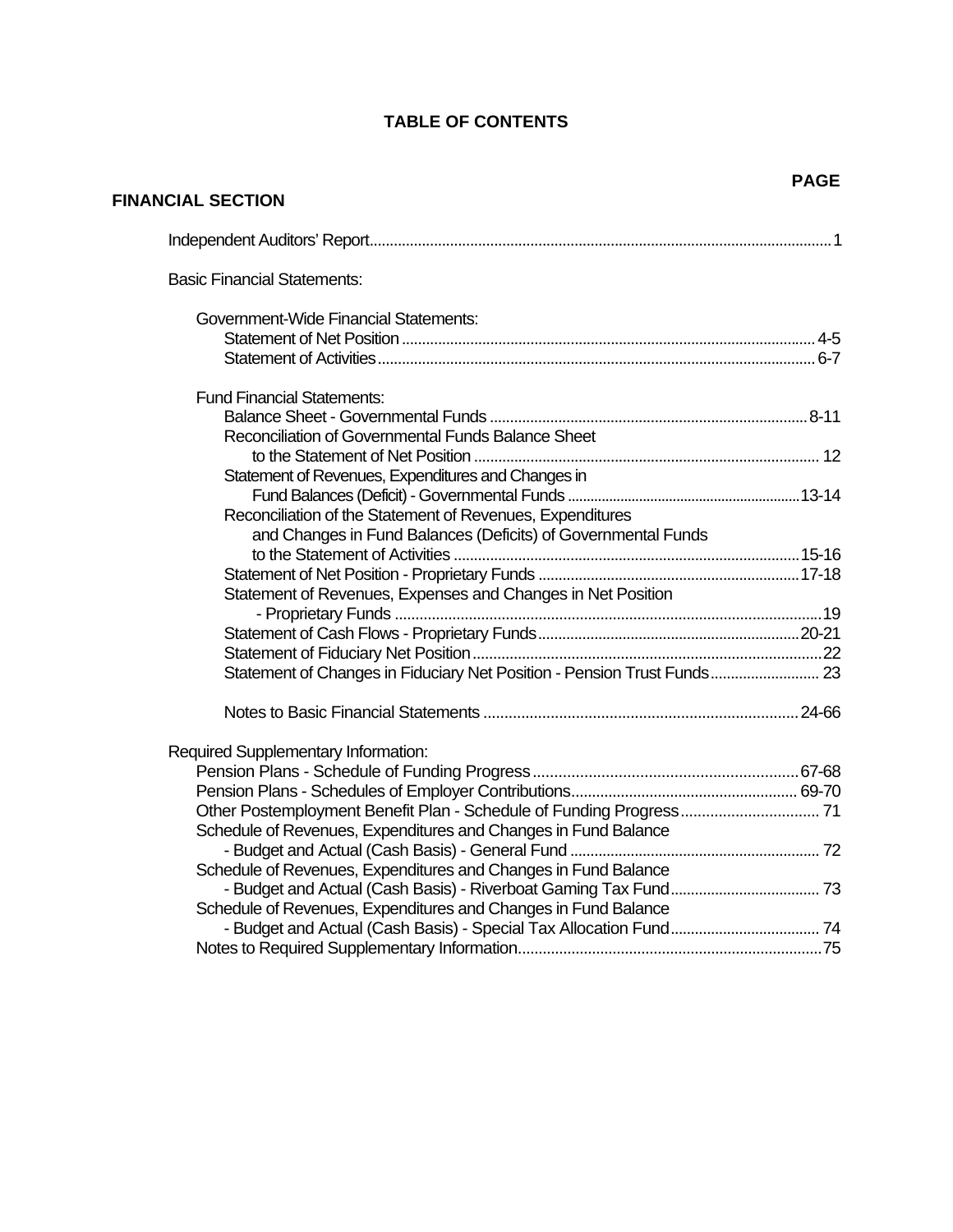# TABLE OF CONTENTS

| | PAGE |
|---|---|
| **FINANCIAL SECTION** | |
| Independent Auditors' Report | 1 |
| Basic Financial Statements: | |
| Government-Wide Financial Statements: | |
| Statement of Net Position | 4-5 |
| Statement of Activities | 6-7 |
| Fund Financial Statements: | |
| Balance Sheet - Governmental Funds | 8-11 |
| Reconciliation of Governmental Funds Balance Sheet to the Statement of Net Position | 12 |
| Statement of Revenues, Expenditures and Changes in Fund Balances (Deficit) - Governmental Funds | 13-14 |
| Reconciliation of the Statement of Revenues, Expenditures and Changes in Fund Balances (Deficits) of Governmental Funds to the Statement of Activities | 15-16 |
| Statement of Net Position - Proprietary Funds | 17-18 |
| Statement of Revenues, Expenses and Changes in Net Position - Proprietary Funds | 19 |
| Statement of Cash Flows - Proprietary Funds | 20-21 |
| Statement of Fiduciary Net Position | 22 |
| Statement of Changes in Fiduciary Net Position - Pension Trust Funds | 23 |
| Notes to Basic Financial Statements | 24-66 |
| Required Supplementary Information: | |
| Pension Plans - Schedule of Funding Progress | 67-68 |
| Pension Plans - Schedules of Employer Contributions | 69-70 |
| Other Postemployment Benefit Plan - Schedule of Funding Progress | 71 |
| Schedule of Revenues, Expenditures and Changes in Fund Balance - Budget and Actual (Cash Basis) - General Fund | 72 |
| Schedule of Revenues, Expenditures and Changes in Fund Balance - Budget and Actual (Cash Basis) - Riverboat Gaming Tax Fund | 73 |
| Schedule of Revenues, Expenditures and Changes in Fund Balance - Budget and Actual (Cash Basis) - Special Tax Allocation Fund | 74 |
| Notes to Required Supplementary Information | 75 |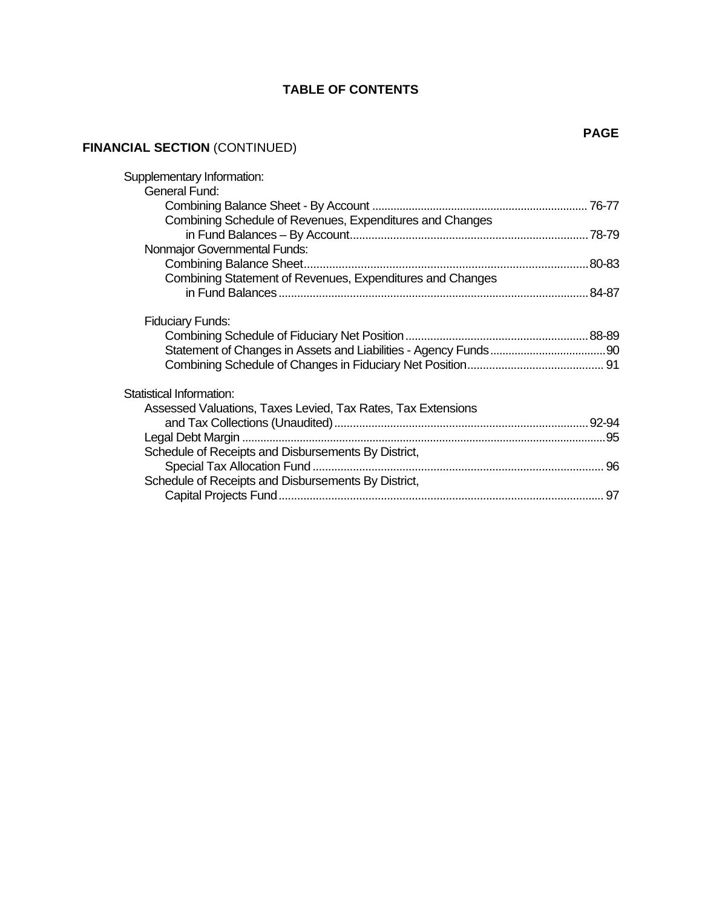# TABLE OF CONTENTS

| | PAGE |
|---|---|
| **FINANCIAL SECTION** (CONTINUED) | |
| Supplementary Information: | |
| General Fund: | |
| Combining Balance Sheet - By Account | 76-77 |
| Combining Schedule of Revenues, Expenditures and Changes in Fund Balances – By Account | 78-79 |
| Nonmajor Governmental Funds: | |
| Combining Balance Sheet | 80-83 |
| Combining Statement of Revenues, Expenditures and Changes in Fund Balances | 84-87 |
| Fiduciary Funds: | |
| Combining Schedule of Fiduciary Net Position | 88-89 |
| Statement of Changes in Assets and Liabilities - Agency Funds | 90 |
| Combining Schedule of Changes in Fiduciary Net Position | 91 |
| Statistical Information: | |
| Assessed Valuations, Taxes Levied, Tax Rates, Tax Extensions and Tax Collections (Unaudited) | 92-94 |
| Legal Debt Margin | 95 |
| Schedule of Receipts and Disbursements By District, Special Tax Allocation Fund | 96 |
| Schedule of Receipts and Disbursements By District, Capital Projects Fund | 97 |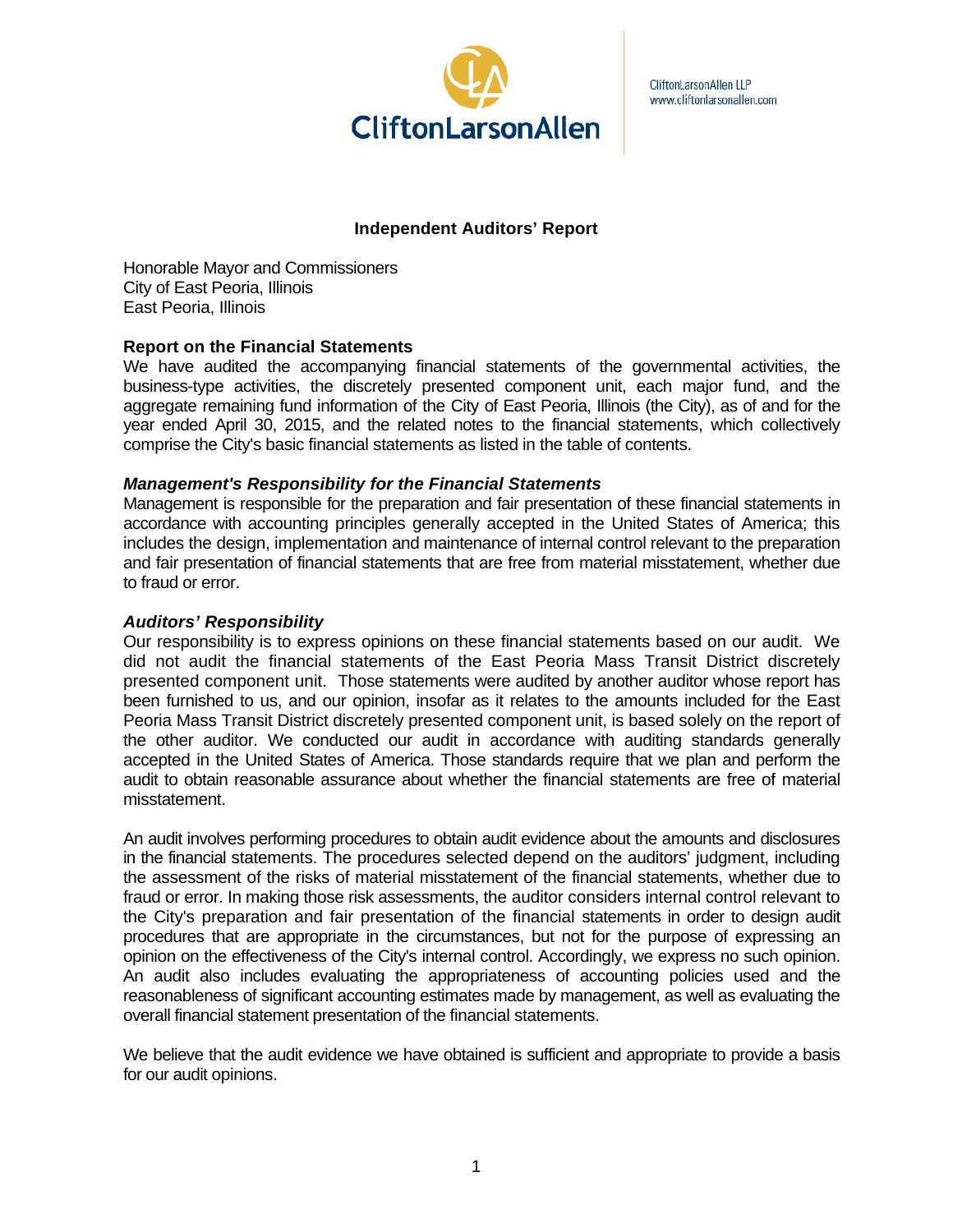CliftonLarsonAllen

CliftonLarsonAllen LLP
www.cliftonlarsonallen.com

## Independent Auditors' Report

Honorable Mayor and Commissioners
City of East Peoria, Illinois
East Peoria, Illinois

### Report on the Financial Statements

We have audited the accompanying financial statements of the governmental activities, the business-type activities, the discretely presented component unit, each major fund, and the aggregate remaining fund information of the City of East Peoria, Illinois (the City), as of and for the year ended April 30, 2015, and the related notes to the financial statements, which collectively comprise the City's basic financial statements as listed in the table of contents.

### *Management's Responsibility for the Financial Statements*

Management is responsible for the preparation and fair presentation of these financial statements in accordance with accounting principles generally accepted in the United States of America; this includes the design, implementation and maintenance of internal control relevant to the preparation and fair presentation of financial statements that are free from material misstatement, whether due to fraud or error.

### *Auditors' Responsibility*

Our responsibility is to express opinions on these financial statements based on our audit. We did not audit the financial statements of the East Peoria Mass Transit District discretely presented component unit. Those statements were audited by another auditor whose report has been furnished to us, and our opinion, insofar as it relates to the amounts included for the East Peoria Mass Transit District discretely presented component unit, is based solely on the report of the other auditor. We conducted our audit in accordance with auditing standards generally accepted in the United States of America. Those standards require that we plan and perform the audit to obtain reasonable assurance about whether the financial statements are free of material misstatement.

An audit involves performing procedures to obtain audit evidence about the amounts and disclosures in the financial statements. The procedures selected depend on the auditors' judgment, including the assessment of the risks of material misstatement of the financial statements, whether due to fraud or error. In making those risk assessments, the auditor considers internal control relevant to the City's preparation and fair presentation of the financial statements in order to design audit procedures that are appropriate in the circumstances, but not for the purpose of expressing an opinion on the effectiveness of the City's internal control. Accordingly, we express no such opinion. An audit also includes evaluating the appropriateness of accounting policies used and the reasonableness of significant accounting estimates made by management, as well as evaluating the overall financial statement presentation of the financial statements.

We believe that the audit evidence we have obtained is sufficient and appropriate to provide a basis for our audit opinions.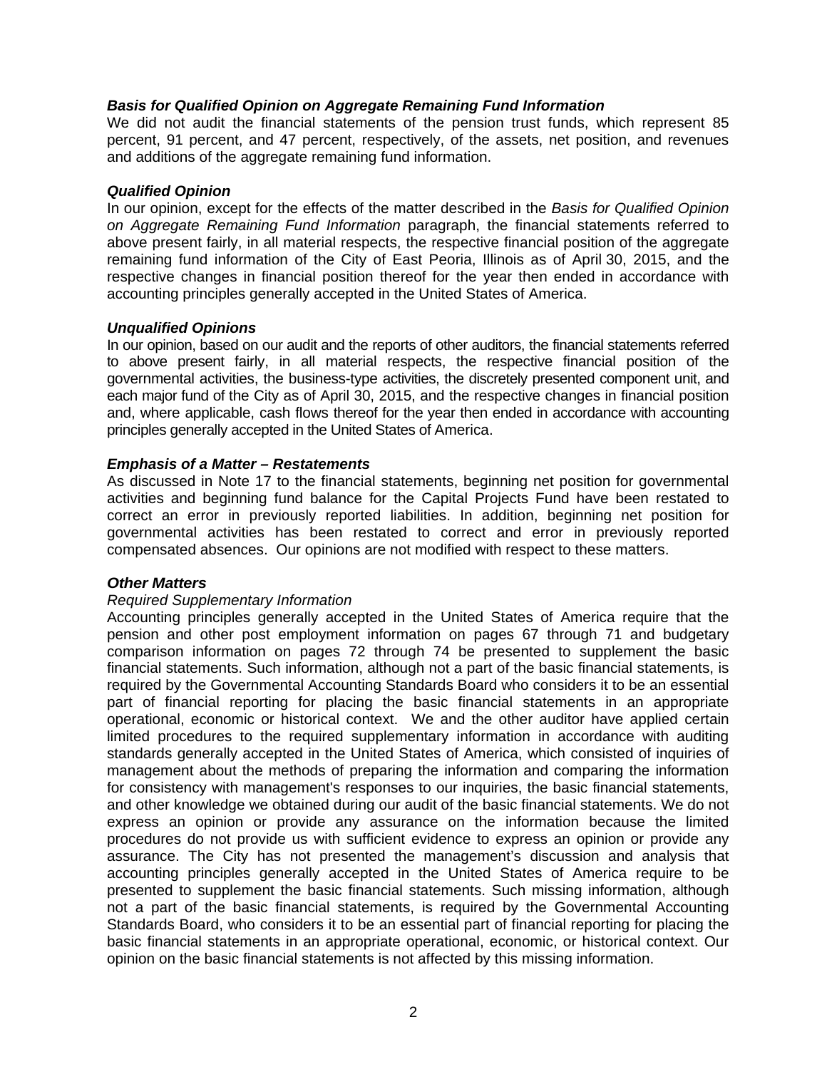### *Basis for Qualified Opinion on Aggregate Remaining Fund Information*

We did not audit the financial statements of the pension trust funds, which represent 85 percent, 91 percent, and 47 percent, respectively, of the assets, net position, and revenues and additions of the aggregate remaining fund information.

### *Qualified Opinion*

In our opinion, except for the effects of the matter described in the *Basis for Qualified Opinion on Aggregate Remaining Fund Information* paragraph, the financial statements referred to above present fairly, in all material respects, the respective financial position of the aggregate remaining fund information of the City of East Peoria, Illinois as of April 30, 2015, and the respective changes in financial position thereof for the year then ended in accordance with accounting principles generally accepted in the United States of America.

### *Unqualified Opinions*

In our opinion, based on our audit and the reports of other auditors, the financial statements referred to above present fairly, in all material respects, the respective financial position of the governmental activities, the business-type activities, the discretely presented component unit, and each major fund of the City as of April 30, 2015, and the respective changes in financial position and, where applicable, cash flows thereof for the year then ended in accordance with accounting principles generally accepted in the United States of America.

### *Emphasis of a Matter – Restatements*

As discussed in Note 17 to the financial statements, beginning net position for governmental activities and beginning fund balance for the Capital Projects Fund have been restated to correct an error in previously reported liabilities. In addition, beginning net position for governmental activities has been restated to correct and error in previously reported compensated absences. Our opinions are not modified with respect to these matters.

### *Other Matters*

*Required Supplementary Information*

Accounting principles generally accepted in the United States of America require that the pension and other post employment information on pages 67 through 71 and budgetary comparison information on pages 72 through 74 be presented to supplement the basic financial statements. Such information, although not a part of the basic financial statements, is required by the Governmental Accounting Standards Board who considers it to be an essential part of financial reporting for placing the basic financial statements in an appropriate operational, economic or historical context. We and the other auditor have applied certain limited procedures to the required supplementary information in accordance with auditing standards generally accepted in the United States of America, which consisted of inquiries of management about the methods of preparing the information and comparing the information for consistency with management's responses to our inquiries, the basic financial statements, and other knowledge we obtained during our audit of the basic financial statements. We do not express an opinion or provide any assurance on the information because the limited procedures do not provide us with sufficient evidence to express an opinion or provide any assurance. The City has not presented the management's discussion and analysis that accounting principles generally accepted in the United States of America require to be presented to supplement the basic financial statements. Such missing information, although not a part of the basic financial statements, is required by the Governmental Accounting Standards Board, who considers it to be an essential part of financial reporting for placing the basic financial statements in an appropriate operational, economic, or historical context. Our opinion on the basic financial statements is not affected by this missing information.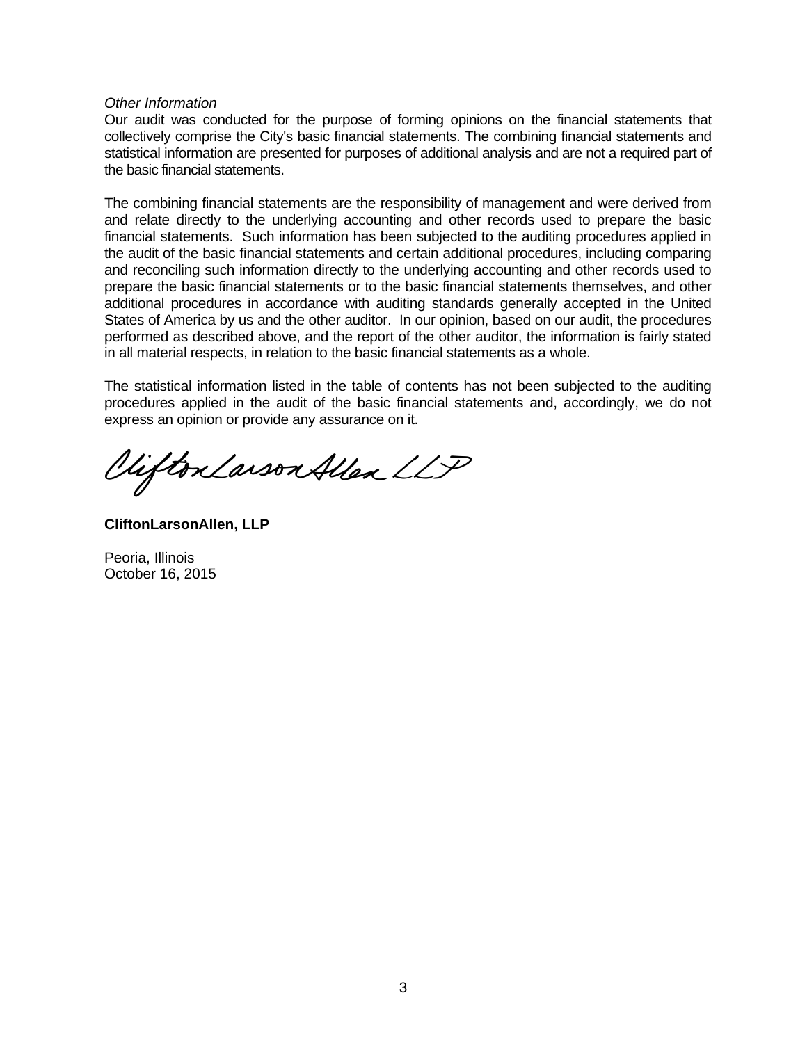*Other Information*

Our audit was conducted for the purpose of forming opinions on the financial statements that collectively comprise the City's basic financial statements. The combining financial statements and statistical information are presented for purposes of additional analysis and are not a required part of the basic financial statements.

The combining financial statements are the responsibility of management and were derived from and relate directly to the underlying accounting and other records used to prepare the basic financial statements. Such information has been subjected to the auditing procedures applied in the audit of the basic financial statements and certain additional procedures, including comparing and reconciling such information directly to the underlying accounting and other records used to prepare the basic financial statements or to the basic financial statements themselves, and other additional procedures in accordance with auditing standards generally accepted in the United States of America by us and the other auditor. In our opinion, based on our audit, the procedures performed as described above, and the report of the other auditor, the information is fairly stated in all material respects, in relation to the basic financial statements as a whole.

The statistical information listed in the table of contents has not been subjected to the auditing procedures applied in the audit of the basic financial statements and, accordingly, we do not express an opinion or provide any assurance on it.

CliftonLarsonAllen LLP

**CliftonLarsonAllen, LLP**

Peoria, Illinois
October 16, 2015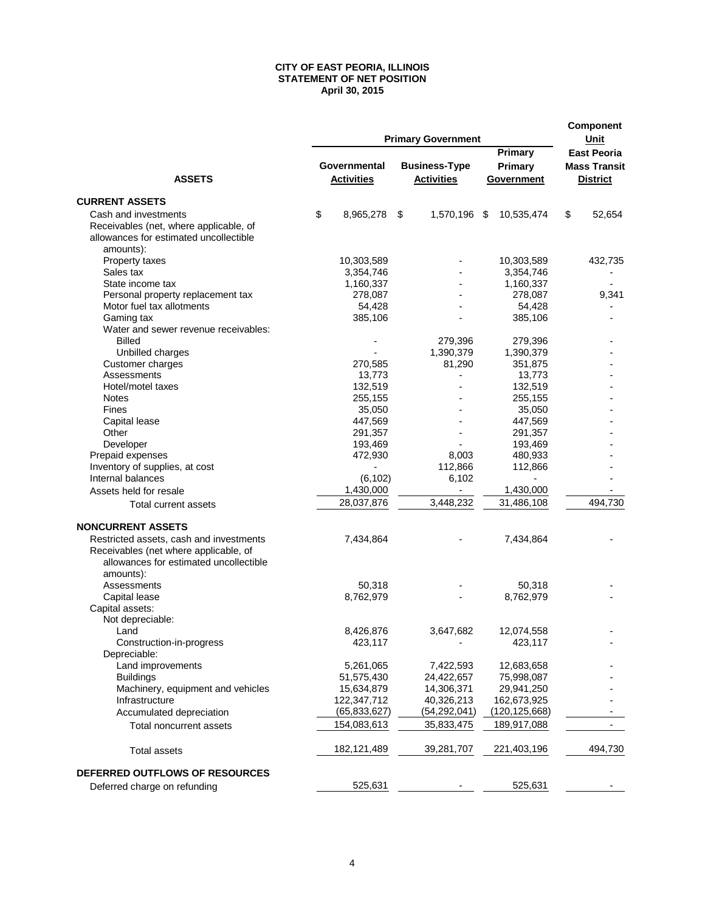**CITY OF EAST PEORIA, ILLINOIS**
**STATEMENT OF NET POSITION**
**April 30, 2015**

| | Primary Government | | | Component Unit |
|---|---|---|---|---|
| **ASSETS** | **Governmental Activities** | **Business-Type Activities** | **Primary Primary Government** | **East Peoria Mass Transit District** |
| **CURRENT ASSETS** | | | | |
| Cash and investments | $ 8,965,278 | $ 1,570,196 | $ 10,535,474 | $ 52,654 |
| Receivables (net, where applicable, of allowances for estimated uncollectible amounts): | | | | |
| Property taxes | 10,303,589 | - | 10,303,589 | 432,735 |
| Sales tax | 3,354,746 | - | 3,354,746 | - |
| State income tax | 1,160,337 | - | 1,160,337 | - |
| Personal property replacement tax | 278,087 | - | 278,087 | 9,341 |
| Motor fuel tax allotments | 54,428 | - | 54,428 | - |
| Gaming tax | 385,106 | - | 385,106 | - |
| Water and sewer revenue receivables: | | | | |
| Billed | - | 279,396 | 279,396 | - |
| Unbilled charges | - | 1,390,379 | 1,390,379 | - |
| Customer charges | 270,585 | 81,290 | 351,875 | - |
| Assessments | 13,773 | - | 13,773 | - |
| Hotel/motel taxes | 132,519 | - | 132,519 | - |
| Notes | 255,155 | - | 255,155 | - |
| Fines | 35,050 | - | 35,050 | - |
| Capital lease | 447,569 | - | 447,569 | - |
| Other | 291,357 | - | 291,357 | - |
| Developer | 193,469 | - | 193,469 | - |
| Prepaid expenses | 472,930 | 8,003 | 480,933 | - |
| Inventory of supplies, at cost | - | 112,866 | 112,866 | - |
| Internal balances | (6,102) | 6,102 | - | - |
| Assets held for resale | 1,430,000 | - | 1,430,000 | - |
| Total current assets | 28,037,876 | 3,448,232 | 31,486,108 | 494,730 |
| **NONCURRENT ASSETS** | | | | |
| Restricted assets, cash and investments | 7,434,864 | - | 7,434,864 | - |
| Receivables (net where applicable, of allowances for estimated uncollectible amounts): | | | | |
| Assessments | 50,318 | - | 50,318 | - |
| Capital lease | 8,762,979 | - | 8,762,979 | - |
| Capital assets: | | | | |
| Not depreciable: | | | | |
| Land | 8,426,876 | 3,647,682 | 12,074,558 | - |
| Construction-in-progress | 423,117 | - | 423,117 | - |
| Depreciable: | | | | |
| Land improvements | 5,261,065 | 7,422,593 | 12,683,658 | - |
| Buildings | 51,575,430 | 24,422,657 | 75,998,087 | - |
| Machinery, equipment and vehicles | 15,634,879 | 14,306,371 | 29,941,250 | - |
| Infrastructure | 122,347,712 | 40,326,213 | 162,673,925 | - |
| Accumulated depreciation | (65,833,627) | (54,292,041) | (120,125,668) | - |
| Total noncurrent assets | 154,083,613 | 35,833,475 | 189,917,088 | - |
| Total assets | 182,121,489 | 39,281,707 | 221,403,196 | 494,730 |
| **DEFERRED OUTFLOWS OF RESOURCES** | | | | |
| Deferred charge on refunding | 525,631 | - | 525,631 | - |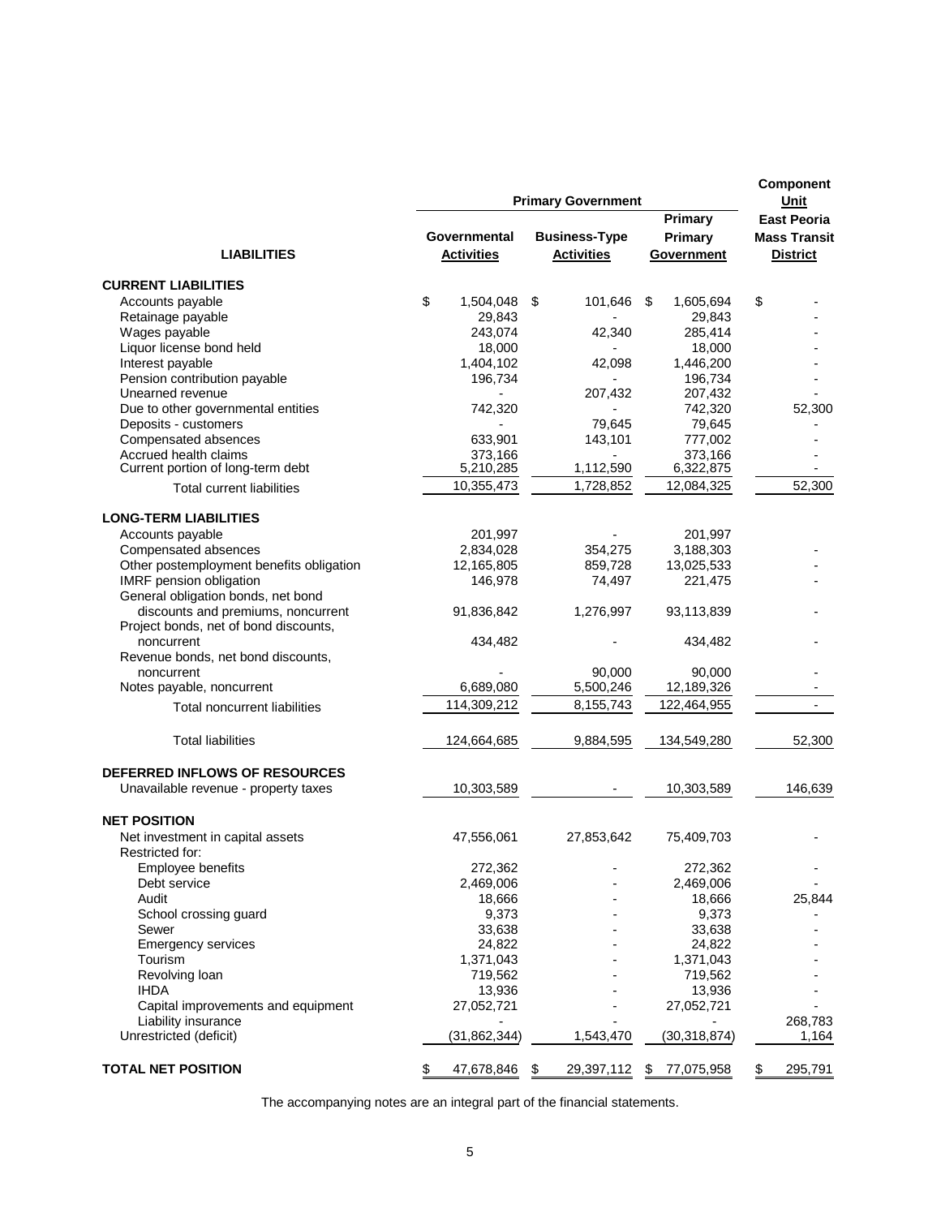| LIABILITIES | Primary Government Governmental Activities | Business-Type Activities | Primary Government | Component Unit East Peoria Mass Transit District |
|---|---|---|---|---|
| **CURRENT LIABILITIES** | | | | |
| Accounts payable | $ 1,504,048 | $ 101,646 | $ 1,605,694 | $ - |
| Retainage payable | 29,843 | - | 29,843 | - |
| Wages payable | 243,074 | 42,340 | 285,414 | - |
| Liquor license bond held | 18,000 | - | 18,000 | - |
| Interest payable | 1,404,102 | 42,098 | 1,446,200 | - |
| Pension contribution payable | 196,734 | - | 196,734 | - |
| Unearned revenue | - | 207,432 | 207,432 | - |
| Due to other governmental entities | 742,320 | - | 742,320 | 52,300 |
| Deposits - customers | - | 79,645 | 79,645 | - |
| Compensated absences | 633,901 | 143,101 | 777,002 | - |
| Accrued health claims | 373,166 | - | 373,166 | - |
| Current portion of long-term debt | 5,210,285 | 1,112,590 | 6,322,875 | - |
| Total current liabilities | 10,355,473 | 1,728,852 | 12,084,325 | 52,300 |
| **LONG-TERM LIABILITIES** | | | | |
| Accounts payable | 201,997 | - | 201,997 | |
| Compensated absences | 2,834,028 | 354,275 | 3,188,303 | - |
| Other postemployment benefits obligation | 12,165,805 | 859,728 | 13,025,533 | - |
| IMRF pension obligation | 146,978 | 74,497 | 221,475 | - |
| General obligation bonds, net bond discounts and premiums, noncurrent | 91,836,842 | 1,276,997 | 93,113,839 | - |
| Project bonds, net of bond discounts, noncurrent | 434,482 | - | 434,482 | - |
| Revenue bonds, net bond discounts, noncurrent | - | 90,000 | 90,000 | - |
| Notes payable, noncurrent | 6,689,080 | 5,500,246 | 12,189,326 | - |
| Total noncurrent liabilities | 114,309,212 | 8,155,743 | 122,464,955 | - |
| Total liabilities | 124,664,685 | 9,884,595 | 134,549,280 | 52,300 |
| **DEFERRED INFLOWS OF RESOURCES** | | | | |
| Unavailable revenue - property taxes | 10,303,589 | - | 10,303,589 | 146,639 |
| **NET POSITION** | | | | |
| Net investment in capital assets | 47,556,061 | 27,853,642 | 75,409,703 | - |
| Restricted for: | | | | |
| Employee benefits | 272,362 | - | 272,362 | - |
| Debt service | 2,469,006 | - | 2,469,006 | - |
| Audit | 18,666 | - | 18,666 | 25,844 |
| School crossing guard | 9,373 | - | 9,373 | - |
| Sewer | 33,638 | - | 33,638 | - |
| Emergency services | 24,822 | - | 24,822 | - |
| Tourism | 1,371,043 | - | 1,371,043 | - |
| Revolving loan | 719,562 | - | 719,562 | - |
| IHDA | 13,936 | - | 13,936 | - |
| Capital improvements and equipment | 27,052,721 | - | 27,052,721 | - |
| Liability insurance | - | - | - | 268,783 |
| Unrestricted (deficit) | (31,862,344) | 1,543,470 | (30,318,874) | 1,164 |
| **TOTAL NET POSITION** | $ 47,678,846 | $ 29,397,112 | $ 77,075,958 | $ 295,791 |

The accompanying notes are an integral part of the financial statements.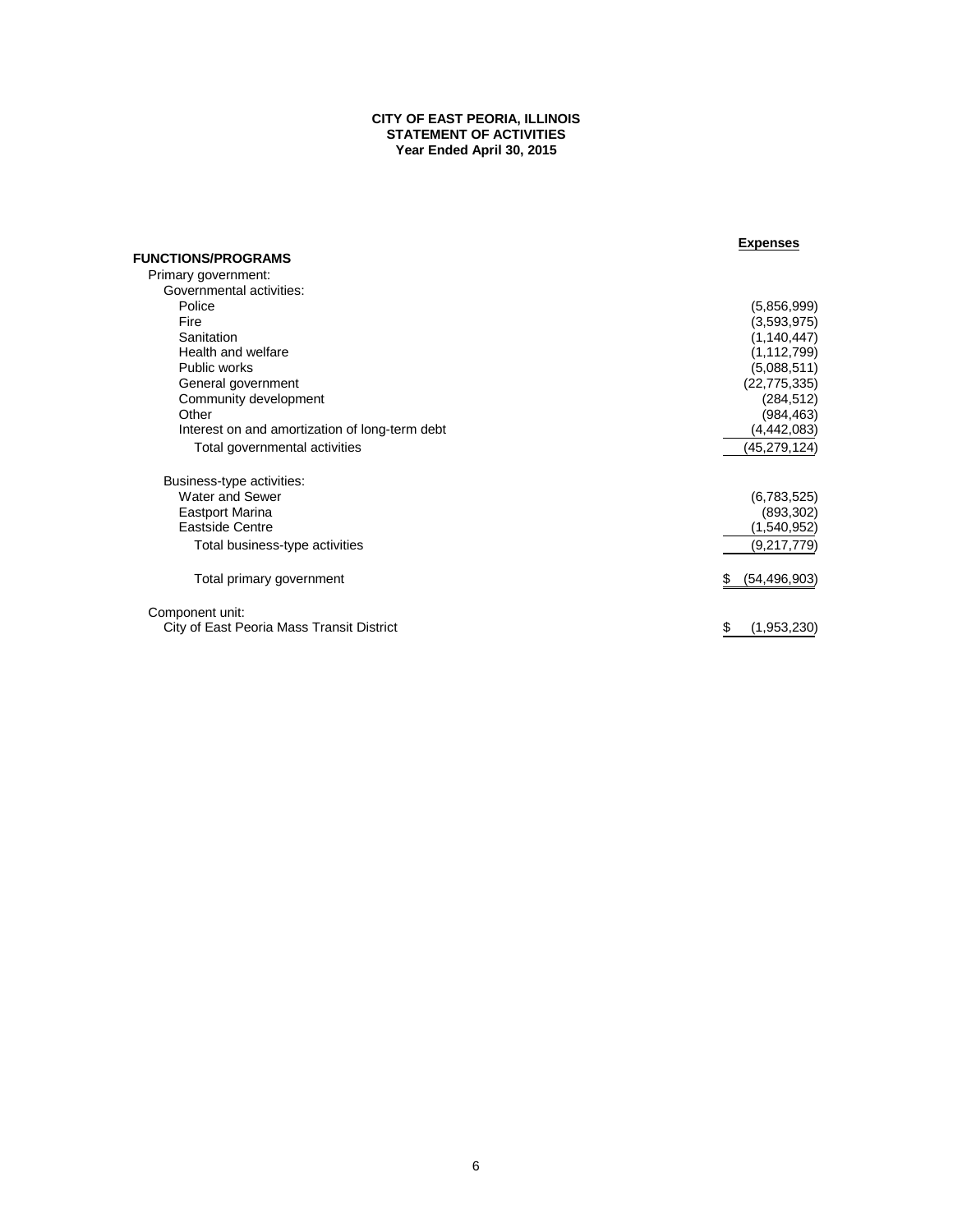**CITY OF EAST PEORIA, ILLINOIS**
**STATEMENT OF ACTIVITIES**
**Year Ended April 30, 2015**

| | Expenses |
|---|---|
| **FUNCTIONS/PROGRAMS** | |
| Primary government: | |
| Governmental activities: | |
| Police | (5,856,999) |
| Fire | (3,593,975) |
| Sanitation | (1,140,447) |
| Health and welfare | (1,112,799) |
| Public works | (5,088,511) |
| General government | (22,775,335) |
| Community development | (284,512) |
| Other | (984,463) |
| Interest on and amortization of long-term debt | (4,442,083) |
| Total governmental activities | (45,279,124) |
| Business-type activities: | |
| Water and Sewer | (6,783,525) |
| Eastport Marina | (893,302) |
| Eastside Centre | (1,540,952) |
| Total business-type activities | (9,217,779) |
| Total primary government | $ (54,496,903) |
| Component unit: | |
| City of East Peoria Mass Transit District | $ (1,953,230) |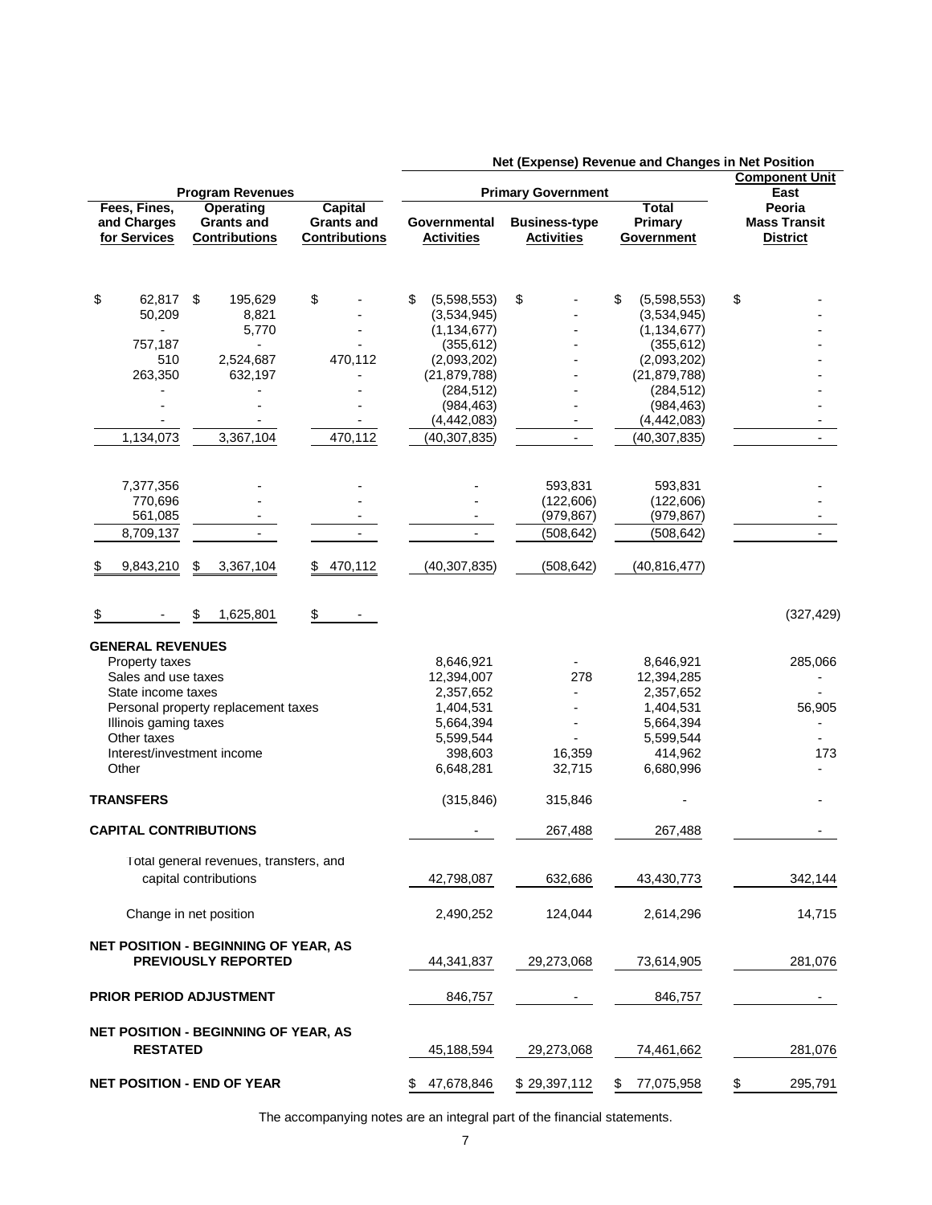| Fees, Fines, and Charges for Services | Operating Grants and Contributions | Capital Grants and Contributions | Governmental Activities | Business-type Activities | Total Primary Government | Component Unit East Peoria Mass Transit District |
|---|---|---|---|---|---|---|
| Program Revenues | | | Net (Expense) Revenue and Changes in Net Position — Primary Government | | | |
| $ 62,817 | $ 195,629 | $ - | $ (5,598,553) | $ - | $ (5,598,553) | $ - |
| 50,209 | 8,821 | - | (3,534,945) | - | (3,534,945) | - |
| - | 5,770 | - | (1,134,677) | - | (1,134,677) | - |
| 757,187 | - | - | (355,612) | - | (355,612) | - |
| 510 | 2,524,687 | 470,112 | (2,093,202) | - | (2,093,202) | - |
| 263,350 | 632,197 | - | (21,879,788) | - | (21,879,788) | - |
| - | - | - | (284,512) | - | (284,512) | - |
| - | - | - | (984,463) | - | (984,463) | - |
| - | - | - | (4,442,083) | - | (4,442,083) | - |
| 1,134,073 | 3,367,104 | 470,112 | (40,307,835) | - | (40,307,835) | - |
| | | | | | | |
| 7,377,356 | - | - | - | 593,831 | 593,831 | - |
| 770,696 | - | - | - | (122,606) | (122,606) | - |
| 561,085 | - | - | - | (979,867) | (979,867) | - |
| 8,709,137 | - | - | - | (508,642) | (508,642) | - |
| | | | | | | |
| $ 9,843,210 | $ 3,367,104 | $ 470,112 | (40,307,835) | (508,642) | (40,816,477) | |
| | | | | | | |
| $ - | $ 1,625,801 | $ - | | | | (327,429) |

| | Governmental Activities | Business-type Activities | Total Primary Government | Component Unit East Peoria Mass Transit District |
|---|---|---|---|---|
| **GENERAL REVENUES** | | | | |
| Property taxes | 8,646,921 | - | 8,646,921 | 285,066 |
| Sales and use taxes | 12,394,007 | 278 | 12,394,285 | - |
| State income taxes | 2,357,652 | - | 2,357,652 | - |
| Personal property replacement taxes | 1,404,531 | - | 1,404,531 | 56,905 |
| Illinois gaming taxes | 5,664,394 | - | 5,664,394 | - |
| Other taxes | 5,599,544 | - | 5,599,544 | - |
| Interest/investment income | 398,603 | 16,359 | 414,962 | 173 |
| Other | 6,648,281 | 32,715 | 6,680,996 | - |
| **TRANSFERS** | (315,846) | 315,846 | - | - |
| **CAPITAL CONTRIBUTIONS** | - | 267,488 | 267,488 | - |
| Total general revenues, transfers, and capital contributions | 42,798,087 | 632,686 | 43,430,773 | 342,144 |
| Change in net position | 2,490,252 | 124,044 | 2,614,296 | 14,715 |
| **NET POSITION - BEGINNING OF YEAR, AS PREVIOUSLY REPORTED** | 44,341,837 | 29,273,068 | 73,614,905 | 281,076 |
| **PRIOR PERIOD ADJUSTMENT** | 846,757 | - | 846,757 | - |
| **NET POSITION - BEGINNING OF YEAR, AS RESTATED** | 45,188,594 | 29,273,068 | 74,461,662 | 281,076 |
| **NET POSITION - END OF YEAR** | $ 47,678,846 | $ 29,397,112 | $ 77,075,958 | $ 295,791 |

The accompanying notes are an integral part of the financial statements.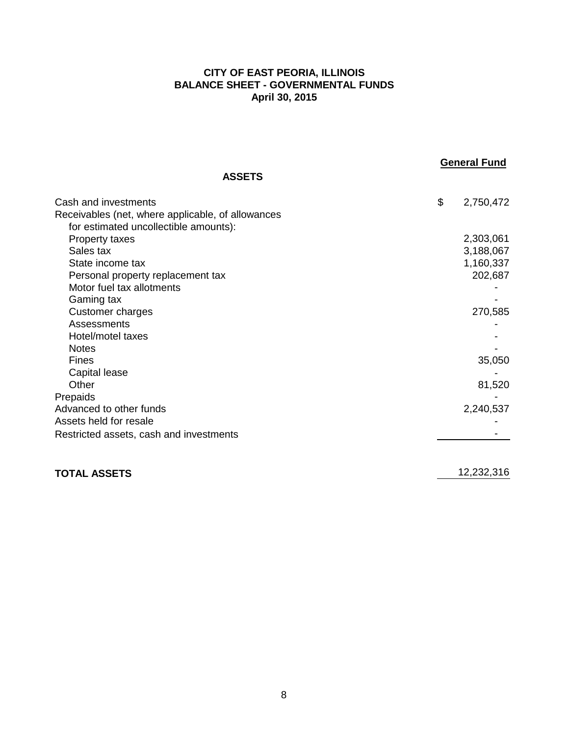# CITY OF EAST PEORIA, ILLINOIS
## BALANCE SHEET - GOVERNMENTAL FUNDS
### April 30, 2015

| | General Fund |
|---|---|
| **ASSETS** | |
| Cash and investments | $ 2,750,472 |
| Receivables (net, where applicable, of allowances for estimated uncollectible amounts): | |
| Property taxes | 2,303,061 |
| Sales tax | 3,188,067 |
| State income tax | 1,160,337 |
| Personal property replacement tax | 202,687 |
| Motor fuel tax allotments | - |
| Gaming tax | - |
| Customer charges | 270,585 |
| Assessments | - |
| Hotel/motel taxes | - |
| Notes | - |
| Fines | 35,050 |
| Capital lease | - |
| Other | 81,520 |
| Prepaids | - |
| Advanced to other funds | 2,240,537 |
| Assets held for resale | - |
| Restricted assets, cash and investments | - |
| **TOTAL ASSETS** | 12,232,316 |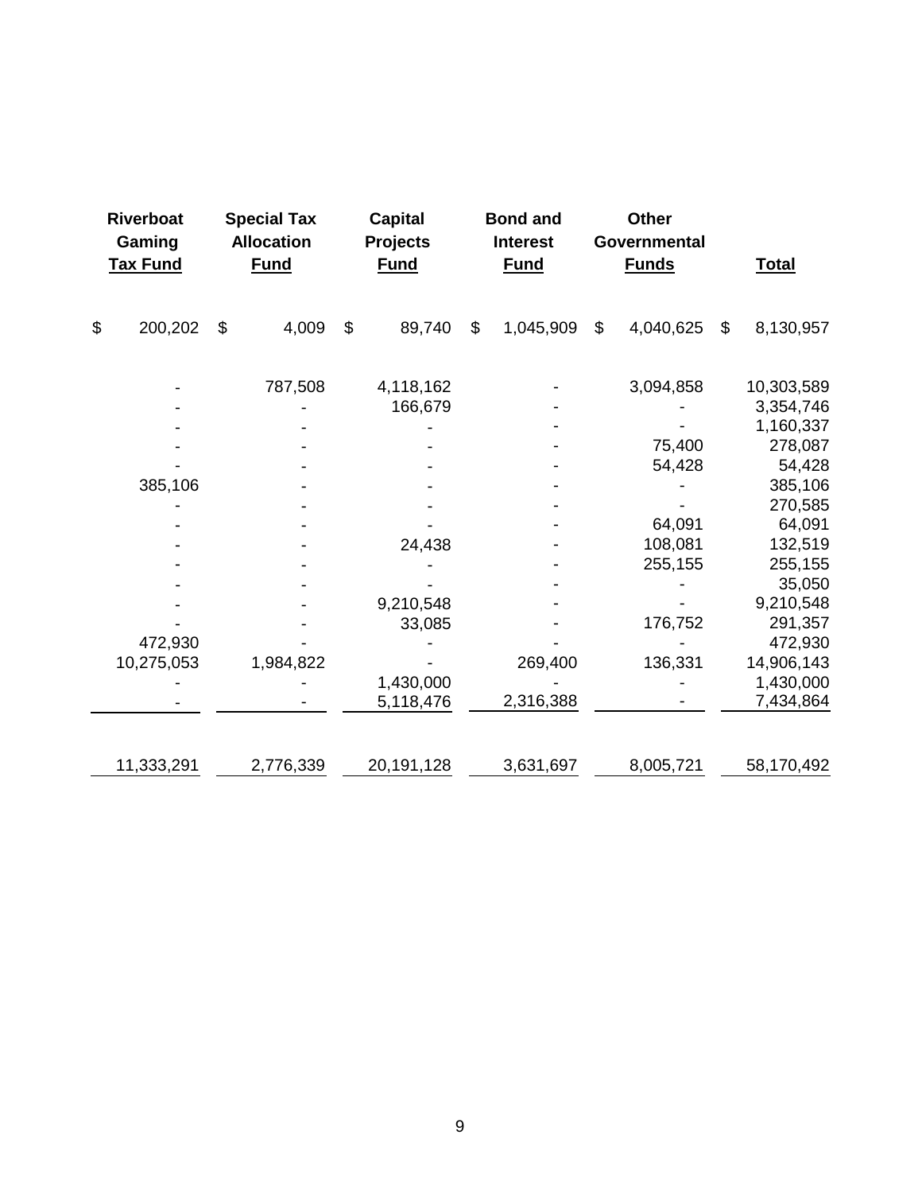| Riverboat Gaming Tax Fund | Special Tax Allocation Fund | Capital Projects Fund | Bond and Interest Fund | Other Governmental Funds | Total |
|---|---|---|---|---|---|
| $ 200,202 | $ 4,009 | $ 89,740 | $ 1,045,909 | $ 4,040,625 | $ 8,130,957 |
| - | 787,508 | 4,118,162 | - | 3,094,858 | 10,303,589 |
| - | - | 166,679 | - | - | 3,354,746 |
| - | - | - | - | - | 1,160,337 |
| - | - | - | - | 75,400 | 278,087 |
| - | - | - | - | 54,428 | 54,428 |
| 385,106 | - | - | - | - | 385,106 |
| - | - | - | - | - | 270,585 |
| - | - | - | - | 64,091 | 64,091 |
| - | - | 24,438 | - | 108,081 | 132,519 |
| - | - | - | - | 255,155 | 255,155 |
| - | - | - | - | - | 35,050 |
| - | - | 9,210,548 | - | - | 9,210,548 |
| - | - | 33,085 | - | 176,752 | 291,357 |
| 472,930 | - | - | - | - | 472,930 |
| 10,275,053 | 1,984,822 | - | 269,400 | 136,331 | 14,906,143 |
| - | - | 1,430,000 | - | - | 1,430,000 |
| - | - | 5,118,476 | 2,316,388 | - | 7,434,864 |
| 11,333,291 | 2,776,339 | 20,191,128 | 3,631,697 | 8,005,721 | 58,170,492 |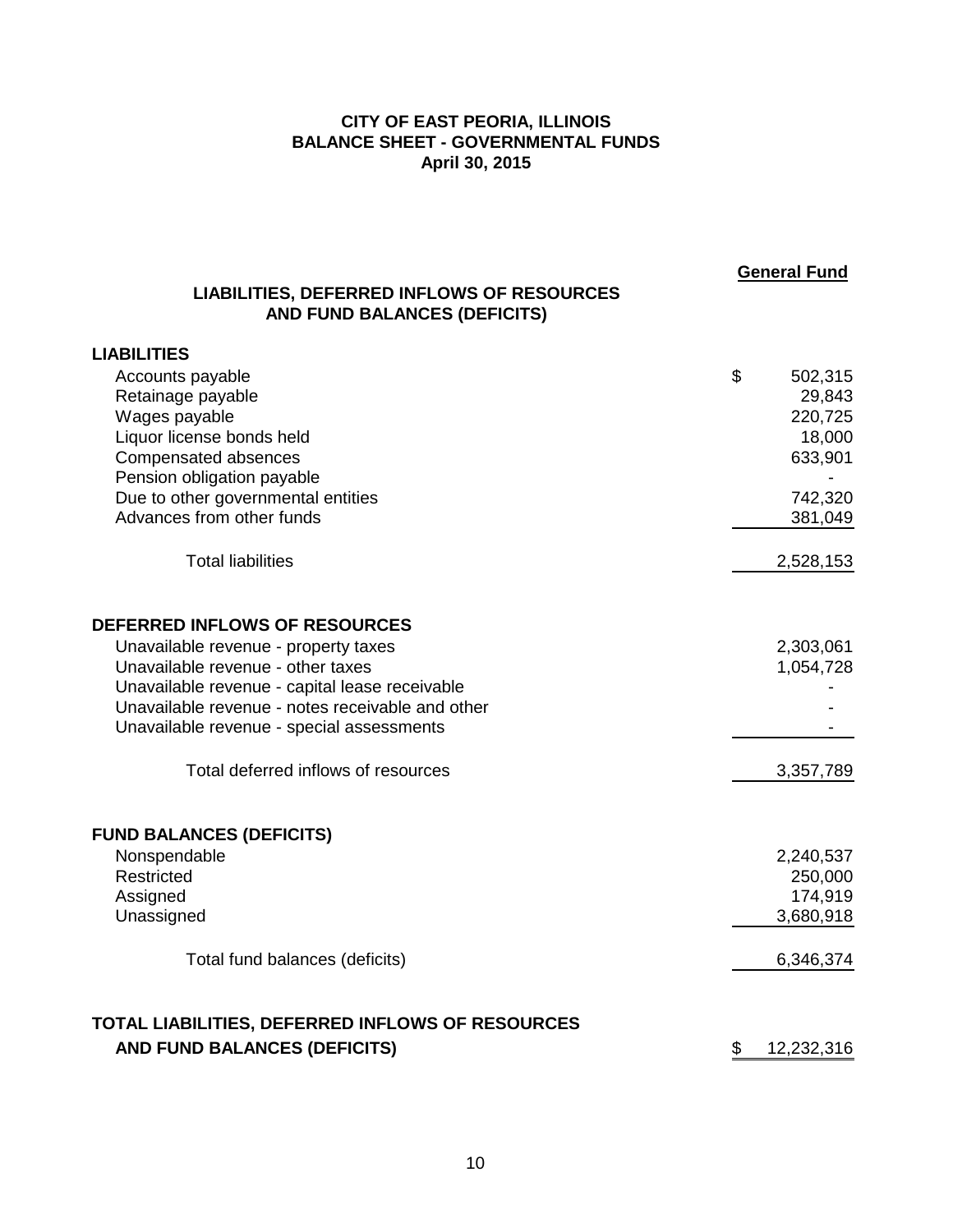# CITY OF EAST PEORIA, ILLINOIS
## BALANCE SHEET - GOVERNMENTAL FUNDS
### April 30, 2015

| LIABILITIES, DEFERRED INFLOWS OF RESOURCES AND FUND BALANCES (DEFICITS) | General Fund |
|---|---|
| **LIABILITIES** | |
| Accounts payable | $ 502,315 |
| Retainage payable | 29,843 |
| Wages payable | 220,725 |
| Liquor license bonds held | 18,000 |
| Compensated absences | 633,901 |
| Pension obligation payable | - |
| Due to other governmental entities | 742,320 |
| Advances from other funds | 381,049 |
| Total liabilities | 2,528,153 |
| **DEFERRED INFLOWS OF RESOURCES** | |
| Unavailable revenue - property taxes | 2,303,061 |
| Unavailable revenue - other taxes | 1,054,728 |
| Unavailable revenue - capital lease receivable | - |
| Unavailable revenue - notes receivable and other | - |
| Unavailable revenue - special assessments | - |
| Total deferred inflows of resources | 3,357,789 |
| **FUND BALANCES (DEFICITS)** | |
| Nonspendable | 2,240,537 |
| Restricted | 250,000 |
| Assigned | 174,919 |
| Unassigned | 3,680,918 |
| Total fund balances (deficits) | 6,346,374 |
| **TOTAL LIABILITIES, DEFERRED INFLOWS OF RESOURCES AND FUND BALANCES (DEFICITS)** | $ 12,232,316 |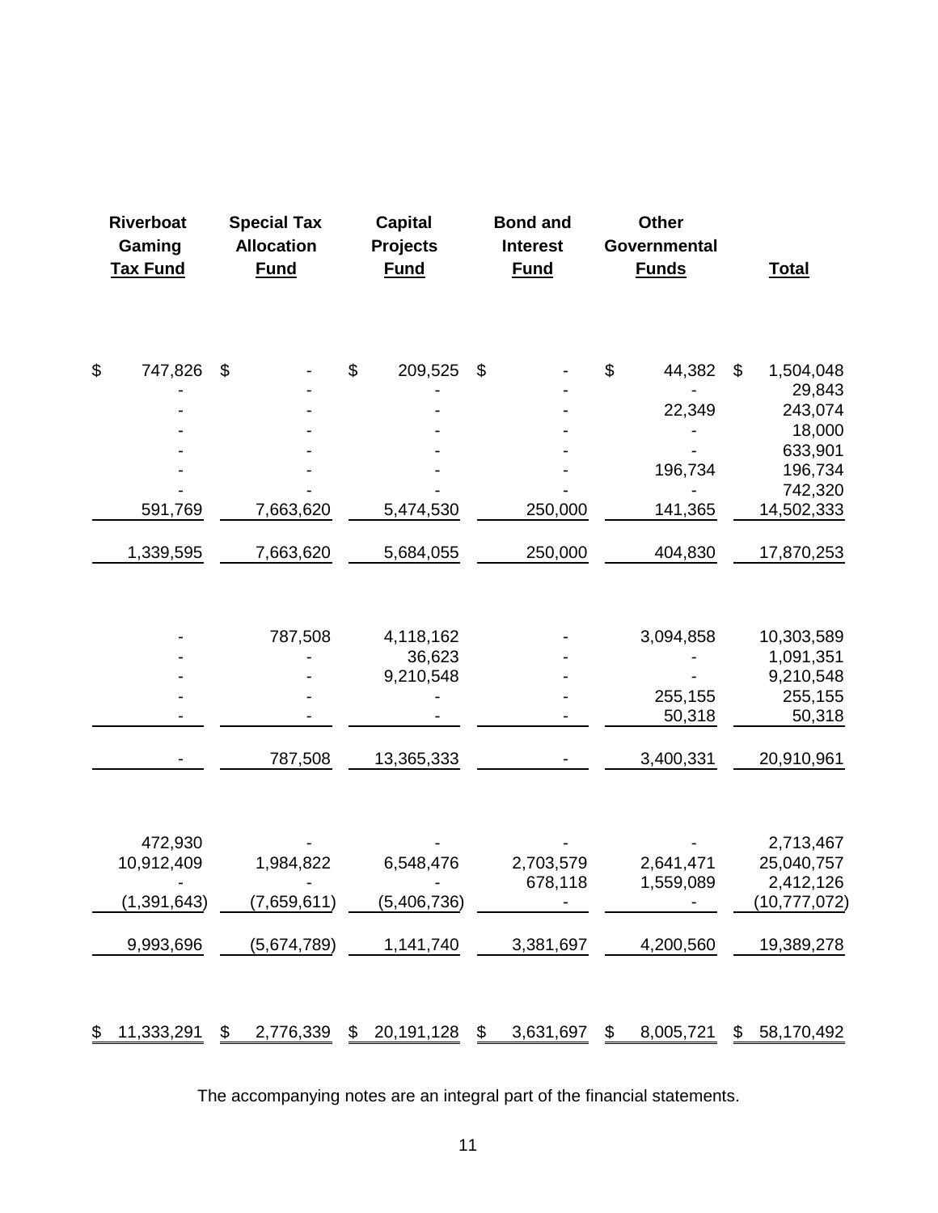| Riverboat Gaming Tax Fund | Special Tax Allocation Fund | Capital Projects Fund | Bond and Interest Fund | Other Governmental Funds | Total |
|---|---|---|---|---|---|
| $ 747,826 | $ - | $ 209,525 | $ - | $ 44,382 | $ 1,504,048 |
| - | - | - | - | - | 29,843 |
| - | - | - | - | 22,349 | 243,074 |
| - | - | - | - | - | 18,000 |
| - | - | - | - | - | 633,901 |
| - | - | - | - | 196,734 | 196,734 |
| - | - | - | - | - | 742,320 |
| 591,769 | 7,663,620 | 5,474,530 | 250,000 | 141,365 | 14,502,333 |
| 1,339,595 | 7,663,620 | 5,684,055 | 250,000 | 404,830 | 17,870,253 |
| | | | | | |
| - | 787,508 | 4,118,162 | - | 3,094,858 | 10,303,589 |
| - | - | 36,623 | - | - | 1,091,351 |
| - | - | 9,210,548 | - | - | 9,210,548 |
| - | - | - | - | 255,155 | 255,155 |
| - | - | - | - | 50,318 | 50,318 |
| - | 787,508 | 13,365,333 | - | 3,400,331 | 20,910,961 |
| | | | | | |
| 472,930 | - | - | - | - | 2,713,467 |
| 10,912,409 | 1,984,822 | 6,548,476 | 2,703,579 | 2,641,471 | 25,040,757 |
| - | - | - | 678,118 | 1,559,089 | 2,412,126 |
| (1,391,643) | (7,659,611) | (5,406,736) | - | - | (10,777,072) |
| 9,993,696 | (5,674,789) | 1,141,740 | 3,381,697 | 4,200,560 | 19,389,278 |
| | | | | | |
| $ 11,333,291 | $ 2,776,339 | $ 20,191,128 | $ 3,631,697 | $ 8,005,721 | $ 58,170,492 |

The accompanying notes are an integral part of the financial statements.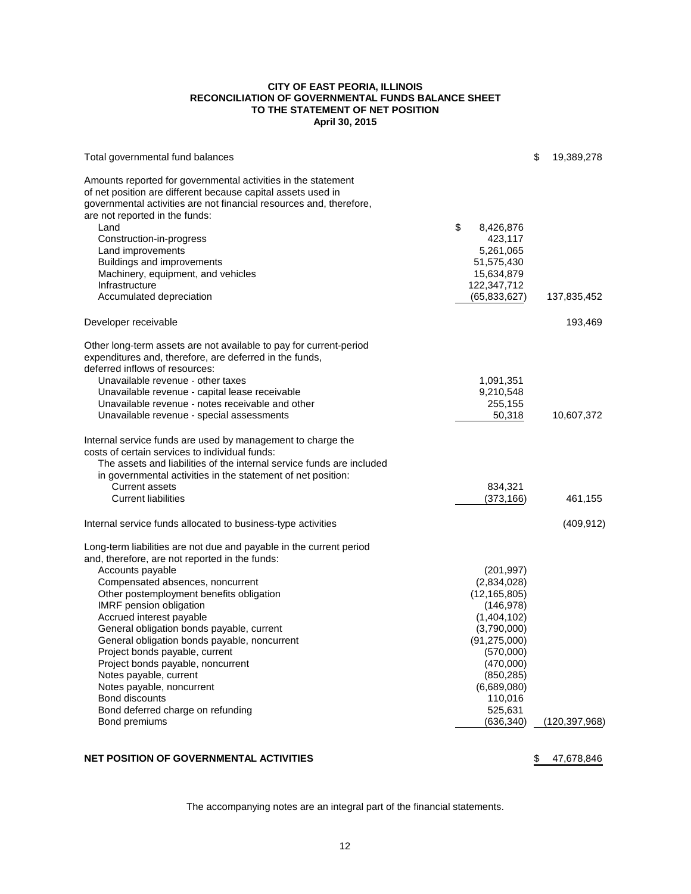# CITY OF EAST PEORIA, ILLINOIS
## RECONCILIATION OF GOVERNMENTAL FUNDS BALANCE SHEET TO THE STATEMENT OF NET POSITION
### April 30, 2015

| | | |
|---|---|---|
| Total governmental fund balances | | $ 19,389,278 |
| Amounts reported for governmental activities in the statement of net position are different because capital assets used in governmental activities are not financial resources and, therefore, are not reported in the funds: | | |
| Land | $ 8,426,876 | |
| Construction-in-progress | 423,117 | |
| Land improvements | 5,261,065 | |
| Buildings and improvements | 51,575,430 | |
| Machinery, equipment, and vehicles | 15,634,879 | |
| Infrastructure | 122,347,712 | |
| Accumulated depreciation | (65,833,627) | 137,835,452 |
| Developer receivable | | 193,469 |
| Other long-term assets are not available to pay for current-period expenditures and, therefore, are deferred in the funds, deferred inflows of resources: | | |
| Unavailable revenue - other taxes | 1,091,351 | |
| Unavailable revenue - capital lease receivable | 9,210,548 | |
| Unavailable revenue - notes receivable and other | 255,155 | |
| Unavailable revenue - special assessments | 50,318 | 10,607,372 |
| Internal service funds are used by management to charge the costs of certain services to individual funds: The assets and liabilities of the internal service funds are included in governmental activities in the statement of net position: | | |
| Current assets | 834,321 | |
| Current liabilities | (373,166) | 461,155 |
| Internal service funds allocated to business-type activities | | (409,912) |
| Long-term liabilities are not due and payable in the current period and, therefore, are not reported in the funds: | | |
| Accounts payable | (201,997) | |
| Compensated absences, noncurrent | (2,834,028) | |
| Other postemployment benefits obligation | (12,165,805) | |
| IMRF pension obligation | (146,978) | |
| Accrued interest payable | (1,404,102) | |
| General obligation bonds payable, current | (3,790,000) | |
| General obligation bonds payable, noncurrent | (91,275,000) | |
| Project bonds payable, current | (570,000) | |
| Project bonds payable, noncurrent | (470,000) | |
| Notes payable, current | (850,285) | |
| Notes payable, noncurrent | (6,689,080) | |
| Bond discounts | 110,016 | |
| Bond deferred charge on refunding | 525,631 | |
| Bond premiums | (636,340) | (120,397,968) |
| **NET POSITION OF GOVERNMENTAL ACTIVITIES** | | $ 47,678,846 |

The accompanying notes are an integral part of the financial statements.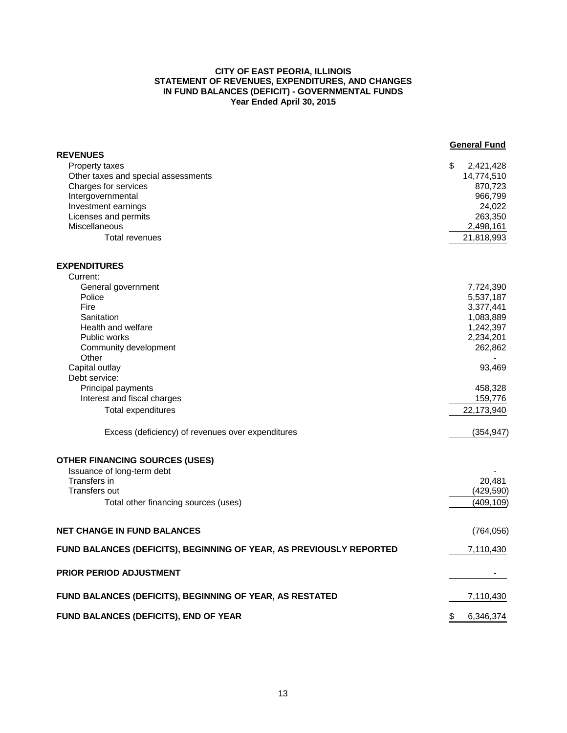**CITY OF EAST PEORIA, ILLINOIS**
**STATEMENT OF REVENUES, EXPENDITURES, AND CHANGES IN FUND BALANCES (DEFICIT) - GOVERNMENTAL FUNDS**
**Year Ended April 30, 2015**

| | General Fund |
|---|---|
| **REVENUES** | |
| Property taxes | $ 2,421,428 |
| Other taxes and special assessments | 14,774,510 |
| Charges for services | 870,723 |
| Intergovernmental | 966,799 |
| Investment earnings | 24,022 |
| Licenses and permits | 263,350 |
| Miscellaneous | 2,498,161 |
| Total revenues | 21,818,993 |
| **EXPENDITURES** | |
| Current: | |
| General government | 7,724,390 |
| Police | 5,537,187 |
| Fire | 3,377,441 |
| Sanitation | 1,083,889 |
| Health and welfare | 1,242,397 |
| Public works | 2,234,201 |
| Community development | 262,862 |
| Other | - |
| Capital outlay | 93,469 |
| Debt service: | |
| Principal payments | 458,328 |
| Interest and fiscal charges | 159,776 |
| Total expenditures | 22,173,940 |
| Excess (deficiency) of revenues over expenditures | (354,947) |
| **OTHER FINANCING SOURCES (USES)** | |
| Issuance of long-term debt | - |
| Transfers in | 20,481 |
| Transfers out | (429,590) |
| Total other financing sources (uses) | (409,109) |
| **NET CHANGE IN FUND BALANCES** | (764,056) |
| **FUND BALANCES (DEFICITS), BEGINNING OF YEAR, AS PREVIOUSLY REPORTED** | 7,110,430 |
| **PRIOR PERIOD ADJUSTMENT** | - |
| **FUND BALANCES (DEFICITS), BEGINNING OF YEAR, AS RESTATED** | 7,110,430 |
| **FUND BALANCES (DEFICITS), END OF YEAR** | $ 6,346,374 |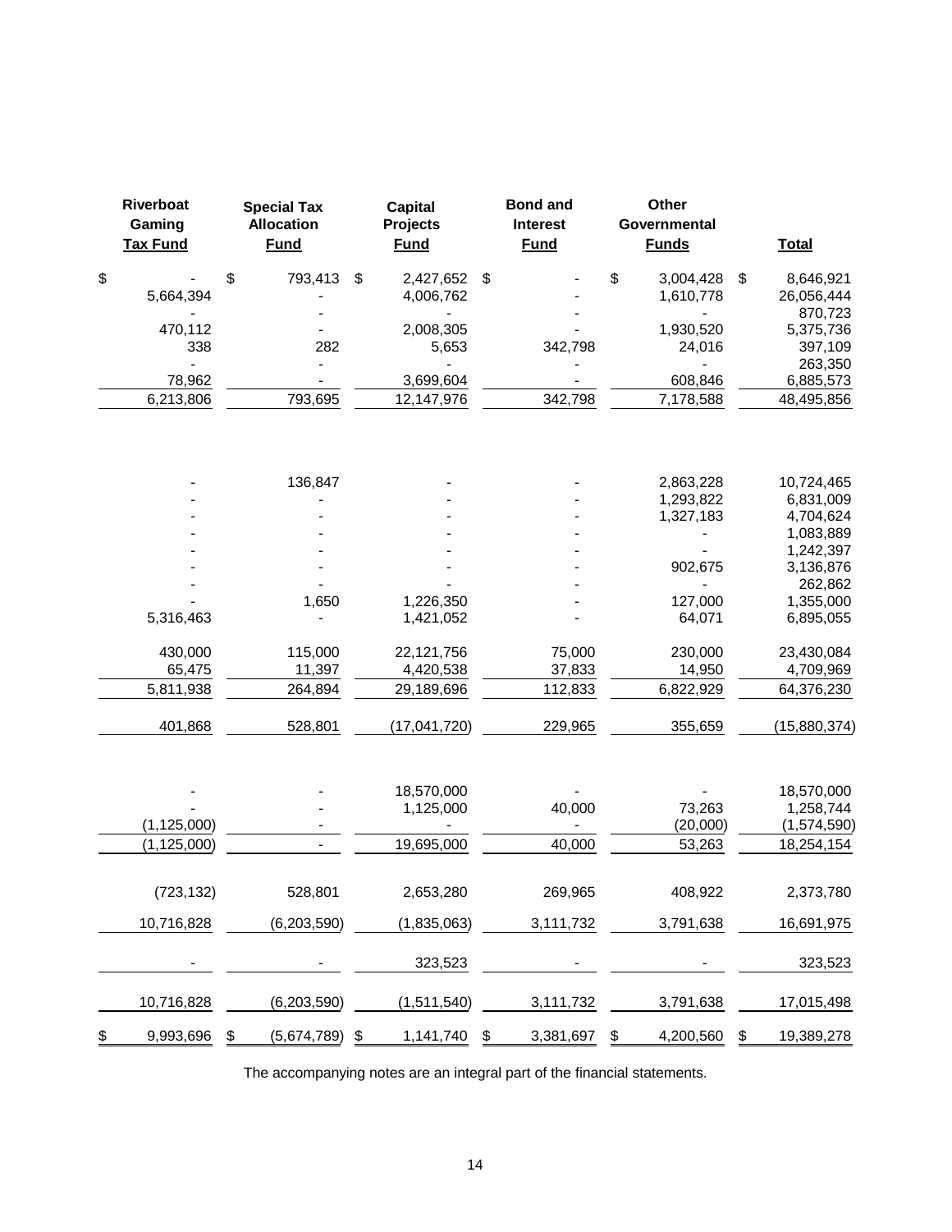| Riverboat Gaming Tax Fund | Special Tax Allocation Fund | Capital Projects Fund | Bond and Interest Fund | Other Governmental Funds | Total |
|---|---|---|---|---|---|
| $ - | $ 793,413 | $ 2,427,652 | $ - | $ 3,004,428 | $ 8,646,921 |
| 5,664,394 | - | 4,006,762 | - | 1,610,778 | 26,056,444 |
| - | - | - | - | - | 870,723 |
| 470,112 | - | 2,008,305 | - | 1,930,520 | 5,375,736 |
| 338 | 282 | 5,653 | 342,798 | 24,016 | 397,109 |
| - | - | - | - | - | 263,350 |
| 78,962 | - | 3,699,604 | - | 608,846 | 6,885,573 |
| 6,213,806 | 793,695 | 12,147,976 | 342,798 | 7,178,588 | 48,495,856 |
| | | | | | |
| - | 136,847 | - | - | 2,863,228 | 10,724,465 |
| - | - | - | - | 1,293,822 | 6,831,009 |
| - | - | - | - | 1,327,183 | 4,704,624 |
| - | - | - | - | - | 1,083,889 |
| - | - | - | - | - | 1,242,397 |
| - | - | - | - | 902,675 | 3,136,876 |
| - | - | - | - | - | 262,862 |
| - | 1,650 | 1,226,350 | - | 127,000 | 1,355,000 |
| 5,316,463 | - | 1,421,052 | - | 64,071 | 6,895,055 |
| | | | | | |
| 430,000 | 115,000 | 22,121,756 | 75,000 | 230,000 | 23,430,084 |
| 65,475 | 11,397 | 4,420,538 | 37,833 | 14,950 | 4,709,969 |
| 5,811,938 | 264,894 | 29,189,696 | 112,833 | 6,822,929 | 64,376,230 |
| | | | | | |
| 401,868 | 528,801 | (17,041,720) | 229,965 | 355,659 | (15,880,374) |
| | | | | | |
| - | - | 18,570,000 | - | - | 18,570,000 |
| - | - | 1,125,000 | 40,000 | 73,263 | 1,258,744 |
| (1,125,000) | - | - | - | (20,000) | (1,574,590) |
| (1,125,000) | - | 19,695,000 | 40,000 | 53,263 | 18,254,154 |
| | | | | | |
| (723,132) | 528,801 | 2,653,280 | 269,965 | 408,922 | 2,373,780 |
| | | | | | |
| 10,716,828 | (6,203,590) | (1,835,063) | 3,111,732 | 3,791,638 | 16,691,975 |
| | | | | | |
| - | - | 323,523 | - | - | 323,523 |
| | | | | | |
| 10,716,828 | (6,203,590) | (1,511,540) | 3,111,732 | 3,791,638 | 17,015,498 |
| | | | | | |
| $ 9,993,696 | $ (5,674,789) | $ 1,141,740 | $ 3,381,697 | $ 4,200,560 | $ 19,389,278 |

The accompanying notes are an integral part of the financial statements.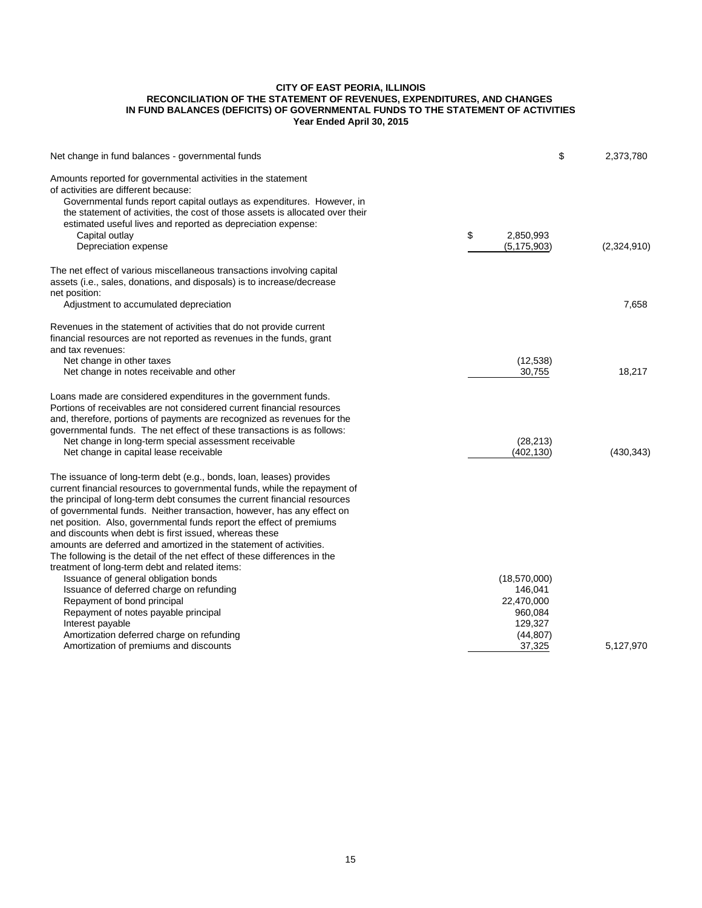**CITY OF EAST PEORIA, ILLINOIS**
**RECONCILIATION OF THE STATEMENT OF REVENUES, EXPENDITURES, AND CHANGES IN FUND BALANCES (DEFICITS) OF GOVERNMENTAL FUNDS TO THE STATEMENT OF ACTIVITIES**
**Year Ended April 30, 2015**

| | | |
|---|---|---|
| Net change in fund balances - governmental funds | | $ 2,373,780 |
| Amounts reported for governmental activities in the statement of activities are different because: | | |
| Governmental funds report capital outlays as expenditures. However, in the statement of activities, the cost of those assets is allocated over their estimated useful lives and reported as depreciation expense: | | |
| Capital outlay | $ 2,850,993 | |
| Depreciation expense | (5,175,903) | (2,324,910) |
| The net effect of various miscellaneous transactions involving capital assets (i.e., sales, donations, and disposals) is to increase/decrease net position: | | |
| Adjustment to accumulated depreciation | | 7,658 |
| Revenues in the statement of activities that do not provide current financial resources are not reported as revenues in the funds, grant and tax revenues: | | |
| Net change in other taxes | (12,538) | |
| Net change in notes receivable and other | 30,755 | 18,217 |
| Loans made are considered expenditures in the government funds. Portions of receivables are not considered current financial resources and, therefore, portions of payments are recognized as revenues for the governmental funds. The net effect of these transactions is as follows: | | |
| Net change in long-term special assessment receivable | (28,213) | |
| Net change in capital lease receivable | (402,130) | (430,343) |
| The issuance of long-term debt (e.g., bonds, loan, leases) provides current financial resources to governmental funds, while the repayment of the principal of long-term debt consumes the current financial resources of governmental funds. Neither transaction, however, has any effect on net position. Also, governmental funds report the effect of premiums and discounts when debt is first issued, whereas these amounts are deferred and amortized in the statement of activities. The following is the detail of the net effect of these differences in the treatment of long-term debt and related items: | | |
| Issuance of general obligation bonds | (18,570,000) | |
| Issuance of deferred charge on refunding | 146,041 | |
| Repayment of bond principal | 22,470,000 | |
| Repayment of notes payable principal | 960,084 | |
| Interest payable | 129,327 | |
| Amortization deferred charge on refunding | (44,807) | |
| Amortization of premiums and discounts | 37,325 | 5,127,970 |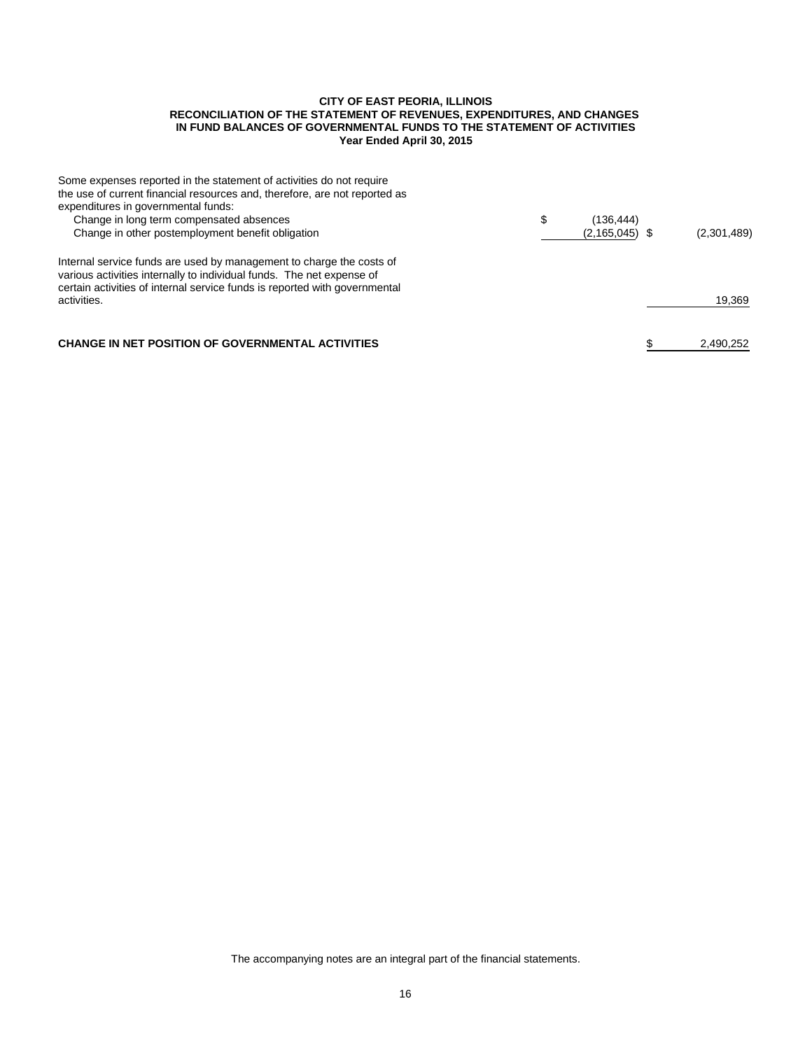**CITY OF EAST PEORIA, ILLINOIS**
**RECONCILIATION OF THE STATEMENT OF REVENUES, EXPENDITURES, AND CHANGES IN FUND BALANCES OF GOVERNMENTAL FUNDS TO THE STATEMENT OF ACTIVITIES**
**Year Ended April 30, 2015**

| | | |
|---|---|---|
| Some expenses reported in the statement of activities do not require the use of current financial resources and, therefore, are not reported as expenditures in governmental funds: | | |
| Change in long term compensated absences | $ (136,444) | |
| Change in other postemployment benefit obligation | (2,165,045) | $ (2,301,489) |
| Internal service funds are used by management to charge the costs of various activities internally to individual funds. The net expense of certain activities of internal service funds is reported with governmental activities. | | 19,369 |
| **CHANGE IN NET POSITION OF GOVERNMENTAL ACTIVITIES** | | $ 2,490,252 |

The accompanying notes are an integral part of the financial statements.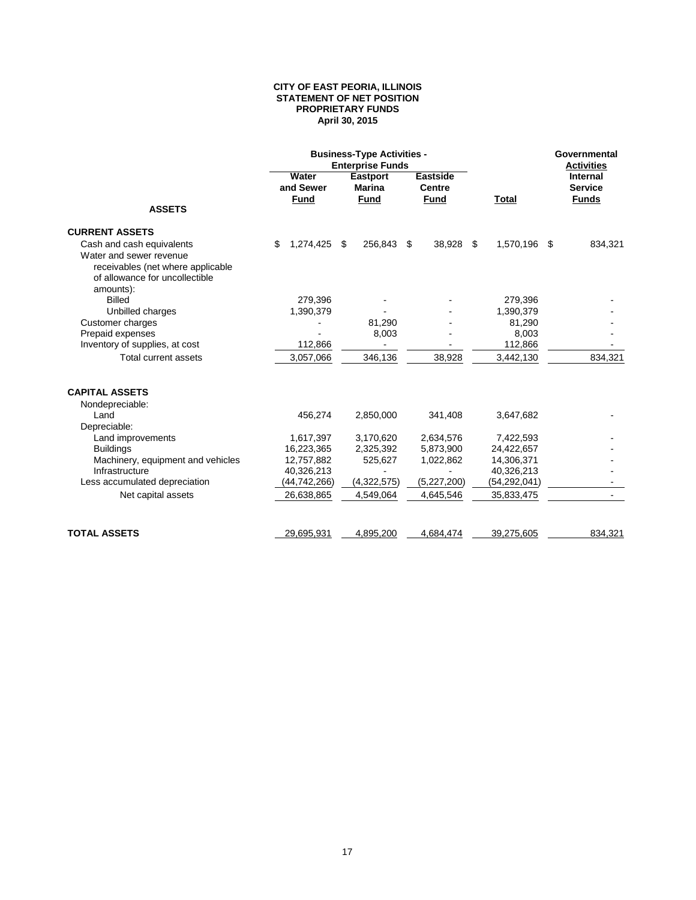**CITY OF EAST PEORIA, ILLINOIS**
**STATEMENT OF NET POSITION**
**PROPRIETARY FUNDS**
**April 30, 2015**

| | Business-Type Activities - Enterprise Funds | | | | Governmental Activities |
|---|---|---|---|---|---|
| **ASSETS** | **Water and Sewer Fund** | **Eastport Marina Fund** | **Eastside Centre Fund** | **Total** | **Internal Service Funds** |
| **CURRENT ASSETS** | | | | | |
| Cash and cash equivalents | $ 1,274,425 | $ 256,843 | $ 38,928 | $ 1,570,196 | $ 834,321 |
| Water and sewer revenue receivables (net where applicable of allowance for uncollectible amounts): | | | | | |
| Billed | 279,396 | - | - | 279,396 | - |
| Unbilled charges | 1,390,379 | - | - | 1,390,379 | - |
| Customer charges | - | 81,290 | - | 81,290 | - |
| Prepaid expenses | - | 8,003 | - | 8,003 | - |
| Inventory of supplies, at cost | 112,866 | - | - | 112,866 | - |
| Total current assets | 3,057,066 | 346,136 | 38,928 | 3,442,130 | 834,321 |
| **CAPITAL ASSETS** | | | | | |
| Nondepreciable: | | | | | |
| Land | 456,274 | 2,850,000 | 341,408 | 3,647,682 | - |
| Depreciable: | | | | | |
| Land improvements | 1,617,397 | 3,170,620 | 2,634,576 | 7,422,593 | - |
| Buildings | 16,223,365 | 2,325,392 | 5,873,900 | 24,422,657 | - |
| Machinery, equipment and vehicles | 12,757,882 | 525,627 | 1,022,862 | 14,306,371 | - |
| Infrastructure | 40,326,213 | - | - | 40,326,213 | - |
| Less accumulated depreciation | (44,742,266) | (4,322,575) | (5,227,200) | (54,292,041) | - |
| Net capital assets | 26,638,865 | 4,549,064 | 4,645,546 | 35,833,475 | - |
| **TOTAL ASSETS** | 29,695,931 | 4,895,200 | 4,684,474 | 39,275,605 | 834,321 |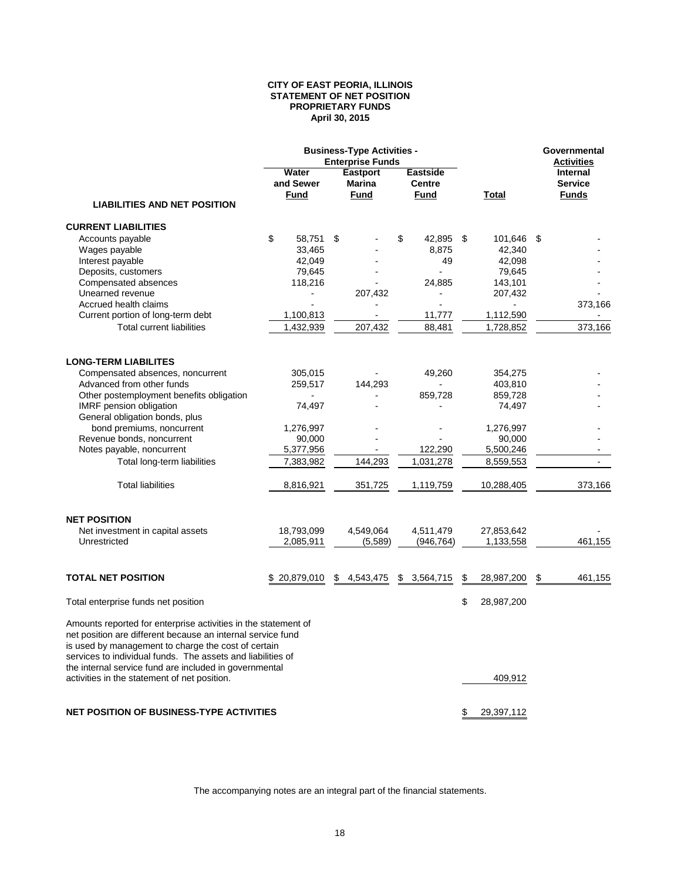**CITY OF EAST PEORIA, ILLINOIS**
**STATEMENT OF NET POSITION**
**PROPRIETARY FUNDS**
**April 30, 2015**

| | Business-Type Activities - Enterprise Funds | | | | Governmental Activities |
|---|---|---|---|---|---|
| **LIABILITIES AND NET POSITION** | **Water and Sewer Fund** | **Eastport Marina Fund** | **Eastside Centre Fund** | **Total** | **Internal Service Funds** |
| **CURRENT LIABILITIES** | | | | | |
| Accounts payable | $ 58,751 | $ - | $ 42,895 | $ 101,646 | $ - |
| Wages payable | 33,465 | - | 8,875 | 42,340 | - |
| Interest payable | 42,049 | - | 49 | 42,098 | - |
| Deposits, customers | 79,645 | - | - | 79,645 | - |
| Compensated absences | 118,216 | - | 24,885 | 143,101 | - |
| Unearned revenue | - | 207,432 | - | 207,432 | - |
| Accrued health claims | - | - | - | - | 373,166 |
| Current portion of long-term debt | 1,100,813 | - | 11,777 | 1,112,590 | - |
| Total current liabilities | 1,432,939 | 207,432 | 88,481 | 1,728,852 | 373,166 |
| **LONG-TERM LIABILITES** | | | | | |
| Compensated absences, noncurrent | 305,015 | - | 49,260 | 354,275 | - |
| Advanced from other funds | 259,517 | 144,293 | - | 403,810 | - |
| Other postemployment benefits obligation | - | - | 859,728 | 859,728 | - |
| IMRF pension obligation | 74,497 | - | - | 74,497 | - |
| General obligation bonds, plus bond premiums, noncurrent | 1,276,997 | - | - | 1,276,997 | - |
| Revenue bonds, noncurrent | 90,000 | - | - | 90,000 | - |
| Notes payable, noncurrent | 5,377,956 | - | 122,290 | 5,500,246 | - |
| Total long-term liabilities | 7,383,982 | 144,293 | 1,031,278 | 8,559,553 | - |
| Total liabilities | 8,816,921 | 351,725 | 1,119,759 | 10,288,405 | 373,166 |
| **NET POSITION** | | | | | |
| Net investment in capital assets | 18,793,099 | 4,549,064 | 4,511,479 | 27,853,642 | - |
| Unrestricted | 2,085,911 | (5,589) | (946,764) | 1,133,558 | 461,155 |
| **TOTAL NET POSITION** | $ 20,879,010 | $ 4,543,475 | $ 3,564,715 | $ 28,987,200 | $ 461,155 |
| Total enterprise funds net position | | | | $ 28,987,200 | |
| Amounts reported for enterprise activities in the statement of net position are different because an internal service fund is used by management to charge the cost of certain services to individual funds. The assets and liabilities of the internal service fund are included in governmental activities in the statement of net position. | | | | 409,912 | |
| **NET POSITION OF BUSINESS-TYPE ACTIVITIES** | | | | $ 29,397,112 | |

The accompanying notes are an integral part of the financial statements.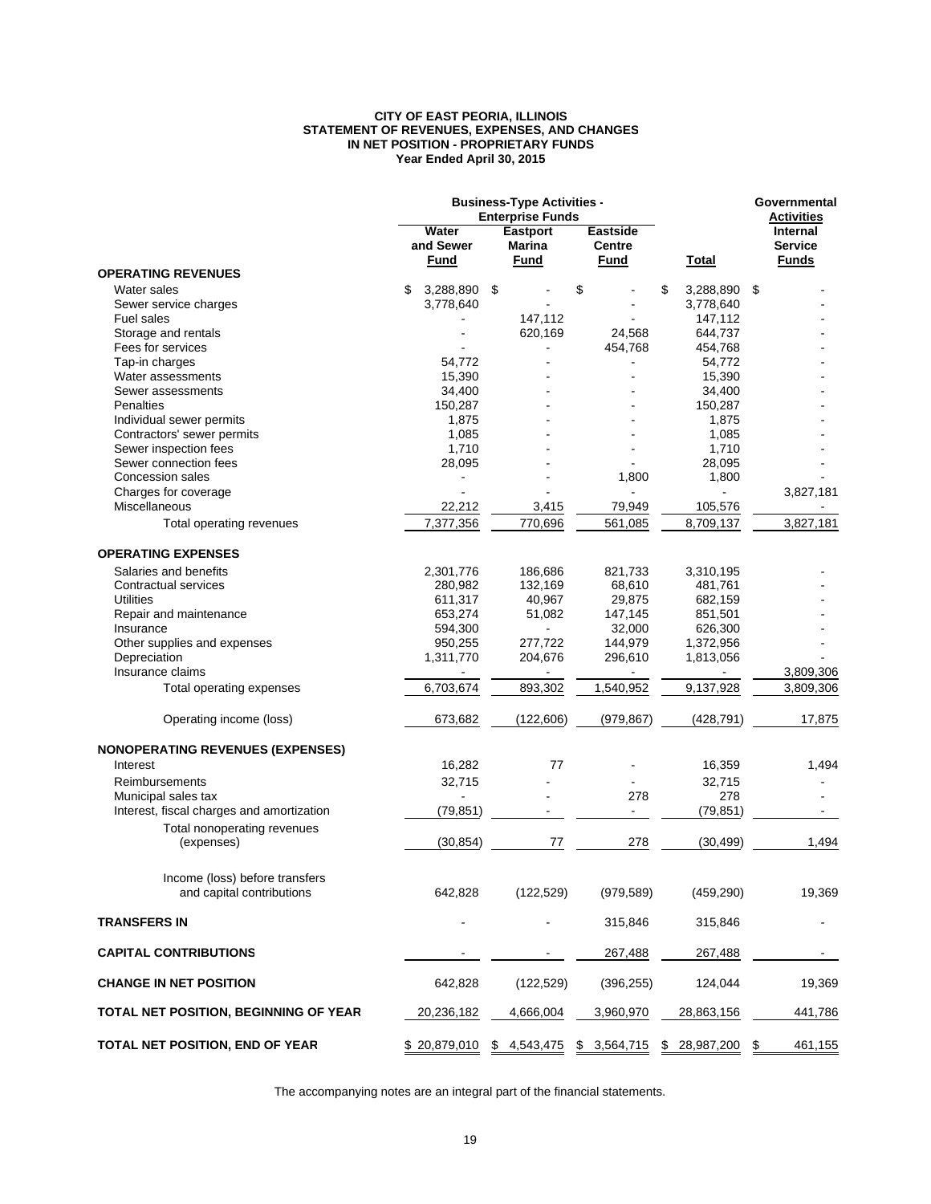**CITY OF EAST PEORIA, ILLINOIS**
**STATEMENT OF REVENUES, EXPENSES, AND CHANGES IN NET POSITION - PROPRIETARY FUNDS**
**Year Ended April 30, 2015**

| | Business-Type Activities - Enterprise Funds | | | | Governmental Activities |
|---|---|---|---|---|---|
| | Water and Sewer Fund | Eastport Marina Fund | Eastside Centre Fund | Total | Internal Service Funds |
| **OPERATING REVENUES** | | | | | |
| Water sales | $ 3,288,890 | $ - | $ - | $ 3,288,890 | $ - |
| Sewer service charges | 3,778,640 | - | - | 3,778,640 | - |
| Fuel sales | - | 147,112 | - | 147,112 | - |
| Storage and rentals | - | 620,169 | 24,568 | 644,737 | - |
| Fees for services | - | - | 454,768 | 454,768 | - |
| Tap-in charges | 54,772 | - | - | 54,772 | - |
| Water assessments | 15,390 | - | - | 15,390 | - |
| Sewer assessments | 34,400 | - | - | 34,400 | - |
| Penalties | 150,287 | - | - | 150,287 | - |
| Individual sewer permits | 1,875 | - | - | 1,875 | - |
| Contractors' sewer permits | 1,085 | - | - | 1,085 | - |
| Sewer inspection fees | 1,710 | - | - | 1,710 | - |
| Sewer connection fees | 28,095 | - | - | 28,095 | - |
| Concession sales | - | - | 1,800 | 1,800 | - |
| Charges for coverage | - | - | - | - | 3,827,181 |
| Miscellaneous | 22,212 | 3,415 | 79,949 | 105,576 | - |
| Total operating revenues | 7,377,356 | 770,696 | 561,085 | 8,709,137 | 3,827,181 |
| **OPERATING EXPENSES** | | | | | |
| Salaries and benefits | 2,301,776 | 186,686 | 821,733 | 3,310,195 | - |
| Contractual services | 280,982 | 132,169 | 68,610 | 481,761 | - |
| Utilities | 611,317 | 40,967 | 29,875 | 682,159 | - |
| Repair and maintenance | 653,274 | 51,082 | 147,145 | 851,501 | - |
| Insurance | 594,300 | - | 32,000 | 626,300 | - |
| Other supplies and expenses | 950,255 | 277,722 | 144,979 | 1,372,956 | - |
| Depreciation | 1,311,770 | 204,676 | 296,610 | 1,813,056 | - |
| Insurance claims | - | - | - | - | 3,809,306 |
| Total operating expenses | 6,703,674 | 893,302 | 1,540,952 | 9,137,928 | 3,809,306 |
| Operating income (loss) | 673,682 | (122,606) | (979,867) | (428,791) | 17,875 |
| **NONOPERATING REVENUES (EXPENSES)** | | | | | |
| Interest | 16,282 | 77 | - | 16,359 | 1,494 |
| Reimbursements | 32,715 | - | - | 32,715 | - |
| Municipal sales tax | - | - | 278 | 278 | - |
| Interest, fiscal charges and amortization | (79,851) | - | - | (79,851) | - |
| Total nonoperating revenues (expenses) | (30,854) | 77 | 278 | (30,499) | 1,494 |
| Income (loss) before transfers and capital contributions | 642,828 | (122,529) | (979,589) | (459,290) | 19,369 |
| **TRANSFERS IN** | - | - | 315,846 | 315,846 | - |
| **CAPITAL CONTRIBUTIONS** | - | - | 267,488 | 267,488 | - |
| **CHANGE IN NET POSITION** | 642,828 | (122,529) | (396,255) | 124,044 | 19,369 |
| **TOTAL NET POSITION, BEGINNING OF YEAR** | 20,236,182 | 4,666,004 | 3,960,970 | 28,863,156 | 441,786 |
| **TOTAL NET POSITION, END OF YEAR** | $ 20,879,010 | $ 4,543,475 | $ 3,564,715 | $ 28,987,200 | $ 461,155 |

The accompanying notes are an integral part of the financial statements.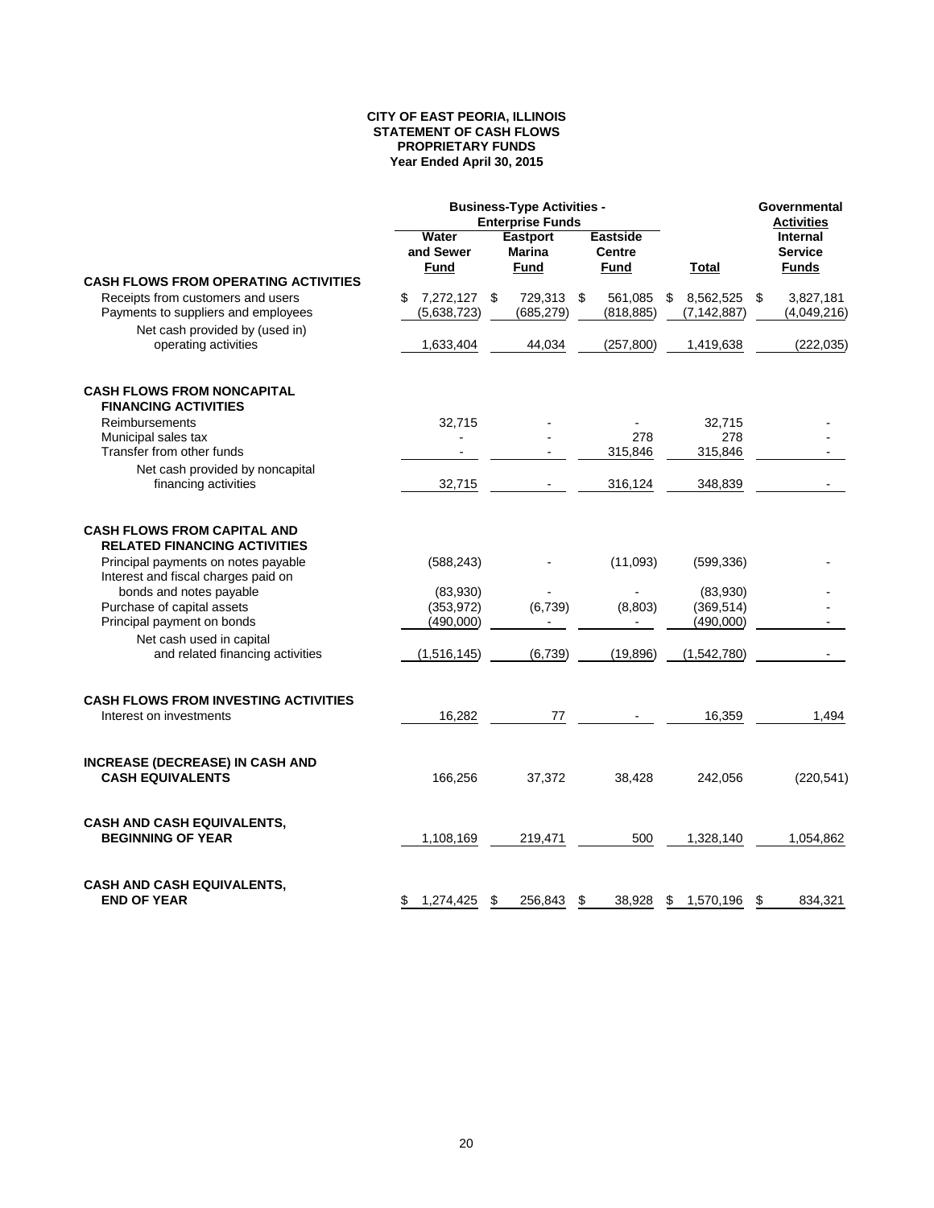**CITY OF EAST PEORIA, ILLINOIS**
**STATEMENT OF CASH FLOWS**
**PROPRIETARY FUNDS**
**Year Ended April 30, 2015**

| | Business-Type Activities - Enterprise Funds | | | | Governmental Activities |
|---|---|---|---|---|---|
| | Water and Sewer Fund | Eastport Marina Fund | Eastside Centre Fund | Total | Internal Service Funds |
| **CASH FLOWS FROM OPERATING ACTIVITIES** | | | | | |
| Receipts from customers and users | $ 7,272,127 | $ 729,313 | $ 561,085 | $ 8,562,525 | $ 3,827,181 |
| Payments to suppliers and employees | (5,638,723) | (685,279) | (818,885) | (7,142,887) | (4,049,216) |
| Net cash provided by (used in) operating activities | 1,633,404 | 44,034 | (257,800) | 1,419,638 | (222,035) |
| **CASH FLOWS FROM NONCAPITAL FINANCING ACTIVITIES** | | | | | |
| Reimbursements | 32,715 | - | - | 32,715 | - |
| Municipal sales tax | - | - | 278 | 278 | - |
| Transfer from other funds | - | - | 315,846 | 315,846 | - |
| Net cash provided by noncapital financing activities | 32,715 | - | 316,124 | 348,839 | - |
| **CASH FLOWS FROM CAPITAL AND RELATED FINANCING ACTIVITIES** | | | | | |
| Principal payments on notes payable | (588,243) | - | (11,093) | (599,336) | - |
| Interest and fiscal charges paid on bonds and notes payable | (83,930) | - | - | (83,930) | - |
| Purchase of capital assets | (353,972) | (6,739) | (8,803) | (369,514) | - |
| Principal payment on bonds | (490,000) | - | - | (490,000) | - |
| Net cash used in capital and related financing activities | (1,516,145) | (6,739) | (19,896) | (1,542,780) | - |
| **CASH FLOWS FROM INVESTING ACTIVITIES** | | | | | |
| Interest on investments | 16,282 | 77 | - | 16,359 | 1,494 |
| **INCREASE (DECREASE) IN CASH AND CASH EQUIVALENTS** | 166,256 | 37,372 | 38,428 | 242,056 | (220,541) |
| **CASH AND CASH EQUIVALENTS, BEGINNING OF YEAR** | 1,108,169 | 219,471 | 500 | 1,328,140 | 1,054,862 |
| **CASH AND CASH EQUIVALENTS, END OF YEAR** | $ 1,274,425 | $ 256,843 | $ 38,928 | $ 1,570,196 | $ 834,321 |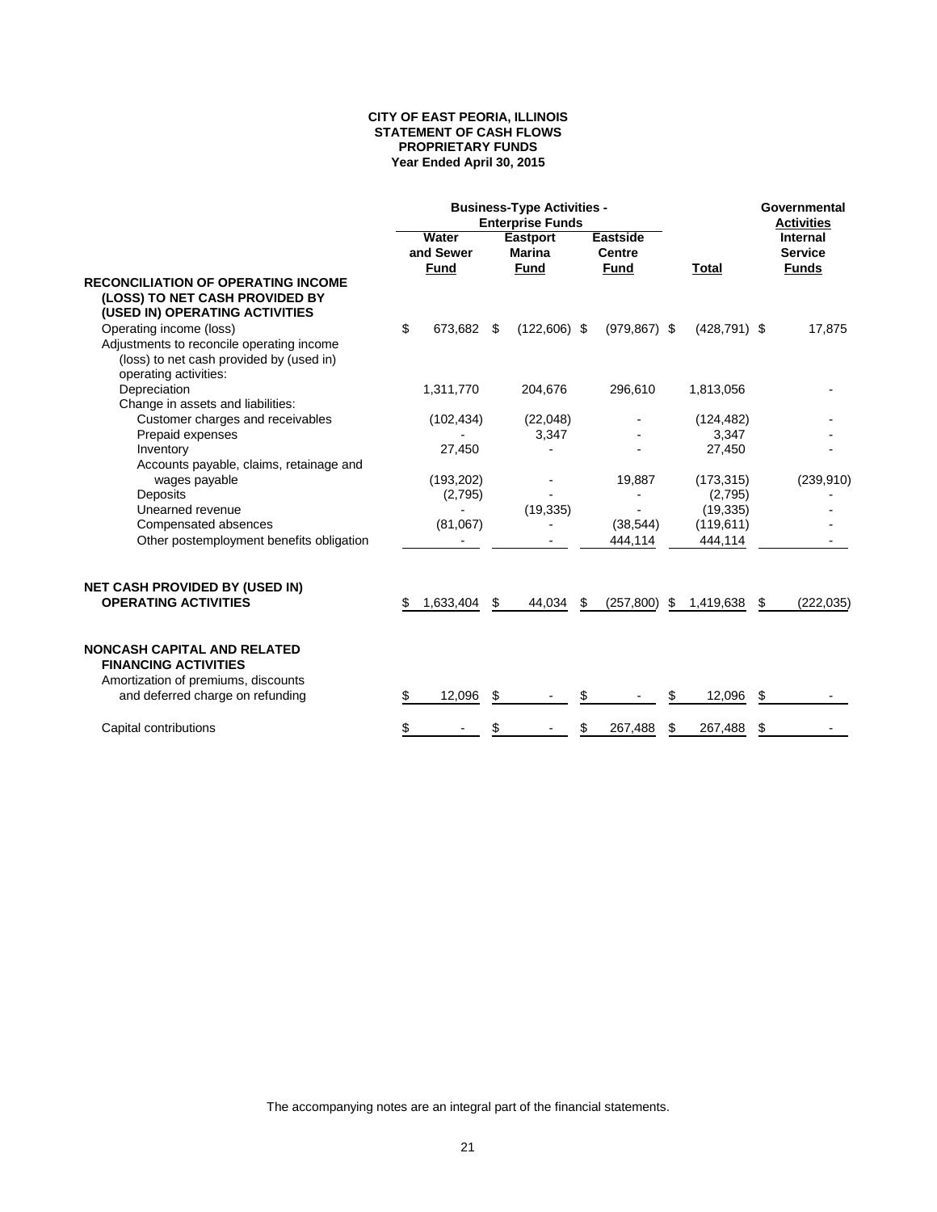**CITY OF EAST PEORIA, ILLINOIS**
**STATEMENT OF CASH FLOWS**
**PROPRIETARY FUNDS**
**Year Ended April 30, 2015**

| | Business-Type Activities - Enterprise Funds | | | | Governmental Activities |
|---|---|---|---|---|---|
| | Water and Sewer Fund | Eastport Marina Fund | Eastside Centre Fund | Total | Internal Service Funds |
| **RECONCILIATION OF OPERATING INCOME (LOSS) TO NET CASH PROVIDED BY (USED IN) OPERATING ACTIVITIES** | | | | | |
| Operating income (loss) | $ 673,682 | $ (122,606) | $ (979,867) | $ (428,791) | $ 17,875 |
| Adjustments to reconcile operating income (loss) to net cash provided by (used in) operating activities: | | | | | |
| Depreciation | 1,311,770 | 204,676 | 296,610 | 1,813,056 | - |
| Change in assets and liabilities: | | | | | |
| Customer charges and receivables | (102,434) | (22,048) | - | (124,482) | - |
| Prepaid expenses | - | 3,347 | - | 3,347 | - |
| Inventory | 27,450 | - | - | 27,450 | - |
| Accounts payable, claims, retainage and wages payable | (193,202) | - | 19,887 | (173,315) | (239,910) |
| Deposits | (2,795) | - | - | (2,795) | - |
| Unearned revenue | - | (19,335) | - | (19,335) | - |
| Compensated absences | (81,067) | - | (38,544) | (119,611) | - |
| Other postemployment benefits obligation | - | - | 444,114 | 444,114 | - |
| **NET CASH PROVIDED BY (USED IN) OPERATING ACTIVITIES** | $ 1,633,404 | $ 44,034 | $ (257,800) | $ 1,419,638 | $ (222,035) |
| **NONCASH CAPITAL AND RELATED FINANCING ACTIVITIES** | | | | | |
| Amortization of premiums, discounts and deferred charge on refunding | $ 12,096 | $ - | $ - | $ 12,096 | $ - |
| Capital contributions | $ - | $ - | $ 267,488 | $ 267,488 | $ - |

The accompanying notes are an integral part of the financial statements.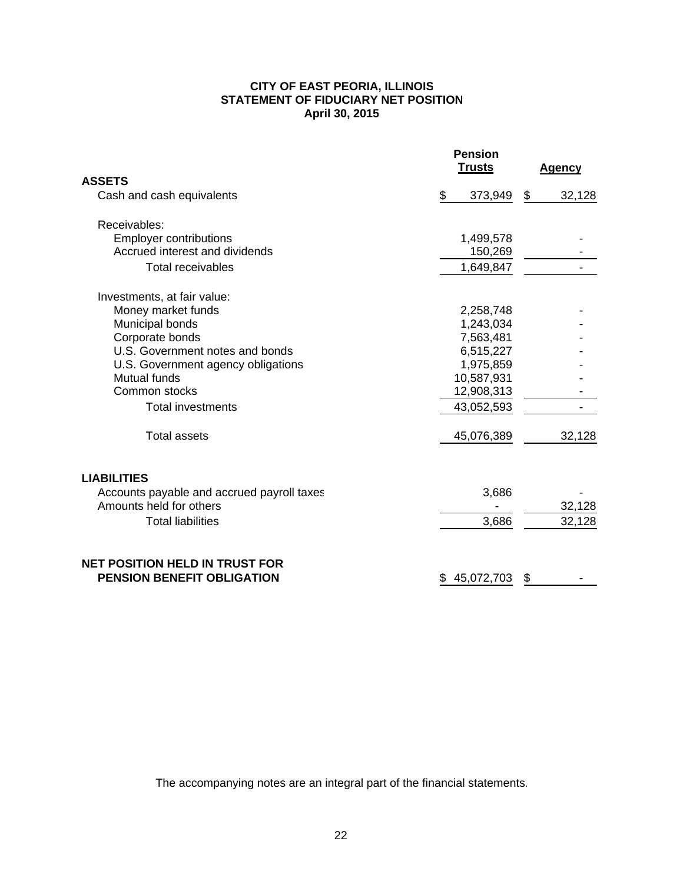# CITY OF EAST PEORIA, ILLINOIS
## STATEMENT OF FIDUCIARY NET POSITION
### April 30, 2015

| | Pension Trusts | Agency |
|---|---|---|
| **ASSETS** | | |
| Cash and cash equivalents | $ 373,949 | $ 32,128 |
| Receivables: | | |
| Employer contributions | 1,499,578 | - |
| Accrued interest and dividends | 150,269 | - |
| Total receivables | 1,649,847 | - |
| Investments, at fair value: | | |
| Money market funds | 2,258,748 | - |
| Municipal bonds | 1,243,034 | - |
| Corporate bonds | 7,563,481 | - |
| U.S. Government notes and bonds | 6,515,227 | - |
| U.S. Government agency obligations | 1,975,859 | - |
| Mutual funds | 10,587,931 | - |
| Common stocks | 12,908,313 | - |
| Total investments | 43,052,593 | - |
| Total assets | 45,076,389 | 32,128 |
| **LIABILITIES** | | |
| Accounts payable and accrued payroll taxes | 3,686 | - |
| Amounts held for others | - | 32,128 |
| Total liabilities | 3,686 | 32,128 |
| **NET POSITION HELD IN TRUST FOR PENSION BENEFIT OBLIGATION** | $ 45,072,703 | $ - |

The accompanying notes are an integral part of the financial statements.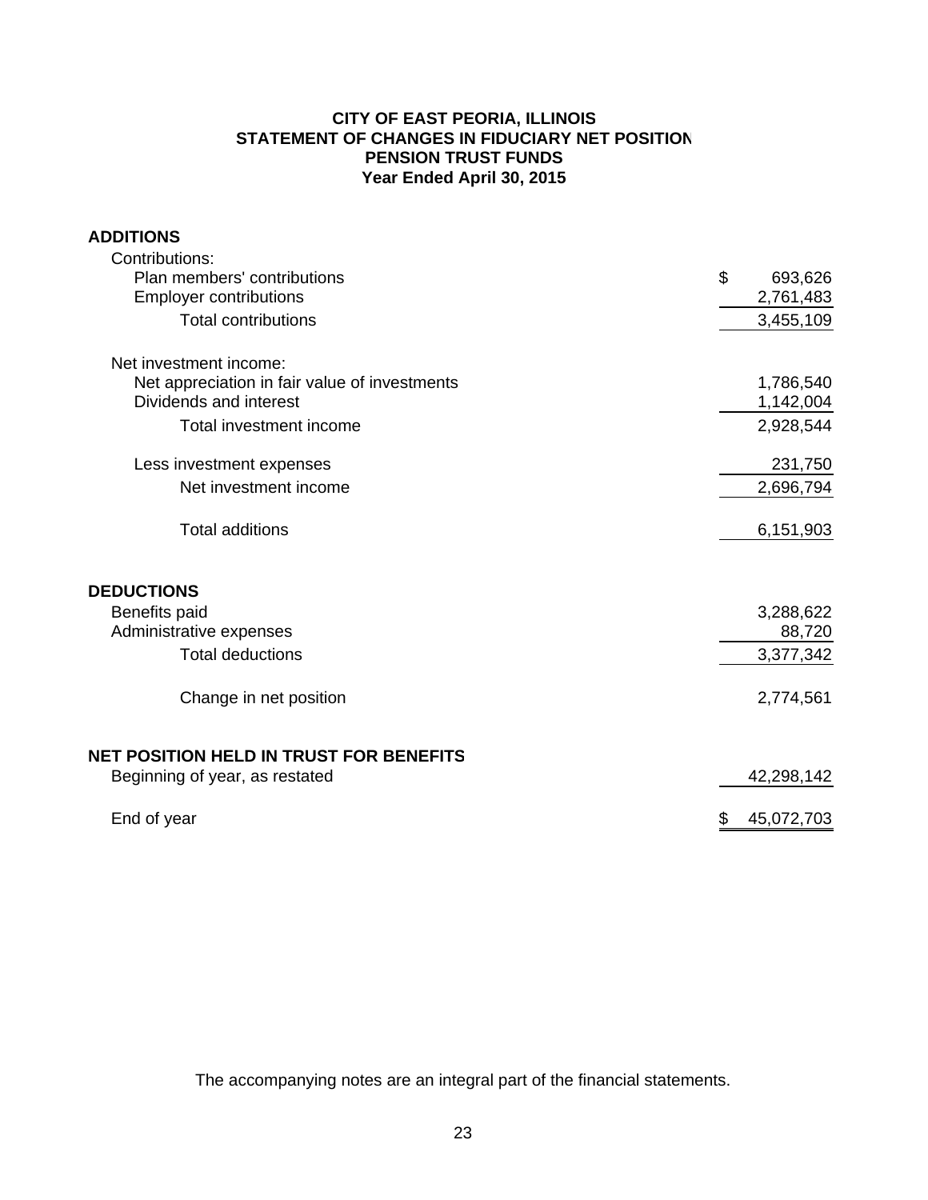# CITY OF EAST PEORIA, ILLINOIS
## STATEMENT OF CHANGES IN FIDUCIARY NET POSITION
## PENSION TRUST FUNDS
## Year Ended April 30, 2015

| | |
|---|---|
| **ADDITIONS** | |
| Contributions: | |
| Plan members' contributions | $ 693,626 |
| Employer contributions | 2,761,483 |
| Total contributions | 3,455,109 |
| Net investment income: | |
| Net appreciation in fair value of investments | 1,786,540 |
| Dividends and interest | 1,142,004 |
| Total investment income | 2,928,544 |
| Less investment expenses | 231,750 |
| Net investment income | 2,696,794 |
| Total additions | 6,151,903 |
| **DEDUCTIONS** | |
| Benefits paid | 3,288,622 |
| Administrative expenses | 88,720 |
| Total deductions | 3,377,342 |
| Change in net position | 2,774,561 |
| **NET POSITION HELD IN TRUST FOR BENEFITS** | |
| Beginning of year, as restated | 42,298,142 |
| End of year | $ 45,072,703 |

The accompanying notes are an integral part of the financial statements.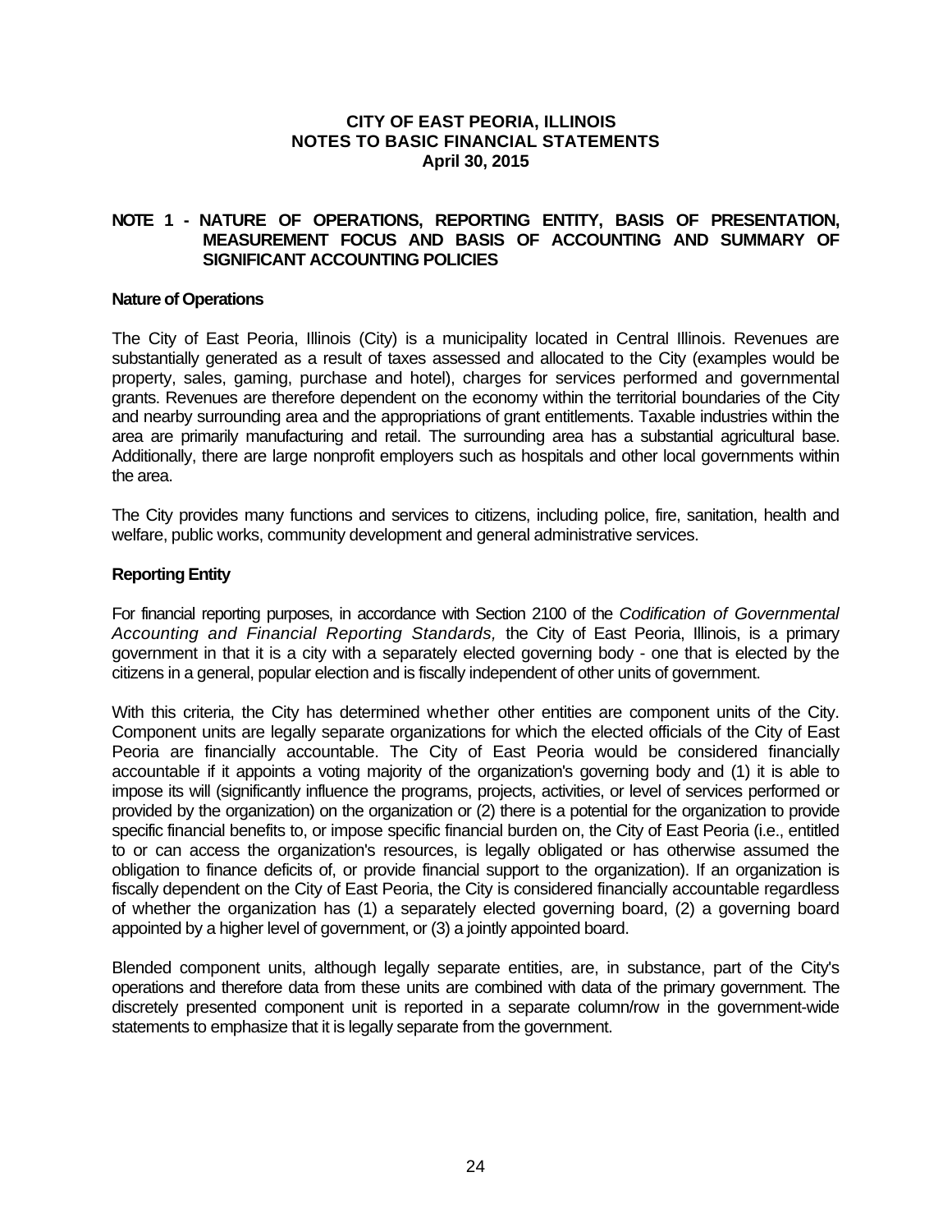# CITY OF EAST PEORIA, ILLINOIS
## NOTES TO BASIC FINANCIAL STATEMENTS
### April 30, 2015

## NOTE 1 - NATURE OF OPERATIONS, REPORTING ENTITY, BASIS OF PRESENTATION, MEASUREMENT FOCUS AND BASIS OF ACCOUNTING AND SUMMARY OF SIGNIFICANT ACCOUNTING POLICIES

### Nature of Operations

The City of East Peoria, Illinois (City) is a municipality located in Central Illinois. Revenues are substantially generated as a result of taxes assessed and allocated to the City (examples would be property, sales, gaming, purchase and hotel), charges for services performed and governmental grants. Revenues are therefore dependent on the economy within the territorial boundaries of the City and nearby surrounding area and the appropriations of grant entitlements. Taxable industries within the area are primarily manufacturing and retail. The surrounding area has a substantial agricultural base. Additionally, there are large nonprofit employers such as hospitals and other local governments within the area.

The City provides many functions and services to citizens, including police, fire, sanitation, health and welfare, public works, community development and general administrative services.

### Reporting Entity

For financial reporting purposes, in accordance with Section 2100 of the *Codification of Governmental Accounting and Financial Reporting Standards,* the City of East Peoria, Illinois, is a primary government in that it is a city with a separately elected governing body - one that is elected by the citizens in a general, popular election and is fiscally independent of other units of government.

With this criteria, the City has determined whether other entities are component units of the City. Component units are legally separate organizations for which the elected officials of the City of East Peoria are financially accountable. The City of East Peoria would be considered financially accountable if it appoints a voting majority of the organization's governing body and (1) it is able to impose its will (significantly influence the programs, projects, activities, or level of services performed or provided by the organization) on the organization or (2) there is a potential for the organization to provide specific financial benefits to, or impose specific financial burden on, the City of East Peoria (i.e., entitled to or can access the organization's resources, is legally obligated or has otherwise assumed the obligation to finance deficits of, or provide financial support to the organization). If an organization is fiscally dependent on the City of East Peoria, the City is considered financially accountable regardless of whether the organization has (1) a separately elected governing board, (2) a governing board appointed by a higher level of government, or (3) a jointly appointed board.

Blended component units, although legally separate entities, are, in substance, part of the City's operations and therefore data from these units are combined with data of the primary government. The discretely presented component unit is reported in a separate column/row in the government-wide statements to emphasize that it is legally separate from the government.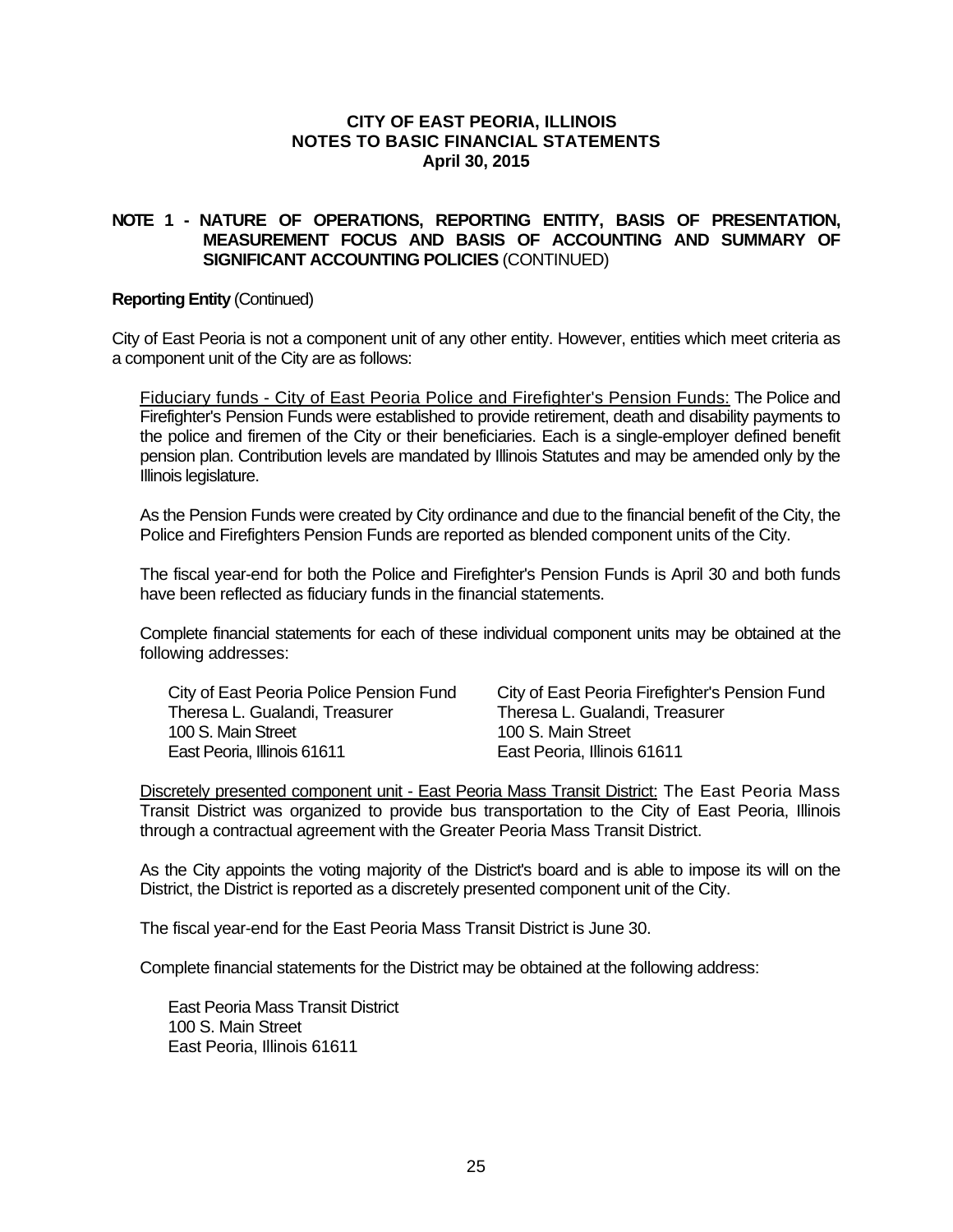**CITY OF EAST PEORIA, ILLINOIS**
**NOTES TO BASIC FINANCIAL STATEMENTS**
**April 30, 2015**

## NOTE 1 - NATURE OF OPERATIONS, REPORTING ENTITY, BASIS OF PRESENTATION, MEASUREMENT FOCUS AND BASIS OF ACCOUNTING AND SUMMARY OF SIGNIFICANT ACCOUNTING POLICIES (CONTINUED)

**Reporting Entity** (Continued)

City of East Peoria is not a component unit of any other entity. However, entities which meet criteria as a component unit of the City are as follows:

Fiduciary funds - City of East Peoria Police and Firefighter's Pension Funds: The Police and Firefighter's Pension Funds were established to provide retirement, death and disability payments to the police and firemen of the City or their beneficiaries. Each is a single-employer defined benefit pension plan. Contribution levels are mandated by Illinois Statutes and may be amended only by the Illinois legislature.

As the Pension Funds were created by City ordinance and due to the financial benefit of the City, the Police and Firefighters Pension Funds are reported as blended component units of the City.

The fiscal year-end for both the Police and Firefighter's Pension Funds is April 30 and both funds have been reflected as fiduciary funds in the financial statements.

Complete financial statements for each of these individual component units may be obtained at the following addresses:

City of East Peoria Police Pension Fund
Theresa L. Gualandi, Treasurer
100 S. Main Street
East Peoria, Illinois 61611

City of East Peoria Firefighter's Pension Fund
Theresa L. Gualandi, Treasurer
100 S. Main Street
East Peoria, Illinois 61611

Discretely presented component unit - East Peoria Mass Transit District: The East Peoria Mass Transit District was organized to provide bus transportation to the City of East Peoria, Illinois through a contractual agreement with the Greater Peoria Mass Transit District.

As the City appoints the voting majority of the District's board and is able to impose its will on the District, the District is reported as a discretely presented component unit of the City.

The fiscal year-end for the East Peoria Mass Transit District is June 30.

Complete financial statements for the District may be obtained at the following address:

East Peoria Mass Transit District
100 S. Main Street
East Peoria, Illinois 61611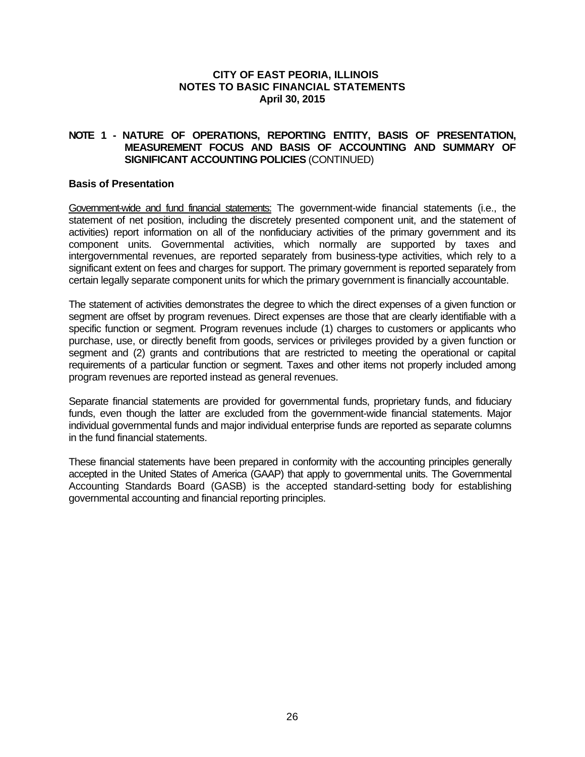## NOTE 1 - NATURE OF OPERATIONS, REPORTING ENTITY, BASIS OF PRESENTATION, MEASUREMENT FOCUS AND BASIS OF ACCOUNTING AND SUMMARY OF SIGNIFICANT ACCOUNTING POLICIES (CONTINUED)

### Basis of Presentation

Government-wide and fund financial statements: The government-wide financial statements (i.e., the statement of net position, including the discretely presented component unit, and the statement of activities) report information on all of the nonfiduciary activities of the primary government and its component units. Governmental activities, which normally are supported by taxes and intergovernmental revenues, are reported separately from business-type activities, which rely to a significant extent on fees and charges for support. The primary government is reported separately from certain legally separate component units for which the primary government is financially accountable.

The statement of activities demonstrates the degree to which the direct expenses of a given function or segment are offset by program revenues. Direct expenses are those that are clearly identifiable with a specific function or segment. Program revenues include (1) charges to customers or applicants who purchase, use, or directly benefit from goods, services or privileges provided by a given function or segment and (2) grants and contributions that are restricted to meeting the operational or capital requirements of a particular function or segment. Taxes and other items not properly included among program revenues are reported instead as general revenues.

Separate financial statements are provided for governmental funds, proprietary funds, and fiduciary funds, even though the latter are excluded from the government-wide financial statements. Major individual governmental funds and major individual enterprise funds are reported as separate columns in the fund financial statements.

These financial statements have been prepared in conformity with the accounting principles generally accepted in the United States of America (GAAP) that apply to governmental units. The Governmental Accounting Standards Board (GASB) is the accepted standard-setting body for establishing governmental accounting and financial reporting principles.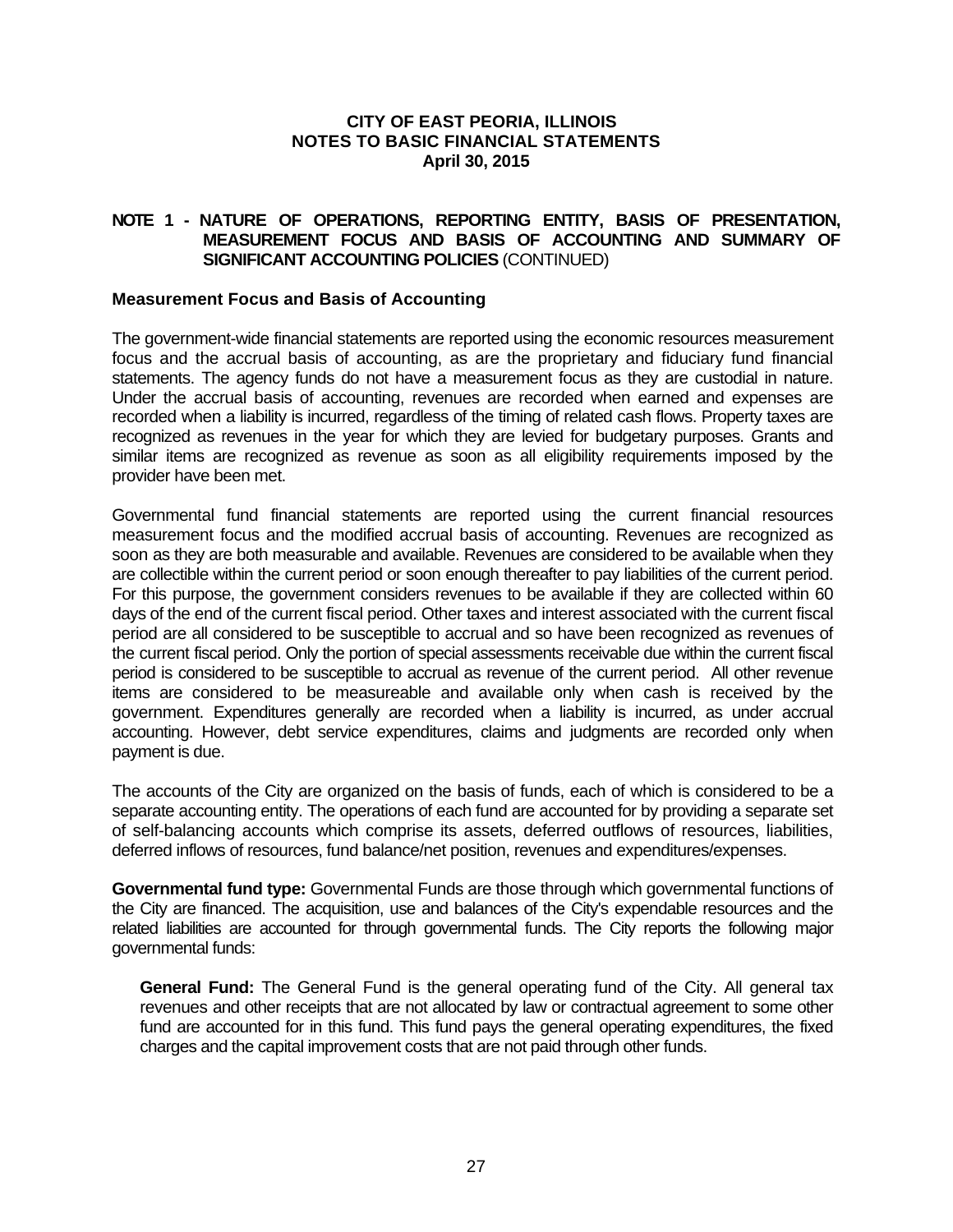**CITY OF EAST PEORIA, ILLINOIS**
**NOTES TO BASIC FINANCIAL STATEMENTS**
**April 30, 2015**

## NOTE 1 - NATURE OF OPERATIONS, REPORTING ENTITY, BASIS OF PRESENTATION, MEASUREMENT FOCUS AND BASIS OF ACCOUNTING AND SUMMARY OF SIGNIFICANT ACCOUNTING POLICIES (CONTINUED)

### Measurement Focus and Basis of Accounting

The government-wide financial statements are reported using the economic resources measurement focus and the accrual basis of accounting, as are the proprietary and fiduciary fund financial statements. The agency funds do not have a measurement focus as they are custodial in nature. Under the accrual basis of accounting, revenues are recorded when earned and expenses are recorded when a liability is incurred, regardless of the timing of related cash flows. Property taxes are recognized as revenues in the year for which they are levied for budgetary purposes. Grants and similar items are recognized as revenue as soon as all eligibility requirements imposed by the provider have been met.

Governmental fund financial statements are reported using the current financial resources measurement focus and the modified accrual basis of accounting. Revenues are recognized as soon as they are both measurable and available. Revenues are considered to be available when they are collectible within the current period or soon enough thereafter to pay liabilities of the current period. For this purpose, the government considers revenues to be available if they are collected within 60 days of the end of the current fiscal period. Other taxes and interest associated with the current fiscal period are all considered to be susceptible to accrual and so have been recognized as revenues of the current fiscal period. Only the portion of special assessments receivable due within the current fiscal period is considered to be susceptible to accrual as revenue of the current period. All other revenue items are considered to be measureable and available only when cash is received by the government. Expenditures generally are recorded when a liability is incurred, as under accrual accounting. However, debt service expenditures, claims and judgments are recorded only when payment is due.

The accounts of the City are organized on the basis of funds, each of which is considered to be a separate accounting entity. The operations of each fund are accounted for by providing a separate set of self-balancing accounts which comprise its assets, deferred outflows of resources, liabilities, deferred inflows of resources, fund balance/net position, revenues and expenditures/expenses.

**Governmental fund type:** Governmental Funds are those through which governmental functions of the City are financed. The acquisition, use and balances of the City's expendable resources and the related liabilities are accounted for through governmental funds. The City reports the following major governmental funds:

**General Fund:** The General Fund is the general operating fund of the City. All general tax revenues and other receipts that are not allocated by law or contractual agreement to some other fund are accounted for in this fund. This fund pays the general operating expenditures, the fixed charges and the capital improvement costs that are not paid through other funds.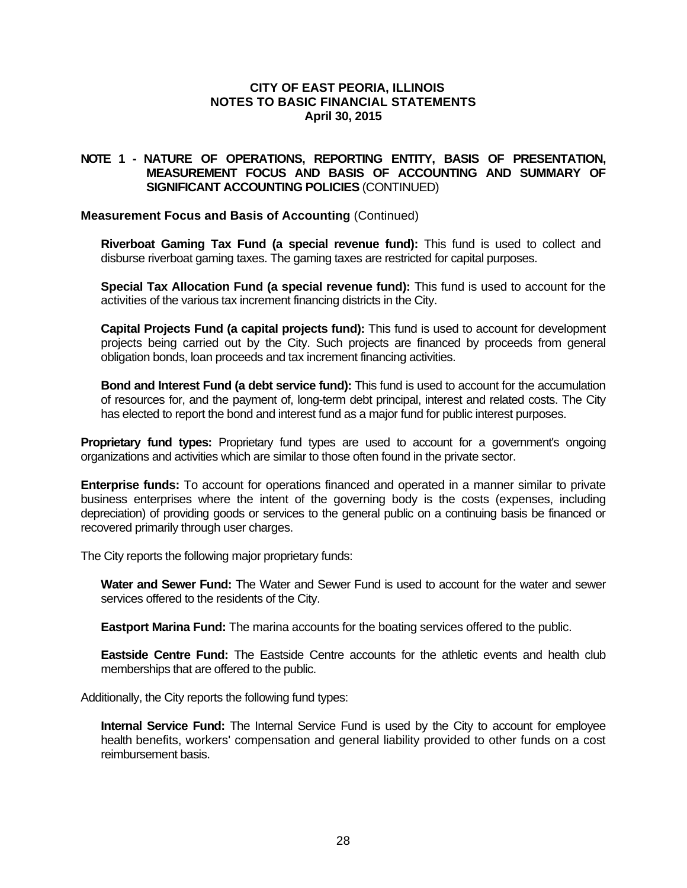## NOTE 1 - NATURE OF OPERATIONS, REPORTING ENTITY, BASIS OF PRESENTATION, MEASUREMENT FOCUS AND BASIS OF ACCOUNTING AND SUMMARY OF SIGNIFICANT ACCOUNTING POLICIES (CONTINUED)

### Measurement Focus and Basis of Accounting (Continued)

**Riverboat Gaming Tax Fund (a special revenue fund):** This fund is used to collect and disburse riverboat gaming taxes. The gaming taxes are restricted for capital purposes.

**Special Tax Allocation Fund (a special revenue fund):** This fund is used to account for the activities of the various tax increment financing districts in the City.

**Capital Projects Fund (a capital projects fund):** This fund is used to account for development projects being carried out by the City. Such projects are financed by proceeds from general obligation bonds, loan proceeds and tax increment financing activities.

**Bond and Interest Fund (a debt service fund):** This fund is used to account for the accumulation of resources for, and the payment of, long-term debt principal, interest and related costs. The City has elected to report the bond and interest fund as a major fund for public interest purposes.

**Proprietary fund types:** Proprietary fund types are used to account for a government's ongoing organizations and activities which are similar to those often found in the private sector.

**Enterprise funds:** To account for operations financed and operated in a manner similar to private business enterprises where the intent of the governing body is the costs (expenses, including depreciation) of providing goods or services to the general public on a continuing basis be financed or recovered primarily through user charges.

The City reports the following major proprietary funds:

**Water and Sewer Fund:** The Water and Sewer Fund is used to account for the water and sewer services offered to the residents of the City.

**Eastport Marina Fund:** The marina accounts for the boating services offered to the public.

**Eastside Centre Fund:** The Eastside Centre accounts for the athletic events and health club memberships that are offered to the public.

Additionally, the City reports the following fund types:

**Internal Service Fund:** The Internal Service Fund is used by the City to account for employee health benefits, workers' compensation and general liability provided to other funds on a cost reimbursement basis.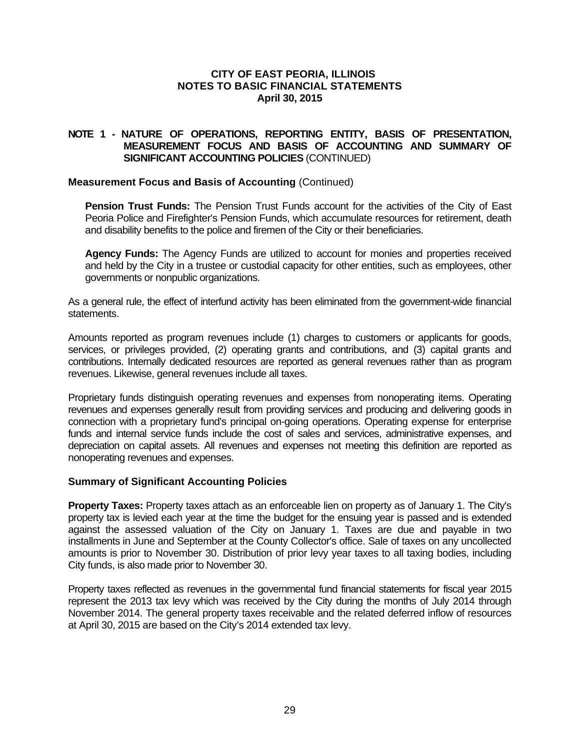# CITY OF EAST PEORIA, ILLINOIS
## NOTES TO BASIC FINANCIAL STATEMENTS
### April 30, 2015

## NOTE 1 - NATURE OF OPERATIONS, REPORTING ENTITY, BASIS OF PRESENTATION, MEASUREMENT FOCUS AND BASIS OF ACCOUNTING AND SUMMARY OF SIGNIFICANT ACCOUNTING POLICIES (CONTINUED)

### Measurement Focus and Basis of Accounting (Continued)

**Pension Trust Funds:** The Pension Trust Funds account for the activities of the City of East Peoria Police and Firefighter's Pension Funds, which accumulate resources for retirement, death and disability benefits to the police and firemen of the City or their beneficiaries.

**Agency Funds:** The Agency Funds are utilized to account for monies and properties received and held by the City in a trustee or custodial capacity for other entities, such as employees, other governments or nonpublic organizations.

As a general rule, the effect of interfund activity has been eliminated from the government-wide financial statements.

Amounts reported as program revenues include (1) charges to customers or applicants for goods, services, or privileges provided, (2) operating grants and contributions, and (3) capital grants and contributions. Internally dedicated resources are reported as general revenues rather than as program revenues. Likewise, general revenues include all taxes.

Proprietary funds distinguish operating revenues and expenses from nonoperating items. Operating revenues and expenses generally result from providing services and producing and delivering goods in connection with a proprietary fund's principal on-going operations. Operating expense for enterprise funds and internal service funds include the cost of sales and services, administrative expenses, and depreciation on capital assets. All revenues and expenses not meeting this definition are reported as nonoperating revenues and expenses.

### Summary of Significant Accounting Policies

**Property Taxes:** Property taxes attach as an enforceable lien on property as of January 1. The City's property tax is levied each year at the time the budget for the ensuing year is passed and is extended against the assessed valuation of the City on January 1. Taxes are due and payable in two installments in June and September at the County Collector's office. Sale of taxes on any uncollected amounts is prior to November 30. Distribution of prior levy year taxes to all taxing bodies, including City funds, is also made prior to November 30.

Property taxes reflected as revenues in the governmental fund financial statements for fiscal year 2015 represent the 2013 tax levy which was received by the City during the months of July 2014 through November 2014. The general property taxes receivable and the related deferred inflow of resources at April 30, 2015 are based on the City's 2014 extended tax levy.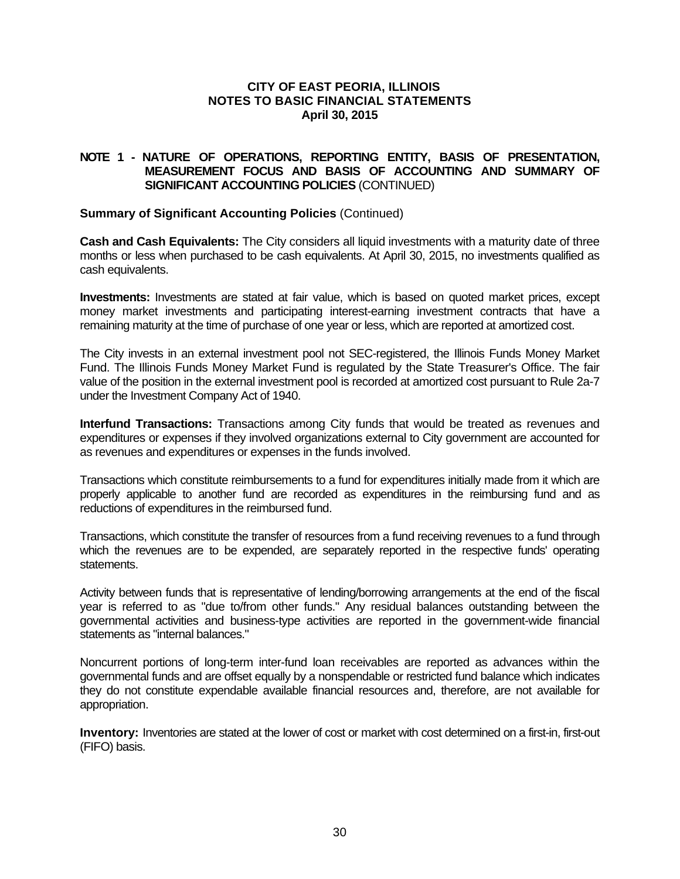# CITY OF EAST PEORIA, ILLINOIS
## NOTES TO BASIC FINANCIAL STATEMENTS
### April 30, 2015

**NOTE 1 - NATURE OF OPERATIONS, REPORTING ENTITY, BASIS OF PRESENTATION, MEASUREMENT FOCUS AND BASIS OF ACCOUNTING AND SUMMARY OF SIGNIFICANT ACCOUNTING POLICIES** (CONTINUED)

**Summary of Significant Accounting Policies** (Continued)

**Cash and Cash Equivalents:** The City considers all liquid investments with a maturity date of three months or less when purchased to be cash equivalents. At April 30, 2015, no investments qualified as cash equivalents.

**Investments:** Investments are stated at fair value, which is based on quoted market prices, except money market investments and participating interest-earning investment contracts that have a remaining maturity at the time of purchase of one year or less, which are reported at amortized cost.

The City invests in an external investment pool not SEC-registered, the Illinois Funds Money Market Fund. The Illinois Funds Money Market Fund is regulated by the State Treasurer's Office. The fair value of the position in the external investment pool is recorded at amortized cost pursuant to Rule 2a-7 under the Investment Company Act of 1940.

**Interfund Transactions:** Transactions among City funds that would be treated as revenues and expenditures or expenses if they involved organizations external to City government are accounted for as revenues and expenditures or expenses in the funds involved.

Transactions which constitute reimbursements to a fund for expenditures initially made from it which are properly applicable to another fund are recorded as expenditures in the reimbursing fund and as reductions of expenditures in the reimbursed fund.

Transactions, which constitute the transfer of resources from a fund receiving revenues to a fund through which the revenues are to be expended, are separately reported in the respective funds' operating statements.

Activity between funds that is representative of lending/borrowing arrangements at the end of the fiscal year is referred to as "due to/from other funds." Any residual balances outstanding between the governmental activities and business-type activities are reported in the government-wide financial statements as "internal balances."

Noncurrent portions of long-term inter-fund loan receivables are reported as advances within the governmental funds and are offset equally by a nonspendable or restricted fund balance which indicates they do not constitute expendable available financial resources and, therefore, are not available for appropriation.

**Inventory:** Inventories are stated at the lower of cost or market with cost determined on a first-in, first-out (FIFO) basis.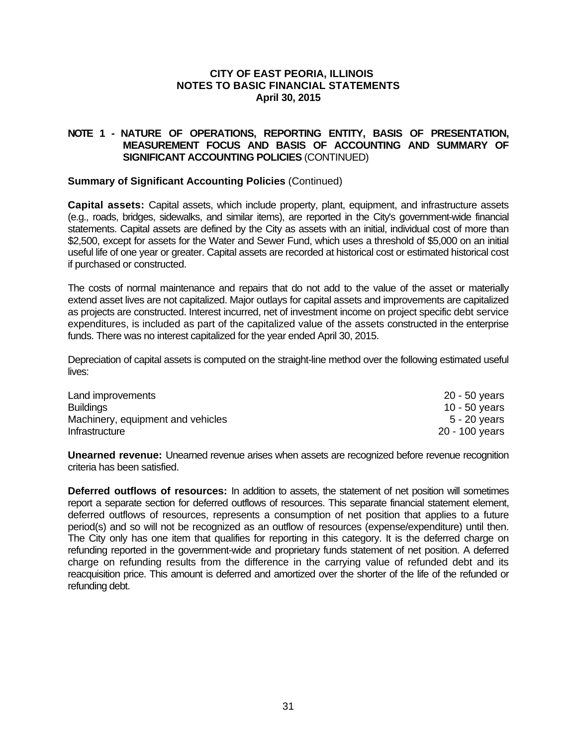**CITY OF EAST PEORIA, ILLINOIS**
**NOTES TO BASIC FINANCIAL STATEMENTS**
**April 30, 2015**

## NOTE 1 - NATURE OF OPERATIONS, REPORTING ENTITY, BASIS OF PRESENTATION, MEASUREMENT FOCUS AND BASIS OF ACCOUNTING AND SUMMARY OF SIGNIFICANT ACCOUNTING POLICIES (CONTINUED)

### Summary of Significant Accounting Policies (Continued)

**Capital assets:** Capital assets, which include property, plant, equipment, and infrastructure assets (e.g., roads, bridges, sidewalks, and similar items), are reported in the City's government-wide financial statements. Capital assets are defined by the City as assets with an initial, individual cost of more than $2,500, except for assets for the Water and Sewer Fund, which uses a threshold of $5,000 on an initial useful life of one year or greater. Capital assets are recorded at historical cost or estimated historical cost if purchased or constructed.

The costs of normal maintenance and repairs that do not add to the value of the asset or materially extend asset lives are not capitalized. Major outlays for capital assets and improvements are capitalized as projects are constructed. Interest incurred, net of investment income on project specific debt service expenditures, is included as part of the capitalized value of the assets constructed in the enterprise funds. There was no interest capitalized for the year ended April 30, 2015.

Depreciation of capital assets is computed on the straight-line method over the following estimated useful lives:

| | |
|---|---|
| Land improvements | 20 - 50 years |
| Buildings | 10 - 50 years |
| Machinery, equipment and vehicles | 5 - 20 years |
| Infrastructure | 20 - 100 years |

**Unearned revenue:** Unearned revenue arises when assets are recognized before revenue recognition criteria has been satisfied.

**Deferred outflows of resources:** In addition to assets, the statement of net position will sometimes report a separate section for deferred outflows of resources. This separate financial statement element, deferred outflows of resources, represents a consumption of net position that applies to a future period(s) and so will not be recognized as an outflow of resources (expense/expenditure) until then. The City only has one item that qualifies for reporting in this category. It is the deferred charge on refunding reported in the government-wide and proprietary funds statement of net position. A deferred charge on refunding results from the difference in the carrying value of refunded debt and its reacquisition price. This amount is deferred and amortized over the shorter of the life of the refunded or refunding debt.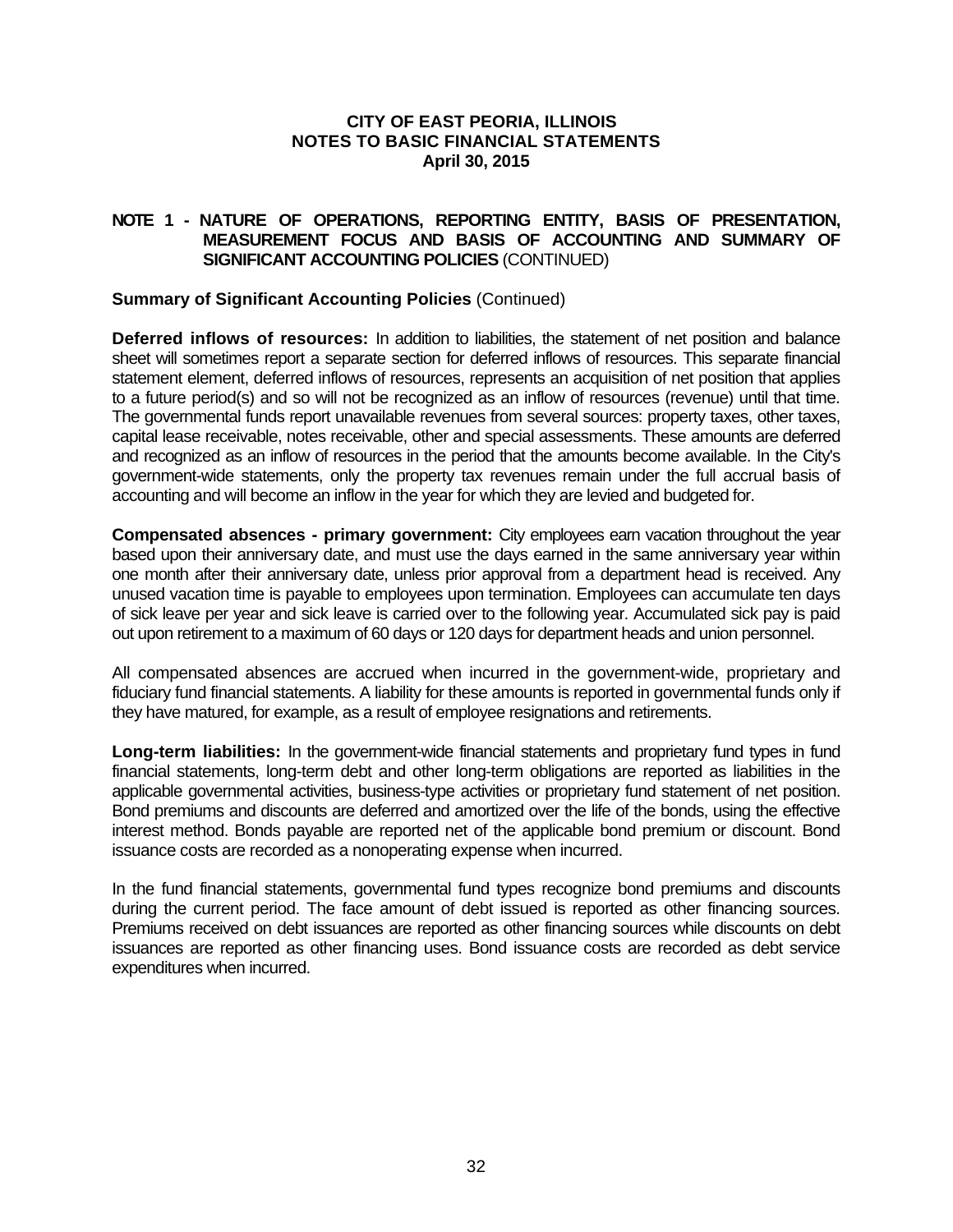# CITY OF EAST PEORIA, ILLINOIS
## NOTES TO BASIC FINANCIAL STATEMENTS
### April 30, 2015

## NOTE 1 - NATURE OF OPERATIONS, REPORTING ENTITY, BASIS OF PRESENTATION, MEASUREMENT FOCUS AND BASIS OF ACCOUNTING AND SUMMARY OF SIGNIFICANT ACCOUNTING POLICIES (CONTINUED)

### Summary of Significant Accounting Policies (Continued)

**Deferred inflows of resources:** In addition to liabilities, the statement of net position and balance sheet will sometimes report a separate section for deferred inflows of resources. This separate financial statement element, deferred inflows of resources, represents an acquisition of net position that applies to a future period(s) and so will not be recognized as an inflow of resources (revenue) until that time. The governmental funds report unavailable revenues from several sources: property taxes, other taxes, capital lease receivable, notes receivable, other and special assessments. These amounts are deferred and recognized as an inflow of resources in the period that the amounts become available. In the City's government-wide statements, only the property tax revenues remain under the full accrual basis of accounting and will become an inflow in the year for which they are levied and budgeted for.

**Compensated absences - primary government:** City employees earn vacation throughout the year based upon their anniversary date, and must use the days earned in the same anniversary year within one month after their anniversary date, unless prior approval from a department head is received. Any unused vacation time is payable to employees upon termination. Employees can accumulate ten days of sick leave per year and sick leave is carried over to the following year. Accumulated sick pay is paid out upon retirement to a maximum of 60 days or 120 days for department heads and union personnel.

All compensated absences are accrued when incurred in the government-wide, proprietary and fiduciary fund financial statements. A liability for these amounts is reported in governmental funds only if they have matured, for example, as a result of employee resignations and retirements.

**Long-term liabilities:** In the government-wide financial statements and proprietary fund types in fund financial statements, long-term debt and other long-term obligations are reported as liabilities in the applicable governmental activities, business-type activities or proprietary fund statement of net position. Bond premiums and discounts are deferred and amortized over the life of the bonds, using the effective interest method. Bonds payable are reported net of the applicable bond premium or discount. Bond issuance costs are recorded as a nonoperating expense when incurred.

In the fund financial statements, governmental fund types recognize bond premiums and discounts during the current period. The face amount of debt issued is reported as other financing sources. Premiums received on debt issuances are reported as other financing sources while discounts on debt issuances are reported as other financing uses. Bond issuance costs are recorded as debt service expenditures when incurred.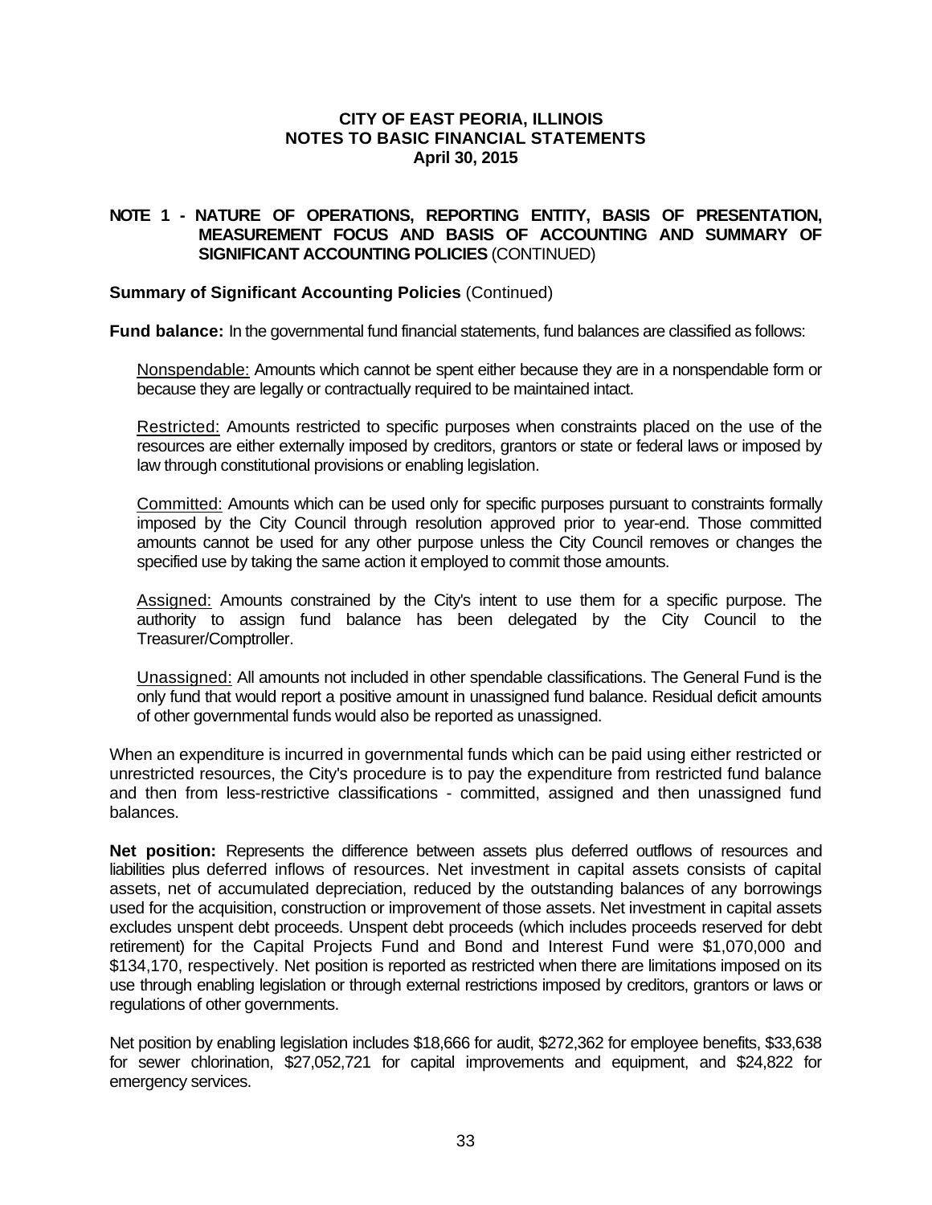# CITY OF EAST PEORIA, ILLINOIS
## NOTES TO BASIC FINANCIAL STATEMENTS
### April 30, 2015

**NOTE 1 - NATURE OF OPERATIONS, REPORTING ENTITY, BASIS OF PRESENTATION, MEASUREMENT FOCUS AND BASIS OF ACCOUNTING AND SUMMARY OF SIGNIFICANT ACCOUNTING POLICIES** (CONTINUED)

**Summary of Significant Accounting Policies** (Continued)

**Fund balance:** In the governmental fund financial statements, fund balances are classified as follows:

Nonspendable: Amounts which cannot be spent either because they are in a nonspendable form or because they are legally or contractually required to be maintained intact.

Restricted: Amounts restricted to specific purposes when constraints placed on the use of the resources are either externally imposed by creditors, grantors or state or federal laws or imposed by law through constitutional provisions or enabling legislation.

Committed: Amounts which can be used only for specific purposes pursuant to constraints formally imposed by the City Council through resolution approved prior to year-end. Those committed amounts cannot be used for any other purpose unless the City Council removes or changes the specified use by taking the same action it employed to commit those amounts.

Assigned: Amounts constrained by the City's intent to use them for a specific purpose. The authority to assign fund balance has been delegated by the City Council to the Treasurer/Comptroller.

Unassigned: All amounts not included in other spendable classifications. The General Fund is the only fund that would report a positive amount in unassigned fund balance. Residual deficit amounts of other governmental funds would also be reported as unassigned.

When an expenditure is incurred in governmental funds which can be paid using either restricted or unrestricted resources, the City's procedure is to pay the expenditure from restricted fund balance and then from less-restrictive classifications - committed, assigned and then unassigned fund balances.

**Net position:** Represents the difference between assets plus deferred outflows of resources and liabilities plus deferred inflows of resources. Net investment in capital assets consists of capital assets, net of accumulated depreciation, reduced by the outstanding balances of any borrowings used for the acquisition, construction or improvement of those assets. Net investment in capital assets excludes unspent debt proceeds. Unspent debt proceeds (which includes proceeds reserved for debt retirement) for the Capital Projects Fund and Bond and Interest Fund were $1,070,000 and $134,170, respectively. Net position is reported as restricted when there are limitations imposed on its use through enabling legislation or through external restrictions imposed by creditors, grantors or laws or regulations of other governments.

Net position by enabling legislation includes $18,666 for audit, $272,362 for employee benefits, $33,638 for sewer chlorination, $27,052,721 for capital improvements and equipment, and $24,822 for emergency services.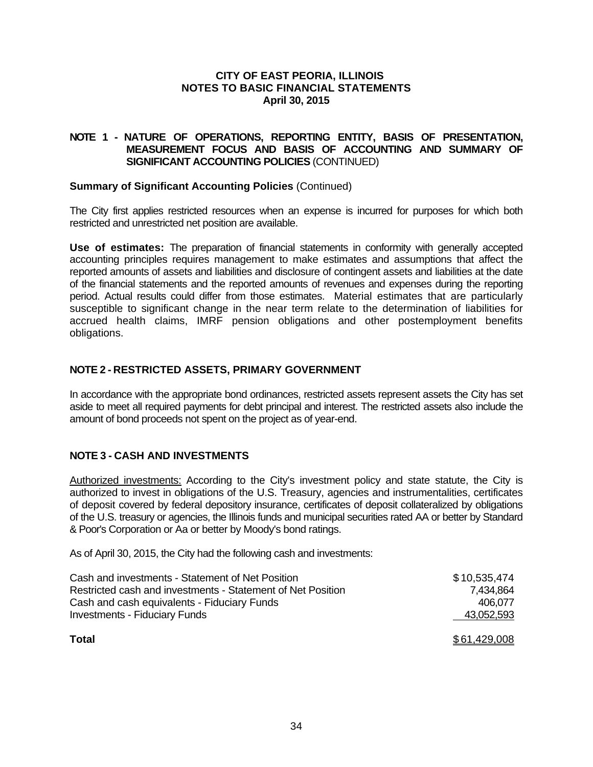# CITY OF EAST PEORIA, ILLINOIS
# NOTES TO BASIC FINANCIAL STATEMENTS
# April 30, 2015

## NOTE 1 - NATURE OF OPERATIONS, REPORTING ENTITY, BASIS OF PRESENTATION, MEASUREMENT FOCUS AND BASIS OF ACCOUNTING AND SUMMARY OF SIGNIFICANT ACCOUNTING POLICIES (CONTINUED)

### Summary of Significant Accounting Policies (Continued)

The City first applies restricted resources when an expense is incurred for purposes for which both restricted and unrestricted net position are available.

**Use of estimates:** The preparation of financial statements in conformity with generally accepted accounting principles requires management to make estimates and assumptions that affect the reported amounts of assets and liabilities and disclosure of contingent assets and liabilities at the date of the financial statements and the reported amounts of revenues and expenses during the reporting period. Actual results could differ from those estimates. Material estimates that are particularly susceptible to significant change in the near term relate to the determination of liabilities for accrued health claims, IMRF pension obligations and other postemployment benefits obligations.

## NOTE 2 - RESTRICTED ASSETS, PRIMARY GOVERNMENT

In accordance with the appropriate bond ordinances, restricted assets represent assets the City has set aside to meet all required payments for debt principal and interest. The restricted assets also include the amount of bond proceeds not spent on the project as of year-end.

## NOTE 3 - CASH AND INVESTMENTS

Authorized investments: According to the City's investment policy and state statute, the City is authorized to invest in obligations of the U.S. Treasury, agencies and instrumentalities, certificates of deposit covered by federal depository insurance, certificates of deposit collateralized by obligations of the U.S. treasury or agencies, the Illinois funds and municipal securities rated AA or better by Standard & Poor's Corporation or Aa or better by Moody's bond ratings.

As of April 30, 2015, the City had the following cash and investments:

| | |
|---|---:|
| Cash and investments - Statement of Net Position | $ 10,535,474 |
| Restricted cash and investments - Statement of Net Position | 7,434,864 |
| Cash and cash equivalents - Fiduciary Funds | 406,077 |
| Investments - Fiduciary Funds | 43,052,593 |
| **Total** | $ 61,429,008 |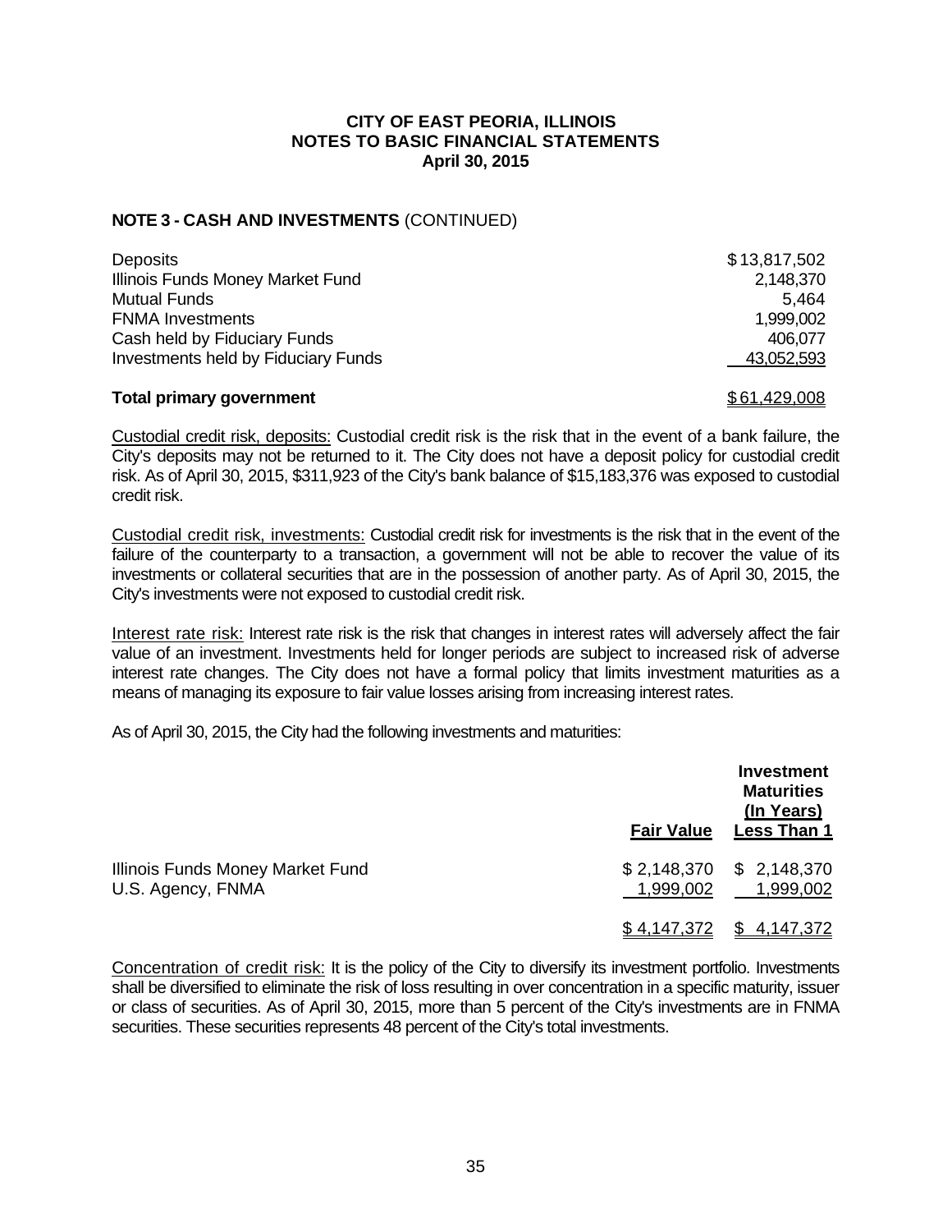**CITY OF EAST PEORIA, ILLINOIS**
**NOTES TO BASIC FINANCIAL STATEMENTS**
**April 30, 2015**

## NOTE 3 - CASH AND INVESTMENTS (CONTINUED)

| | |
|---|---|
| Deposits | $ 13,817,502 |
| Illinois Funds Money Market Fund | 2,148,370 |
| Mutual Funds | 5,464 |
| FNMA Investments | 1,999,002 |
| Cash held by Fiduciary Funds | 406,077 |
| Investments held by Fiduciary Funds | 43,052,593 |
| **Total primary government** | $ 61,429,008 |

Custodial credit risk, deposits: Custodial credit risk is the risk that in the event of a bank failure, the City's deposits may not be returned to it. The City does not have a deposit policy for custodial credit risk. As of April 30, 2015, $311,923 of the City's bank balance of $15,183,376 was exposed to custodial credit risk.

Custodial credit risk, investments: Custodial credit risk for investments is the risk that in the event of the failure of the counterparty to a transaction, a government will not be able to recover the value of its investments or collateral securities that are in the possession of another party. As of April 30, 2015, the City's investments were not exposed to custodial credit risk.

Interest rate risk: Interest rate risk is the risk that changes in interest rates will adversely affect the fair value of an investment. Investments held for longer periods are subject to increased risk of adverse interest rate changes. The City does not have a formal policy that limits investment maturities as a means of managing its exposure to fair value losses arising from increasing interest rates.

As of April 30, 2015, the City had the following investments and maturities:

| | Fair Value | Investment Maturities (In Years) Less Than 1 |
|---|---|---|
| Illinois Funds Money Market Fund | $ 2,148,370 | $ 2,148,370 |
| U.S. Agency, FNMA | 1,999,002 | 1,999,002 |
| | $ 4,147,372 | $ 4,147,372 |

Concentration of credit risk: It is the policy of the City to diversify its investment portfolio. Investments shall be diversified to eliminate the risk of loss resulting in over concentration in a specific maturity, issuer or class of securities. As of April 30, 2015, more than 5 percent of the City's investments are in FNMA securities. These securities represents 48 percent of the City's total investments.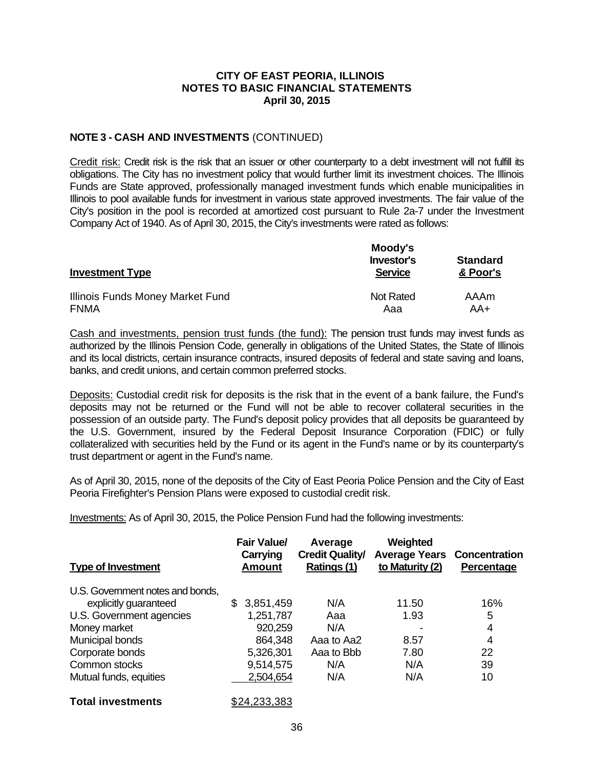**CITY OF EAST PEORIA, ILLINOIS**
**NOTES TO BASIC FINANCIAL STATEMENTS**
**April 30, 2015**

**NOTE 3 - CASH AND INVESTMENTS** (CONTINUED)

Credit risk: Credit risk is the risk that an issuer or other counterparty to a debt investment will not fulfill its obligations. The City has no investment policy that would further limit its investment choices. The Illinois Funds are State approved, professionally managed investment funds which enable municipalities in Illinois to pool available funds for investment in various state approved investments. The fair value of the City's position in the pool is recorded at amortized cost pursuant to Rule 2a-7 under the Investment Company Act of 1940. As of April 30, 2015, the City's investments were rated as follows:

| Investment Type | Moody's Investor's Service | Standard & Poor's |
|---|---|---|
| Illinois Funds Money Market Fund | Not Rated | AAAm |
| FNMA | Aaa | AA+ |

Cash and investments, pension trust funds (the fund): The pension trust funds may invest funds as authorized by the Illinois Pension Code, generally in obligations of the United States, the State of Illinois and its local districts, certain insurance contracts, insured deposits of federal and state saving and loans, banks, and credit unions, and certain common preferred stocks.

Deposits: Custodial credit risk for deposits is the risk that in the event of a bank failure, the Fund's deposits may not be returned or the Fund will not be able to recover collateral securities in the possession of an outside party. The Fund's deposit policy provides that all deposits be guaranteed by the U.S. Government, insured by the Federal Deposit Insurance Corporation (FDIC) or fully collateralized with securities held by the Fund or its agent in the Fund's name or by its counterparty's trust department or agent in the Fund's name.

As of April 30, 2015, none of the deposits of the City of East Peoria Police Pension and the City of East Peoria Firefighter's Pension Plans were exposed to custodial credit risk.

Investments: As of April 30, 2015, the Police Pension Fund had the following investments:

| Type of Investment | Fair Value/ Carrying Amount | Average Credit Quality/ Ratings (1) | Weighted Average Years to Maturity (2) | Concentration Percentage |
|---|---|---|---|---|
| U.S. Government notes and bonds, explicitly guaranteed | $ 3,851,459 | N/A | 11.50 | 16% |
| U.S. Government agencies | 1,251,787 | Aaa | 1.93 | 5 |
| Money market | 920,259 | N/A | - | 4 |
| Municipal bonds | 864,348 | Aaa to Aa2 | 8.57 | 4 |
| Corporate bonds | 5,326,301 | Aaa to Bbb | 7.80 | 22 |
| Common stocks | 9,514,575 | N/A | N/A | 39 |
| Mutual funds, equities | 2,504,654 | N/A | N/A | 10 |
| **Total investments** | $24,233,383 | | | |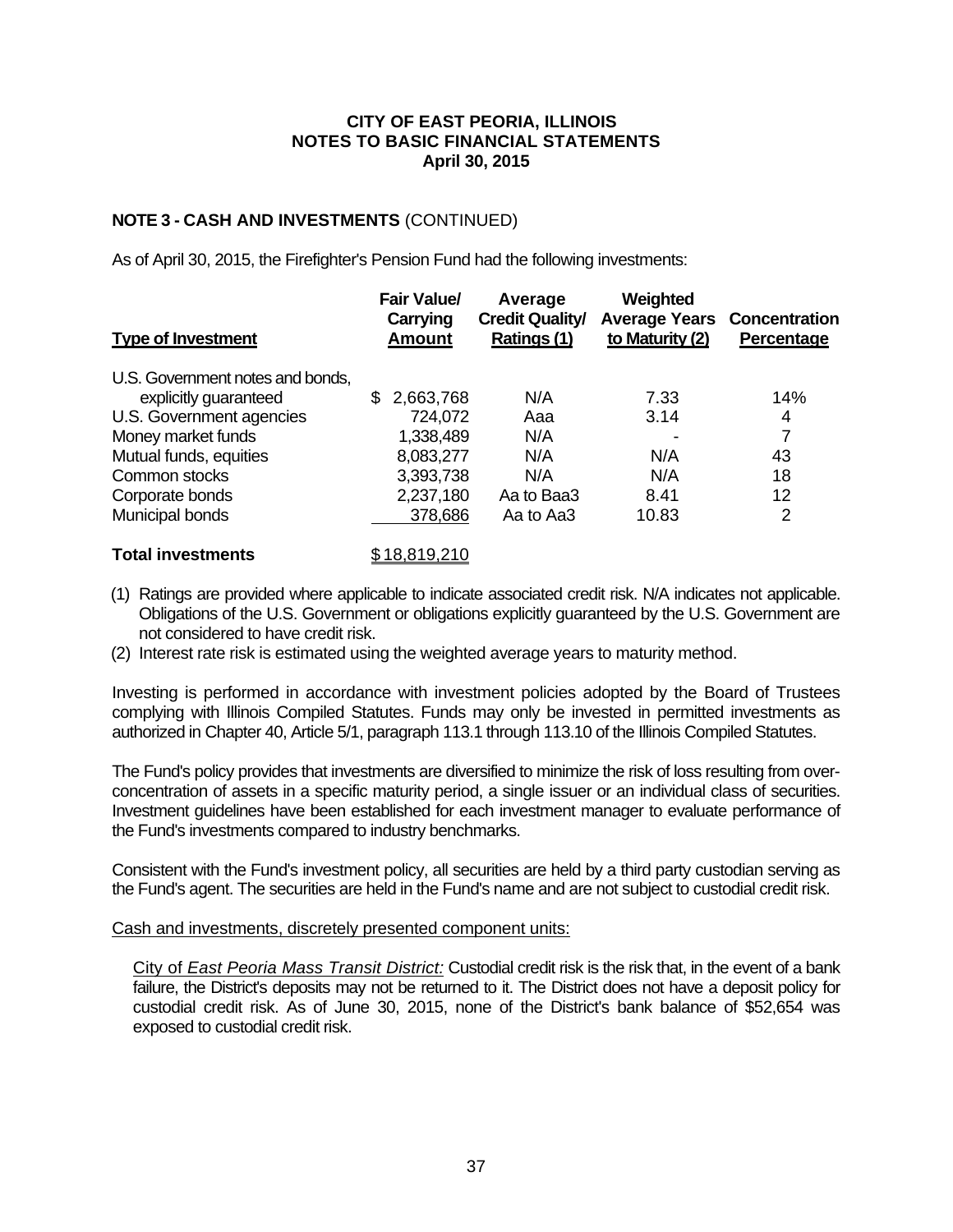**CITY OF EAST PEORIA, ILLINOIS**
**NOTES TO BASIC FINANCIAL STATEMENTS**
**April 30, 2015**

**NOTE 3 - CASH AND INVESTMENTS** (CONTINUED)

As of April 30, 2015, the Firefighter's Pension Fund had the following investments:

| Type of Investment | Fair Value/ Carrying Amount | Average Credit Quality/ Ratings (1) | Weighted Average Years to Maturity (2) | Concentration Percentage |
|---|---|---|---|---|
| U.S. Government notes and bonds, explicitly guaranteed | $ 2,663,768 | N/A | 7.33 | 14% |
| U.S. Government agencies | 724,072 | Aaa | 3.14 | 4 |
| Money market funds | 1,338,489 | N/A | - | 7 |
| Mutual funds, equities | 8,083,277 | N/A | N/A | 43 |
| Common stocks | 3,393,738 | N/A | N/A | 18 |
| Corporate bonds | 2,237,180 | Aa to Baa3 | 8.41 | 12 |
| Municipal bonds | 378,686 | Aa to Aa3 | 10.83 | 2 |
| **Total investments** | $ 18,819,210 | | | |

(1) Ratings are provided where applicable to indicate associated credit risk. N/A indicates not applicable. Obligations of the U.S. Government or obligations explicitly guaranteed by the U.S. Government are not considered to have credit risk.

(2) Interest rate risk is estimated using the weighted average years to maturity method.

Investing is performed in accordance with investment policies adopted by the Board of Trustees complying with Illinois Compiled Statutes. Funds may only be invested in permitted investments as authorized in Chapter 40, Article 5/1, paragraph 113.1 through 113.10 of the Illinois Compiled Statutes.

The Fund's policy provides that investments are diversified to minimize the risk of loss resulting from over-concentration of assets in a specific maturity period, a single issuer or an individual class of securities. Investment guidelines have been established for each investment manager to evaluate performance of the Fund's investments compared to industry benchmarks.

Consistent with the Fund's investment policy, all securities are held by a third party custodian serving as the Fund's agent. The securities are held in the Fund's name and are not subject to custodial credit risk.

Cash and investments, discretely presented component units:

City of *East Peoria Mass Transit District:* Custodial credit risk is the risk that, in the event of a bank failure, the District's deposits may not be returned to it. The District does not have a deposit policy for custodial credit risk. As of June 30, 2015, none of the District's bank balance of $52,654 was exposed to custodial credit risk.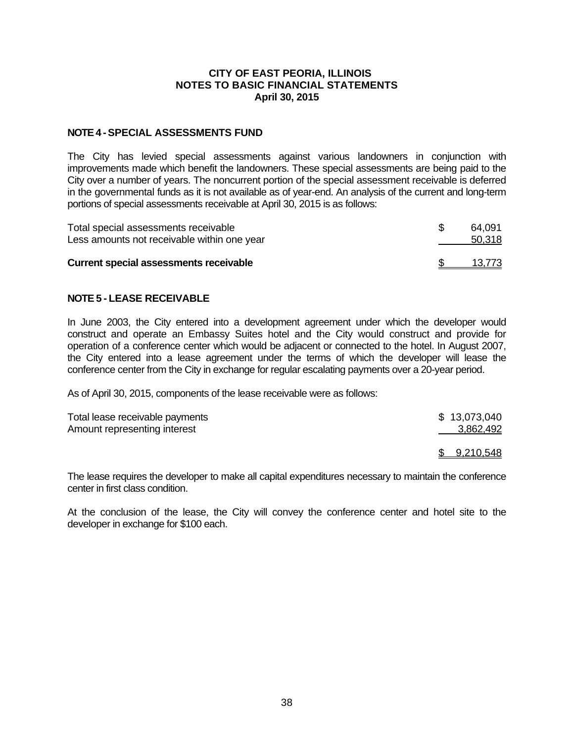**CITY OF EAST PEORIA, ILLINOIS**
**NOTES TO BASIC FINANCIAL STATEMENTS**
**April 30, 2015**

## NOTE 4 - SPECIAL ASSESSMENTS FUND

The City has levied special assessments against various landowners in conjunction with improvements made which benefit the landowners. These special assessments are being paid to the City over a number of years. The noncurrent portion of the special assessment receivable is deferred in the governmental funds as it is not available as of year-end. An analysis of the current and long-term portions of special assessments receivable at April 30, 2015 is as follows:

| | |
|---|---|
| Total special assessments receivable | $ 64,091 |
| Less amounts not receivable within one year | 50,318 |
| **Current special assessments receivable** | $ 13,773 |

## NOTE 5 - LEASE RECEIVABLE

In June 2003, the City entered into a development agreement under which the developer would construct and operate an Embassy Suites hotel and the City would construct and provide for operation of a conference center which would be adjacent or connected to the hotel. In August 2007, the City entered into a lease agreement under the terms of which the developer will lease the conference center from the City in exchange for regular escalating payments over a 20-year period.

As of April 30, 2015, components of the lease receivable were as follows:

| | |
|---|---|
| Total lease receivable payments | $ 13,073,040 |
| Amount representing interest | 3,862,492 |
| | $ 9,210,548 |

The lease requires the developer to make all capital expenditures necessary to maintain the conference center in first class condition.

At the conclusion of the lease, the City will convey the conference center and hotel site to the developer in exchange for $100 each.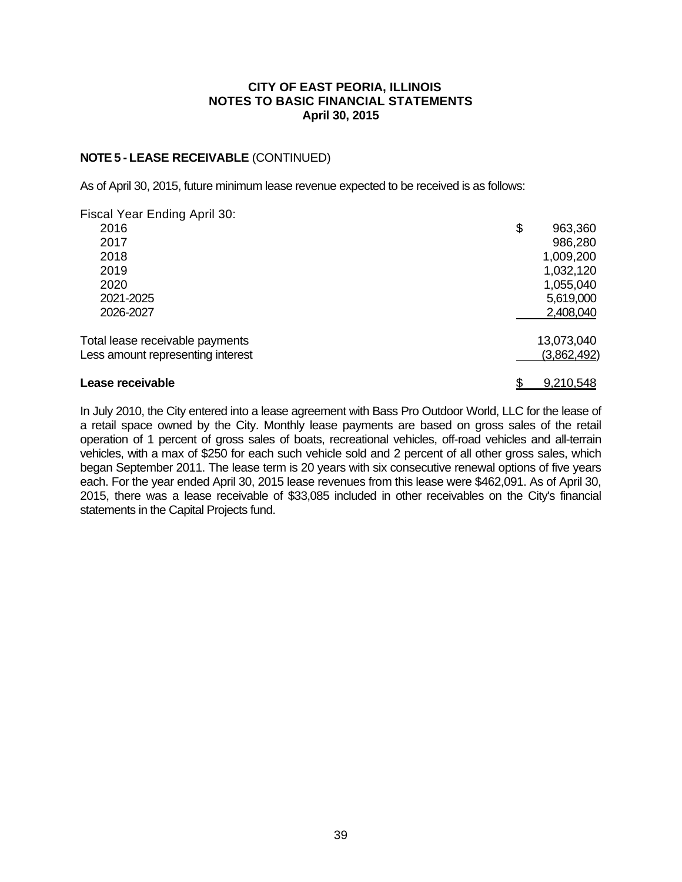**CITY OF EAST PEORIA, ILLINOIS**
**NOTES TO BASIC FINANCIAL STATEMENTS**
**April 30, 2015**

**NOTE 5 - LEASE RECEIVABLE** (CONTINUED)

As of April 30, 2015, future minimum lease revenue expected to be received is as follows:

| Fiscal Year Ending April 30: | |
|---|---|
| 2016 | $ 963,360 |
| 2017 | 986,280 |
| 2018 | 1,009,200 |
| 2019 | 1,032,120 |
| 2020 | 1,055,040 |
| 2021-2025 | 5,619,000 |
| 2026-2027 | 2,408,040 |
| Total lease receivable payments | 13,073,040 |
| Less amount representing interest | (3,862,492) |
| **Lease receivable** | $ 9,210,548 |

In July 2010, the City entered into a lease agreement with Bass Pro Outdoor World, LLC for the lease of a retail space owned by the City. Monthly lease payments are based on gross sales of the retail operation of 1 percent of gross sales of boats, recreational vehicles, off-road vehicles and all-terrain vehicles, with a max of $250 for each such vehicle sold and 2 percent of all other gross sales, which began September 2011. The lease term is 20 years with six consecutive renewal options of five years each. For the year ended April 30, 2015 lease revenues from this lease were $462,091. As of April 30, 2015, there was a lease receivable of $33,085 included in other receivables on the City's financial statements in the Capital Projects fund.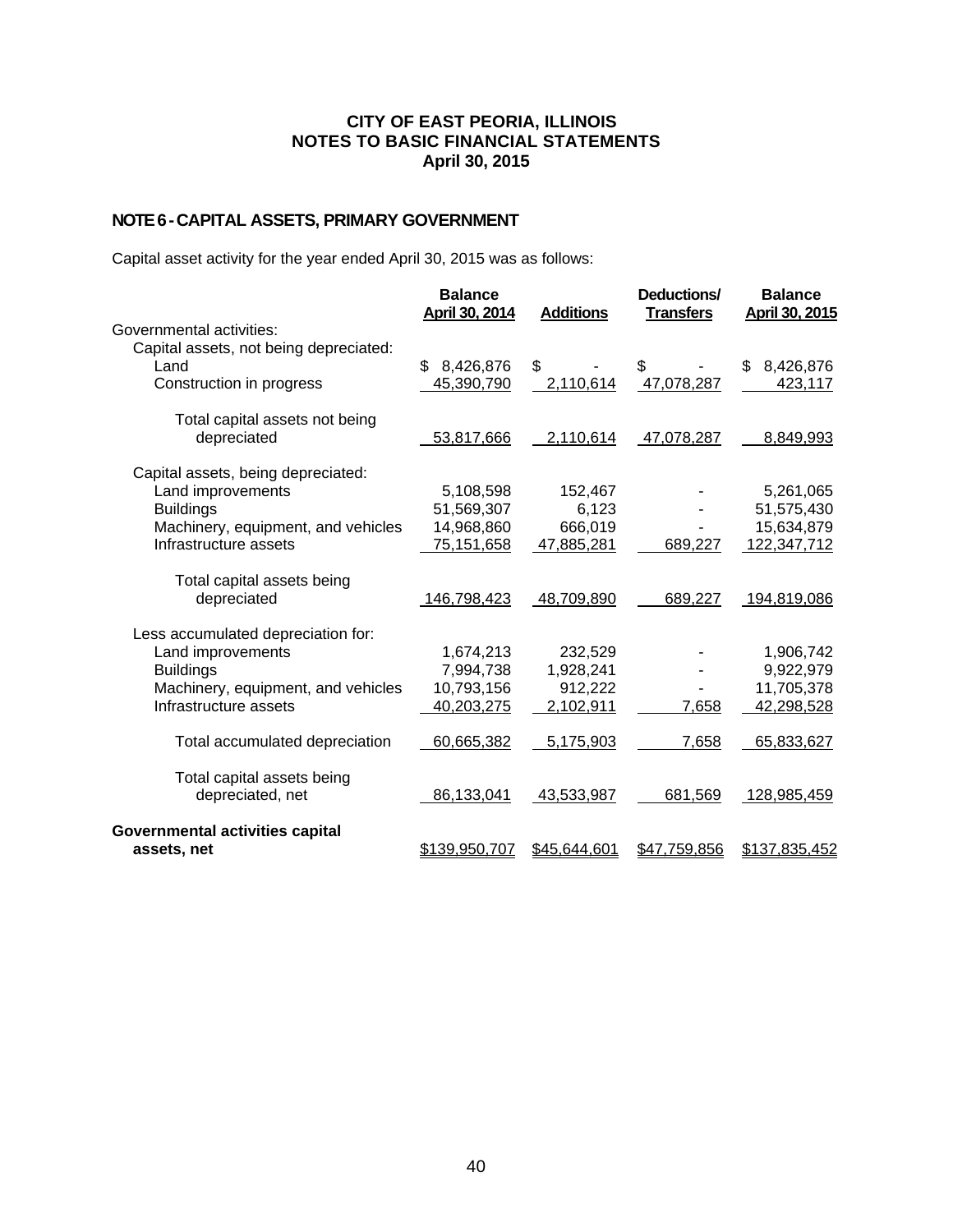# CITY OF EAST PEORIA, ILLINOIS
# NOTES TO BASIC FINANCIAL STATEMENTS
# April 30, 2015

## NOTE 6 - CAPITAL ASSETS, PRIMARY GOVERNMENT

Capital asset activity for the year ended April 30, 2015 was as follows:

| | Balance April 30, 2014 | Additions | Deductions/ Transfers | Balance April 30, 2015 |
|---|---|---|---|---|
| Governmental activities: | | | | |
| Capital assets, not being depreciated: | | | | |
| Land | $ 8,426,876 | $ - | $ - | $ 8,426,876 |
| Construction in progress | 45,390,790 | 2,110,614 | 47,078,287 | 423,117 |
| Total capital assets not being depreciated | 53,817,666 | 2,110,614 | 47,078,287 | 8,849,993 |
| Capital assets, being depreciated: | | | | |
| Land improvements | 5,108,598 | 152,467 | - | 5,261,065 |
| Buildings | 51,569,307 | 6,123 | - | 51,575,430 |
| Machinery, equipment, and vehicles | 14,968,860 | 666,019 | - | 15,634,879 |
| Infrastructure assets | 75,151,658 | 47,885,281 | 689,227 | 122,347,712 |
| Total capital assets being depreciated | 146,798,423 | 48,709,890 | 689,227 | 194,819,086 |
| Less accumulated depreciation for: | | | | |
| Land improvements | 1,674,213 | 232,529 | - | 1,906,742 |
| Buildings | 7,994,738 | 1,928,241 | - | 9,922,979 |
| Machinery, equipment, and vehicles | 10,793,156 | 912,222 | - | 11,705,378 |
| Infrastructure assets | 40,203,275 | 2,102,911 | 7,658 | 42,298,528 |
| Total accumulated depreciation | 60,665,382 | 5,175,903 | 7,658 | 65,833,627 |
| Total capital assets being depreciated, net | 86,133,041 | 43,533,987 | 681,569 | 128,985,459 |
| **Governmental activities capital assets, net** | $139,950,707 | $45,644,601 | $47,759,856 | $137,835,452 |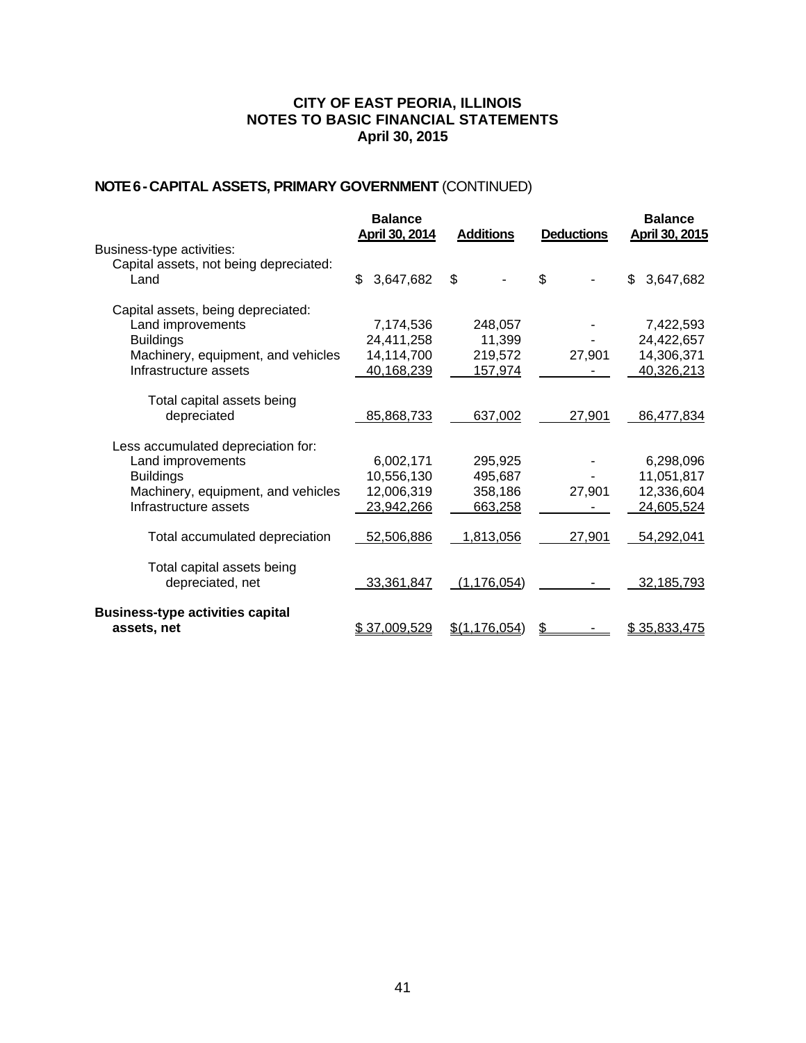**CITY OF EAST PEORIA, ILLINOIS**
**NOTES TO BASIC FINANCIAL STATEMENTS**
**April 30, 2015**

## NOTE 6 - CAPITAL ASSETS, PRIMARY GOVERNMENT (CONTINUED)

| | Balance April 30, 2014 | Additions | Deductions | Balance April 30, 2015 |
|---|---|---|---|---|
| Business-type activities: | | | | |
| Capital assets, not being depreciated: | | | | |
| Land | $ 3,647,682 | $ - | $ - | $ 3,647,682 |
| Capital assets, being depreciated: | | | | |
| Land improvements | 7,174,536 | 248,057 | - | 7,422,593 |
| Buildings | 24,411,258 | 11,399 | - | 24,422,657 |
| Machinery, equipment, and vehicles | 14,114,700 | 219,572 | 27,901 | 14,306,371 |
| Infrastructure assets | 40,168,239 | 157,974 | - | 40,326,213 |
| Total capital assets being depreciated | 85,868,733 | 637,002 | 27,901 | 86,477,834 |
| Less accumulated depreciation for: | | | | |
| Land improvements | 6,002,171 | 295,925 | - | 6,298,096 |
| Buildings | 10,556,130 | 495,687 | - | 11,051,817 |
| Machinery, equipment, and vehicles | 12,006,319 | 358,186 | 27,901 | 12,336,604 |
| Infrastructure assets | 23,942,266 | 663,258 | - | 24,605,524 |
| Total accumulated depreciation | 52,506,886 | 1,813,056 | 27,901 | 54,292,041 |
| Total capital assets being depreciated, net | 33,361,847 | (1,176,054) | - | 32,185,793 |
| **Business-type activities capital assets, net** | $ 37,009,529 | $(1,176,054) | $ - | $ 35,833,475 |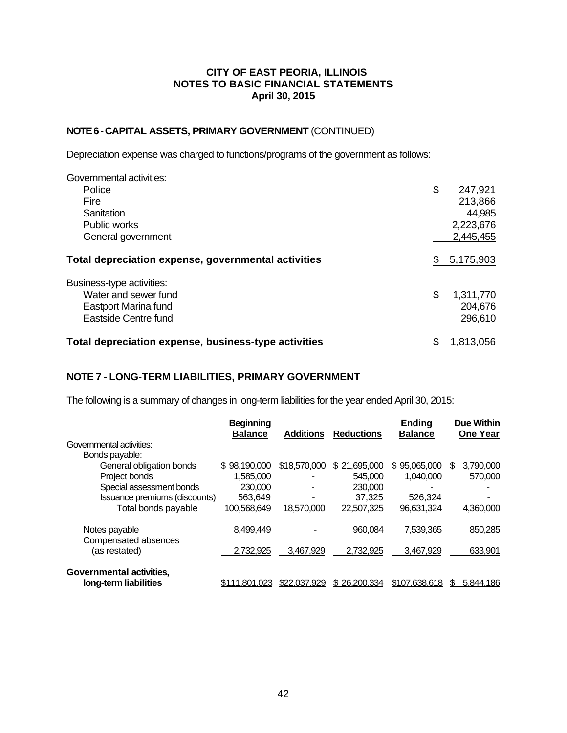**CITY OF EAST PEORIA, ILLINOIS**
**NOTES TO BASIC FINANCIAL STATEMENTS**
**April 30, 2015**

**NOTE 6 - CAPITAL ASSETS, PRIMARY GOVERNMENT** (CONTINUED)

Depreciation expense was charged to functions/programs of the government as follows:

| | |
|---|---|
| Governmental activities: | |
| Police | $ 247,921 |
| Fire | 213,866 |
| Sanitation | 44,985 |
| Public works | 2,223,676 |
| General government | 2,445,455 |
| **Total depreciation expense, governmental activities** | $ 5,175,903 |
| Business-type activities: | |
| Water and sewer fund | $ 1,311,770 |
| Eastport Marina fund | 204,676 |
| Eastside Centre fund | 296,610 |
| **Total depreciation expense, business-type activities** | $ 1,813,056 |

## NOTE 7 - LONG-TERM LIABILITIES, PRIMARY GOVERNMENT

The following is a summary of changes in long-term liabilities for the year ended April 30, 2015:

| | Beginning Balance | Additions | Reductions | Ending Balance | Due Within One Year |
|---|---|---|---|---|---|
| Governmental activities: | | | | | |
| Bonds payable: | | | | | |
| General obligation bonds | $ 98,190,000 | $18,570,000 | $ 21,695,000 | $ 95,065,000 | $ 3,790,000 |
| Project bonds | 1,585,000 | - | 545,000 | 1,040,000 | 570,000 |
| Special assessment bonds | 230,000 | - | 230,000 | - | - |
| Issuance premiums (discounts) | 563,649 | - | 37,325 | 526,324 | - |
| Total bonds payable | 100,568,649 | 18,570,000 | 22,507,325 | 96,631,324 | 4,360,000 |
| Notes payable | 8,499,449 | - | 960,084 | 7,539,365 | 850,285 |
| Compensated absences (as restated) | 2,732,925 | 3,467,929 | 2,732,925 | 3,467,929 | 633,901 |
| **Governmental activities, long-term liabilities** | $111,801,023 | $22,037,929 | $ 26,200,334 | $107,638,618 | $ 5,844,186 |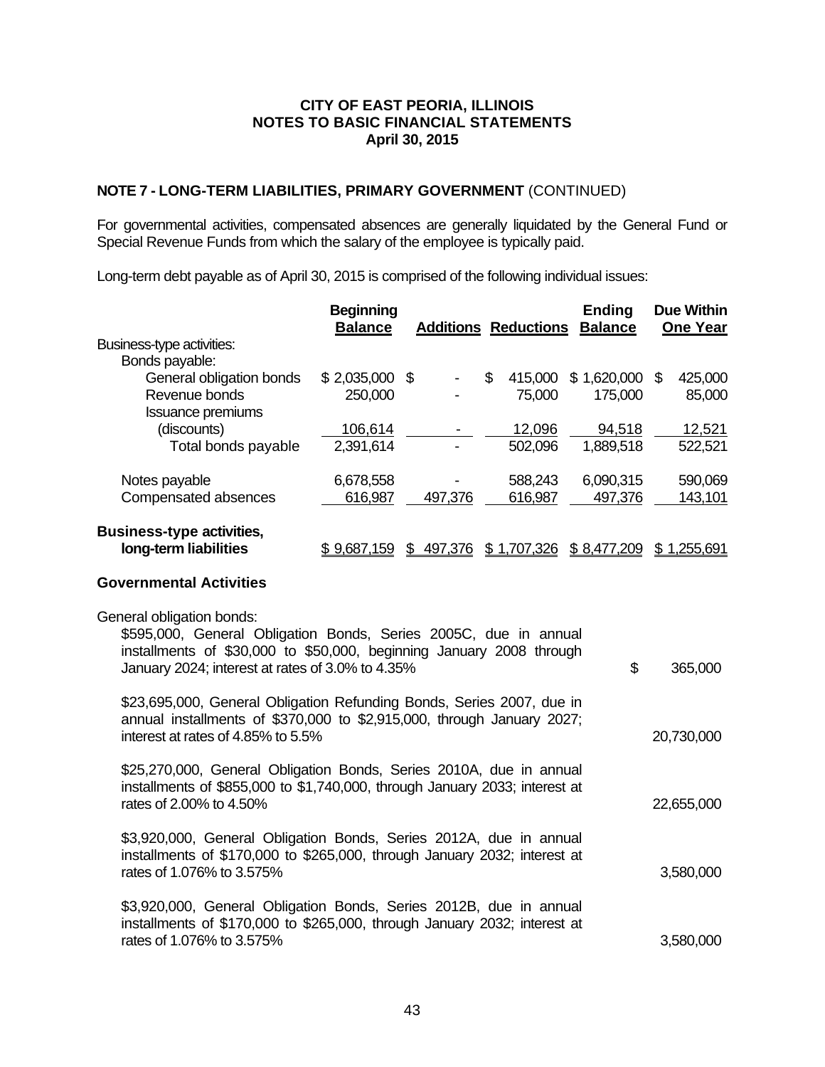**CITY OF EAST PEORIA, ILLINOIS**
**NOTES TO BASIC FINANCIAL STATEMENTS**
**April 30, 2015**

## NOTE 7 - LONG-TERM LIABILITIES, PRIMARY GOVERNMENT (CONTINUED)

For governmental activities, compensated absences are generally liquidated by the General Fund or Special Revenue Funds from which the salary of the employee is typically paid.

Long-term debt payable as of April 30, 2015 is comprised of the following individual issues:

| | Beginning Balance | Additions | Reductions | Ending Balance | Due Within One Year |
|---|---|---|---|---|---|
| Business-type activities: | | | | | |
| Bonds payable: | | | | | |
| General obligation bonds | $ 2,035,000 | $ - | $ 415,000 | $ 1,620,000 | $ 425,000 |
| Revenue bonds | 250,000 | - | 75,000 | 175,000 | 85,000 |
| Issuance premiums (discounts) | 106,614 | - | 12,096 | 94,518 | 12,521 |
| Total bonds payable | 2,391,614 | - | 502,096 | 1,889,518 | 522,521 |
| Notes payable | 6,678,558 | - | 588,243 | 6,090,315 | 590,069 |
| Compensated absences | 616,987 | 497,376 | 616,987 | 497,376 | 143,101 |
| **Business-type activities, long-term liabilities** | $ 9,687,159 | $ 497,376 | $ 1,707,326 | $ 8,477,209 | $ 1,255,691 |

### Governmental Activities

General obligation bonds:

| | |
|---|---|
| $595,000, General Obligation Bonds, Series 2005C, due in annual installments of $30,000 to $50,000, beginning January 2008 through January 2024; interest at rates of 3.0% to 4.35% | $ 365,000 |
| $23,695,000, General Obligation Refunding Bonds, Series 2007, due in annual installments of $370,000 to $2,915,000, through January 2027; interest at rates of 4.85% to 5.5% | 20,730,000 |
| $25,270,000, General Obligation Bonds, Series 2010A, due in annual installments of $855,000 to $1,740,000, through January 2033; interest at rates of 2.00% to 4.50% | 22,655,000 |
| $3,920,000, General Obligation Bonds, Series 2012A, due in annual installments of $170,000 to $265,000, through January 2032; interest at rates of 1.076% to 3.575% | 3,580,000 |
| $3,920,000, General Obligation Bonds, Series 2012B, due in annual installments of $170,000 to $265,000, through January 2032; interest at rates of 1.076% to 3.575% | 3,580,000 |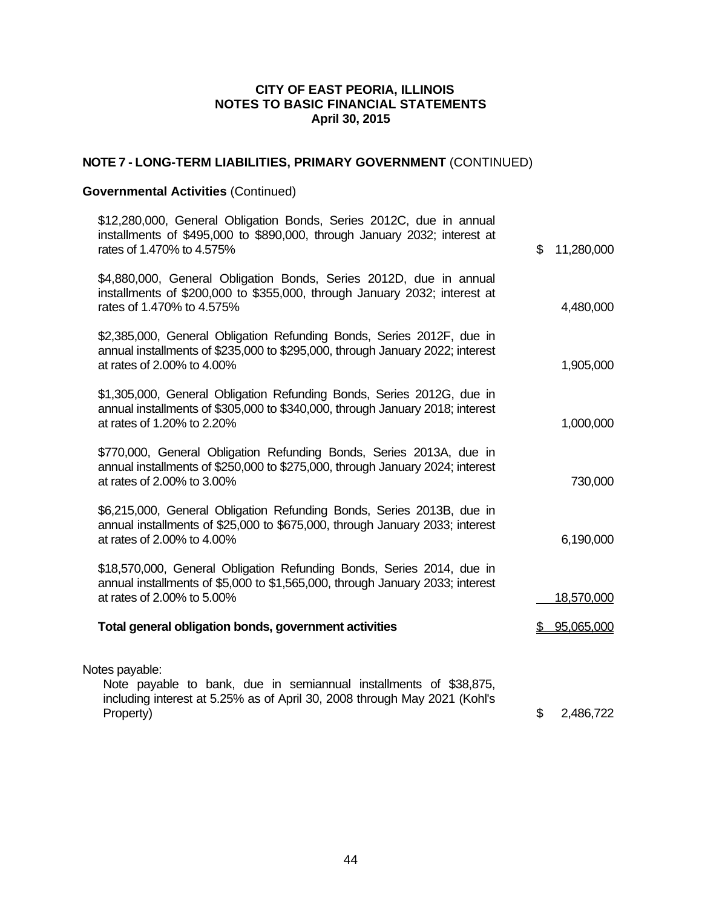**CITY OF EAST PEORIA, ILLINOIS**
**NOTES TO BASIC FINANCIAL STATEMENTS**
**April 30, 2015**

## NOTE 7 - LONG-TERM LIABILITIES, PRIMARY GOVERNMENT (CONTINUED)

### Governmental Activities (Continued)

| Description | Amount |
|---|---|
| $12,280,000, General Obligation Bonds, Series 2012C, due in annual installments of $495,000 to $890,000, through January 2032; interest at rates of 1.470% to 4.575% | $ 11,280,000 |
| $4,880,000, General Obligation Bonds, Series 2012D, due in annual installments of $200,000 to $355,000, through January 2032; interest at rates of 1.470% to 4.575% | 4,480,000 |
| $2,385,000, General Obligation Refunding Bonds, Series 2012F, due in annual installments of $235,000 to $295,000, through January 2022; interest at rates of 2.00% to 4.00% | 1,905,000 |
| $1,305,000, General Obligation Refunding Bonds, Series 2012G, due in annual installments of $305,000 to $340,000, through January 2018; interest at rates of 1.20% to 2.20% | 1,000,000 |
| $770,000, General Obligation Refunding Bonds, Series 2013A, due in annual installments of $250,000 to $275,000, through January 2024; interest at rates of 2.00% to 3.00% | 730,000 |
| $6,215,000, General Obligation Refunding Bonds, Series 2013B, due in annual installments of $25,000 to $675,000, through January 2033; interest at rates of 2.00% to 4.00% | 6,190,000 |
| $18,570,000, General Obligation Refunding Bonds, Series 2014, due in annual installments of $5,000 to $1,565,000, through January 2033; interest at rates of 2.00% to 5.00% | 18,570,000 |
| **Total general obligation bonds, government activities** | $ 95,065,000 |

Notes payable:

| Description | Amount |
|---|---|
| Note payable to bank, due in semiannual installments of $38,875, including interest at 5.25% as of April 30, 2008 through May 2021 (Kohl's Property) | $ 2,486,722 |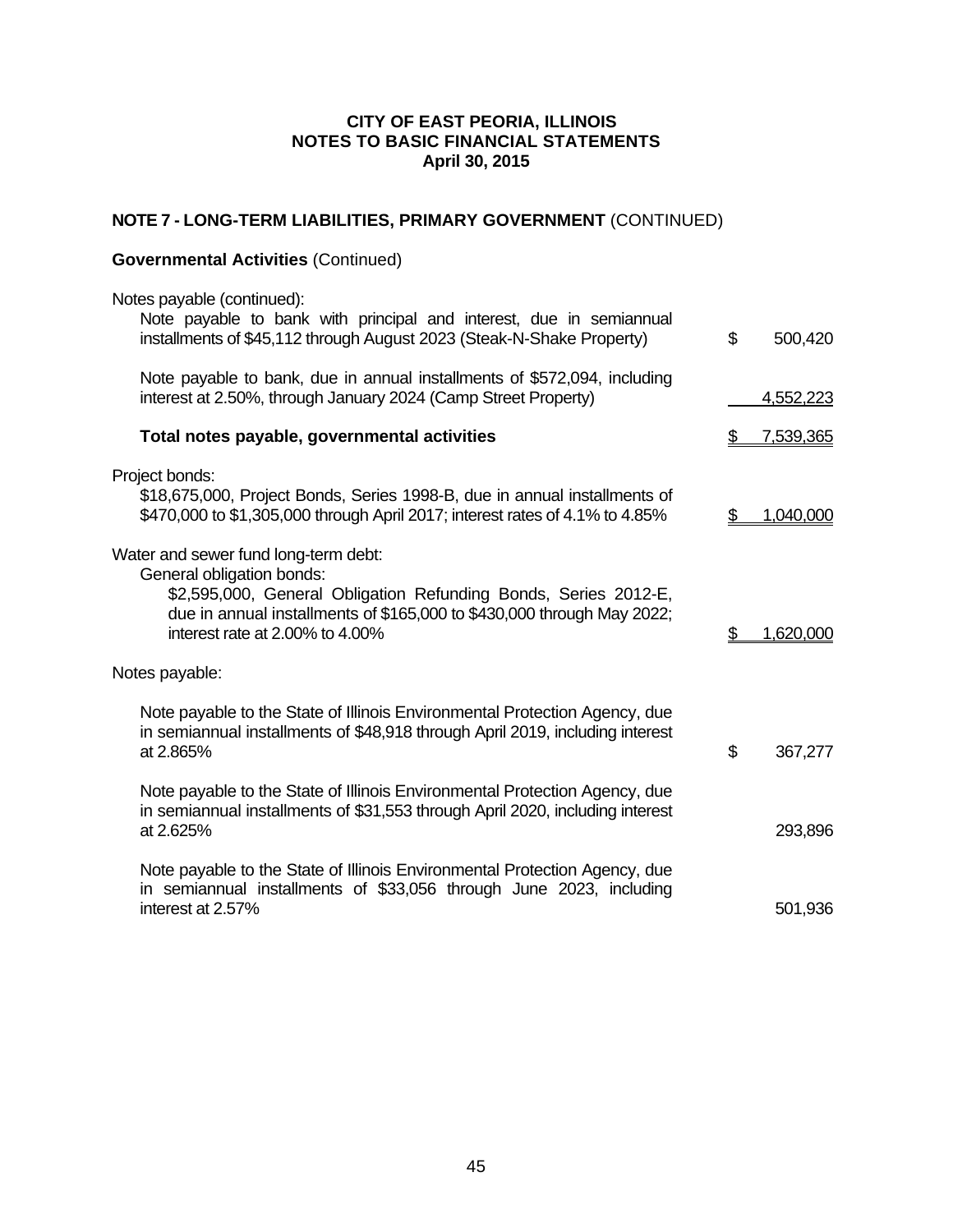## NOTE 7 - LONG-TERM LIABILITIES, PRIMARY GOVERNMENT (CONTINUED)

### Governmental Activities (Continued)

| | | |
|---|---|---|
| Notes payable (continued): | | |
| Note payable to bank with principal and interest, due in semiannual installments of $45,112 through August 2023 (Steak-N-Shake Property) | $ | 500,420 |
| Note payable to bank, due in annual installments of $572,094, including interest at 2.50%, through January 2024 (Camp Street Property) | | 4,552,223 |
| **Total notes payable, governmental activities** | $ | 7,539,365 |
| Project bonds: | | |
| $18,675,000, Project Bonds, Series 1998-B, due in annual installments of $470,000 to $1,305,000 through April 2017; interest rates of 4.1% to 4.85% | $ | 1,040,000 |
| Water and sewer fund long-term debt: | | |
| General obligation bonds: | | |
| $2,595,000, General Obligation Refunding Bonds, Series 2012-E, due in annual installments of $165,000 to $430,000 through May 2022; interest rate at 2.00% to 4.00% | $ | 1,620,000 |
| Notes payable: | | |
| Note payable to the State of Illinois Environmental Protection Agency, due in semiannual installments of $48,918 through April 2019, including interest at 2.865% | $ | 367,277 |
| Note payable to the State of Illinois Environmental Protection Agency, due in semiannual installments of $31,553 through April 2020, including interest at 2.625% | | 293,896 |
| Note payable to the State of Illinois Environmental Protection Agency, due in semiannual installments of $33,056 through June 2023, including interest at 2.57% | | 501,936 |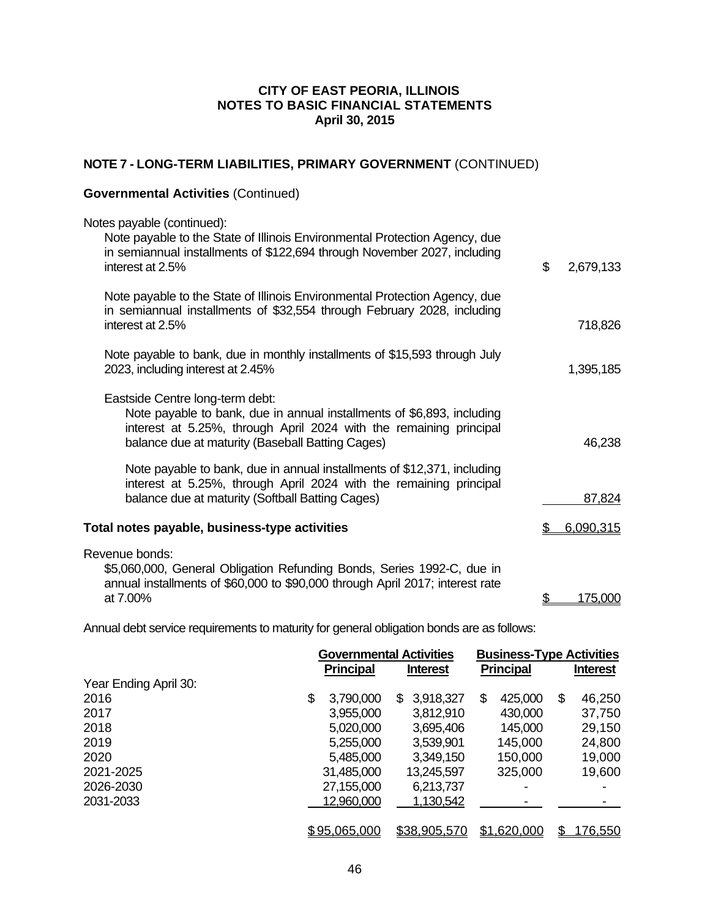**CITY OF EAST PEORIA, ILLINOIS**
**NOTES TO BASIC FINANCIAL STATEMENTS**
**April 30, 2015**

## NOTE 7 - LONG-TERM LIABILITIES, PRIMARY GOVERNMENT (CONTINUED)

### Governmental Activities (Continued)

| | |
|---|---|
| Notes payable (continued): | |
| Note payable to the State of Illinois Environmental Protection Agency, due in semiannual installments of $122,694 through November 2027, including interest at 2.5% | $ 2,679,133 |
| Note payable to the State of Illinois Environmental Protection Agency, due in semiannual installments of $32,554 through February 2028, including interest at 2.5% | 718,826 |
| Note payable to bank, due in monthly installments of $15,593 through July 2023, including interest at 2.45% | 1,395,185 |
| Eastside Centre long-term debt: | |
| Note payable to bank, due in annual installments of $6,893, including interest at 5.25%, through April 2024 with the remaining principal balance due at maturity (Baseball Batting Cages) | 46,238 |
| Note payable to bank, due in annual installments of $12,371, including interest at 5.25%, through April 2024 with the remaining principal balance due at maturity (Softball Batting Cages) | 87,824 |
| **Total notes payable, business-type activities** | $ 6,090,315 |
| Revenue bonds: | |
| $5,060,000, General Obligation Refunding Bonds, Series 1992-C, due in annual installments of $60,000 to $90,000 through April 2017; interest rate at 7.00% | $ 175,000 |

Annual debt service requirements to maturity for general obligation bonds are as follows:

| | Governmental Activities | | Business-Type Activities | |
|---|---|---|---|---|
| | Principal | Interest | Principal | Interest |
| Year Ending April 30: | | | | |
| 2016 | $ 3,790,000 | $ 3,918,327 | $ 425,000 | $ 46,250 |
| 2017 | 3,955,000 | 3,812,910 | 430,000 | 37,750 |
| 2018 | 5,020,000 | 3,695,406 | 145,000 | 29,150 |
| 2019 | 5,255,000 | 3,539,901 | 145,000 | 24,800 |
| 2020 | 5,485,000 | 3,349,150 | 150,000 | 19,000 |
| 2021-2025 | 31,485,000 | 13,245,597 | 325,000 | 19,600 |
| 2026-2030 | 27,155,000 | 6,213,737 | - | - |
| 2031-2033 | 12,960,000 | 1,130,542 | - | - |
| | $ 95,065,000 | $38,905,570 | $1,620,000 | $ 176,550 |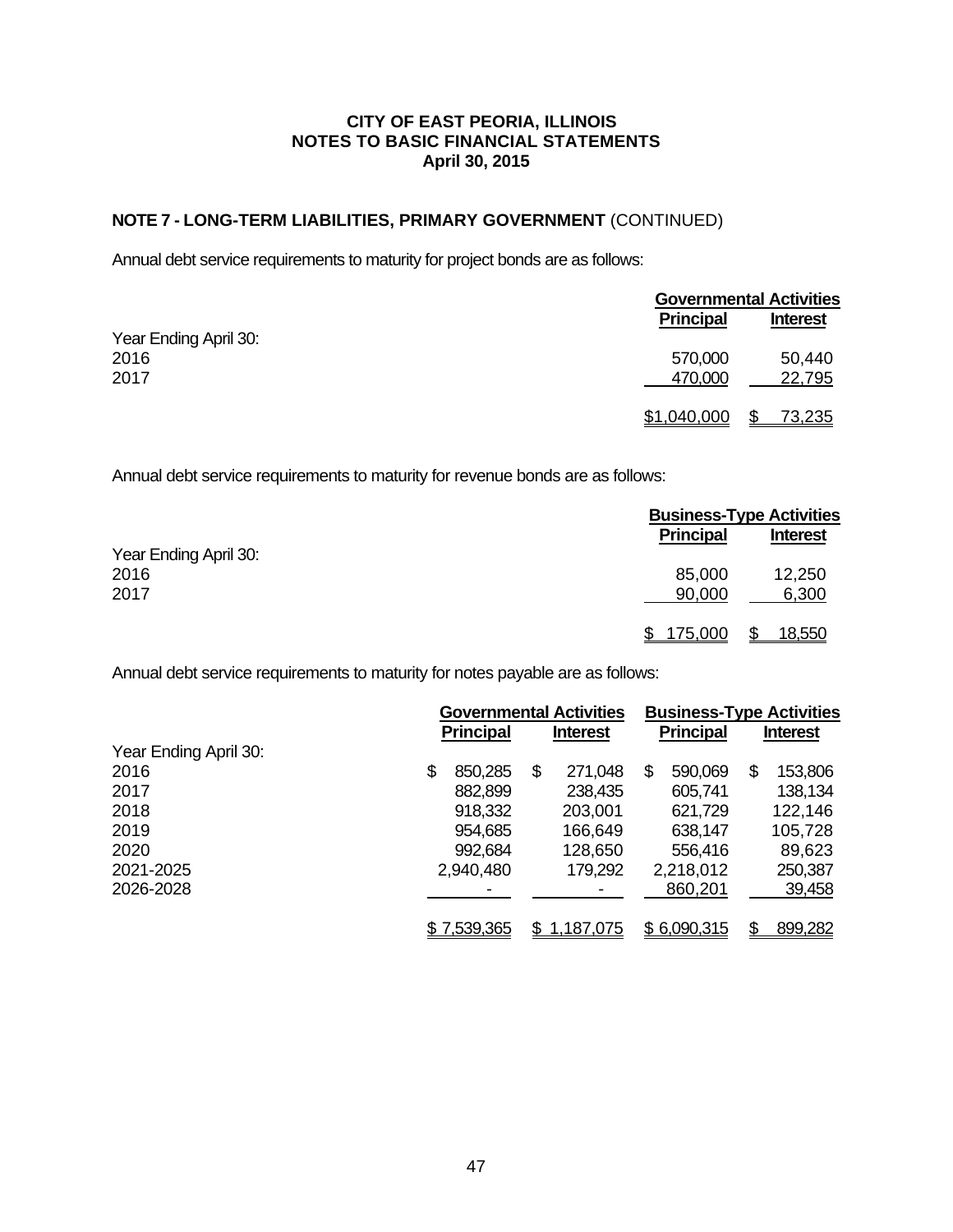**CITY OF EAST PEORIA, ILLINOIS**
**NOTES TO BASIC FINANCIAL STATEMENTS**
**April 30, 2015**

**NOTE 7 - LONG-TERM LIABILITIES, PRIMARY GOVERNMENT** (CONTINUED)

Annual debt service requirements to maturity for project bonds are as follows:

| | Governmental Activities | |
|---|---|---|
| | **Principal** | **Interest** |
| Year Ending April 30: | | |
| 2016 | 570,000 | 50,440 |
| 2017 | 470,000 | 22,795 |
| | $1,040,000 | $ 73,235 |

Annual debt service requirements to maturity for revenue bonds are as follows:

| | Business-Type Activities | |
|---|---|---|
| | **Principal** | **Interest** |
| Year Ending April 30: | | |
| 2016 | 85,000 | 12,250 |
| 2017 | 90,000 | 6,300 |
| | $ 175,000 | $ 18,550 |

Annual debt service requirements to maturity for notes payable are as follows:

| | Governmental Activities | | Business-Type Activities | |
|---|---|---|---|---|
| | **Principal** | **Interest** | **Principal** | **Interest** |
| Year Ending April 30: | | | | |
| 2016 | $ 850,285 | $ 271,048 | $ 590,069 | $ 153,806 |
| 2017 | 882,899 | 238,435 | 605,741 | 138,134 |
| 2018 | 918,332 | 203,001 | 621,729 | 122,146 |
| 2019 | 954,685 | 166,649 | 638,147 | 105,728 |
| 2020 | 992,684 | 128,650 | 556,416 | 89,623 |
| 2021-2025 | 2,940,480 | 179,292 | 2,218,012 | 250,387 |
| 2026-2028 | - | - | 860,201 | 39,458 |
| | $ 7,539,365 | $ 1,187,075 | $ 6,090,315 | $ 899,282 |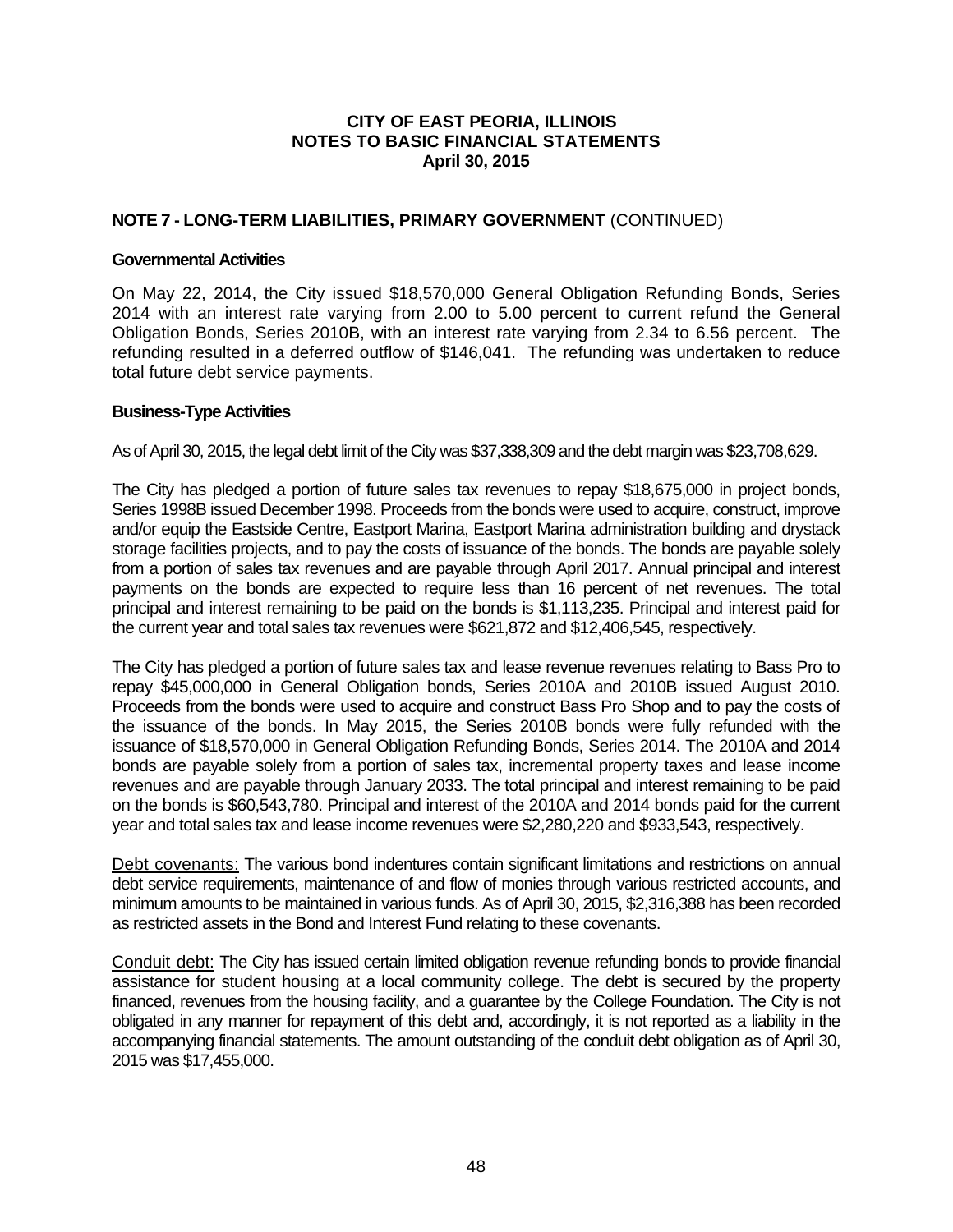# CITY OF EAST PEORIA, ILLINOIS
# NOTES TO BASIC FINANCIAL STATEMENTS
# April 30, 2015

## NOTE 7 - LONG-TERM LIABILITIES, PRIMARY GOVERNMENT (CONTINUED)

### Governmental Activities

On May 22, 2014, the City issued $18,570,000 General Obligation Refunding Bonds, Series 2014 with an interest rate varying from 2.00 to 5.00 percent to current refund the General Obligation Bonds, Series 2010B, with an interest rate varying from 2.34 to 6.56 percent. The refunding resulted in a deferred outflow of $146,041. The refunding was undertaken to reduce total future debt service payments.

### Business-Type Activities

As of April 30, 2015, the legal debt limit of the City was $37,338,309 and the debt margin was $23,708,629.

The City has pledged a portion of future sales tax revenues to repay $18,675,000 in project bonds, Series 1998B issued December 1998. Proceeds from the bonds were used to acquire, construct, improve and/or equip the Eastside Centre, Eastport Marina, Eastport Marina administration building and drystack storage facilities projects, and to pay the costs of issuance of the bonds. The bonds are payable solely from a portion of sales tax revenues and are payable through April 2017. Annual principal and interest payments on the bonds are expected to require less than 16 percent of net revenues. The total principal and interest remaining to be paid on the bonds is $1,113,235. Principal and interest paid for the current year and total sales tax revenues were $621,872 and $12,406,545, respectively.

The City has pledged a portion of future sales tax and lease revenue revenues relating to Bass Pro to repay $45,000,000 in General Obligation bonds, Series 2010A and 2010B issued August 2010. Proceeds from the bonds were used to acquire and construct Bass Pro Shop and to pay the costs of the issuance of the bonds. In May 2015, the Series 2010B bonds were fully refunded with the issuance of $18,570,000 in General Obligation Refunding Bonds, Series 2014. The 2010A and 2014 bonds are payable solely from a portion of sales tax, incremental property taxes and lease income revenues and are payable through January 2033. The total principal and interest remaining to be paid on the bonds is $60,543,780. Principal and interest of the 2010A and 2014 bonds paid for the current year and total sales tax and lease income revenues were $2,280,220 and $933,543, respectively.

Debt covenants: The various bond indentures contain significant limitations and restrictions on annual debt service requirements, maintenance of and flow of monies through various restricted accounts, and minimum amounts to be maintained in various funds. As of April 30, 2015, $2,316,388 has been recorded as restricted assets in the Bond and Interest Fund relating to these covenants.

Conduit debt: The City has issued certain limited obligation revenue refunding bonds to provide financial assistance for student housing at a local community college. The debt is secured by the property financed, revenues from the housing facility, and a guarantee by the College Foundation. The City is not obligated in any manner for repayment of this debt and, accordingly, it is not reported as a liability in the accompanying financial statements. The amount outstanding of the conduit debt obligation as of April 30, 2015 was $17,455,000.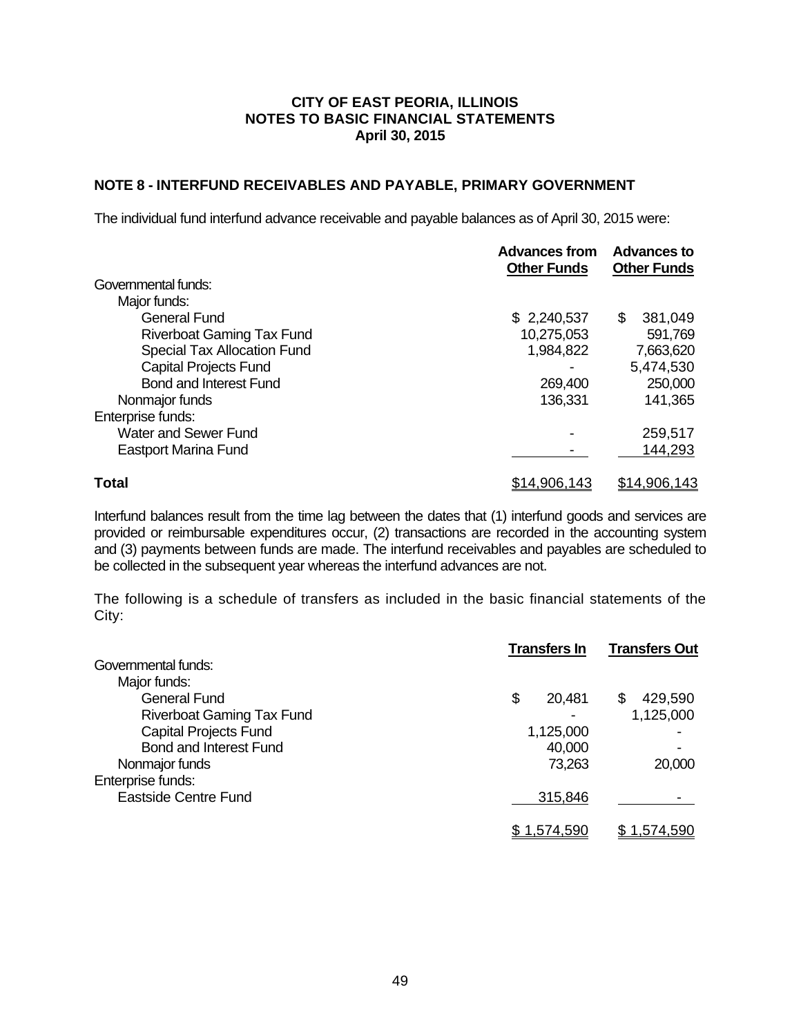# CITY OF EAST PEORIA, ILLINOIS
# NOTES TO BASIC FINANCIAL STATEMENTS
# April 30, 2015

## NOTE 8 - INTERFUND RECEIVABLES AND PAYABLE, PRIMARY GOVERNMENT

The individual fund interfund advance receivable and payable balances as of April 30, 2015 were:

| | Advances from Other Funds | Advances to Other Funds |
|---|---|---|
| Governmental funds: | | |
| Major funds: | | |
| General Fund | $ 2,240,537 | $ 381,049 |
| Riverboat Gaming Tax Fund | 10,275,053 | 591,769 |
| Special Tax Allocation Fund | 1,984,822 | 7,663,620 |
| Capital Projects Fund | - | 5,474,530 |
| Bond and Interest Fund | 269,400 | 250,000 |
| Nonmajor funds | 136,331 | 141,365 |
| Enterprise funds: | | |
| Water and Sewer Fund | - | 259,517 |
| Eastport Marina Fund | - | 144,293 |
| **Total** | $14,906,143 | $14,906,143 |

Interfund balances result from the time lag between the dates that (1) interfund goods and services are provided or reimbursable expenditures occur, (2) transactions are recorded in the accounting system and (3) payments between funds are made. The interfund receivables and payables are scheduled to be collected in the subsequent year whereas the interfund advances are not.

The following is a schedule of transfers as included in the basic financial statements of the City:

| | Transfers In | Transfers Out |
|---|---|---|
| Governmental funds: | | |
| Major funds: | | |
| General Fund | $ 20,481 | $ 429,590 |
| Riverboat Gaming Tax Fund | - | 1,125,000 |
| Capital Projects Fund | 1,125,000 | - |
| Bond and Interest Fund | 40,000 | - |
| Nonmajor funds | 73,263 | 20,000 |
| Enterprise funds: | | |
| Eastside Centre Fund | 315,846 | - |
| | $ 1,574,590 | $ 1,574,590 |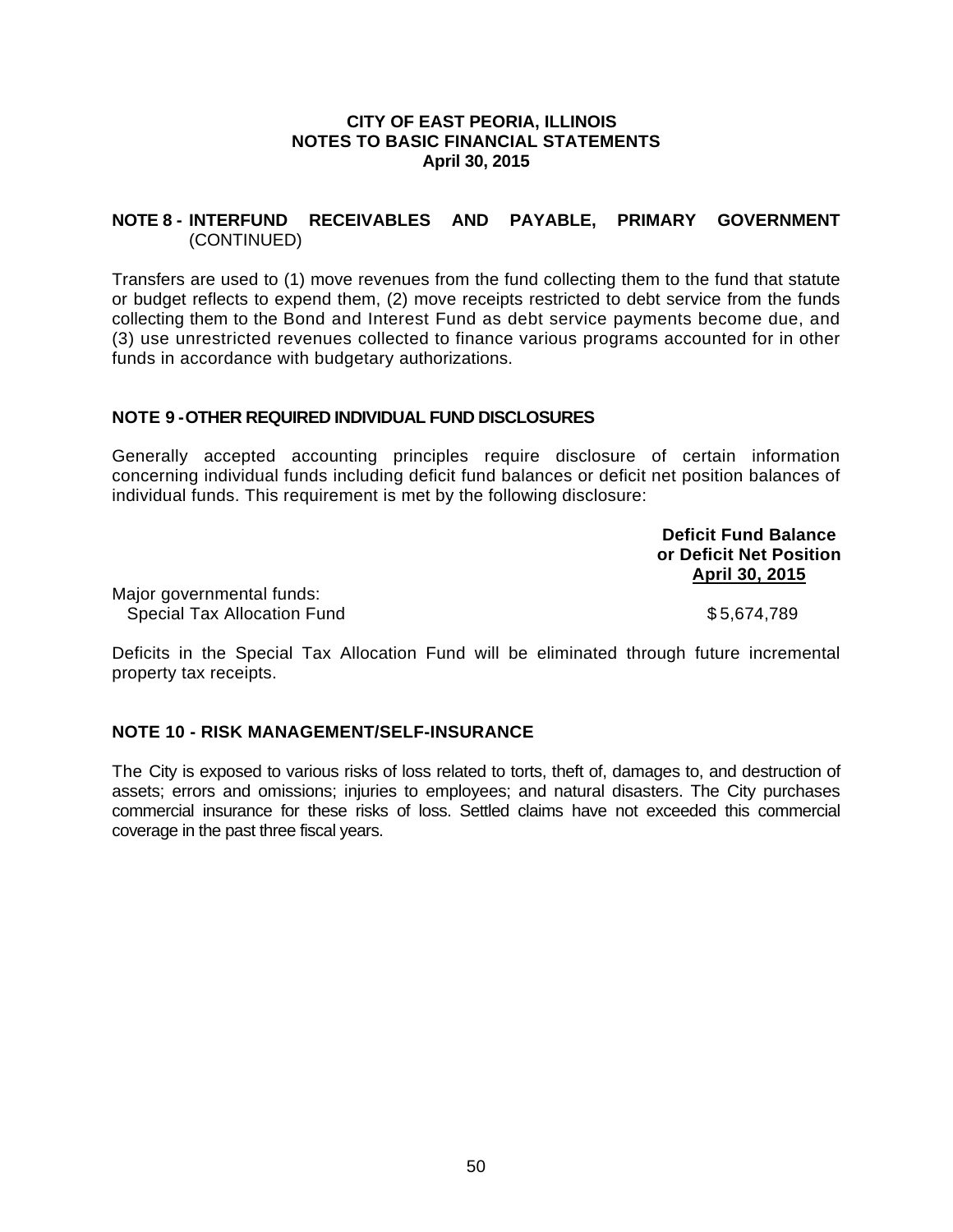**CITY OF EAST PEORIA, ILLINOIS**
**NOTES TO BASIC FINANCIAL STATEMENTS**
**April 30, 2015**

## NOTE 8 - INTERFUND RECEIVABLES AND PAYABLE, PRIMARY GOVERNMENT (CONTINUED)

Transfers are used to (1) move revenues from the fund collecting them to the fund that statute or budget reflects to expend them, (2) move receipts restricted to debt service from the funds collecting them to the Bond and Interest Fund as debt service payments become due, and (3) use unrestricted revenues collected to finance various programs accounted for in other funds in accordance with budgetary authorizations.

## NOTE 9 - OTHER REQUIRED INDIVIDUAL FUND DISCLOSURES

Generally accepted accounting principles require disclosure of certain information concerning individual funds including deficit fund balances or deficit net position balances of individual funds. This requirement is met by the following disclosure:

| | Deficit Fund Balance or Deficit Net Position April 30, 2015 |
|---|---|
| Major governmental funds: | |
| Special Tax Allocation Fund | $ 5,674,789 |

Deficits in the Special Tax Allocation Fund will be eliminated through future incremental property tax receipts.

## NOTE 10 - RISK MANAGEMENT/SELF-INSURANCE

The City is exposed to various risks of loss related to torts, theft of, damages to, and destruction of assets; errors and omissions; injuries to employees; and natural disasters. The City purchases commercial insurance for these risks of loss. Settled claims have not exceeded this commercial coverage in the past three fiscal years.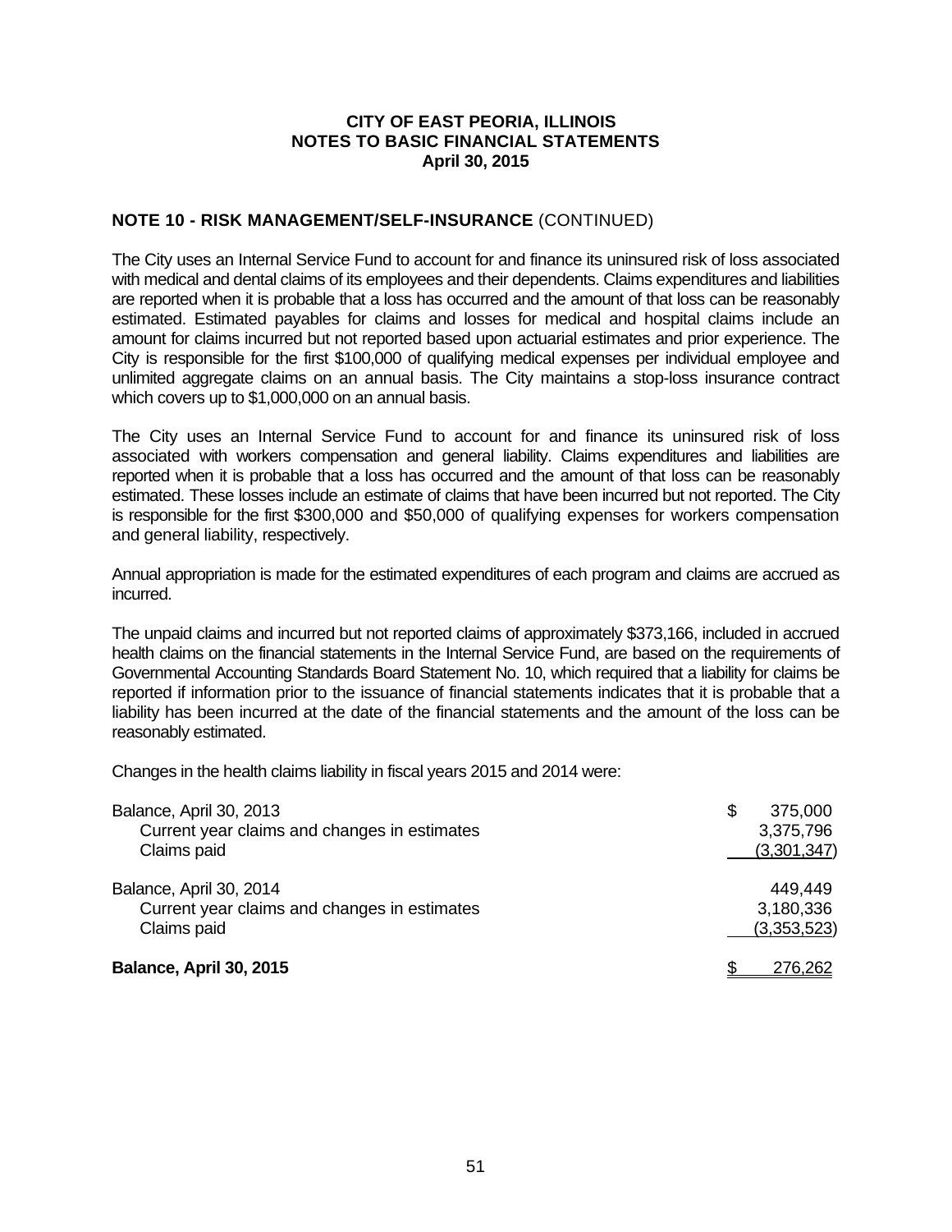**CITY OF EAST PEORIA, ILLINOIS**
**NOTES TO BASIC FINANCIAL STATEMENTS**
**April 30, 2015**

## NOTE 10 - RISK MANAGEMENT/SELF-INSURANCE (CONTINUED)

The City uses an Internal Service Fund to account for and finance its uninsured risk of loss associated with medical and dental claims of its employees and their dependents. Claims expenditures and liabilities are reported when it is probable that a loss has occurred and the amount of that loss can be reasonably estimated. Estimated payables for claims and losses for medical and hospital claims include an amount for claims incurred but not reported based upon actuarial estimates and prior experience. The City is responsible for the first $100,000 of qualifying medical expenses per individual employee and unlimited aggregate claims on an annual basis. The City maintains a stop-loss insurance contract which covers up to $1,000,000 on an annual basis.

The City uses an Internal Service Fund to account for and finance its uninsured risk of loss associated with workers compensation and general liability. Claims expenditures and liabilities are reported when it is probable that a loss has occurred and the amount of that loss can be reasonably estimated. These losses include an estimate of claims that have been incurred but not reported. The City is responsible for the first $300,000 and $50,000 of qualifying expenses for workers compensation and general liability, respectively.

Annual appropriation is made for the estimated expenditures of each program and claims are accrued as incurred.

The unpaid claims and incurred but not reported claims of approximately $373,166, included in accrued health claims on the financial statements in the Internal Service Fund, are based on the requirements of Governmental Accounting Standards Board Statement No. 10, which required that a liability for claims be reported if information prior to the issuance of financial statements indicates that it is probable that a liability has been incurred at the date of the financial statements and the amount of the loss can be reasonably estimated.

Changes in the health claims liability in fiscal years 2015 and 2014 were:

| | |
|---|---|
| Balance, April 30, 2013 | $ 375,000 |
| Current year claims and changes in estimates | 3,375,796 |
| Claims paid | (3,301,347) |
| Balance, April 30, 2014 | 449,449 |
| Current year claims and changes in estimates | 3,180,336 |
| Claims paid | (3,353,523) |
| **Balance, April 30, 2015** | $ 276,262 |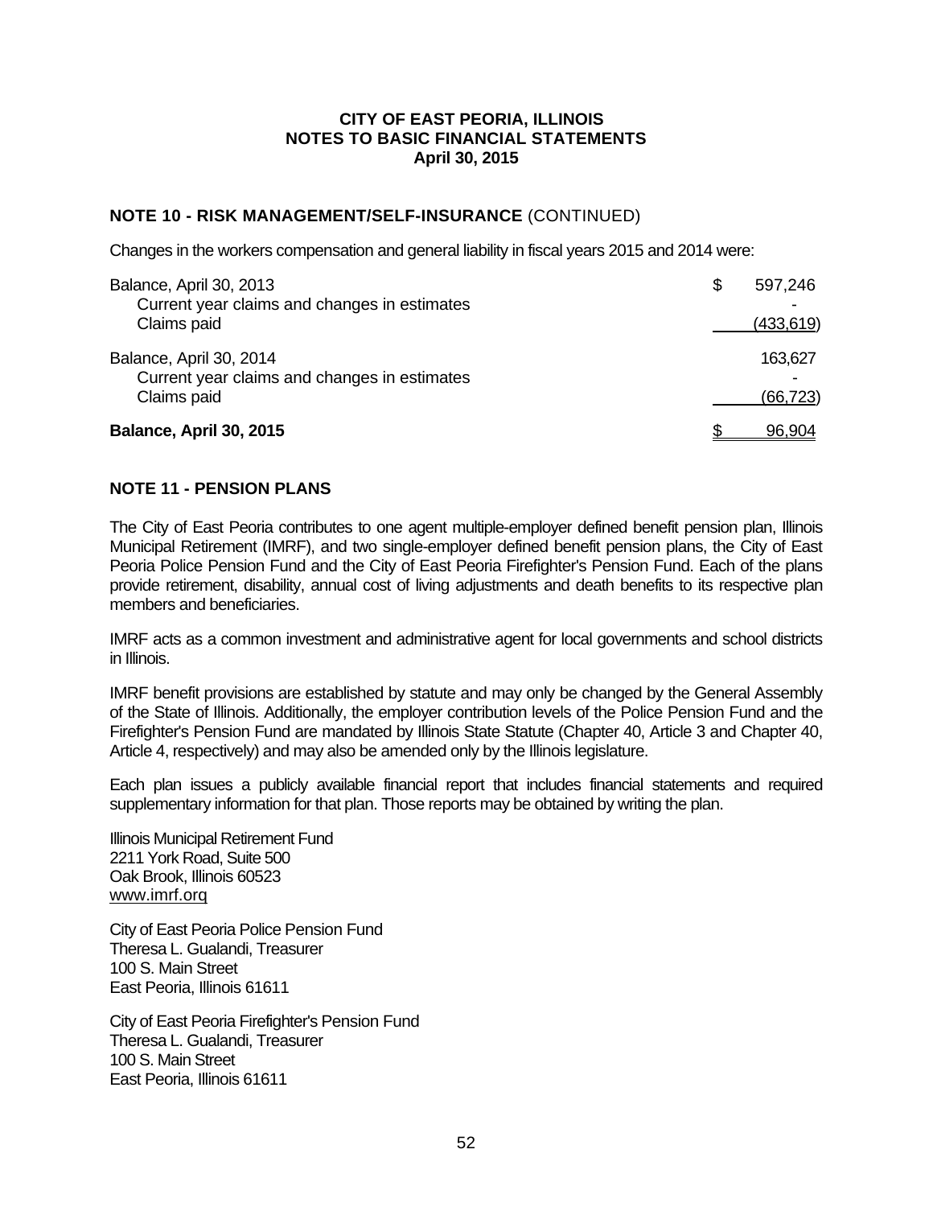## NOTE 10 - RISK MANAGEMENT/SELF-INSURANCE (CONTINUED)

Changes in the workers compensation and general liability in fiscal years 2015 and 2014 were:

| | |
|---|---|
| Balance, April 30, 2013 | $ 597,246 |
| Current year claims and changes in estimates | - |
| Claims paid | (433,619) |
| Balance, April 30, 2014 | 163,627 |
| Current year claims and changes in estimates | - |
| Claims paid | (66,723) |
| **Balance, April 30, 2015** | $ 96,904 |

## NOTE 11 - PENSION PLANS

The City of East Peoria contributes to one agent multiple-employer defined benefit pension plan, Illinois Municipal Retirement (IMRF), and two single-employer defined benefit pension plans, the City of East Peoria Police Pension Fund and the City of East Peoria Firefighter's Pension Fund. Each of the plans provide retirement, disability, annual cost of living adjustments and death benefits to its respective plan members and beneficiaries.

IMRF acts as a common investment and administrative agent for local governments and school districts in Illinois.

IMRF benefit provisions are established by statute and may only be changed by the General Assembly of the State of Illinois. Additionally, the employer contribution levels of the Police Pension Fund and the Firefighter's Pension Fund are mandated by Illinois State Statute (Chapter 40, Article 3 and Chapter 40, Article 4, respectively) and may also be amended only by the Illinois legislature.

Each plan issues a publicly available financial report that includes financial statements and required supplementary information for that plan. Those reports may be obtained by writing the plan.

Illinois Municipal Retirement Fund
2211 York Road, Suite 500
Oak Brook, Illinois 60523
www.imrf.org

City of East Peoria Police Pension Fund
Theresa L. Gualandi, Treasurer
100 S. Main Street
East Peoria, Illinois 61611

City of East Peoria Firefighter's Pension Fund
Theresa L. Gualandi, Treasurer
100 S. Main Street
East Peoria, Illinois 61611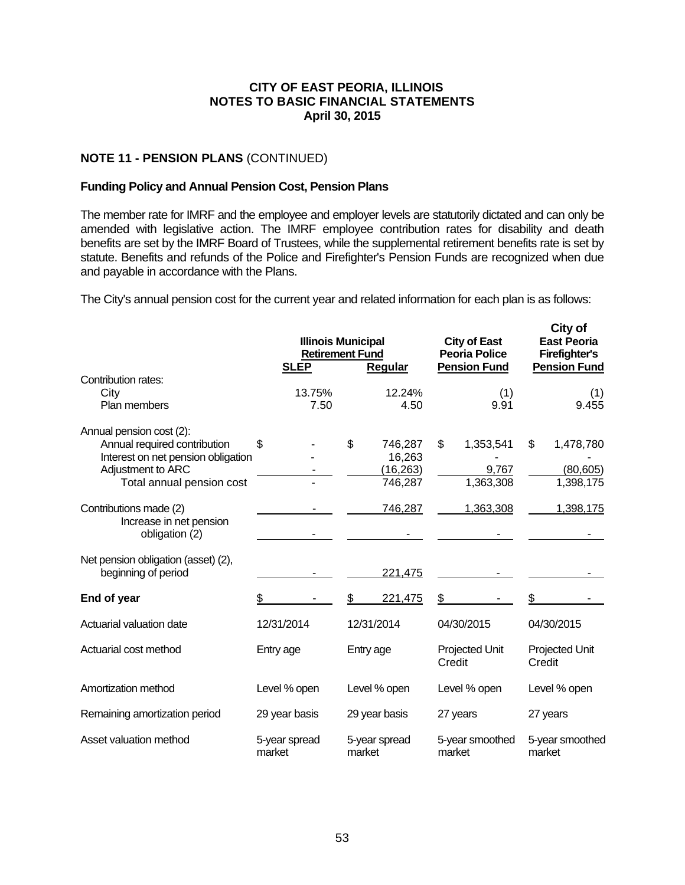## NOTE 11 - PENSION PLANS (CONTINUED)

### Funding Policy and Annual Pension Cost, Pension Plans

The member rate for IMRF and the employee and employer levels are statutorily dictated and can only be amended with legislative action. The IMRF employee contribution rates for disability and death benefits are set by the IMRF Board of Trustees, while the supplemental retirement benefits rate is set by statute. Benefits and refunds of the Police and Firefighter's Pension Funds are recognized when due and payable in accordance with the Plans.

The City's annual pension cost for the current year and related information for each plan is as follows:

| | Illinois Municipal Retirement Fund | | City of East Peoria Police | City of East Peoria Firefighter's |
|---|---|---|---|---|
| | SLEP | Regular | Pension Fund | Pension Fund |
| Contribution rates: | | | | |
| City | 13.75% | 12.24% | (1) | (1) |
| Plan members | 7.50 | 4.50 | 9.91 | 9.455 |
| Annual pension cost (2): | | | | |
| Annual required contribution | $ - | $ 746,287 | $ 1,353,541 | $ 1,478,780 |
| Interest on net pension obligation | - | 16,263 | - | - |
| Adjustment to ARC | - | (16,263) | 9,767 | (80,605) |
| Total annual pension cost | - | 746,287 | 1,363,308 | 1,398,175 |
| Contributions made (2) | - | 746,287 | 1,363,308 | 1,398,175 |
| Increase in net pension obligation (2) | - | - | - | - |
| Net pension obligation (asset) (2), beginning of period | - | 221,475 | - | - |
| **End of year** | $ - | $ 221,475 | $ - | $ - |
| Actuarial valuation date | 12/31/2014 | 12/31/2014 | 04/30/2015 | 04/30/2015 |
| Actuarial cost method | Entry age | Entry age | Projected Unit Credit | Projected Unit Credit |
| Amortization method | Level % open | Level % open | Level % open | Level % open |
| Remaining amortization period | 29 year basis | 29 year basis | 27 years | 27 years |
| Asset valuation method | 5-year spread market | 5-year spread market | 5-year smoothed market | 5-year smoothed market |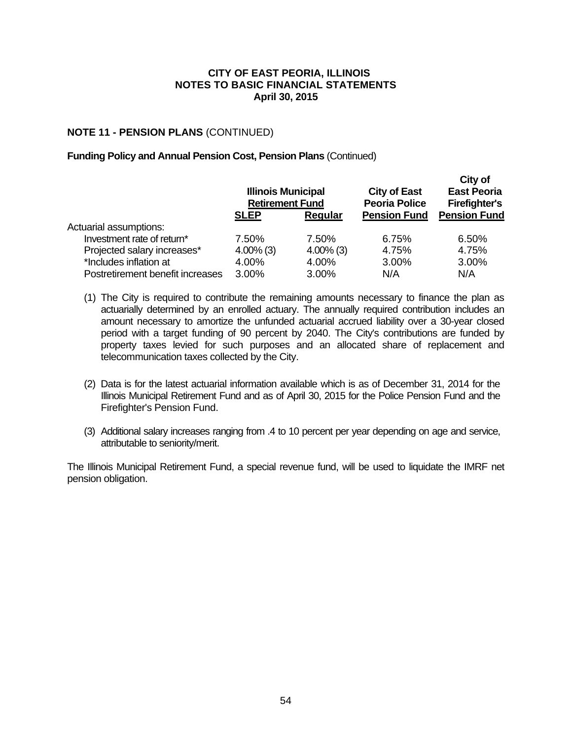**CITY OF EAST PEORIA, ILLINOIS**
**NOTES TO BASIC FINANCIAL STATEMENTS**
**April 30, 2015**

## NOTE 11 - PENSION PLANS (CONTINUED)

**Funding Policy and Annual Pension Cost, Pension Plans** (Continued)

| | Illinois Municipal Retirement Fund | | City of East Peoria Police Pension Fund | City of East Peoria Firefighter's Pension Fund |
|---|---|---|---|---|
| | SLEP | Regular | | |
| Actuarial assumptions: | | | | |
| Investment rate of return* | 7.50% | 7.50% | 6.75% | 6.50% |
| Projected salary increases* | 4.00% (3) | 4.00% (3) | 4.75% | 4.75% |
| *Includes inflation at | 4.00% | 4.00% | 3.00% | 3.00% |
| Postretirement benefit increases | 3.00% | 3.00% | N/A | N/A |

(1) The City is required to contribute the remaining amounts necessary to finance the plan as actuarially determined by an enrolled actuary. The annually required contribution includes an amount necessary to amortize the unfunded actuarial accrued liability over a 30-year closed period with a target funding of 90 percent by 2040. The City's contributions are funded by property taxes levied for such purposes and an allocated share of replacement and telecommunication taxes collected by the City.

(2) Data is for the latest actuarial information available which is as of December 31, 2014 for the Illinois Municipal Retirement Fund and as of April 30, 2015 for the Police Pension Fund and the Firefighter's Pension Fund.

(3) Additional salary increases ranging from .4 to 10 percent per year depending on age and service, attributable to seniority/merit.

The Illinois Municipal Retirement Fund, a special revenue fund, will be used to liquidate the IMRF net pension obligation.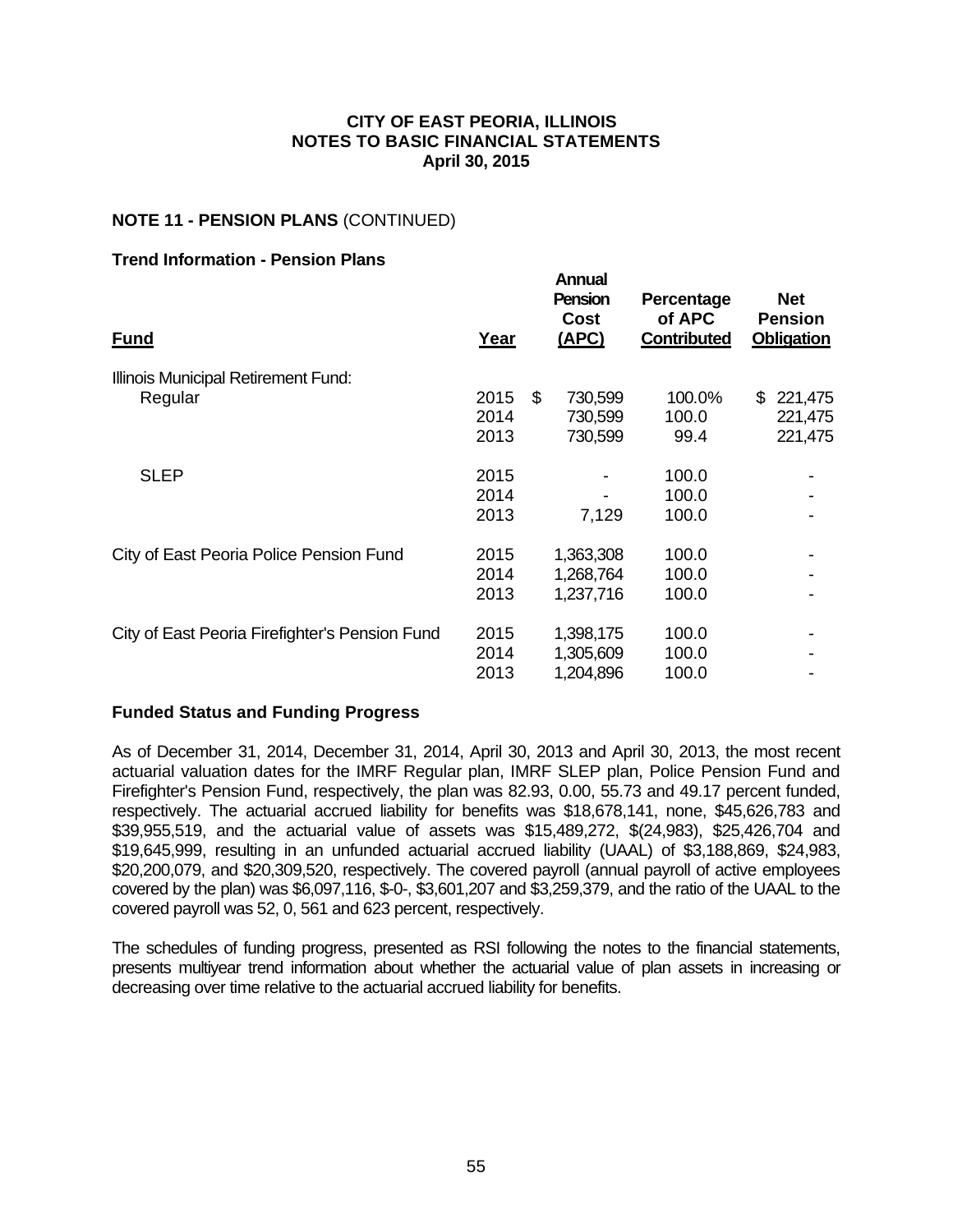**CITY OF EAST PEORIA, ILLINOIS**
**NOTES TO BASIC FINANCIAL STATEMENTS**
**April 30, 2015**

**NOTE 11 - PENSION PLANS** (CONTINUED)

**Trend Information - Pension Plans**

| Fund | Year | Annual Pension Cost (APC) | Percentage of APC Contributed | Net Pension Obligation |
|---|---|---|---|---|
| Illinois Municipal Retirement Fund: | | | | |
| Regular | 2015 | $ 730,599 | 100.0% | $ 221,475 |
| | 2014 | 730,599 | 100.0 | 221,475 |
| | 2013 | 730,599 | 99.4 | 221,475 |
| SLEP | 2015 | - | 100.0 | - |
| | 2014 | - | 100.0 | - |
| | 2013 | 7,129 | 100.0 | - |
| City of East Peoria Police Pension Fund | 2015 | 1,363,308 | 100.0 | - |
| | 2014 | 1,268,764 | 100.0 | - |
| | 2013 | 1,237,716 | 100.0 | - |
| City of East Peoria Firefighter's Pension Fund | 2015 | 1,398,175 | 100.0 | - |
| | 2014 | 1,305,609 | 100.0 | - |
| | 2013 | 1,204,896 | 100.0 | - |

**Funded Status and Funding Progress**

As of December 31, 2014, December 31, 2014, April 30, 2013 and April 30, 2013, the most recent actuarial valuation dates for the IMRF Regular plan, IMRF SLEP plan, Police Pension Fund and Firefighter's Pension Fund, respectively, the plan was 82.93, 0.00, 55.73 and 49.17 percent funded, respectively. The actuarial accrued liability for benefits was $18,678,141, none, $45,626,783 and $39,955,519, and the actuarial value of assets was $15,489,272, $(24,983), $25,426,704 and $19,645,999, resulting in an unfunded actuarial accrued liability (UAAL) of $3,188,869, $24,983, $20,200,079, and $20,309,520, respectively. The covered payroll (annual payroll of active employees covered by the plan) was $6,097,116, $-0-, $3,601,207 and $3,259,379, and the ratio of the UAAL to the covered payroll was 52, 0, 561 and 623 percent, respectively.

The schedules of funding progress, presented as RSI following the notes to the financial statements, presents multiyear trend information about whether the actuarial value of plan assets in increasing or decreasing over time relative to the actuarial accrued liability for benefits.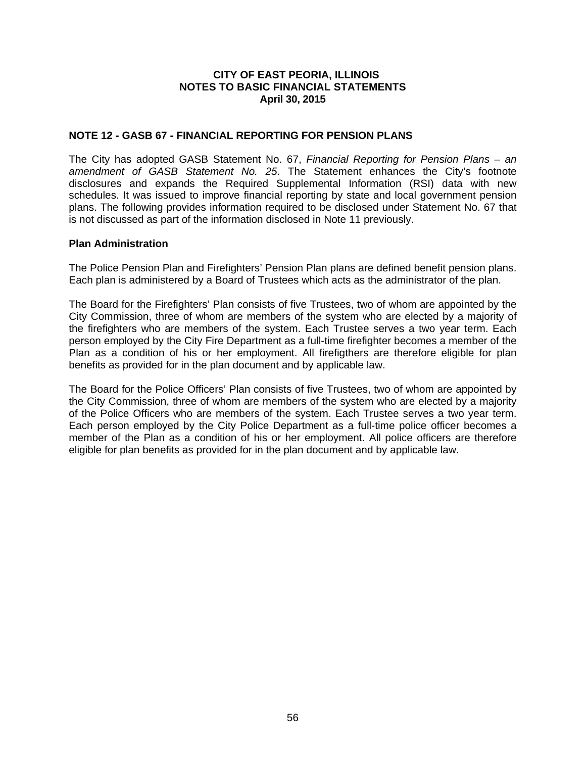# CITY OF EAST PEORIA, ILLINOIS
## NOTES TO BASIC FINANCIAL STATEMENTS
### April 30, 2015

## NOTE 12 - GASB 67 - FINANCIAL REPORTING FOR PENSION PLANS

The City has adopted GASB Statement No. 67, *Financial Reporting for Pension Plans – an amendment of GASB Statement No. 25*. The Statement enhances the City's footnote disclosures and expands the Required Supplemental Information (RSI) data with new schedules. It was issued to improve financial reporting by state and local government pension plans. The following provides information required to be disclosed under Statement No. 67 that is not discussed as part of the information disclosed in Note 11 previously.

### Plan Administration

The Police Pension Plan and Firefighters' Pension Plan plans are defined benefit pension plans. Each plan is administered by a Board of Trustees which acts as the administrator of the plan.

The Board for the Firefighters' Plan consists of five Trustees, two of whom are appointed by the City Commission, three of whom are members of the system who are elected by a majority of the firefighters who are members of the system. Each Trustee serves a two year term. Each person employed by the City Fire Department as a full-time firefighter becomes a member of the Plan as a condition of his or her employment. All firefigthers are therefore eligible for plan benefits as provided for in the plan document and by applicable law.

The Board for the Police Officers' Plan consists of five Trustees, two of whom are appointed by the City Commission, three of whom are members of the system who are elected by a majority of the Police Officers who are members of the system. Each Trustee serves a two year term. Each person employed by the City Police Department as a full-time police officer becomes a member of the Plan as a condition of his or her employment. All police officers are therefore eligible for plan benefits as provided for in the plan document and by applicable law.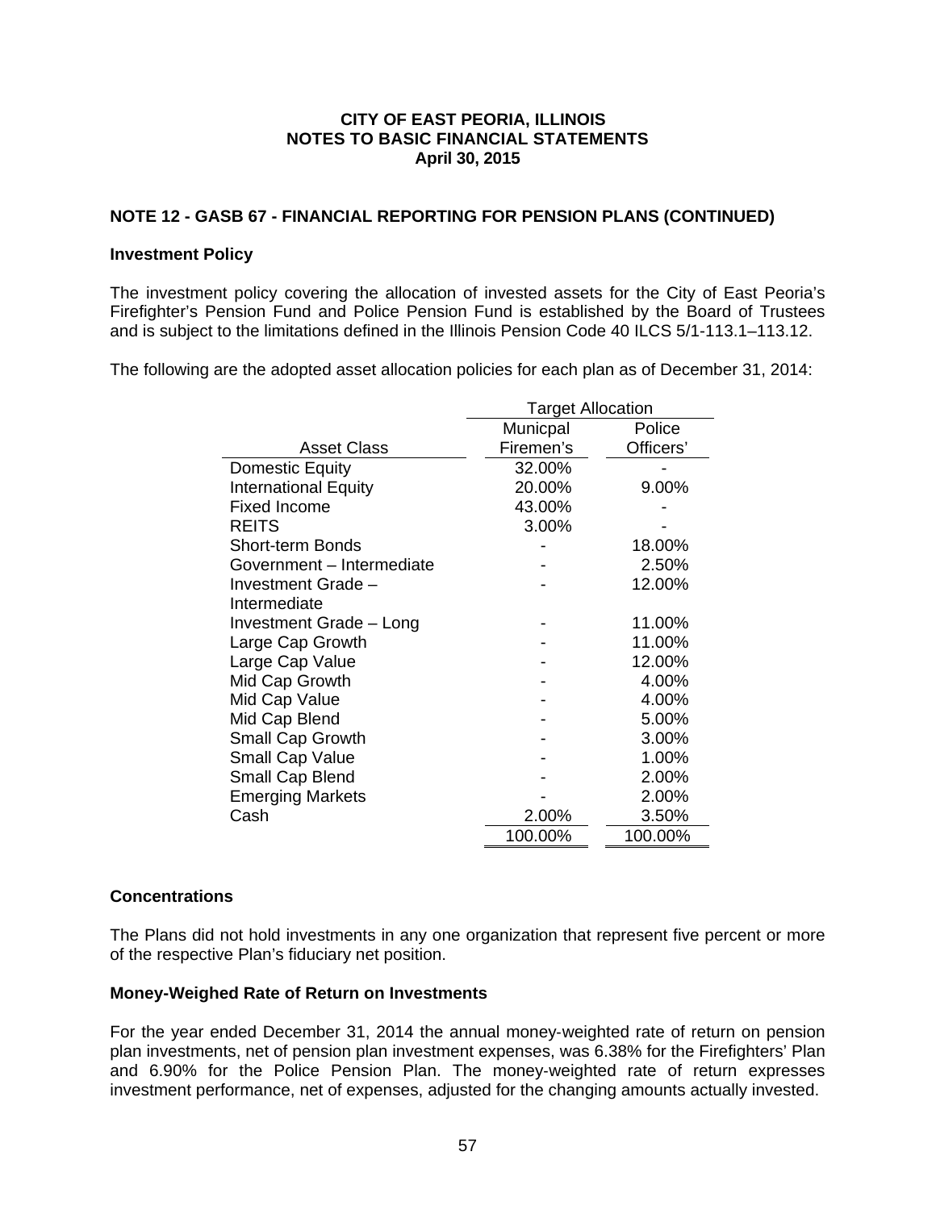**CITY OF EAST PEORIA, ILLINOIS**
**NOTES TO BASIC FINANCIAL STATEMENTS**
**April 30, 2015**

## NOTE 12 - GASB 67 - FINANCIAL REPORTING FOR PENSION PLANS (CONTINUED)

### Investment Policy

The investment policy covering the allocation of invested assets for the City of East Peoria's Firefighter's Pension Fund and Police Pension Fund is established by the Board of Trustees and is subject to the limitations defined in the Illinois Pension Code 40 ILCS 5/1-113.1–113.12.

The following are the adopted asset allocation policies for each plan as of December 31, 2014:

| | Target Allocation | |
|---|---|---|
| Asset Class | Municpal Firemen's | Police Officers' |
| Domestic Equity | 32.00% | - |
| International Equity | 20.00% | 9.00% |
| Fixed Income | 43.00% | - |
| REITS | 3.00% | - |
| Short-term Bonds | - | 18.00% |
| Government – Intermediate | - | 2.50% |
| Investment Grade – Intermediate | - | 12.00% |
| Investment Grade – Long | - | 11.00% |
| Large Cap Growth | - | 11.00% |
| Large Cap Value | - | 12.00% |
| Mid Cap Growth | - | 4.00% |
| Mid Cap Value | - | 4.00% |
| Mid Cap Blend | - | 5.00% |
| Small Cap Growth | - | 3.00% |
| Small Cap Value | - | 1.00% |
| Small Cap Blend | - | 2.00% |
| Emerging Markets | - | 2.00% |
| Cash | 2.00% | 3.50% |
| | 100.00% | 100.00% |

### Concentrations

The Plans did not hold investments in any one organization that represent five percent or more of the respective Plan's fiduciary net position.

### Money-Weighed Rate of Return on Investments

For the year ended December 31, 2014 the annual money-weighted rate of return on pension plan investments, net of pension plan investment expenses, was 6.38% for the Firefighters' Plan and 6.90% for the Police Pension Plan. The money-weighted rate of return expresses investment performance, net of expenses, adjusted for the changing amounts actually invested.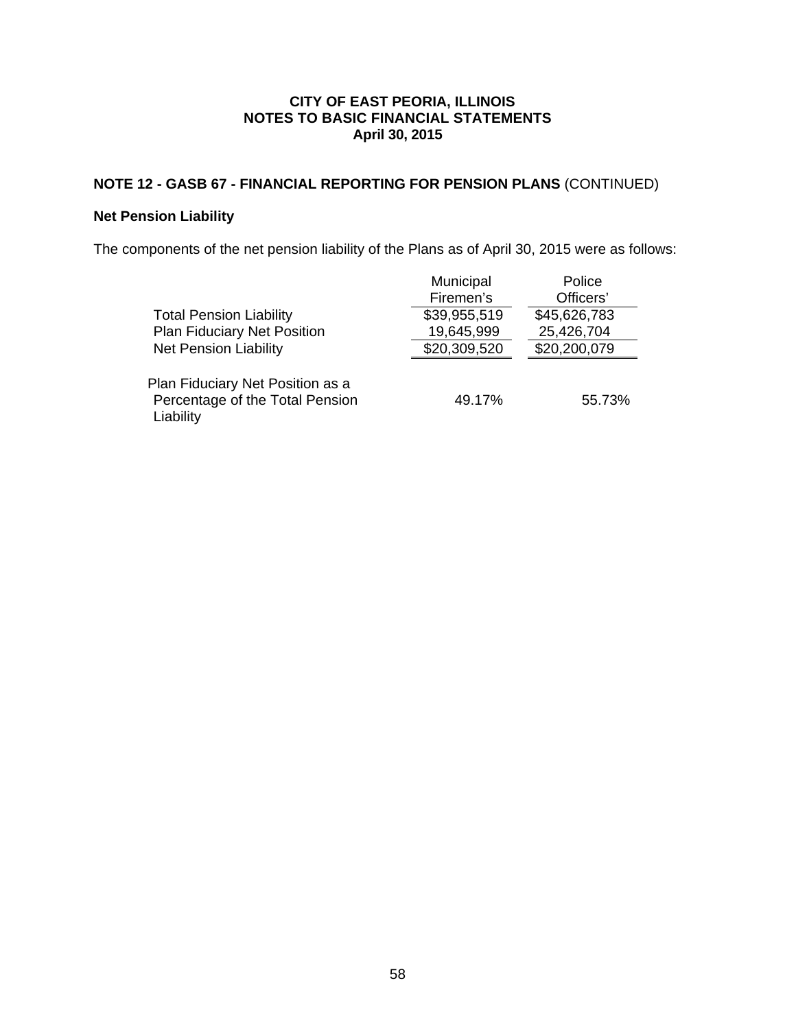**CITY OF EAST PEORIA, ILLINOIS**
**NOTES TO BASIC FINANCIAL STATEMENTS**
**April 30, 2015**

## NOTE 12 - GASB 67 - FINANCIAL REPORTING FOR PENSION PLANS (CONTINUED)

### Net Pension Liability

The components of the net pension liability of the Plans as of April 30, 2015 were as follows:

| | Municipal Firemen's | Police Officers' |
|---|---|---|
| Total Pension Liability | $39,955,519 | $45,626,783 |
| Plan Fiduciary Net Position | 19,645,999 | 25,426,704 |
| Net Pension Liability | $20,309,520 | $20,200,079 |
| Plan Fiduciary Net Position as a Percentage of the Total Pension Liability | 49.17% | 55.73% |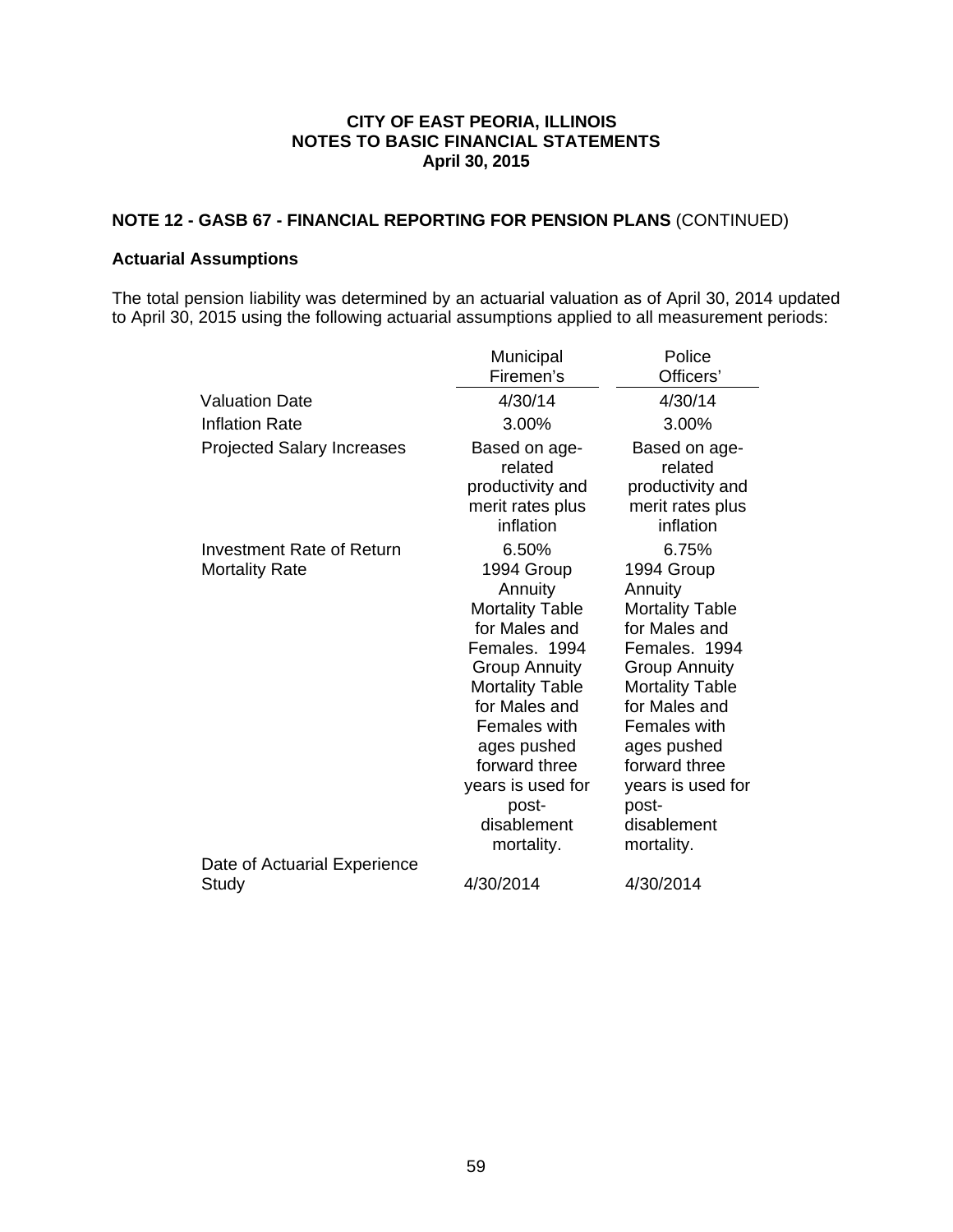**CITY OF EAST PEORIA, ILLINOIS**
**NOTES TO BASIC FINANCIAL STATEMENTS**
**April 30, 2015**

**NOTE 12 - GASB 67 - FINANCIAL REPORTING FOR PENSION PLANS** (CONTINUED)

**Actuarial Assumptions**

The total pension liability was determined by an actuarial valuation as of April 30, 2014 updated to April 30, 2015 using the following actuarial assumptions applied to all measurement periods:

| | Municipal Firemen's | Police Officers' |
|---|---|---|
| Valuation Date | 4/30/14 | 4/30/14 |
| Inflation Rate | 3.00% | 3.00% |
| Projected Salary Increases | Based on age-related productivity and merit rates plus inflation | Based on age-related productivity and merit rates plus inflation |
| Investment Rate of Return | 6.50% | 6.75% |
| Mortality Rate | 1994 Group Annuity Mortality Table for Males and Females. 1994 Group Annuity Mortality Table for Males and Females with ages pushed forward three years is used for post-disablement mortality. | 1994 Group Annuity Mortality Table for Males and Females. 1994 Group Annuity Mortality Table for Males and Females with ages pushed forward three years is used for post-disablement mortality. |
| Date of Actuarial Experience Study | 4/30/2014 | 4/30/2014 |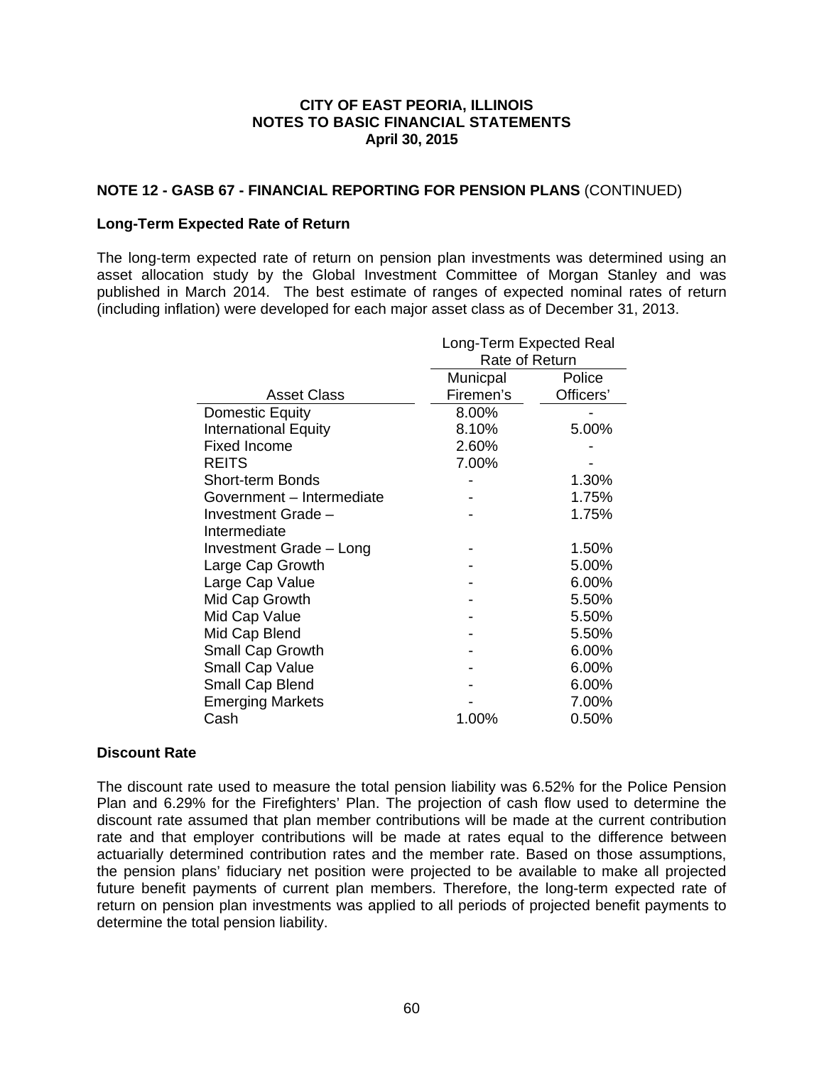**CITY OF EAST PEORIA, ILLINOIS**
**NOTES TO BASIC FINANCIAL STATEMENTS**
**April 30, 2015**

**NOTE 12 - GASB 67 - FINANCIAL REPORTING FOR PENSION PLANS** (CONTINUED)

**Long-Term Expected Rate of Return**

The long-term expected rate of return on pension plan investments was determined using an asset allocation study by the Global Investment Committee of Morgan Stanley and was published in March 2014. The best estimate of ranges of expected nominal rates of return (including inflation) were developed for each major asset class as of December 31, 2013.

| | Long-Term Expected Real Rate of Return | |
|---|---|---|
| Asset Class | Municpal Firemen's | Police Officers' |
| Domestic Equity | 8.00% | - |
| International Equity | 8.10% | 5.00% |
| Fixed Income | 2.60% | - |
| REITS | 7.00% | - |
| Short-term Bonds | - | 1.30% |
| Government – Intermediate | - | 1.75% |
| Investment Grade – Intermediate | - | 1.75% |
| Investment Grade – Long | - | 1.50% |
| Large Cap Growth | - | 5.00% |
| Large Cap Value | - | 6.00% |
| Mid Cap Growth | - | 5.50% |
| Mid Cap Value | - | 5.50% |
| Mid Cap Blend | - | 5.50% |
| Small Cap Growth | - | 6.00% |
| Small Cap Value | - | 6.00% |
| Small Cap Blend | - | 6.00% |
| Emerging Markets | - | 7.00% |
| Cash | 1.00% | 0.50% |

**Discount Rate**

The discount rate used to measure the total pension liability was 6.52% for the Police Pension Plan and 6.29% for the Firefighters' Plan. The projection of cash flow used to determine the discount rate assumed that plan member contributions will be made at the current contribution rate and that employer contributions will be made at rates equal to the difference between actuarially determined contribution rates and the member rate. Based on those assumptions, the pension plans' fiduciary net position were projected to be available to make all projected future benefit payments of current plan members. Therefore, the long-term expected rate of return on pension plan investments was applied to all periods of projected benefit payments to determine the total pension liability.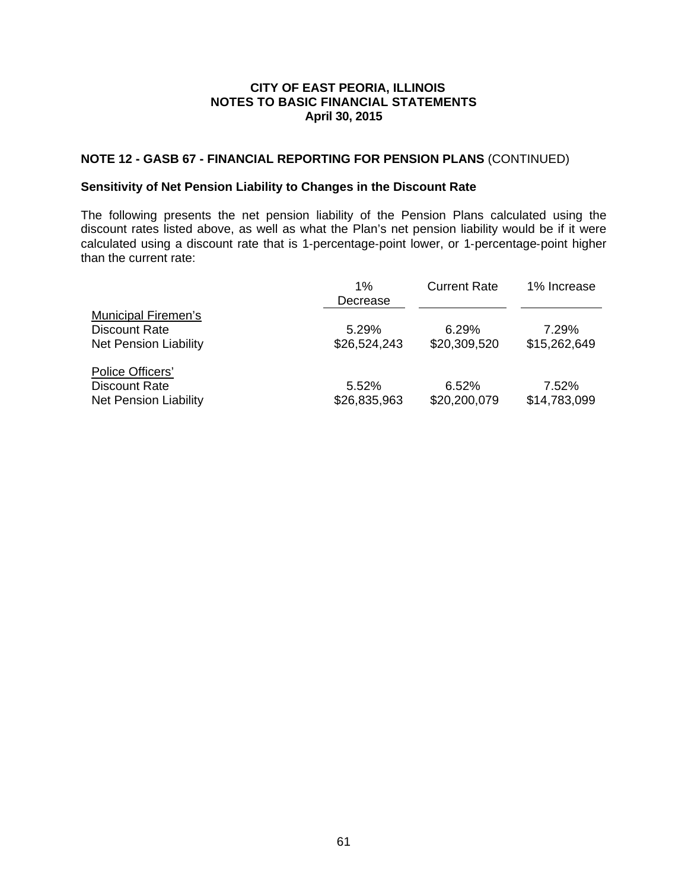**CITY OF EAST PEORIA, ILLINOIS**
**NOTES TO BASIC FINANCIAL STATEMENTS**
**April 30, 2015**

## NOTE 12 - GASB 67 - FINANCIAL REPORTING FOR PENSION PLANS (CONTINUED)

### Sensitivity of Net Pension Liability to Changes in the Discount Rate

The following presents the net pension liability of the Pension Plans calculated using the discount rates listed above, as well as what the Plan's net pension liability would be if it were calculated using a discount rate that is 1-percentage-point lower, or 1-percentage-point higher than the current rate:

| | 1% Decrease | Current Rate | 1% Increase |
|---|---|---|---|
| Municipal Firemen's | | | |
| Discount Rate | 5.29% | 6.29% | 7.29% |
| Net Pension Liability | $26,524,243 | $20,309,520 | $15,262,649 |
| Police Officers' | | | |
| Discount Rate | 5.52% | 6.52% | 7.52% |
| Net Pension Liability | $26,835,963 | $20,200,079 | $14,783,099 |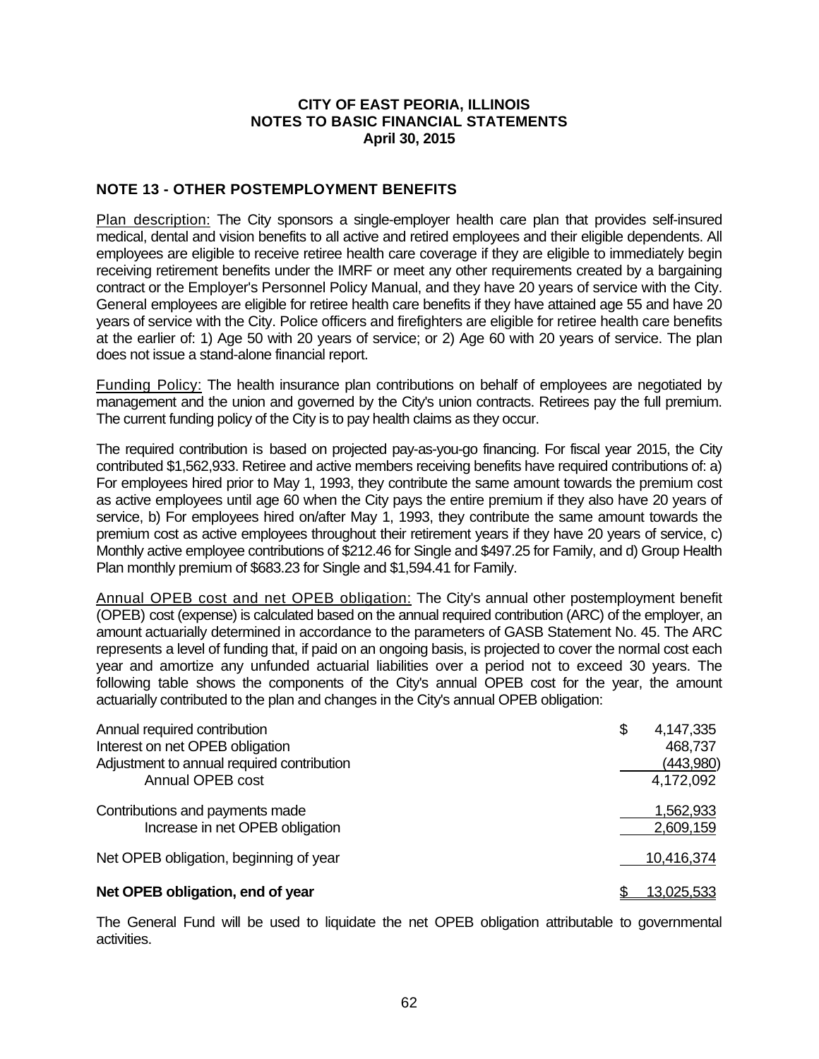# CITY OF EAST PEORIA, ILLINOIS
# NOTES TO BASIC FINANCIAL STATEMENTS
# April 30, 2015

## NOTE 13 - OTHER POSTEMPLOYMENT BENEFITS

Plan description: The City sponsors a single-employer health care plan that provides self-insured medical, dental and vision benefits to all active and retired employees and their eligible dependents. All employees are eligible to receive retiree health care coverage if they are eligible to immediately begin receiving retirement benefits under the IMRF or meet any other requirements created by a bargaining contract or the Employer's Personnel Policy Manual, and they have 20 years of service with the City. General employees are eligible for retiree health care benefits if they have attained age 55 and have 20 years of service with the City. Police officers and firefighters are eligible for retiree health care benefits at the earlier of: 1) Age 50 with 20 years of service; or 2) Age 60 with 20 years of service. The plan does not issue a stand-alone financial report.

Funding Policy: The health insurance plan contributions on behalf of employees are negotiated by management and the union and governed by the City's union contracts. Retirees pay the full premium. The current funding policy of the City is to pay health claims as they occur.

The required contribution is based on projected pay-as-you-go financing. For fiscal year 2015, the City contributed $1,562,933. Retiree and active members receiving benefits have required contributions of: a) For employees hired prior to May 1, 1993, they contribute the same amount towards the premium cost as active employees until age 60 when the City pays the entire premium if they also have 20 years of service, b) For employees hired on/after May 1, 1993, they contribute the same amount towards the premium cost as active employees throughout their retirement years if they have 20 years of service, c) Monthly active employee contributions of $212.46 for Single and $497.25 for Family, and d) Group Health Plan monthly premium of $683.23 for Single and $1,594.41 for Family.

Annual OPEB cost and net OPEB obligation: The City's annual other postemployment benefit (OPEB) cost (expense) is calculated based on the annual required contribution (ARC) of the employer, an amount actuarially determined in accordance to the parameters of GASB Statement No. 45. The ARC represents a level of funding that, if paid on an ongoing basis, is projected to cover the normal cost each year and amortize any unfunded actuarial liabilities over a period not to exceed 30 years. The following table shows the components of the City's annual OPEB cost for the year, the amount actuarially contributed to the plan and changes in the City's annual OPEB obligation:

| | |
|---|---|
| Annual required contribution | $ 4,147,335 |
| Interest on net OPEB obligation | 468,737 |
| Adjustment to annual required contribution | (443,980) |
| Annual OPEB cost | 4,172,092 |
| Contributions and payments made | 1,562,933 |
| Increase in net OPEB obligation | 2,609,159 |
| Net OPEB obligation, beginning of year | 10,416,374 |
| **Net OPEB obligation, end of year** | $ 13,025,533 |

The General Fund will be used to liquidate the net OPEB obligation attributable to governmental activities.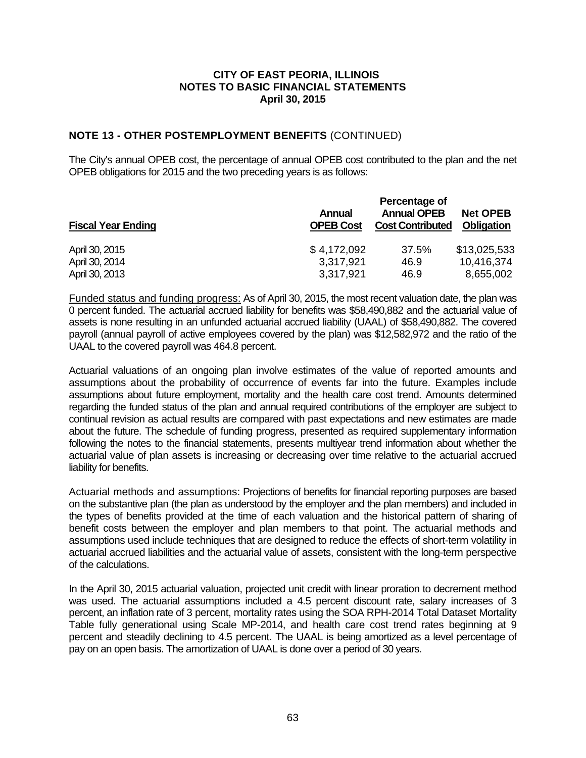**CITY OF EAST PEORIA, ILLINOIS**
**NOTES TO BASIC FINANCIAL STATEMENTS**
**April 30, 2015**

## NOTE 13 - OTHER POSTEMPLOYMENT BENEFITS (CONTINUED)

The City's annual OPEB cost, the percentage of annual OPEB cost contributed to the plan and the net OPEB obligations for 2015 and the two preceding years is as follows:

| Fiscal Year Ending | Annual OPEB Cost | Percentage of Annual OPEB Cost Contributed | Net OPEB Obligation |
|---|---|---|---|
| April 30, 2015 | $ 4,172,092 | 37.5% | $13,025,533 |
| April 30, 2014 | 3,317,921 | 46.9 | 10,416,374 |
| April 30, 2013 | 3,317,921 | 46.9 | 8,655,002 |

Funded status and funding progress: As of April 30, 2015, the most recent valuation date, the plan was 0 percent funded. The actuarial accrued liability for benefits was $58,490,882 and the actuarial value of assets is none resulting in an unfunded actuarial accrued liability (UAAL) of $58,490,882. The covered payroll (annual payroll of active employees covered by the plan) was $12,582,972 and the ratio of the UAAL to the covered payroll was 464.8 percent.

Actuarial valuations of an ongoing plan involve estimates of the value of reported amounts and assumptions about the probability of occurrence of events far into the future. Examples include assumptions about future employment, mortality and the health care cost trend. Amounts determined regarding the funded status of the plan and annual required contributions of the employer are subject to continual revision as actual results are compared with past expectations and new estimates are made about the future. The schedule of funding progress, presented as required supplementary information following the notes to the financial statements, presents multiyear trend information about whether the actuarial value of plan assets is increasing or decreasing over time relative to the actuarial accrued liability for benefits.

Actuarial methods and assumptions: Projections of benefits for financial reporting purposes are based on the substantive plan (the plan as understood by the employer and the plan members) and included in the types of benefits provided at the time of each valuation and the historical pattern of sharing of benefit costs between the employer and plan members to that point. The actuarial methods and assumptions used include techniques that are designed to reduce the effects of short-term volatility in actuarial accrued liabilities and the actuarial value of assets, consistent with the long-term perspective of the calculations.

In the April 30, 2015 actuarial valuation, projected unit credit with linear proration to decrement method was used. The actuarial assumptions included a 4.5 percent discount rate, salary increases of 3 percent, an inflation rate of 3 percent, mortality rates using the SOA RPH-2014 Total Dataset Mortality Table fully generational using Scale MP-2014, and health care cost trend rates beginning at 9 percent and steadily declining to 4.5 percent. The UAAL is being amortized as a level percentage of pay on an open basis. The amortization of UAAL is done over a period of 30 years.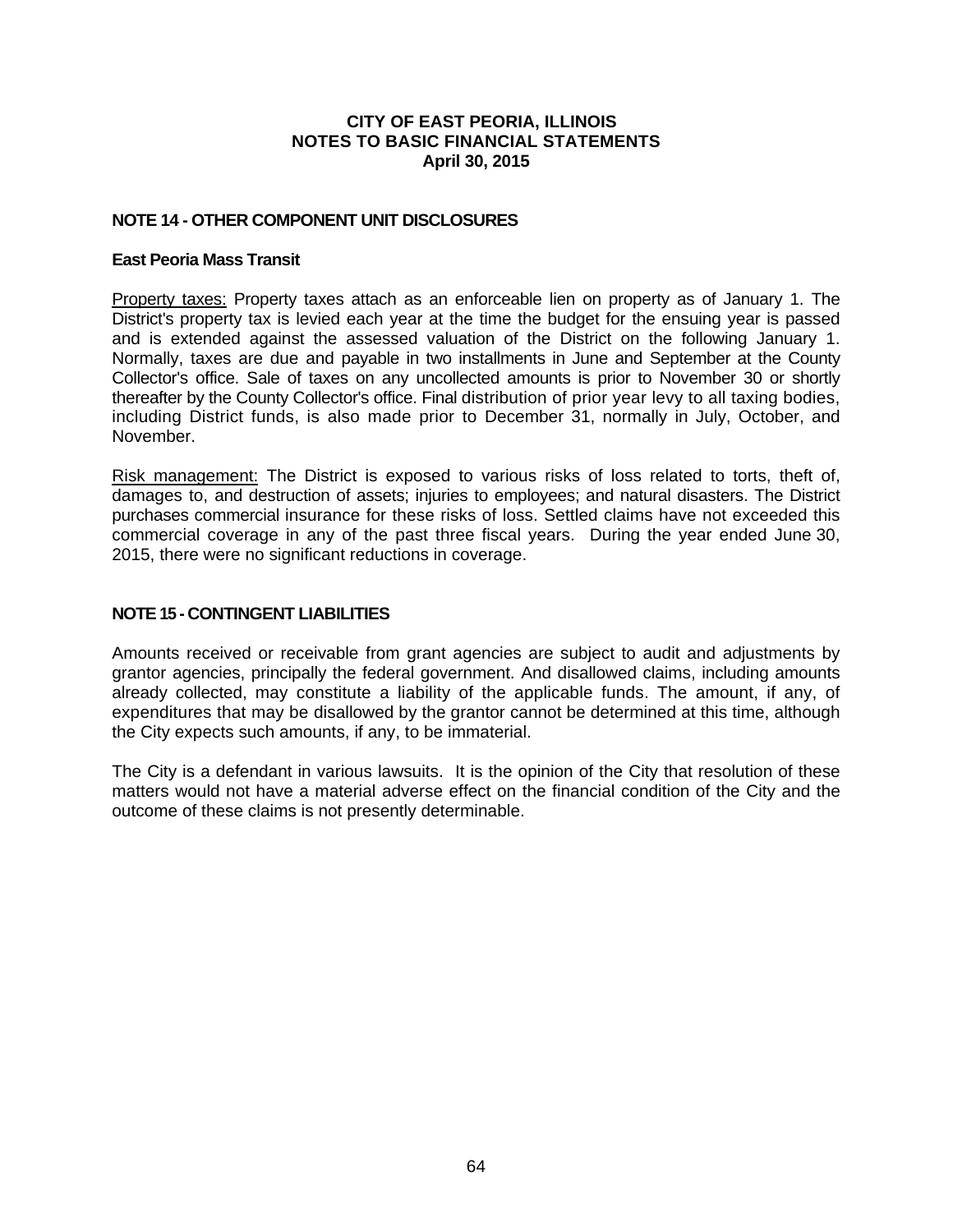**CITY OF EAST PEORIA, ILLINOIS**
**NOTES TO BASIC FINANCIAL STATEMENTS**
**April 30, 2015**

## NOTE 14 - OTHER COMPONENT UNIT DISCLOSURES

### East Peoria Mass Transit

Property taxes: Property taxes attach as an enforceable lien on property as of January 1. The District's property tax is levied each year at the time the budget for the ensuing year is passed and is extended against the assessed valuation of the District on the following January 1. Normally, taxes are due and payable in two installments in June and September at the County Collector's office. Sale of taxes on any uncollected amounts is prior to November 30 or shortly thereafter by the County Collector's office. Final distribution of prior year levy to all taxing bodies, including District funds, is also made prior to December 31, normally in July, October, and November.

Risk management: The District is exposed to various risks of loss related to torts, theft of, damages to, and destruction of assets; injuries to employees; and natural disasters. The District purchases commercial insurance for these risks of loss. Settled claims have not exceeded this commercial coverage in any of the past three fiscal years. During the year ended June 30, 2015, there were no significant reductions in coverage.

## NOTE 15 - CONTINGENT LIABILITIES

Amounts received or receivable from grant agencies are subject to audit and adjustments by grantor agencies, principally the federal government. And disallowed claims, including amounts already collected, may constitute a liability of the applicable funds. The amount, if any, of expenditures that may be disallowed by the grantor cannot be determined at this time, although the City expects such amounts, if any, to be immaterial.

The City is a defendant in various lawsuits. It is the opinion of the City that resolution of these matters would not have a material adverse effect on the financial condition of the City and the outcome of these claims is not presently determinable.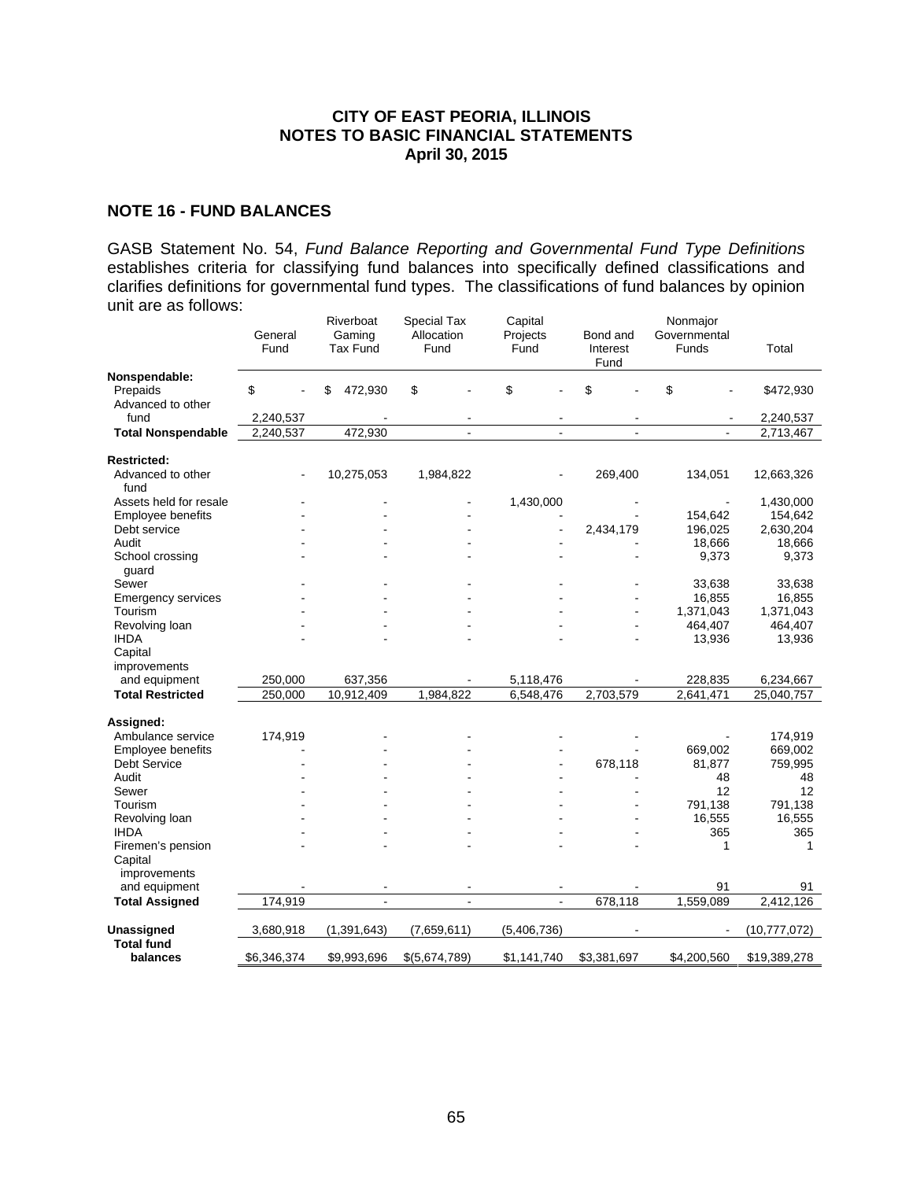# CITY OF EAST PEORIA, ILLINOIS
# NOTES TO BASIC FINANCIAL STATEMENTS
# April 30, 2015

## NOTE 16 - FUND BALANCES

GASB Statement No. 54, *Fund Balance Reporting and Governmental Fund Type Definitions* establishes criteria for classifying fund balances into specifically defined classifications and clarifies definitions for governmental fund types. The classifications of fund balances by opinion unit are as follows:

| | General Fund | Riverboat Gaming Tax Fund | Special Tax Allocation Fund | Capital Projects Fund | Bond and Interest Fund | Nonmajor Governmental Funds | Total |
|---|---|---|---|---|---|---|---|
| **Nonspendable:** | | | | | | | |
| Prepaids | $ - | $ 472,930 | $ - | $ - | $ - | $ - | $472,930 |
| Advanced to other fund | 2,240,537 | - | - | - | - | - | 2,240,537 |
| **Total Nonspendable** | 2,240,537 | 472,930 | - | - | - | - | 2,713,467 |
| **Restricted:** | | | | | | | |
| Advanced to other fund | - | 10,275,053 | 1,984,822 | - | 269,400 | 134,051 | 12,663,326 |
| Assets held for resale | - | - | - | 1,430,000 | - | - | 1,430,000 |
| Employee benefits | - | - | - | - | - | 154,642 | 154,642 |
| Debt service | - | - | - | - | 2,434,179 | 196,025 | 2,630,204 |
| Audit | - | - | - | - | - | 18,666 | 18,666 |
| School crossing guard | - | - | - | - | - | 9,373 | 9,373 |
| Sewer | - | - | - | - | - | 33,638 | 33,638 |
| Emergency services | - | - | - | - | - | 16,855 | 16,855 |
| Tourism | - | - | - | - | - | 1,371,043 | 1,371,043 |
| Revolving loan | - | - | - | - | - | 464,407 | 464,407 |
| IHDA | - | - | - | - | - | 13,936 | 13,936 |
| Capital improvements and equipment | 250,000 | 637,356 | - | 5,118,476 | - | 228,835 | 6,234,667 |
| **Total Restricted** | 250,000 | 10,912,409 | 1,984,822 | 6,548,476 | 2,703,579 | 2,641,471 | 25,040,757 |
| **Assigned:** | | | | | | | |
| Ambulance service | 174,919 | - | - | - | - | - | 174,919 |
| Employee benefits | - | - | - | - | - | 669,002 | 669,002 |
| Debt Service | - | - | - | - | 678,118 | 81,877 | 759,995 |
| Audit | - | - | - | - | - | 48 | 48 |
| Sewer | - | - | - | - | - | 12 | 12 |
| Tourism | - | - | - | - | - | 791,138 | 791,138 |
| Revolving loan | - | - | - | - | - | 16,555 | 16,555 |
| IHDA | - | - | - | - | - | 365 | 365 |
| Firemen's pension | - | - | - | - | - | 1 | 1 |
| Capital improvements and equipment | - | - | - | - | - | 91 | 91 |
| **Total Assigned** | 174,919 | - | - | - | 678,118 | 1,559,089 | 2,412,126 |
| **Unassigned** | 3,680,918 | (1,391,643) | (7,659,611) | (5,406,736) | - | - | (10,777,072) |
| **Total fund balances** | $6,346,374 | $9,993,696 | $(5,674,789) | $1,141,740 | $3,381,697 | $4,200,560 | $19,389,278 |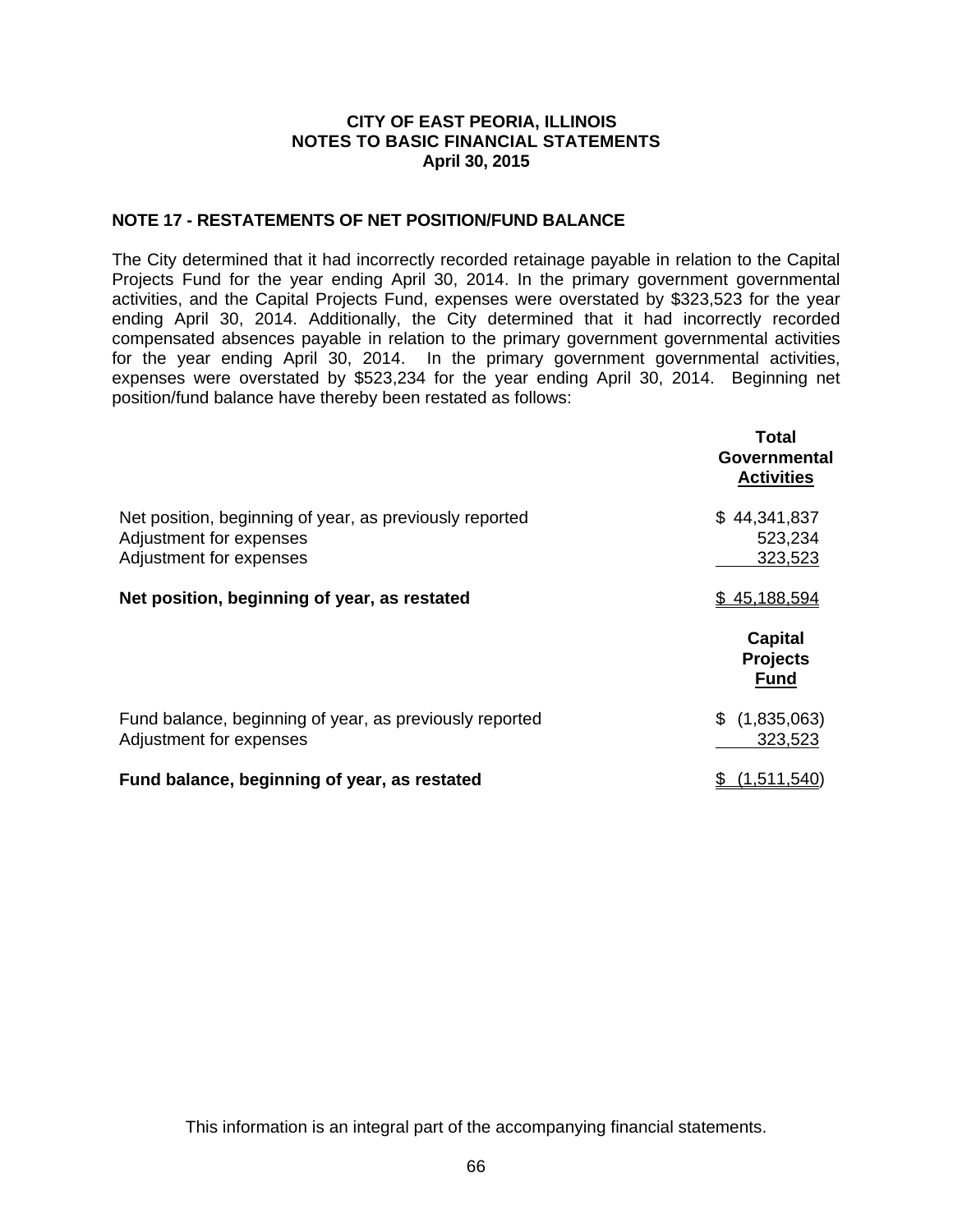**CITY OF EAST PEORIA, ILLINOIS**
**NOTES TO BASIC FINANCIAL STATEMENTS**
**April 30, 2015**

## NOTE 17 - RESTATEMENTS OF NET POSITION/FUND BALANCE

The City determined that it had incorrectly recorded retainage payable in relation to the Capital Projects Fund for the year ending April 30, 2014. In the primary government governmental activities, and the Capital Projects Fund, expenses were overstated by $323,523 for the year ending April 30, 2014. Additionally, the City determined that it had incorrectly recorded compensated absences payable in relation to the primary government governmental activities for the year ending April 30, 2014. In the primary government governmental activities, expenses were overstated by $523,234 for the year ending April 30, 2014. Beginning net position/fund balance have thereby been restated as follows:

| | Total Governmental Activities |
|---|---|
| Net position, beginning of year, as previously reported | $ 44,341,837 |
| Adjustment for expenses | 523,234 |
| Adjustment for expenses | 323,523 |
| **Net position, beginning of year, as restated** | $ 45,188,594 |

| | Capital Projects Fund |
|---|---|
| Fund balance, beginning of year, as previously reported | $ (1,835,063) |
| Adjustment for expenses | 323,523 |
| **Fund balance, beginning of year, as restated** | $ (1,511,540) |

This information is an integral part of the accompanying financial statements.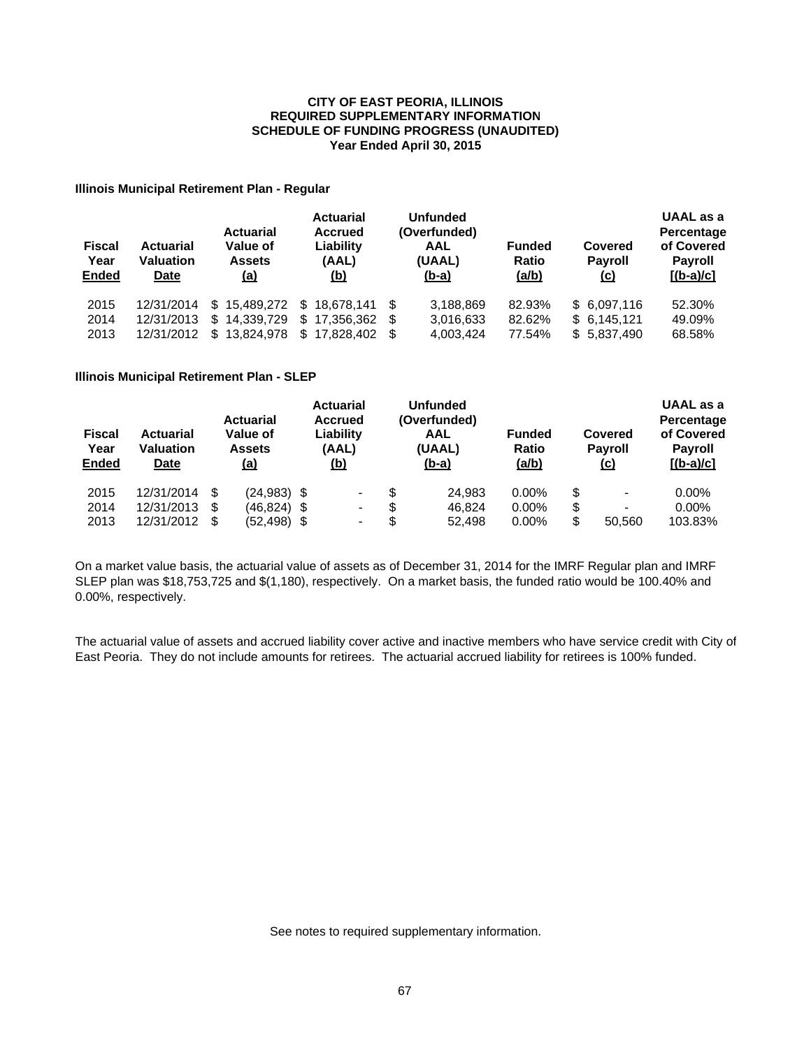**CITY OF EAST PEORIA, ILLINOIS**
**REQUIRED SUPPLEMENTARY INFORMATION**
**SCHEDULE OF FUNDING PROGRESS (UNAUDITED)**
**Year Ended April 30, 2015**

**Illinois Municipal Retirement Plan - Regular**

| Fiscal Year Ended | Actuarial Valuation Date | Actuarial Value of Assets (a) | Actuarial Accrued Liability (AAL) (b) | Unfunded (Overfunded) AAL (UAAL) (b-a) | Funded Ratio (a/b) | Covered Payroll (c) | UAAL as a Percentage of Covered Payroll [(b-a)/c] |
|---|---|---|---|---|---|---|---|
| 2015 | 12/31/2014 | $ 15,489,272 | $ 18,678,141 | $ 3,188,869 | 82.93% | $ 6,097,116 | 52.30% |
| 2014 | 12/31/2013 | $ 14,339,729 | $ 17,356,362 | $ 3,016,633 | 82.62% | $ 6,145,121 | 49.09% |
| 2013 | 12/31/2012 | $ 13,824,978 | $ 17,828,402 | $ 4,003,424 | 77.54% | $ 5,837,490 | 68.58% |

**Illinois Municipal Retirement Plan - SLEP**

| Fiscal Year Ended | Actuarial Valuation Date | Actuarial Value of Assets (a) | Actuarial Accrued Liability (AAL) (b) | Unfunded (Overfunded) AAL (UAAL) (b-a) | Funded Ratio (a/b) | Covered Payroll (c) | UAAL as a Percentage of Covered Payroll [(b-a)/c] |
|---|---|---|---|---|---|---|---|
| 2015 | 12/31/2014 | $ (24,983) | $ - | $ 24,983 | 0.00% | $ - | 0.00% |
| 2014 | 12/31/2013 | $ (46,824) | $ - | $ 46,824 | 0.00% | $ - | 0.00% |
| 2013 | 12/31/2012 | $ (52,498) | $ - | $ 52,498 | 0.00% | $ 50,560 | 103.83% |

On a market value basis, the actuarial value of assets as of December 31, 2014 for the IMRF Regular plan and IMRF SLEP plan was $18,753,725 and $(1,180), respectively. On a market basis, the funded ratio would be 100.40% and 0.00%, respectively.

The actuarial value of assets and accrued liability cover active and inactive members who have service credit with City of East Peoria. They do not include amounts for retirees. The actuarial accrued liability for retirees is 100% funded.

See notes to required supplementary information.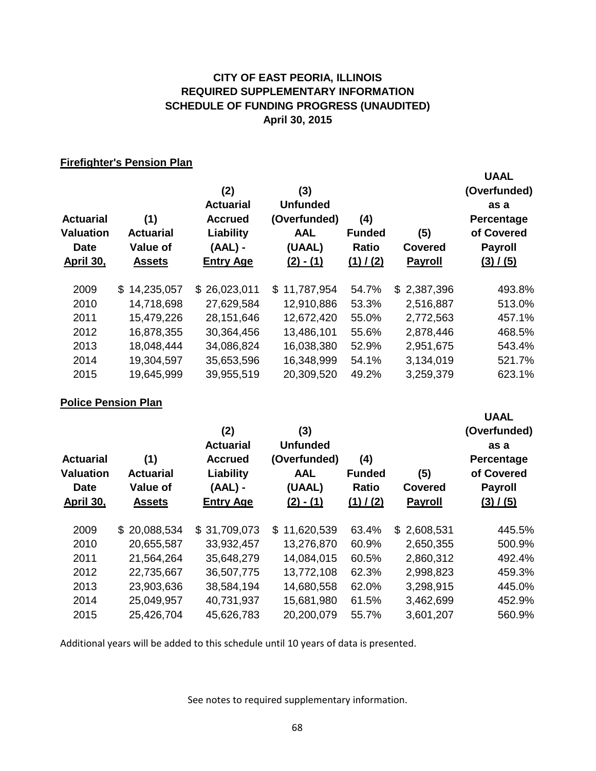# CITY OF EAST PEORIA, ILLINOIS
## REQUIRED SUPPLEMENTARY INFORMATION
## SCHEDULE OF FUNDING PROGRESS (UNAUDITED)
### April 30, 2015

**Firefighter's Pension Plan**

| Actuarial Valuation Date April 30, | (1) Actuarial Value of Assets | (2) Actuarial Accrued Liability (AAL) - Entry Age | (3) Unfunded (Overfunded) AAL (UAAL) (2) - (1) | (4) Funded Ratio (1) / (2) | (5) Covered Payroll | UAAL (Overfunded) as a Percentage of Covered Payroll (3) / (5) |
|---|---|---|---|---|---|---|
| 2009 | $ 14,235,057 | $ 26,023,011 | $ 11,787,954 | 54.7% | $ 2,387,396 | 493.8% |
| 2010 | 14,718,698 | 27,629,584 | 12,910,886 | 53.3% | 2,516,887 | 513.0% |
| 2011 | 15,479,226 | 28,151,646 | 12,672,420 | 55.0% | 2,772,563 | 457.1% |
| 2012 | 16,878,355 | 30,364,456 | 13,486,101 | 55.6% | 2,878,446 | 468.5% |
| 2013 | 18,048,444 | 34,086,824 | 16,038,380 | 52.9% | 2,951,675 | 543.4% |
| 2014 | 19,304,597 | 35,653,596 | 16,348,999 | 54.1% | 3,134,019 | 521.7% |
| 2015 | 19,645,999 | 39,955,519 | 20,309,520 | 49.2% | 3,259,379 | 623.1% |

**Police Pension Plan**

| Actuarial Valuation Date April 30, | (1) Actuarial Value of Assets | (2) Actuarial Accrued Liability (AAL) - Entry Age | (3) Unfunded (Overfunded) AAL (UAAL) (2) - (1) | (4) Funded Ratio (1) / (2) | (5) Covered Payroll | UAAL (Overfunded) as a Percentage of Covered Payroll (3) / (5) |
|---|---|---|---|---|---|---|
| 2009 | $ 20,088,534 | $ 31,709,073 | $ 11,620,539 | 63.4% | $ 2,608,531 | 445.5% |
| 2010 | 20,655,587 | 33,932,457 | 13,276,870 | 60.9% | 2,650,355 | 500.9% |
| 2011 | 21,564,264 | 35,648,279 | 14,084,015 | 60.5% | 2,860,312 | 492.4% |
| 2012 | 22,735,667 | 36,507,775 | 13,772,108 | 62.3% | 2,998,823 | 459.3% |
| 2013 | 23,903,636 | 38,584,194 | 14,680,558 | 62.0% | 3,298,915 | 445.0% |
| 2014 | 25,049,957 | 40,731,937 | 15,681,980 | 61.5% | 3,462,699 | 452.9% |
| 2015 | 25,426,704 | 45,626,783 | 20,200,079 | 55.7% | 3,601,207 | 560.9% |

Additional years will be added to this schedule until 10 years of data is presented.

See notes to required supplementary information.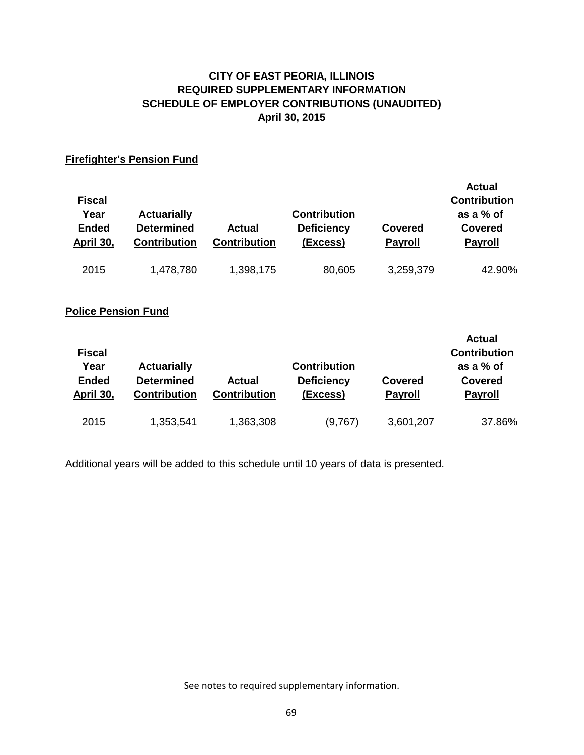# CITY OF EAST PEORIA, ILLINOIS
## REQUIRED SUPPLEMENTARY INFORMATION
## SCHEDULE OF EMPLOYER CONTRIBUTIONS (UNAUDITED)
## April 30, 2015

**Firefighter's Pension Fund**

| Fiscal Year Ended April 30, | Actuarially Determined Contribution | Actual Contribution | Contribution Deficiency (Excess) | Covered Payroll | Actual Contribution as a % of Covered Payroll |
|---|---|---|---|---|---|
| 2015 | 1,478,780 | 1,398,175 | 80,605 | 3,259,379 | 42.90% |

**Police Pension Fund**

| Fiscal Year Ended April 30, | Actuarially Determined Contribution | Actual Contribution | Contribution Deficiency (Excess) | Covered Payroll | Actual Contribution as a % of Covered Payroll |
|---|---|---|---|---|---|
| 2015 | 1,353,541 | 1,363,308 | (9,767) | 3,601,207 | 37.86% |

Additional years will be added to this schedule until 10 years of data is presented.

See notes to required supplementary information.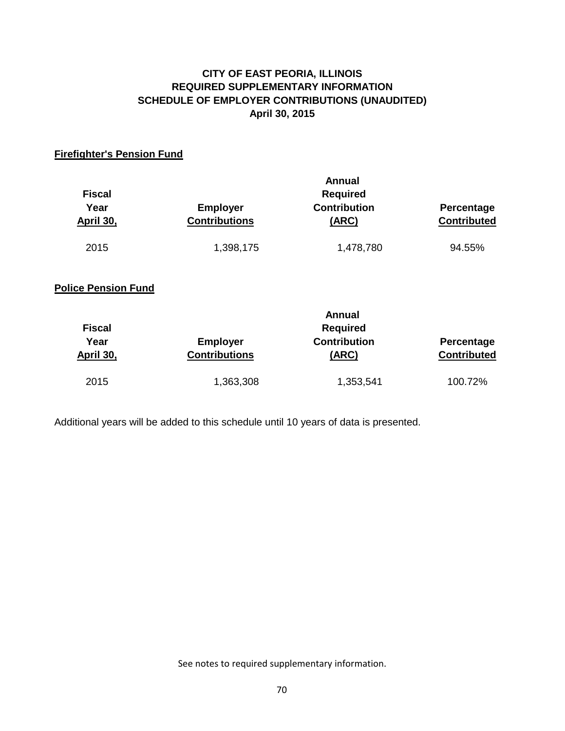# CITY OF EAST PEORIA, ILLINOIS
## REQUIRED SUPPLEMENTARY INFORMATION
## SCHEDULE OF EMPLOYER CONTRIBUTIONS (UNAUDITED)
## April 30, 2015

**Firefighter's Pension Fund**

| Fiscal Year April 30, | Employer Contributions | Annual Required Contribution (ARC) | Percentage Contributed |
|---|---|---|---|
| 2015 | 1,398,175 | 1,478,780 | 94.55% |

**Police Pension Fund**

| Fiscal Year April 30, | Employer Contributions | Annual Required Contribution (ARC) | Percentage Contributed |
|---|---|---|---|
| 2015 | 1,363,308 | 1,353,541 | 100.72% |

Additional years will be added to this schedule until 10 years of data is presented.

See notes to required supplementary information.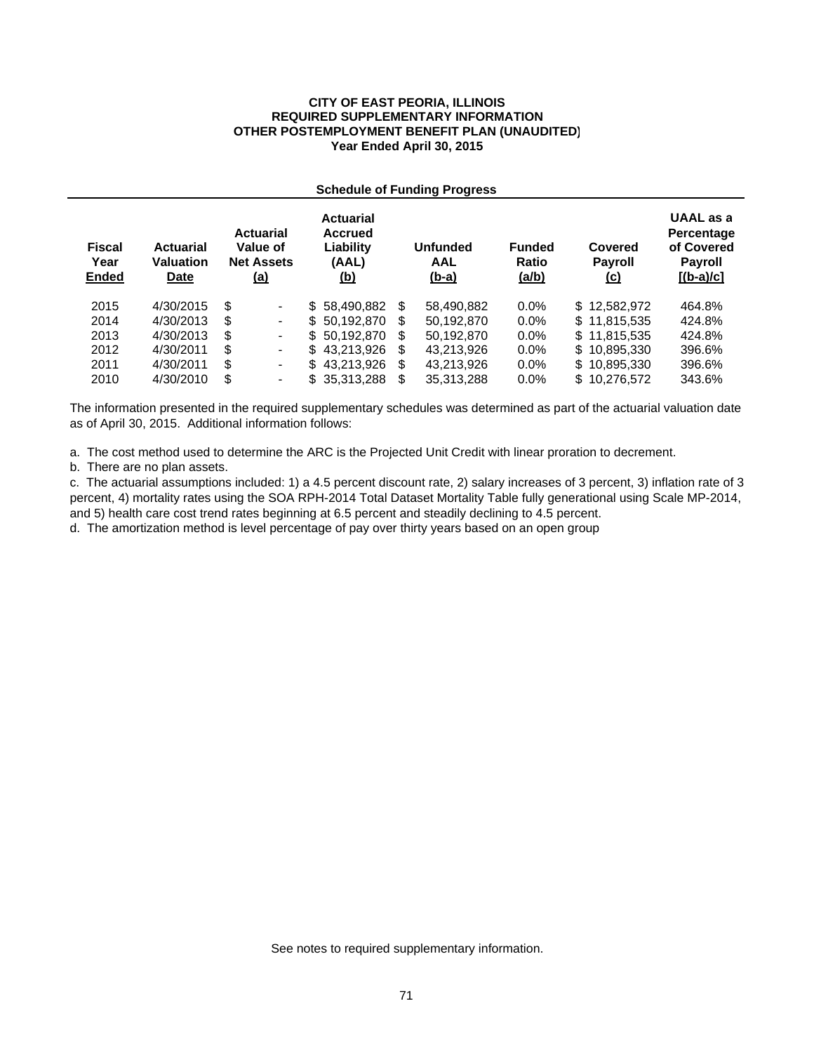**CITY OF EAST PEORIA, ILLINOIS**
**REQUIRED SUPPLEMENTARY INFORMATION**
**OTHER POSTEMPLOYMENT BENEFIT PLAN (UNAUDITED)**
**Year Ended April 30, 2015**

**Schedule of Funding Progress**

| Fiscal Year Ended | Actuarial Valuation Date | Actuarial Value of Net Assets (a) | Actuarial Accrued Liability (AAL) (b) | Unfunded AAL (b-a) | Funded Ratio (a/b) | Covered Payroll (c) | UAAL as a Percentage of Covered Payroll [(b-a)/c] |
|---|---|---|---|---|---|---|---|
| 2015 | 4/30/2015 | $ - | $ 58,490,882 | $ 58,490,882 | 0.0% | $ 12,582,972 | 464.8% |
| 2014 | 4/30/2013 | $ - | $ 50,192,870 | $ 50,192,870 | 0.0% | $ 11,815,535 | 424.8% |
| 2013 | 4/30/2013 | $ - | $ 50,192,870 | $ 50,192,870 | 0.0% | $ 11,815,535 | 424.8% |
| 2012 | 4/30/2011 | $ - | $ 43,213,926 | $ 43,213,926 | 0.0% | $ 10,895,330 | 396.6% |
| 2011 | 4/30/2011 | $ - | $ 43,213,926 | $ 43,213,926 | 0.0% | $ 10,895,330 | 396.6% |
| 2010 | 4/30/2010 | $ - | $ 35,313,288 | $ 35,313,288 | 0.0% | $ 10,276,572 | 343.6% |

The information presented in the required supplementary schedules was determined as part of the actuarial valuation date as of April 30, 2015. Additional information follows:

a. The cost method used to determine the ARC is the Projected Unit Credit with linear proration to decrement.

b. There are no plan assets.

c. The actuarial assumptions included: 1) a 4.5 percent discount rate, 2) salary increases of 3 percent, 3) inflation rate of 3 percent, 4) mortality rates using the SOA RPH-2014 Total Dataset Mortality Table fully generational using Scale MP-2014, and 5) health care cost trend rates beginning at 6.5 percent and steadily declining to 4.5 percent.

d. The amortization method is level percentage of pay over thirty years based on an open group

See notes to required supplementary information.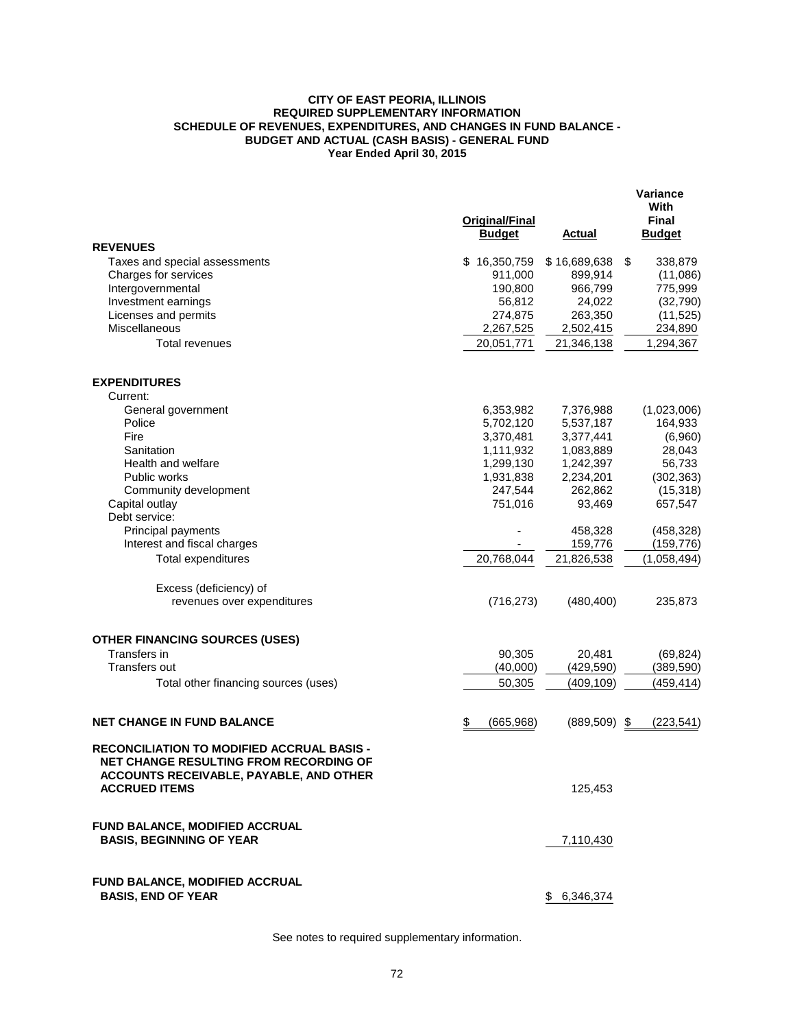# CITY OF EAST PEORIA, ILLINOIS
## REQUIRED SUPPLEMENTARY INFORMATION
## SCHEDULE OF REVENUES, EXPENDITURES, AND CHANGES IN FUND BALANCE - BUDGET AND ACTUAL (CASH BASIS) - GENERAL FUND
### Year Ended April 30, 2015

| | Original/Final Budget | Actual | Variance With Final Budget |
|---|---|---|---|
| **REVENUES** | | | |
| Taxes and special assessments | $ 16,350,759 | $ 16,689,638 | $ 338,879 |
| Charges for services | 911,000 | 899,914 | (11,086) |
| Intergovernmental | 190,800 | 966,799 | 775,999 |
| Investment earnings | 56,812 | 24,022 | (32,790) |
| Licenses and permits | 274,875 | 263,350 | (11,525) |
| Miscellaneous | 2,267,525 | 2,502,415 | 234,890 |
| Total revenues | 20,051,771 | 21,346,138 | 1,294,367 |
| **EXPENDITURES** | | | |
| Current: | | | |
| General government | 6,353,982 | 7,376,988 | (1,023,006) |
| Police | 5,702,120 | 5,537,187 | 164,933 |
| Fire | 3,370,481 | 3,377,441 | (6,960) |
| Sanitation | 1,111,932 | 1,083,889 | 28,043 |
| Health and welfare | 1,299,130 | 1,242,397 | 56,733 |
| Public works | 1,931,838 | 2,234,201 | (302,363) |
| Community development | 247,544 | 262,862 | (15,318) |
| Capital outlay | 751,016 | 93,469 | 657,547 |
| Debt service: | | | |
| Principal payments | - | 458,328 | (458,328) |
| Interest and fiscal charges | - | 159,776 | (159,776) |
| Total expenditures | 20,768,044 | 21,826,538 | (1,058,494) |
| Excess (deficiency) of revenues over expenditures | (716,273) | (480,400) | 235,873 |
| **OTHER FINANCING SOURCES (USES)** | | | |
| Transfers in | 90,305 | 20,481 | (69,824) |
| Transfers out | (40,000) | (429,590) | (389,590) |
| Total other financing sources (uses) | 50,305 | (409,109) | (459,414) |
| **NET CHANGE IN FUND BALANCE** | $ (665,968) | (889,509) | $ (223,541) |
| **RECONCILIATION TO MODIFIED ACCRUAL BASIS - NET CHANGE RESULTING FROM RECORDING OF ACCOUNTS RECEIVABLE, PAYABLE, AND OTHER ACCRUED ITEMS** | | 125,453 | |
| **FUND BALANCE, MODIFIED ACCRUAL BASIS, BEGINNING OF YEAR** | | 7,110,430 | |
| **FUND BALANCE, MODIFIED ACCRUAL BASIS, END OF YEAR** | | $ 6,346,374 | |

See notes to required supplementary information.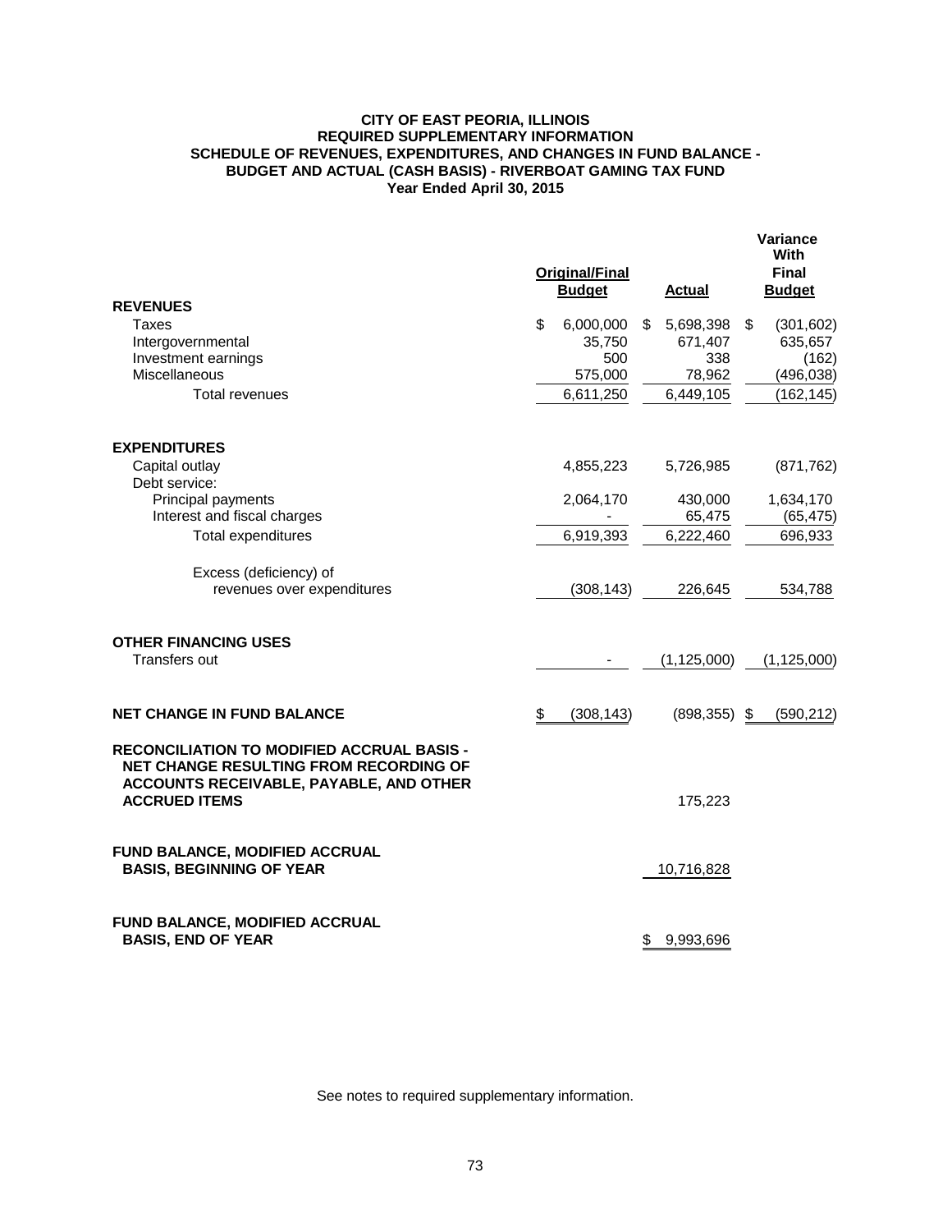# CITY OF EAST PEORIA, ILLINOIS
## REQUIRED SUPPLEMENTARY INFORMATION
## SCHEDULE OF REVENUES, EXPENDITURES, AND CHANGES IN FUND BALANCE - BUDGET AND ACTUAL (CASH BASIS) - RIVERBOAT GAMING TAX FUND
### Year Ended April 30, 2015

| | Original/Final Budget | Actual | Variance With Final Budget |
|---|---|---|---|
| **REVENUES** | | | |
| Taxes | $ 6,000,000 | $ 5,698,398 | $ (301,602) |
| Intergovernmental | 35,750 | 671,407 | 635,657 |
| Investment earnings | 500 | 338 | (162) |
| Miscellaneous | 575,000 | 78,962 | (496,038) |
| Total revenues | 6,611,250 | 6,449,105 | (162,145) |
| **EXPENDITURES** | | | |
| Capital outlay | 4,855,223 | 5,726,985 | (871,762) |
| Debt service: | | | |
| Principal payments | 2,064,170 | 430,000 | 1,634,170 |
| Interest and fiscal charges | - | 65,475 | (65,475) |
| Total expenditures | 6,919,393 | 6,222,460 | 696,933 |
| Excess (deficiency) of revenues over expenditures | (308,143) | 226,645 | 534,788 |
| **OTHER FINANCING USES** | | | |
| Transfers out | - | (1,125,000) | (1,125,000) |
| **NET CHANGE IN FUND BALANCE** | $ (308,143) | (898,355) | $ (590,212) |
| **RECONCILIATION TO MODIFIED ACCRUAL BASIS - NET CHANGE RESULTING FROM RECORDING OF ACCOUNTS RECEIVABLE, PAYABLE, AND OTHER ACCRUED ITEMS** | | 175,223 | |
| **FUND BALANCE, MODIFIED ACCRUAL BASIS, BEGINNING OF YEAR** | | 10,716,828 | |
| **FUND BALANCE, MODIFIED ACCRUAL BASIS, END OF YEAR** | | $ 9,993,696 | |

See notes to required supplementary information.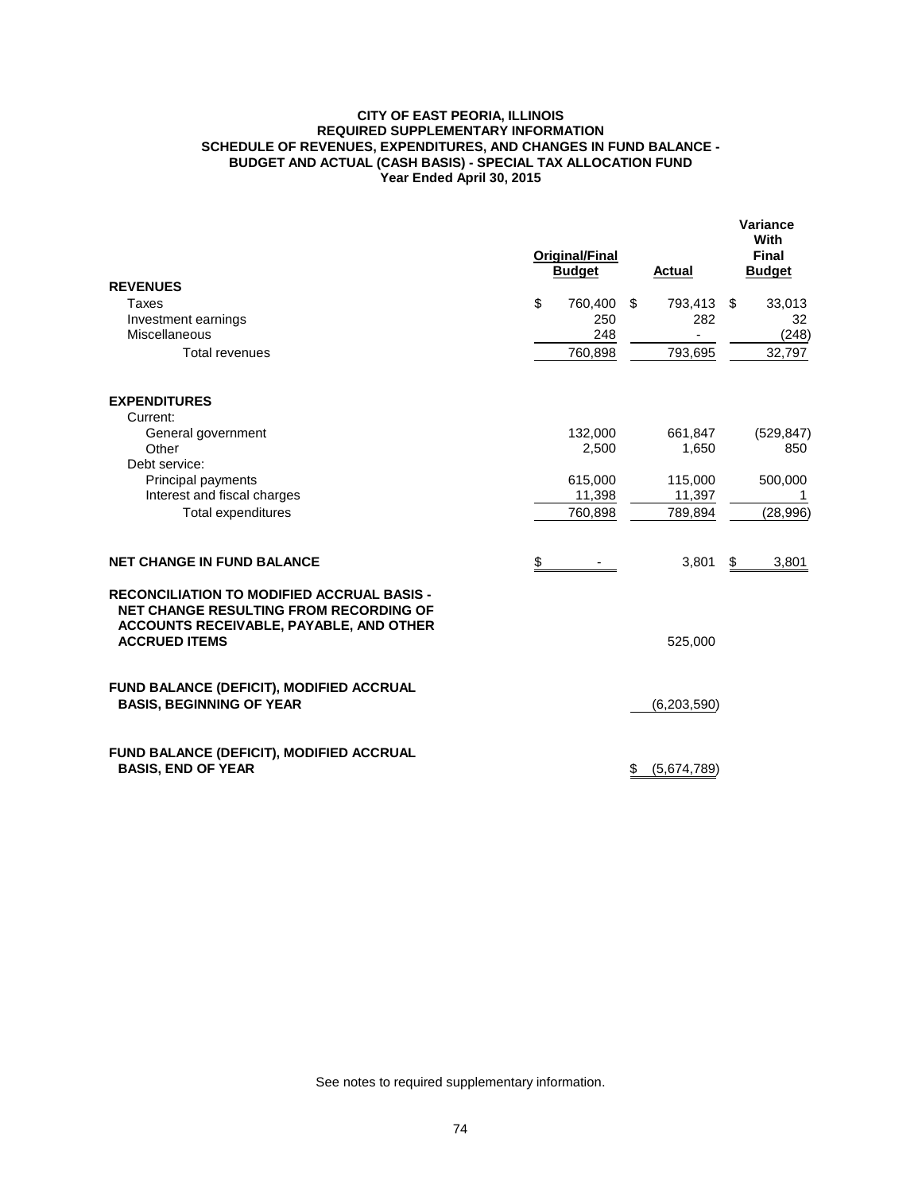**CITY OF EAST PEORIA, ILLINOIS**
**REQUIRED SUPPLEMENTARY INFORMATION**
**SCHEDULE OF REVENUES, EXPENDITURES, AND CHANGES IN FUND BALANCE -**
**BUDGET AND ACTUAL (CASH BASIS) - SPECIAL TAX ALLOCATION FUND**
**Year Ended April 30, 2015**

| | Original/Final Budget | Actual | Variance With Final Budget |
|---|---|---|---|
| **REVENUES** | | | |
| Taxes | $ 760,400 | $ 793,413 | $ 33,013 |
| Investment earnings | 250 | 282 | 32 |
| Miscellaneous | 248 | - | (248) |
| Total revenues | 760,898 | 793,695 | 32,797 |
| **EXPENDITURES** | | | |
| Current: | | | |
| General government | 132,000 | 661,847 | (529,847) |
| Other | 2,500 | 1,650 | 850 |
| Debt service: | | | |
| Principal payments | 615,000 | 115,000 | 500,000 |
| Interest and fiscal charges | 11,398 | 11,397 | 1 |
| Total expenditures | 760,898 | 789,894 | (28,996) |
| **NET CHANGE IN FUND BALANCE** | $ - | 3,801 | $ 3,801 |
| **RECONCILIATION TO MODIFIED ACCRUAL BASIS - NET CHANGE RESULTING FROM RECORDING OF ACCOUNTS RECEIVABLE, PAYABLE, AND OTHER ACCRUED ITEMS** | | 525,000 | |
| **FUND BALANCE (DEFICIT), MODIFIED ACCRUAL BASIS, BEGINNING OF YEAR** | | (6,203,590) | |
| **FUND BALANCE (DEFICIT), MODIFIED ACCRUAL BASIS, END OF YEAR** | | $ (5,674,789) | |

See notes to required supplementary information.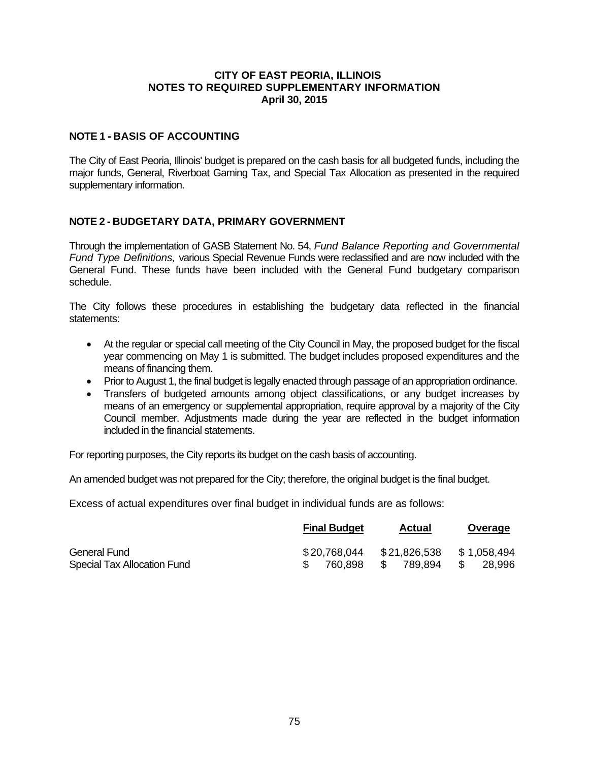# CITY OF EAST PEORIA, ILLINOIS
## NOTES TO REQUIRED SUPPLEMENTARY INFORMATION
### April 30, 2015

## NOTE 1 - BASIS OF ACCOUNTING

The City of East Peoria, Illinois' budget is prepared on the cash basis for all budgeted funds, including the major funds, General, Riverboat Gaming Tax, and Special Tax Allocation as presented in the required supplementary information.

## NOTE 2 - BUDGETARY DATA, PRIMARY GOVERNMENT

Through the implementation of GASB Statement No. 54, *Fund Balance Reporting and Governmental Fund Type Definitions,* various Special Revenue Funds were reclassified and are now included with the General Fund. These funds have been included with the General Fund budgetary comparison schedule.

The City follows these procedures in establishing the budgetary data reflected in the financial statements:

- At the regular or special call meeting of the City Council in May, the proposed budget for the fiscal year commencing on May 1 is submitted. The budget includes proposed expenditures and the means of financing them.
- Prior to August 1, the final budget is legally enacted through passage of an appropriation ordinance.
- Transfers of budgeted amounts among object classifications, or any budget increases by means of an emergency or supplemental appropriation, require approval by a majority of the City Council member. Adjustments made during the year are reflected in the budget information included in the financial statements.

For reporting purposes, the City reports its budget on the cash basis of accounting.

An amended budget was not prepared for the City; therefore, the original budget is the final budget.

Excess of actual expenditures over final budget in individual funds are as follows:

| | Final Budget | Actual | Overage |
|---|---|---|---|
| General Fund | $ 20,768,044 | $ 21,826,538 | $ 1,058,494 |
| Special Tax Allocation Fund | $ 760,898 | $ 789,894 | $ 28,996 |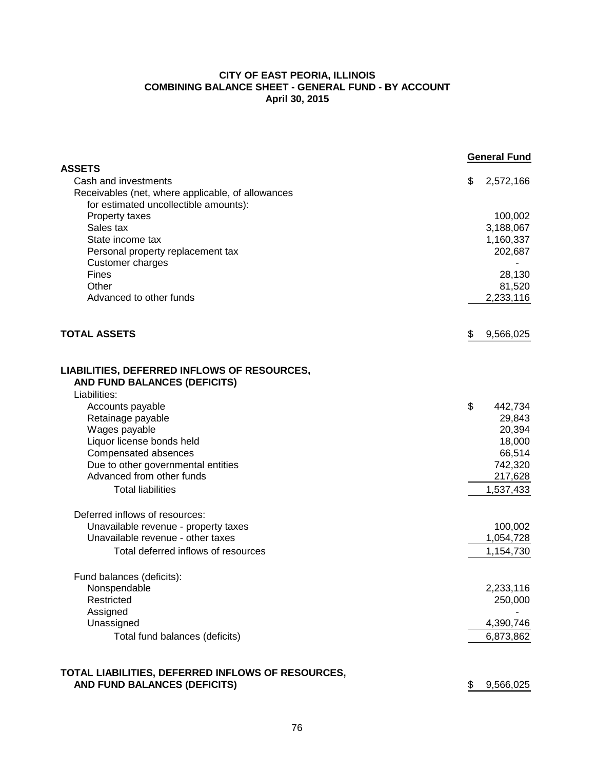# CITY OF EAST PEORIA, ILLINOIS
## COMBINING BALANCE SHEET - GENERAL FUND - BY ACCOUNT
### April 30, 2015

| | General Fund |
|---|---|
| **ASSETS** | |
| Cash and investments | $ 2,572,166 |
| Receivables (net, where applicable, of allowances for estimated uncollectible amounts): | |
| Property taxes | 100,002 |
| Sales tax | 3,188,067 |
| State income tax | 1,160,337 |
| Personal property replacement tax | 202,687 |
| Customer charges | - |
| Fines | 28,130 |
| Other | 81,520 |
| Advanced to other funds | 2,233,116 |
| **TOTAL ASSETS** | $ 9,566,025 |
| **LIABILITIES, DEFERRED INFLOWS OF RESOURCES, AND FUND BALANCES (DEFICITS)** | |
| Liabilities: | |
| Accounts payable | $ 442,734 |
| Retainage payable | 29,843 |
| Wages payable | 20,394 |
| Liquor license bonds held | 18,000 |
| Compensated absences | 66,514 |
| Due to other governmental entities | 742,320 |
| Advanced from other funds | 217,628 |
| Total liabilities | 1,537,433 |
| Deferred inflows of resources: | |
| Unavailable revenue - property taxes | 100,002 |
| Unavailable revenue - other taxes | 1,054,728 |
| Total deferred inflows of resources | 1,154,730 |
| Fund balances (deficits): | |
| Nonspendable | 2,233,116 |
| Restricted | 250,000 |
| Assigned | - |
| Unassigned | 4,390,746 |
| Total fund balances (deficits) | 6,873,862 |
| **TOTAL LIABILITIES, DEFERRED INFLOWS OF RESOURCES, AND FUND BALANCES (DEFICITS)** | $ 9,566,025 |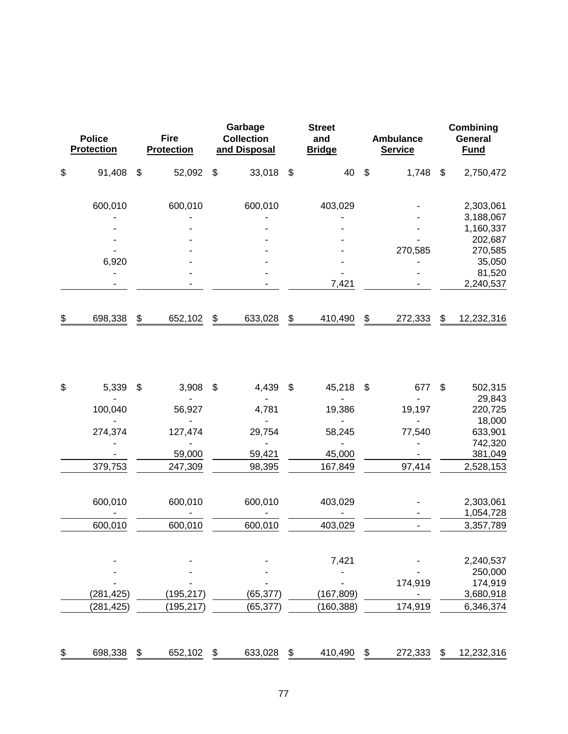| Police Protection | Fire Protection | Garbage Collection and Disposal | Street and Bridge | Ambulance Service | Combining General Fund |
|---|---|---|---|---|---|
| $ 91,408 | $ 52,092 | $ 33,018 | $ 40 | $ 1,748 | $ 2,750,472 |
| | | | | | |
| 600,010 | 600,010 | 600,010 | 403,029 | - | 2,303,061 |
| - | - | - | - | - | 3,188,067 |
| - | - | - | - | - | 1,160,337 |
| - | - | - | - | - | 202,687 |
| - | - | - | - | 270,585 | 270,585 |
| 6,920 | - | - | - | - | 35,050 |
| - | - | - | - | - | 81,520 |
| - | - | - | 7,421 | - | 2,240,537 |
| | | | | | |
| $ 698,338 | $ 652,102 | $ 633,028 | $ 410,490 | $ 272,333 | $ 12,232,316 |
| | | | | | |
| $ 5,339 | $ 3,908 | $ 4,439 | $ 45,218 | $ 677 | $ 502,315 |
| - | - | - | - | - | 29,843 |
| 100,040 | 56,927 | 4,781 | 19,386 | 19,197 | 220,725 |
| - | - | - | - | - | 18,000 |
| 274,374 | 127,474 | 29,754 | 58,245 | 77,540 | 633,901 |
| - | - | - | - | - | 742,320 |
| - | 59,000 | 59,421 | 45,000 | - | 381,049 |
| 379,753 | 247,309 | 98,395 | 167,849 | 97,414 | 2,528,153 |
| | | | | | |
| 600,010 | 600,010 | 600,010 | 403,029 | - | 2,303,061 |
| - | - | - | - | - | 1,054,728 |
| 600,010 | 600,010 | 600,010 | 403,029 | - | 3,357,789 |
| | | | | | |
| - | - | - | 7,421 | - | 2,240,537 |
| - | - | - | - | - | 250,000 |
| - | - | - | - | 174,919 | 174,919 |
| (281,425) | (195,217) | (65,377) | (167,809) | - | 3,680,918 |
| (281,425) | (195,217) | (65,377) | (160,388) | 174,919 | 6,346,374 |
| | | | | | |
| $ 698,338 | $ 652,102 | $ 633,028 | $ 410,490 | $ 272,333 | $ 12,232,316 |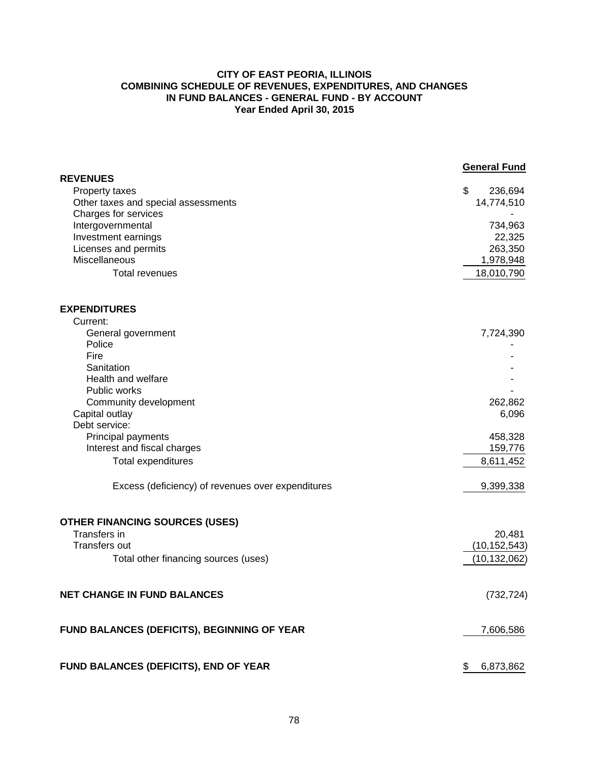# CITY OF EAST PEORIA, ILLINOIS
## COMBINING SCHEDULE OF REVENUES, EXPENDITURES, AND CHANGES IN FUND BALANCES - GENERAL FUND - BY ACCOUNT
### Year Ended April 30, 2015

| | General Fund |
|---|---|
| **REVENUES** | |
| Property taxes | $ 236,694 |
| Other taxes and special assessments | 14,774,510 |
| Charges for services | - |
| Intergovernmental | 734,963 |
| Investment earnings | 22,325 |
| Licenses and permits | 263,350 |
| Miscellaneous | 1,978,948 |
| Total revenues | 18,010,790 |
| **EXPENDITURES** | |
| Current: | |
| General government | 7,724,390 |
| Police | - |
| Fire | - |
| Sanitation | - |
| Health and welfare | - |
| Public works | - |
| Community development | 262,862 |
| Capital outlay | 6,096 |
| Debt service: | |
| Principal payments | 458,328 |
| Interest and fiscal charges | 159,776 |
| Total expenditures | 8,611,452 |
| Excess (deficiency) of revenues over expenditures | 9,399,338 |
| **OTHER FINANCING SOURCES (USES)** | |
| Transfers in | 20,481 |
| Transfers out | (10,152,543) |
| Total other financing sources (uses) | (10,132,062) |
| **NET CHANGE IN FUND BALANCES** | (732,724) |
| **FUND BALANCES (DEFICITS), BEGINNING OF YEAR** | 7,606,586 |
| **FUND BALANCES (DEFICITS), END OF YEAR** | $ 6,873,862 |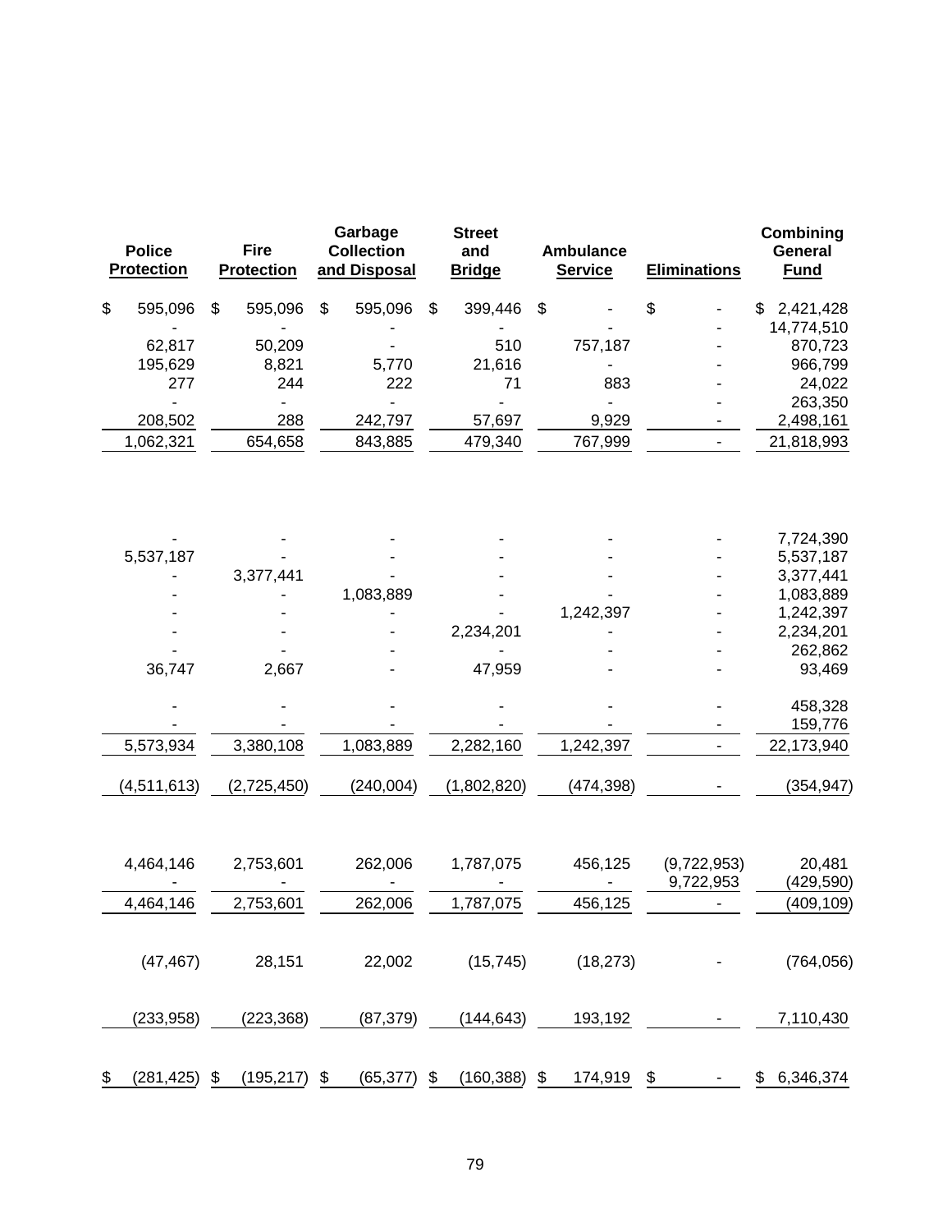| Police Protection | Fire Protection | Garbage Collection and Disposal | Street and Bridge | Ambulance Service | Eliminations | Combining General Fund |
|---|---|---|---|---|---|---|
| $ 595,096 | $ 595,096 | $ 595,096 | $ 399,446 | $ - | $ - | $ 2,421,428 |
| - | - | - | - | - | - | 14,774,510 |
| 62,817 | 50,209 | - | 510 | 757,187 | - | 870,723 |
| 195,629 | 8,821 | 5,770 | 21,616 | - | - | 966,799 |
| 277 | 244 | 222 | 71 | 883 | - | 24,022 |
| - | - | - | - | - | - | 263,350 |
| 208,502 | 288 | 242,797 | 57,697 | 9,929 | - | 2,498,161 |
| 1,062,321 | 654,658 | 843,885 | 479,340 | 767,999 | - | 21,818,993 |
| | | | | | | |
| - | - | - | - | - | - | 7,724,390 |
| 5,537,187 | - | - | - | - | - | 5,537,187 |
| - | 3,377,441 | - | - | - | - | 3,377,441 |
| - | - | 1,083,889 | - | - | - | 1,083,889 |
| - | - | - | - | 1,242,397 | - | 1,242,397 |
| - | - | - | 2,234,201 | - | - | 2,234,201 |
| - | - | - | - | - | - | 262,862 |
| 36,747 | 2,667 | - | 47,959 | - | - | 93,469 |
| | | | | | | |
| - | - | - | - | - | - | 458,328 |
| - | - | - | - | - | - | 159,776 |
| 5,573,934 | 3,380,108 | 1,083,889 | 2,282,160 | 1,242,397 | - | 22,173,940 |
| | | | | | | |
| (4,511,613) | (2,725,450) | (240,004) | (1,802,820) | (474,398) | - | (354,947) |
| | | | | | | |
| 4,464,146 | 2,753,601 | 262,006 | 1,787,075 | 456,125 | (9,722,953) | 20,481 |
| - | - | - | - | - | 9,722,953 | (429,590) |
| 4,464,146 | 2,753,601 | 262,006 | 1,787,075 | 456,125 | - | (409,109) |
| | | | | | | |
| (47,467) | 28,151 | 22,002 | (15,745) | (18,273) | - | (764,056) |
| | | | | | | |
| (233,958) | (223,368) | (87,379) | (144,643) | 193,192 | - | 7,110,430 |
| | | | | | | |
| $ (281,425) | $ (195,217) | $ (65,377) | $ (160,388) | $ 174,919 | $ - | $ 6,346,374 |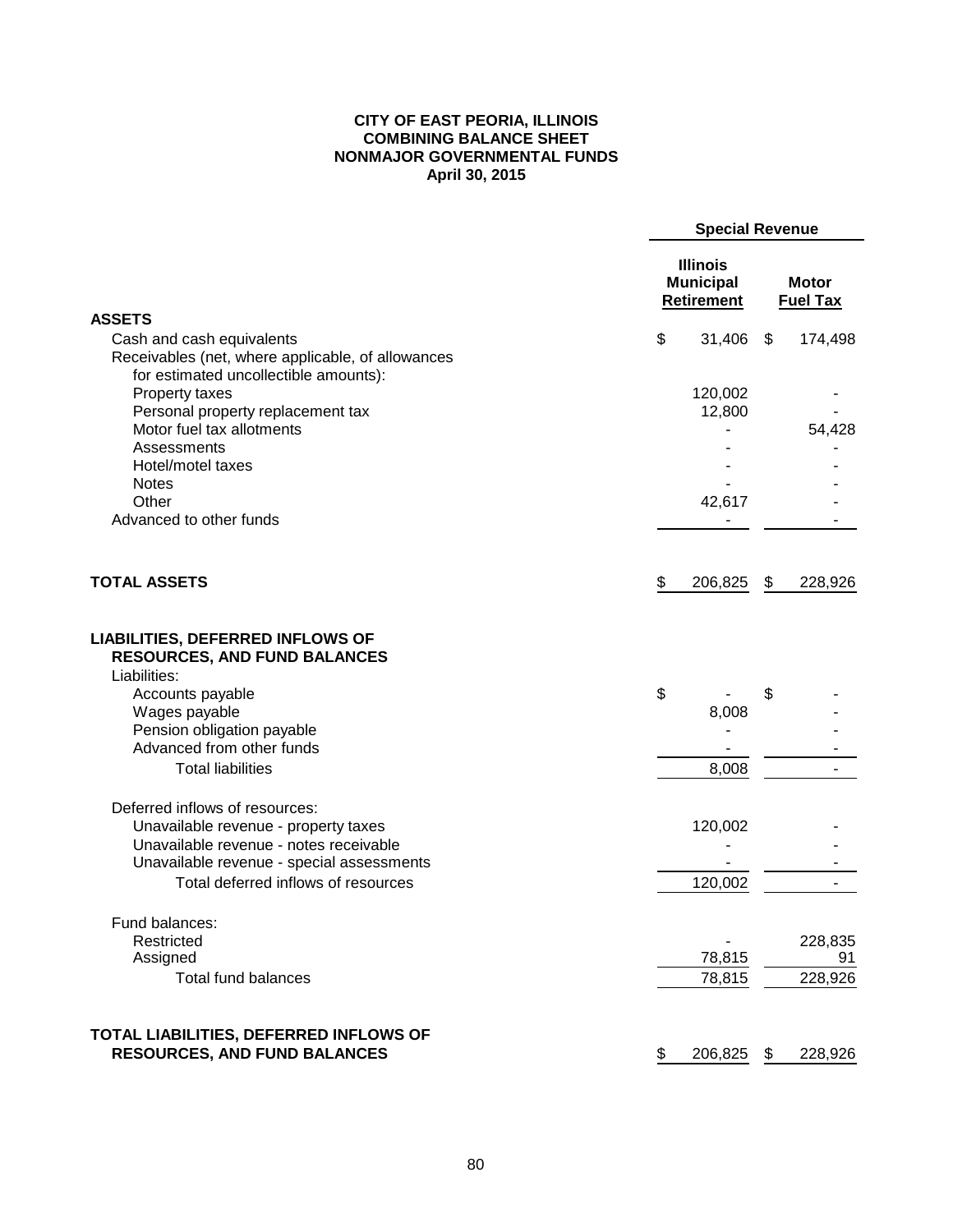**CITY OF EAST PEORIA, ILLINOIS**
**COMBINING BALANCE SHEET**
**NONMAJOR GOVERNMENTAL FUNDS**
**April 30, 2015**

| | Special Revenue | |
|---|---|---|
| | Illinois Municipal Retirement | Motor Fuel Tax |
| **ASSETS** | | |
| Cash and cash equivalents | $ 31,406 | $ 174,498 |
| Receivables (net, where applicable, of allowances for estimated uncollectible amounts): | | |
| Property taxes | 120,002 | - |
| Personal property replacement tax | 12,800 | - |
| Motor fuel tax allotments | - | 54,428 |
| Assessments | - | - |
| Hotel/motel taxes | - | - |
| Notes | - | - |
| Other | 42,617 | - |
| Advanced to other funds | - | - |
| **TOTAL ASSETS** | $ 206,825 | $ 228,926 |
| **LIABILITIES, DEFERRED INFLOWS OF RESOURCES, AND FUND BALANCES** | | |
| Liabilities: | | |
| Accounts payable | $ - | $ - |
| Wages payable | 8,008 | - |
| Pension obligation payable | - | - |
| Advanced from other funds | - | - |
| Total liabilities | 8,008 | - |
| Deferred inflows of resources: | | |
| Unavailable revenue - property taxes | 120,002 | - |
| Unavailable revenue - notes receivable | - | - |
| Unavailable revenue - special assessments | - | - |
| Total deferred inflows of resources | 120,002 | - |
| Fund balances: | | |
| Restricted | - | 228,835 |
| Assigned | 78,815 | 91 |
| Total fund balances | 78,815 | 228,926 |
| **TOTAL LIABILITIES, DEFERRED INFLOWS OF RESOURCES, AND FUND BALANCES** | $ 206,825 | $ 228,926 |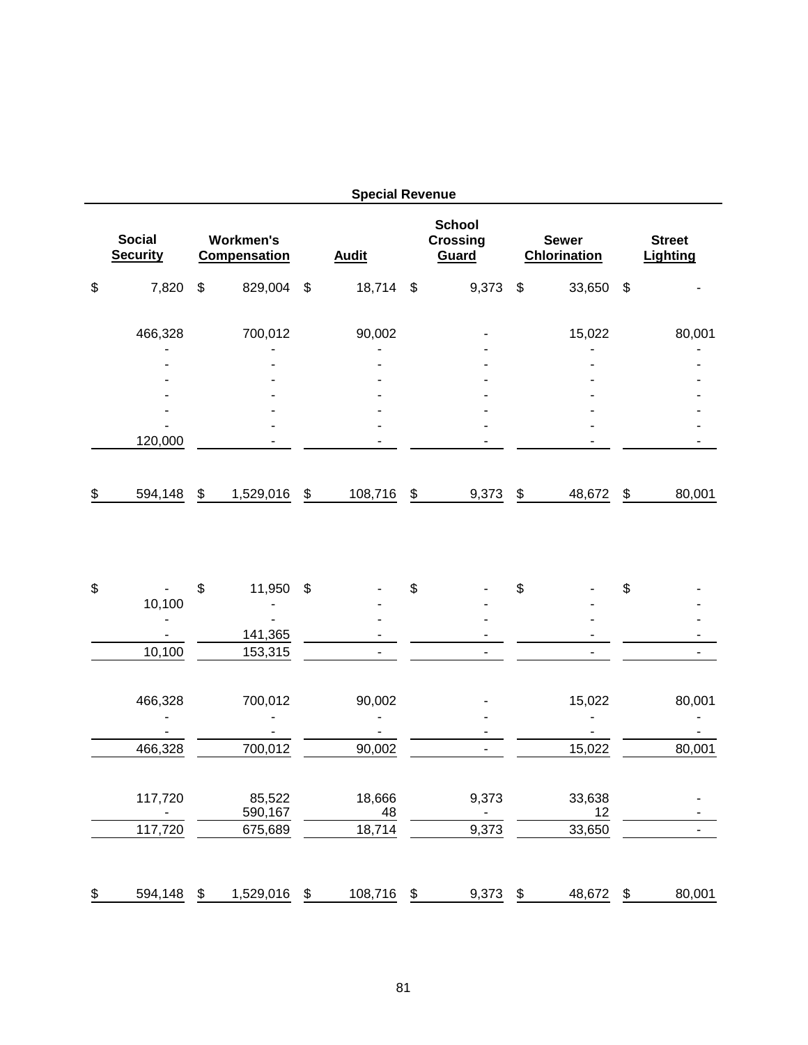| Special Revenue | | | | | |
|---|---|---|---|---|---|
| Social Security | Workmen's Compensation | Audit | School Crossing Guard | Sewer Chlorination | Street Lighting |
| $ 7,820 | $ 829,004 | $ 18,714 | $ 9,373 | $ 33,650 | $ - |
| 466,328 | 700,012 | 90,002 | - | 15,022 | 80,001 |
| - | - | - | - | - | - |
| - | - | - | - | - | - |
| - | - | - | - | - | - |
| - | - | - | - | - | - |
| - | - | - | - | - | - |
| - | - | - | - | - | - |
| 120,000 | - | - | - | - | - |
| $ 594,148 | $ 1,529,016 | $ 108,716 | $ 9,373 | $ 48,672 | $ 80,001 |
| | | | | | |
| $ - | $ 11,950 | $ - | $ - | $ - | $ - |
| 10,100 | - | - | - | - | - |
| - | - | - | - | - | - |
| - | 141,365 | - | - | - | - |
| 10,100 | 153,315 | - | - | - | - |
| | | | | | |
| 466,328 | 700,012 | 90,002 | - | 15,022 | 80,001 |
| - | - | - | - | - | - |
| - | - | - | - | - | - |
| 466,328 | 700,012 | 90,002 | - | 15,022 | 80,001 |
| | | | | | |
| 117,720 | 85,522 | 18,666 | 9,373 | 33,638 | - |
| - | 590,167 | 48 | - | 12 | - |
| 117,720 | 675,689 | 18,714 | 9,373 | 33,650 | - |
| | | | | | |
| $ 594,148 | $ 1,529,016 | $ 108,716 | $ 9,373 | $ 48,672 | $ 80,001 |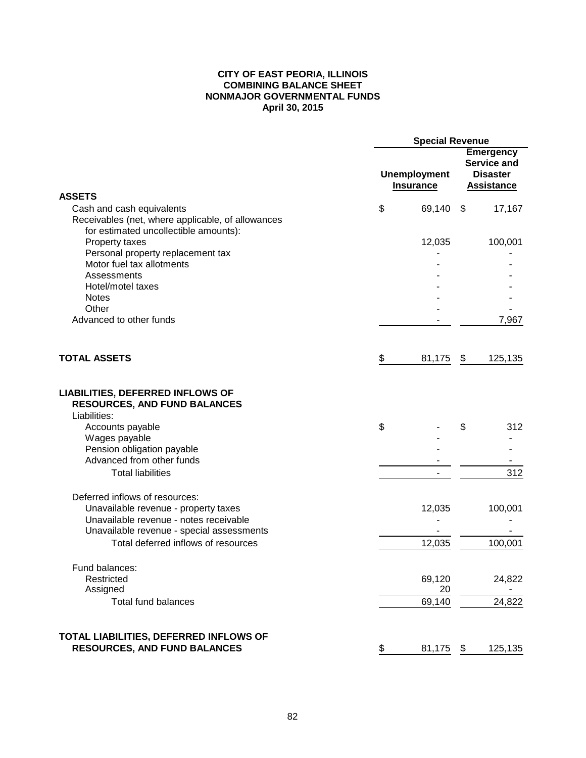**CITY OF EAST PEORIA, ILLINOIS**
**COMBINING BALANCE SHEET**
**NONMAJOR GOVERNMENTAL FUNDS**
**April 30, 2015**

| | Special Revenue | |
|---|---|---|
| | **Unemployment Insurance** | **Emergency Service and Disaster Assistance** |
| **ASSETS** | | |
| Cash and cash equivalents | $ 69,140 | $ 17,167 |
| Receivables (net, where applicable, of allowances for estimated uncollectible amounts): | | |
| Property taxes | 12,035 | 100,001 |
| Personal property replacement tax | - | - |
| Motor fuel tax allotments | - | - |
| Assessments | - | - |
| Hotel/motel taxes | - | - |
| Notes | - | - |
| Other | - | - |
| Advanced to other funds | - | 7,967 |
| **TOTAL ASSETS** | $ 81,175 | $ 125,135 |
| **LIABILITIES, DEFERRED INFLOWS OF RESOURCES, AND FUND BALANCES** | | |
| Liabilities: | | |
| Accounts payable | $ - | $ 312 |
| Wages payable | - | - |
| Pension obligation payable | - | - |
| Advanced from other funds | - | - |
| Total liabilities | - | 312 |
| Deferred inflows of resources: | | |
| Unavailable revenue - property taxes | 12,035 | 100,001 |
| Unavailable revenue - notes receivable | - | - |
| Unavailable revenue - special assessments | - | - |
| Total deferred inflows of resources | 12,035 | 100,001 |
| Fund balances: | | |
| Restricted | 69,120 | 24,822 |
| Assigned | 20 | - |
| Total fund balances | 69,140 | 24,822 |
| **TOTAL LIABILITIES, DEFERRED INFLOWS OF RESOURCES, AND FUND BALANCES** | $ 81,175 | $ 125,135 |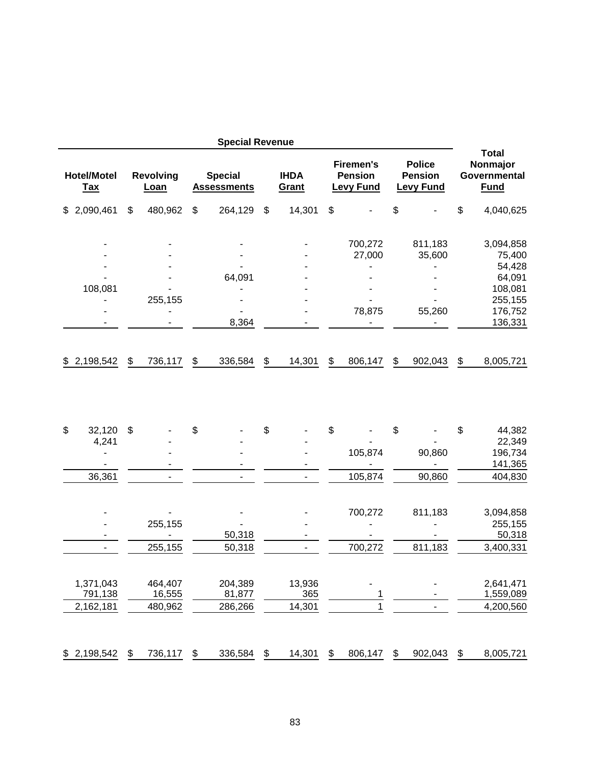| Special Revenue | | | | | | | |
|---|---|---|---|---|---|---|---|
| Hotel/Motel Tax | Revolving Loan | Special Assessments | IHDA Grant | Firemen's Pension Levy Fund | Police Pension Levy Fund | Total Nonmajor Governmental Fund |
| $ 2,090,461 | $ 480,962 | $ 264,129 | $ 14,301 | $ - | $ - | $ 4,040,625 |
| - | - | - | - | 700,272 | 811,183 | 3,094,858 |
| - | - | - | - | 27,000 | 35,600 | 75,400 |
| - | - | - | - | - | - | 54,428 |
| - | - | 64,091 | - | - | - | 64,091 |
| 108,081 | - | - | - | - | - | 108,081 |
| - | 255,155 | - | - | - | - | 255,155 |
| - | - | - | - | 78,875 | 55,260 | 176,752 |
| - | - | 8,364 | - | - | - | 136,331 |
| $ 2,198,542 | $ 736,117 | $ 336,584 | $ 14,301 | $ 806,147 | $ 902,043 | $ 8,005,721 |
| | | | | | | |
| $ 32,120 | $ - | $ - | $ - | $ - | $ - | $ 44,382 |
| 4,241 | - | - | - | - | - | 22,349 |
| - | - | - | - | 105,874 | 90,860 | 196,734 |
| - | - | - | - | - | - | 141,365 |
| 36,361 | - | - | - | 105,874 | 90,860 | 404,830 |
| | | | | | | |
| - | - | - | - | 700,272 | 811,183 | 3,094,858 |
| - | 255,155 | - | - | - | - | 255,155 |
| - | - | 50,318 | - | - | - | 50,318 |
| - | 255,155 | 50,318 | - | 700,272 | 811,183 | 3,400,331 |
| | | | | | | |
| 1,371,043 | 464,407 | 204,389 | 13,936 | - | - | 2,641,471 |
| 791,138 | 16,555 | 81,877 | 365 | 1 | - | 1,559,089 |
| 2,162,181 | 480,962 | 286,266 | 14,301 | 1 | - | 4,200,560 |
| | | | | | | |
| $ 2,198,542 | $ 736,117 | $ 336,584 | $ 14,301 | $ 806,147 | $ 902,043 | $ 8,005,721 |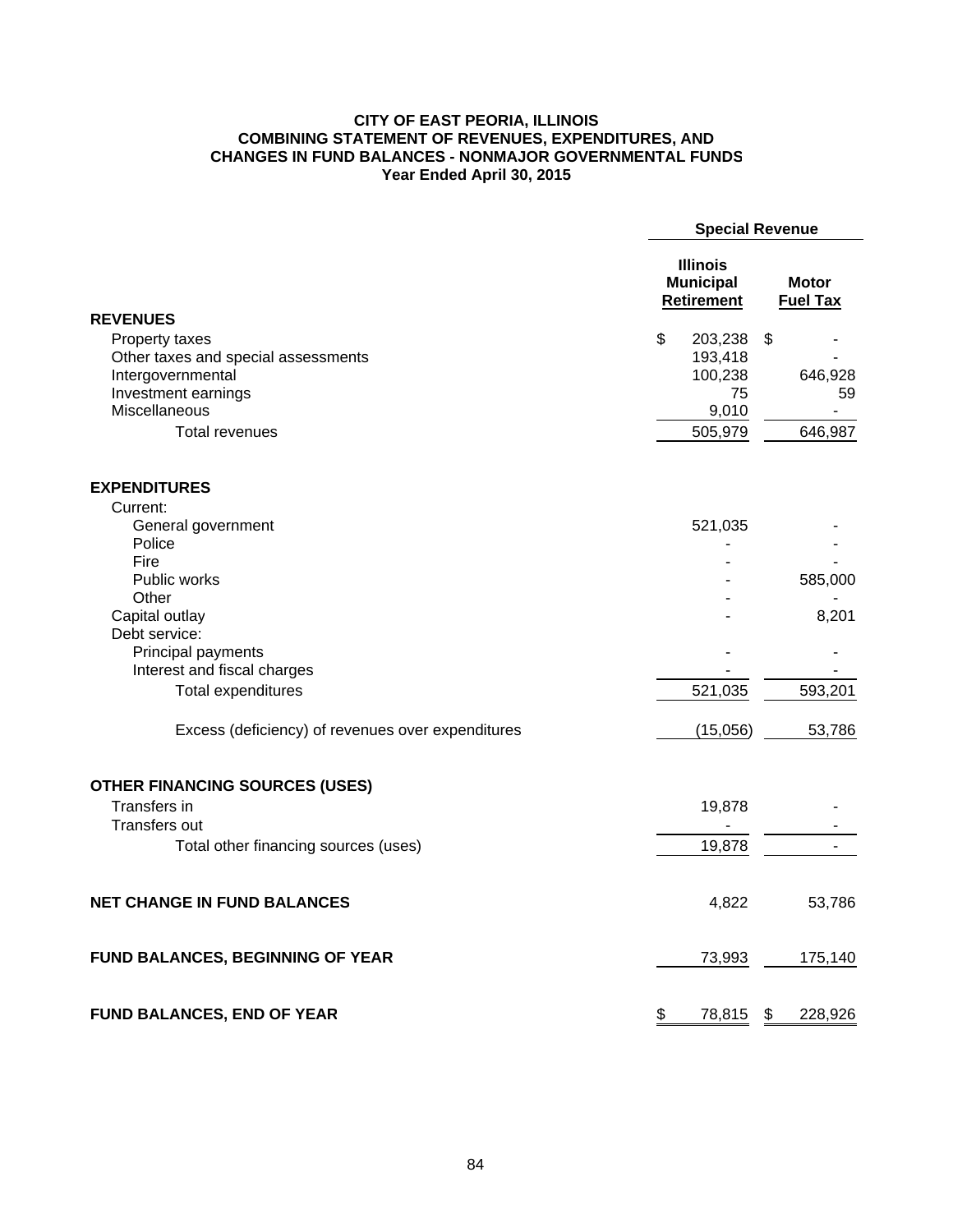**CITY OF EAST PEORIA, ILLINOIS**
**COMBINING STATEMENT OF REVENUES, EXPENDITURES, AND CHANGES IN FUND BALANCES - NONMAJOR GOVERNMENTAL FUNDS**
**Year Ended April 30, 2015**

| | Special Revenue | |
|---|---|---|
| | **Illinois Municipal Retirement** | **Motor Fuel Tax** |
| **REVENUES** | | |
| Property taxes | $ 203,238 | $ - |
| Other taxes and special assessments | 193,418 | - |
| Intergovernmental | 100,238 | 646,928 |
| Investment earnings | 75 | 59 |
| Miscellaneous | 9,010 | - |
| Total revenues | 505,979 | 646,987 |
| **EXPENDITURES** | | |
| Current: | | |
| General government | 521,035 | - |
| Police | - | - |
| Fire | - | - |
| Public works | - | 585,000 |
| Other | - | - |
| Capital outlay | - | 8,201 |
| Debt service: | | |
| Principal payments | - | - |
| Interest and fiscal charges | - | - |
| Total expenditures | 521,035 | 593,201 |
| Excess (deficiency) of revenues over expenditures | (15,056) | 53,786 |
| **OTHER FINANCING SOURCES (USES)** | | |
| Transfers in | 19,878 | - |
| Transfers out | - | - |
| Total other financing sources (uses) | 19,878 | - |
| **NET CHANGE IN FUND BALANCES** | 4,822 | 53,786 |
| **FUND BALANCES, BEGINNING OF YEAR** | 73,993 | 175,140 |
| **FUND BALANCES, END OF YEAR** | $ 78,815 | $ 228,926 |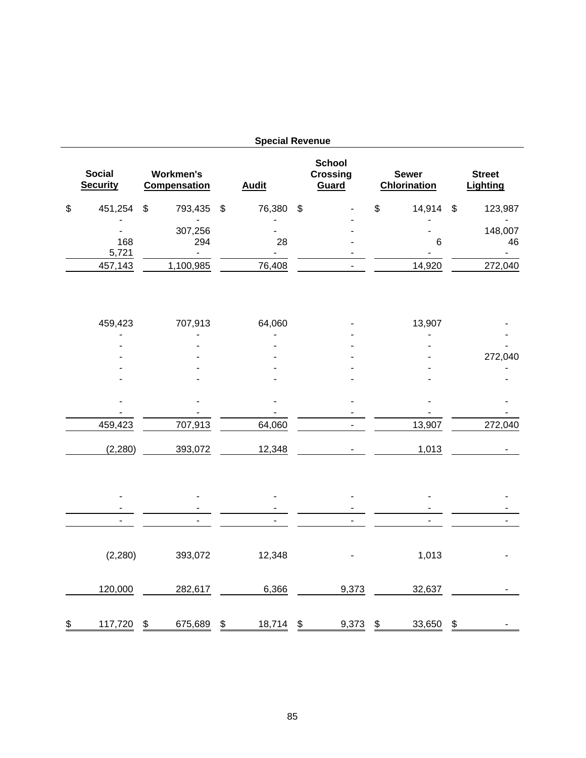| Special Revenue | | | | | |
|---|---|---|---|---|---|
| Social Security | Workmen's Compensation | Audit | School Crossing Guard | Sewer Chlorination | Street Lighting |
| $ 451,254 | $ 793,435 | $ 76,380 | $ - | $ 14,914 | $ 123,987 |
| - | - | - | - | - | - |
| - | 307,256 | - | - | - | 148,007 |
| 168 | 294 | 28 | - | 6 | 46 |
| 5,721 | - | - | - | - | - |
| 457,143 | 1,100,985 | 76,408 | - | 14,920 | 272,040 |
| | | | | | |
| 459,423 | 707,913 | 64,060 | - | 13,907 | - |
| - | - | - | - | - | - |
| - | - | - | - | - | - |
| - | - | - | - | - | 272,040 |
| - | - | - | - | - | - |
| - | - | - | - | - | - |
| - | - | - | - | - | - |
| - | - | - | - | - | - |
| 459,423 | 707,913 | 64,060 | - | 13,907 | 272,040 |
| (2,280) | 393,072 | 12,348 | - | 1,013 | - |
| | | | | | |
| - | - | - | - | - | - |
| - | - | - | - | - | - |
| - | - | - | - | - | - |
| | | | | | |
| (2,280) | 393,072 | 12,348 | - | 1,013 | - |
| 120,000 | 282,617 | 6,366 | 9,373 | 32,637 | - |
| $ 117,720 | $ 675,689 | $ 18,714 | $ 9,373 | $ 33,650 | $ - |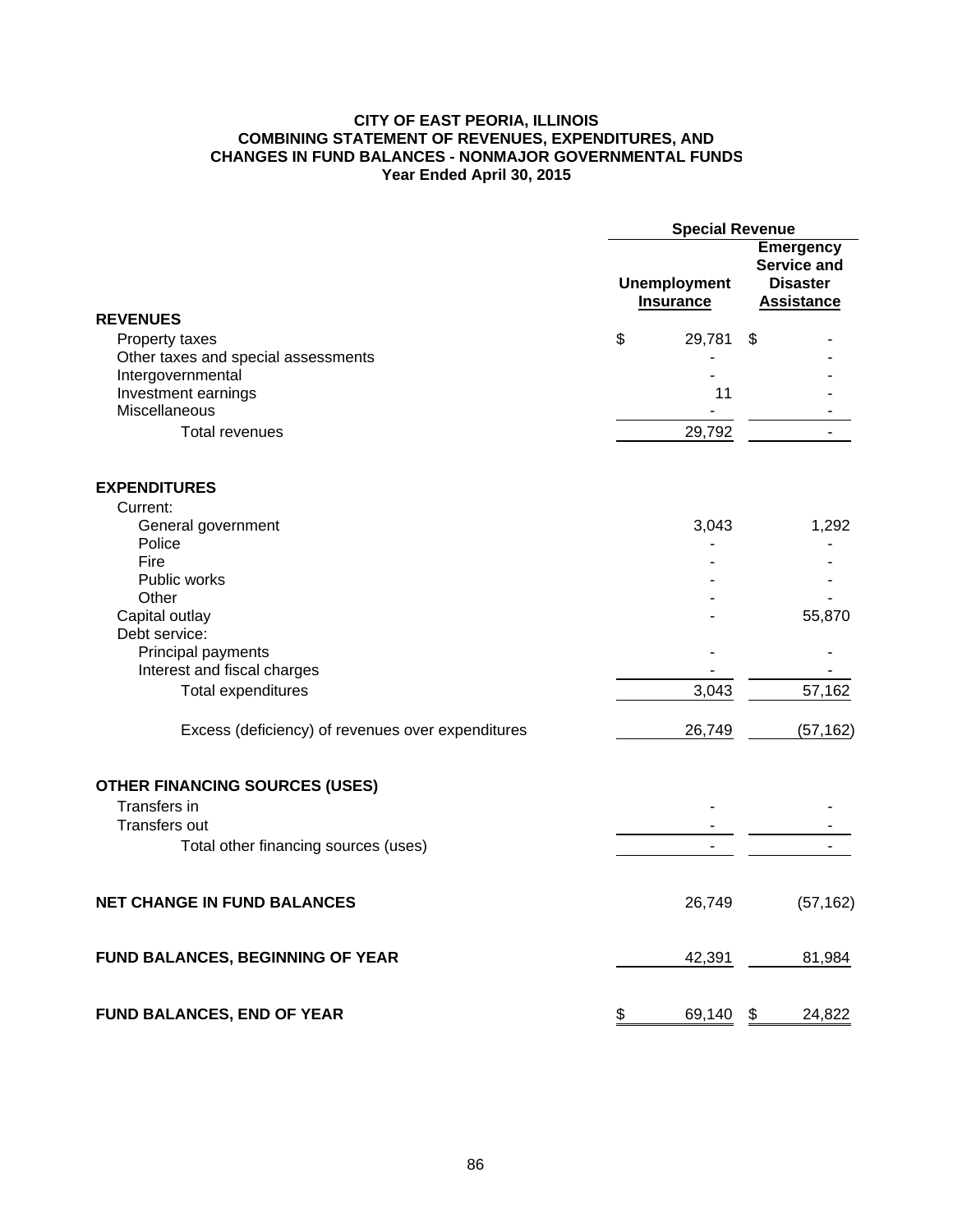# CITY OF EAST PEORIA, ILLINOIS
## COMBINING STATEMENT OF REVENUES, EXPENDITURES, AND CHANGES IN FUND BALANCES - NONMAJOR GOVERNMENTAL FUNDS
### Year Ended April 30, 2015

| | Special Revenue | |
|---|---|---|
| | **Unemployment Insurance** | **Emergency Service and Disaster Assistance** |
| **REVENUES** | | |
| Property taxes | $ 29,781 | $ - |
| Other taxes and special assessments | - | - |
| Intergovernmental | - | - |
| Investment earnings | 11 | - |
| Miscellaneous | - | - |
| Total revenues | 29,792 | - |
| **EXPENDITURES** | | |
| Current: | | |
| General government | 3,043 | 1,292 |
| Police | - | - |
| Fire | - | - |
| Public works | - | - |
| Other | - | - |
| Capital outlay | - | 55,870 |
| Debt service: | | |
| Principal payments | - | - |
| Interest and fiscal charges | - | - |
| Total expenditures | 3,043 | 57,162 |
| Excess (deficiency) of revenues over expenditures | 26,749 | (57,162) |
| **OTHER FINANCING SOURCES (USES)** | | |
| Transfers in | - | - |
| Transfers out | - | - |
| Total other financing sources (uses) | - | - |
| **NET CHANGE IN FUND BALANCES** | 26,749 | (57,162) |
| **FUND BALANCES, BEGINNING OF YEAR** | 42,391 | 81,984 |
| **FUND BALANCES, END OF YEAR** | $ 69,140 | $ 24,822 |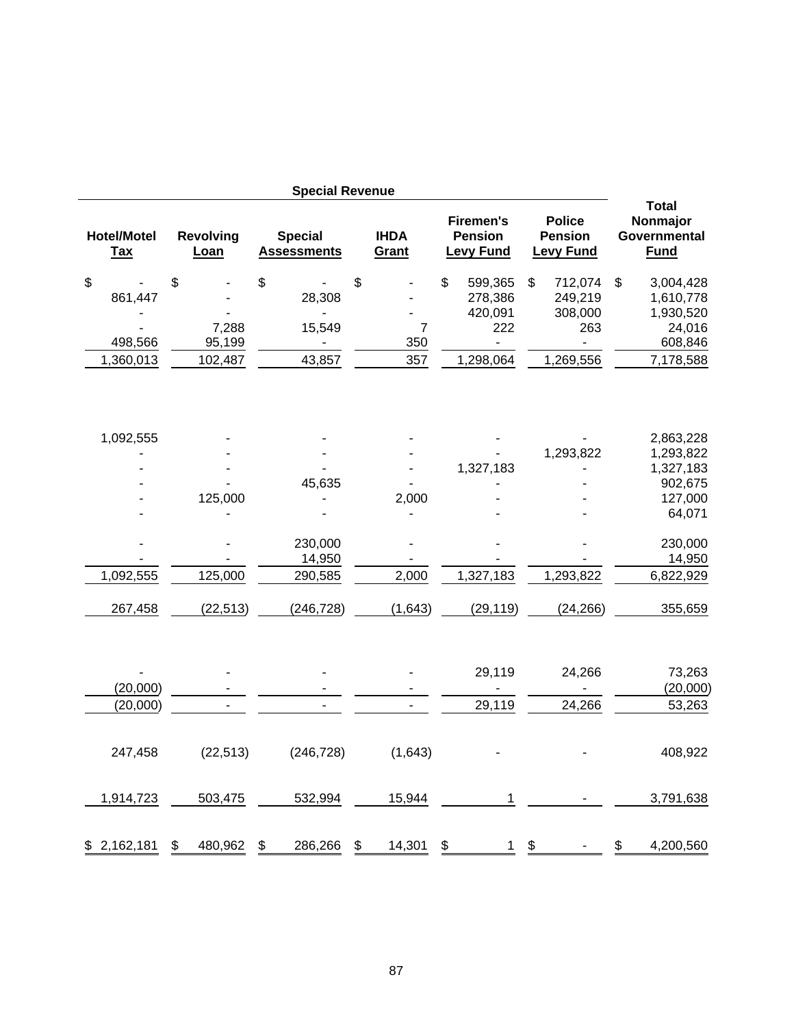| Special Revenue | | | | | | Total Nonmajor Governmental Fund |
|---|---|---|---|---|---|---|
| **Hotel/Motel Tax** | **Revolving Loan** | **Special Assessments** | **IHDA Grant** | **Firemen's Pension Levy Fund** | **Police Pension Levy Fund** | |
| $ - | $ - | $ - | $ - | $ 599,365 | $ 712,074 | $ 3,004,428 |
| 861,447 | - | 28,308 | - | 278,386 | 249,219 | 1,610,778 |
| - | - | - | - | 420,091 | 308,000 | 1,930,520 |
| - | 7,288 | 15,549 | 7 | 222 | 263 | 24,016 |
| 498,566 | 95,199 | - | 350 | - | - | 608,846 |
| 1,360,013 | 102,487 | 43,857 | 357 | 1,298,064 | 1,269,556 | 7,178,588 |
| | | | | | | |
| 1,092,555 | - | - | - | - | - | 2,863,228 |
| - | - | - | - | - | 1,293,822 | 1,293,822 |
| - | - | - | - | 1,327,183 | - | 1,327,183 |
| - | - | 45,635 | - | - | - | 902,675 |
| - | 125,000 | - | 2,000 | - | - | 127,000 |
| - | - | - | - | - | - | 64,071 |
| - | - | 230,000 | - | - | - | 230,000 |
| - | - | 14,950 | - | - | - | 14,950 |
| 1,092,555 | 125,000 | 290,585 | 2,000 | 1,327,183 | 1,293,822 | 6,822,929 |
| 267,458 | (22,513) | (246,728) | (1,643) | (29,119) | (24,266) | 355,659 |
| | | | | | | |
| - | - | - | - | 29,119 | 24,266 | 73,263 |
| (20,000) | - | - | - | - | - | (20,000) |
| (20,000) | - | - | - | 29,119 | 24,266 | 53,263 |
| 247,458 | (22,513) | (246,728) | (1,643) | - | - | 408,922 |
| 1,914,723 | 503,475 | 532,994 | 15,944 | 1 | - | 3,791,638 |
| $ 2,162,181 | $ 480,962 | $ 286,266 | $ 14,301 | $ 1 | $ - | $ 4,200,560 |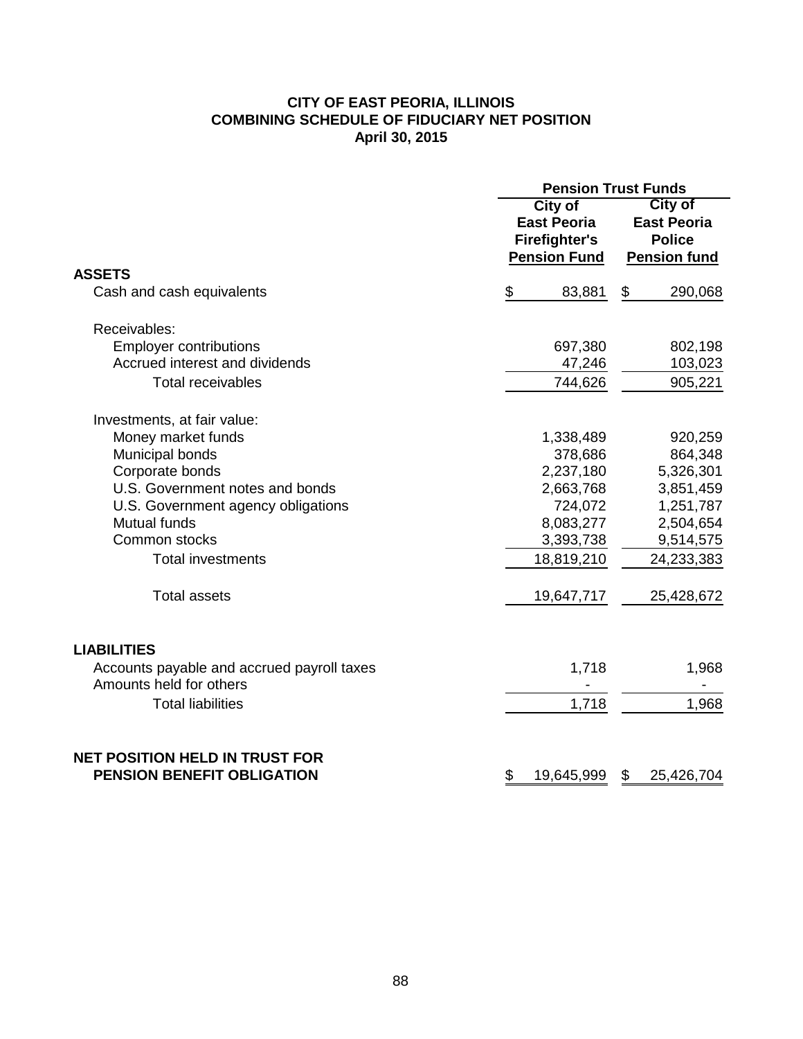# CITY OF EAST PEORIA, ILLINOIS
## COMBINING SCHEDULE OF FIDUCIARY NET POSITION
### April 30, 2015

| | Pension Trust Funds | |
|---|---|---|
| | City of East Peoria Firefighter's Pension Fund | City of East Peoria Police Pension fund |
| **ASSETS** | | |
| Cash and cash equivalents | $ 83,881 | $ 290,068 |
| Receivables: | | |
| Employer contributions | 697,380 | 802,198 |
| Accrued interest and dividends | 47,246 | 103,023 |
| Total receivables | 744,626 | 905,221 |
| Investments, at fair value: | | |
| Money market funds | 1,338,489 | 920,259 |
| Municipal bonds | 378,686 | 864,348 |
| Corporate bonds | 2,237,180 | 5,326,301 |
| U.S. Government notes and bonds | 2,663,768 | 3,851,459 |
| U.S. Government agency obligations | 724,072 | 1,251,787 |
| Mutual funds | 8,083,277 | 2,504,654 |
| Common stocks | 3,393,738 | 9,514,575 |
| Total investments | 18,819,210 | 24,233,383 |
| Total assets | 19,647,717 | 25,428,672 |
| **LIABILITIES** | | |
| Accounts payable and accrued payroll taxes | 1,718 | 1,968 |
| Amounts held for others | - | - |
| Total liabilities | 1,718 | 1,968 |
| **NET POSITION HELD IN TRUST FOR PENSION BENEFIT OBLIGATION** | $ 19,645,999 | $ 25,426,704 |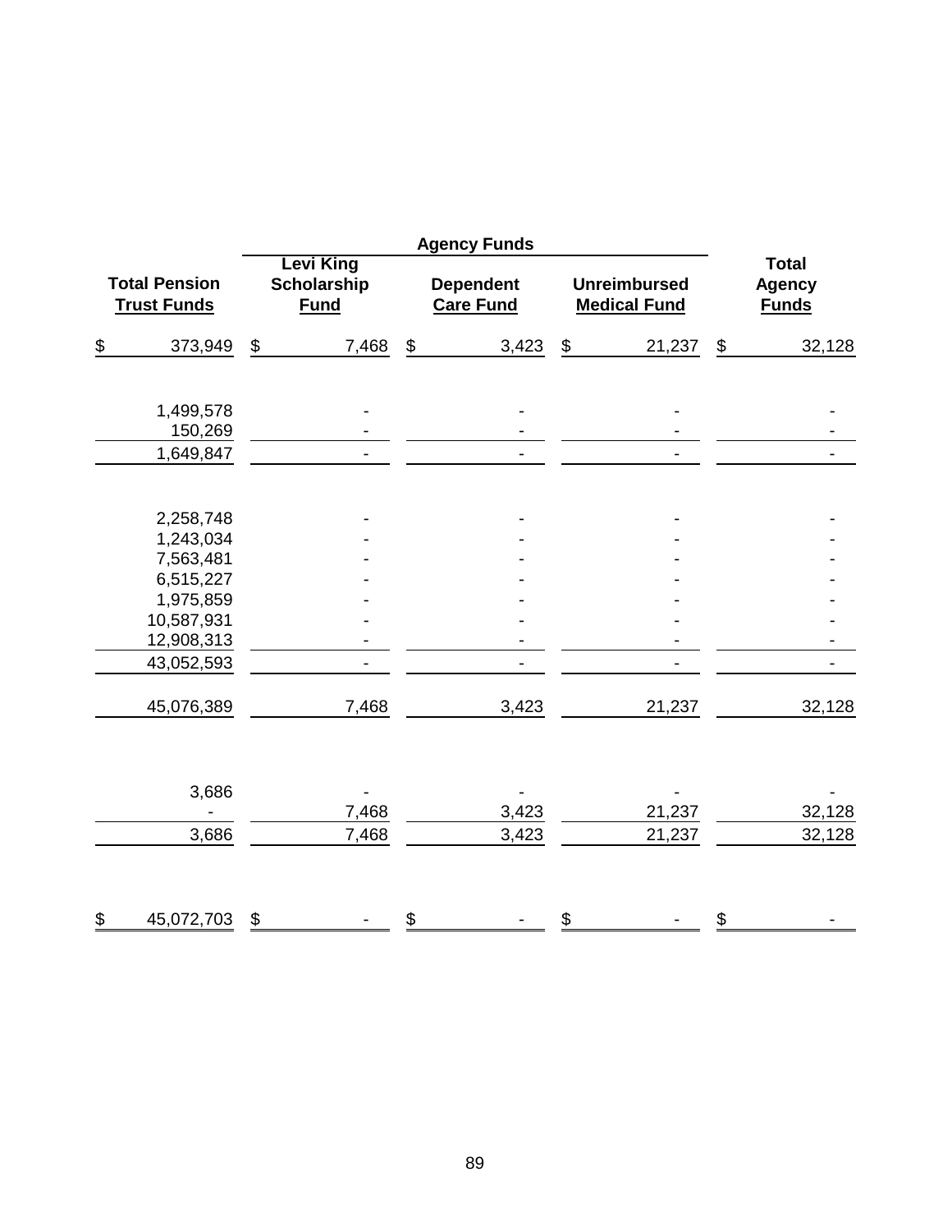| Total Pension Trust Funds | Agency Funds | | | Total Agency Funds |
|---|---|---|---|---|
| | Levi King Scholarship Fund | Dependent Care Fund | Unreimbursed Medical Fund | |
| $ 373,949 | $ 7,468 | $ 3,423 | $ 21,237 | $ 32,128 |
| | | | | |
| 1,499,578 | - | - | - | - |
| 150,269 | - | - | - | - |
| 1,649,847 | - | - | - | - |
| | | | | |
| 2,258,748 | - | - | - | - |
| 1,243,034 | - | - | - | - |
| 7,563,481 | - | - | - | - |
| 6,515,227 | - | - | - | - |
| 1,975,859 | - | - | - | - |
| 10,587,931 | - | - | - | - |
| 12,908,313 | - | - | - | - |
| 43,052,593 | - | - | - | - |
| | | | | |
| 45,076,389 | 7,468 | 3,423 | 21,237 | 32,128 |
| | | | | |
| 3,686 | - | - | - | - |
| - | 7,468 | 3,423 | 21,237 | 32,128 |
| 3,686 | 7,468 | 3,423 | 21,237 | 32,128 |
| | | | | |
| $ 45,072,703 | $ - | $ - | $ - | $ - |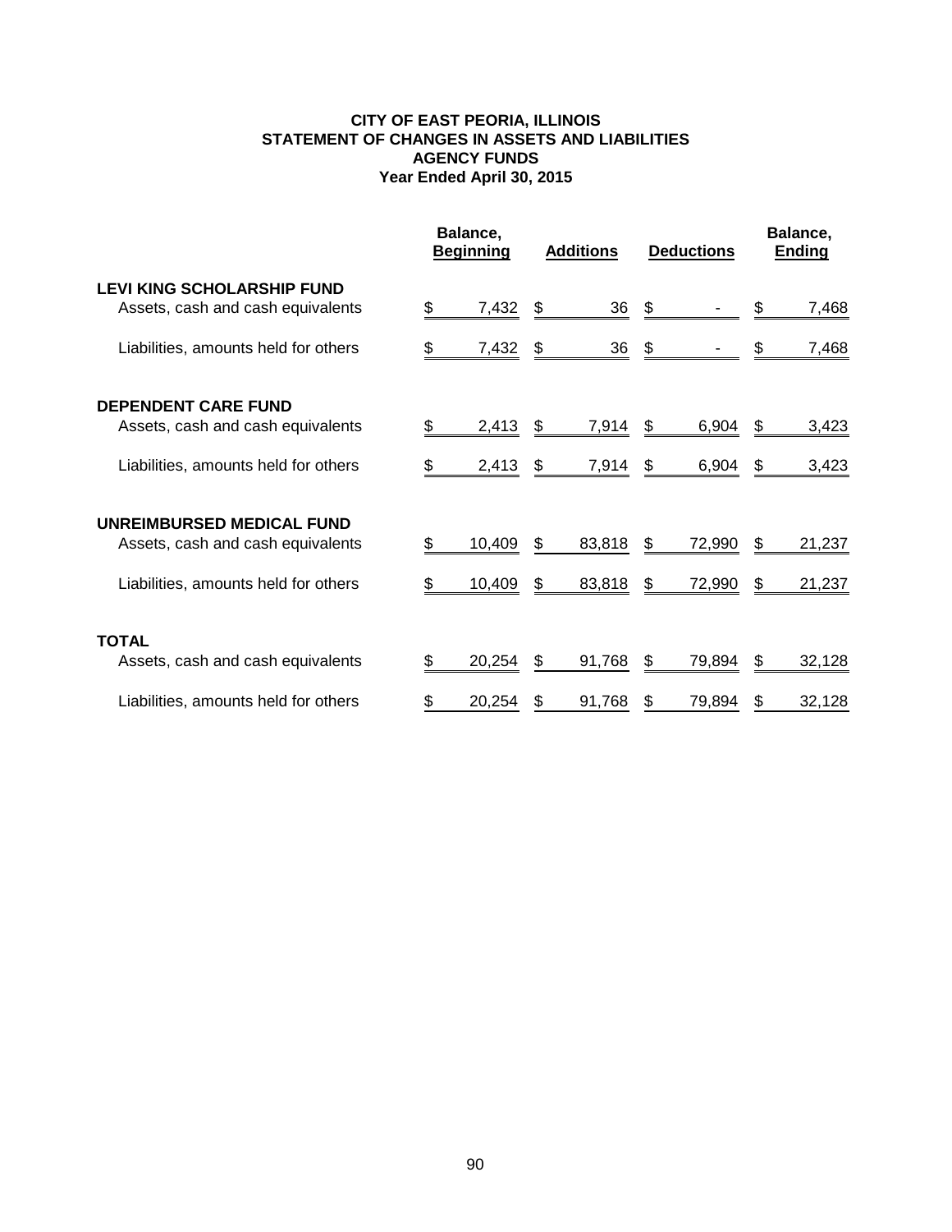# CITY OF EAST PEORIA, ILLINOIS
## STATEMENT OF CHANGES IN ASSETS AND LIABILITIES
## AGENCY FUNDS
### Year Ended April 30, 2015

| | Balance, Beginning | Additions | Deductions | Balance, Ending |
|---|---|---|---|---|
| **LEVI KING SCHOLARSHIP FUND** | | | | |
| Assets, cash and cash equivalents | $ 7,432 | $ 36 | $ - | $ 7,468 |
| Liabilities, amounts held for others | $ 7,432 | $ 36 | $ - | $ 7,468 |
| **DEPENDENT CARE FUND** | | | | |
| Assets, cash and cash equivalents | $ 2,413 | $ 7,914 | $ 6,904 | $ 3,423 |
| Liabilities, amounts held for others | $ 2,413 | $ 7,914 | $ 6,904 | $ 3,423 |
| **UNREIMBURSED MEDICAL FUND** | | | | |
| Assets, cash and cash equivalents | $ 10,409 | $ 83,818 | $ 72,990 | $ 21,237 |
| Liabilities, amounts held for others | $ 10,409 | $ 83,818 | $ 72,990 | $ 21,237 |
| **TOTAL** | | | | |
| Assets, cash and cash equivalents | $ 20,254 | $ 91,768 | $ 79,894 | $ 32,128 |
| Liabilities, amounts held for others | $ 20,254 | $ 91,768 | $ 79,894 | $ 32,128 |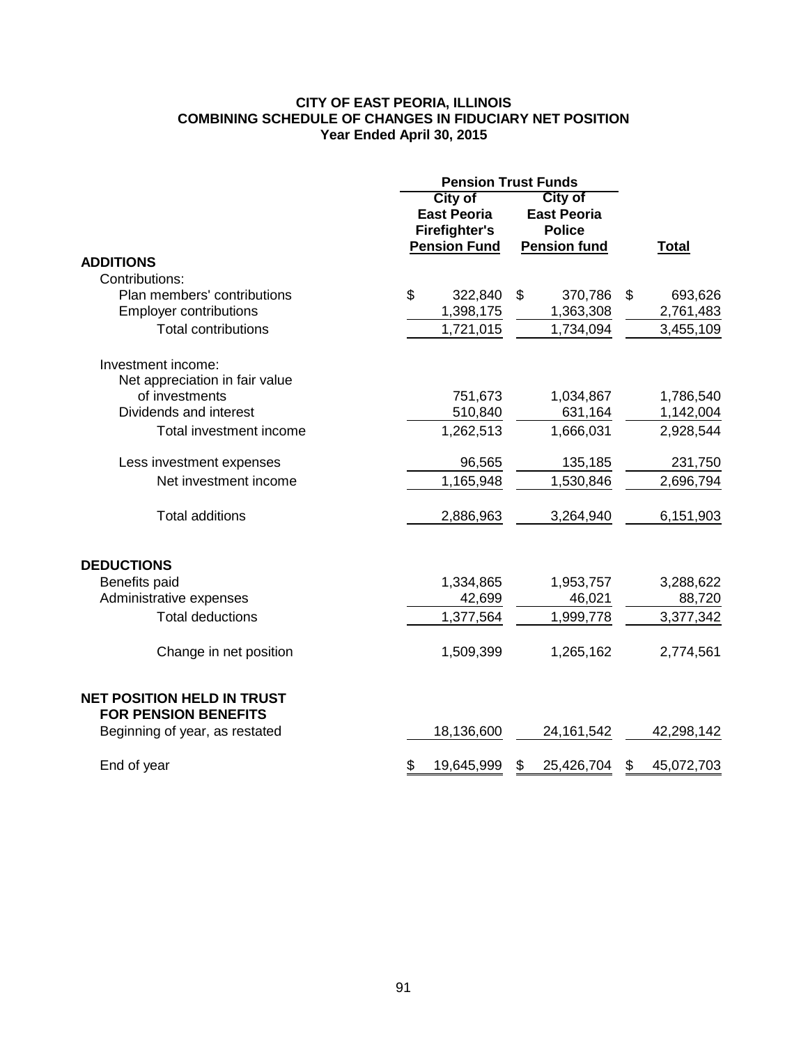# CITY OF EAST PEORIA, ILLINOIS
## COMBINING SCHEDULE OF CHANGES IN FIDUCIARY NET POSITION
### Year Ended April 30, 2015

| | Pension Trust Funds | | |
|---|---|---|---|
| | City of East Peoria Firefighter's Pension Fund | City of East Peoria Police Pension fund | Total |
| **ADDITIONS** | | | |
| Contributions: | | | |
| Plan members' contributions | $ 322,840 | $ 370,786 | $ 693,626 |
| Employer contributions | 1,398,175 | 1,363,308 | 2,761,483 |
| Total contributions | 1,721,015 | 1,734,094 | 3,455,109 |
| Investment income: | | | |
| Net appreciation in fair value of investments | 751,673 | 1,034,867 | 1,786,540 |
| Dividends and interest | 510,840 | 631,164 | 1,142,004 |
| Total investment income | 1,262,513 | 1,666,031 | 2,928,544 |
| Less investment expenses | 96,565 | 135,185 | 231,750 |
| Net investment income | 1,165,948 | 1,530,846 | 2,696,794 |
| Total additions | 2,886,963 | 3,264,940 | 6,151,903 |
| **DEDUCTIONS** | | | |
| Benefits paid | 1,334,865 | 1,953,757 | 3,288,622 |
| Administrative expenses | 42,699 | 46,021 | 88,720 |
| Total deductions | 1,377,564 | 1,999,778 | 3,377,342 |
| Change in net position | 1,509,399 | 1,265,162 | 2,774,561 |
| **NET POSITION HELD IN TRUST FOR PENSION BENEFITS** | | | |
| Beginning of year, as restated | 18,136,600 | 24,161,542 | 42,298,142 |
| End of year | $ 19,645,999 | $ 25,426,704 | $ 45,072,703 |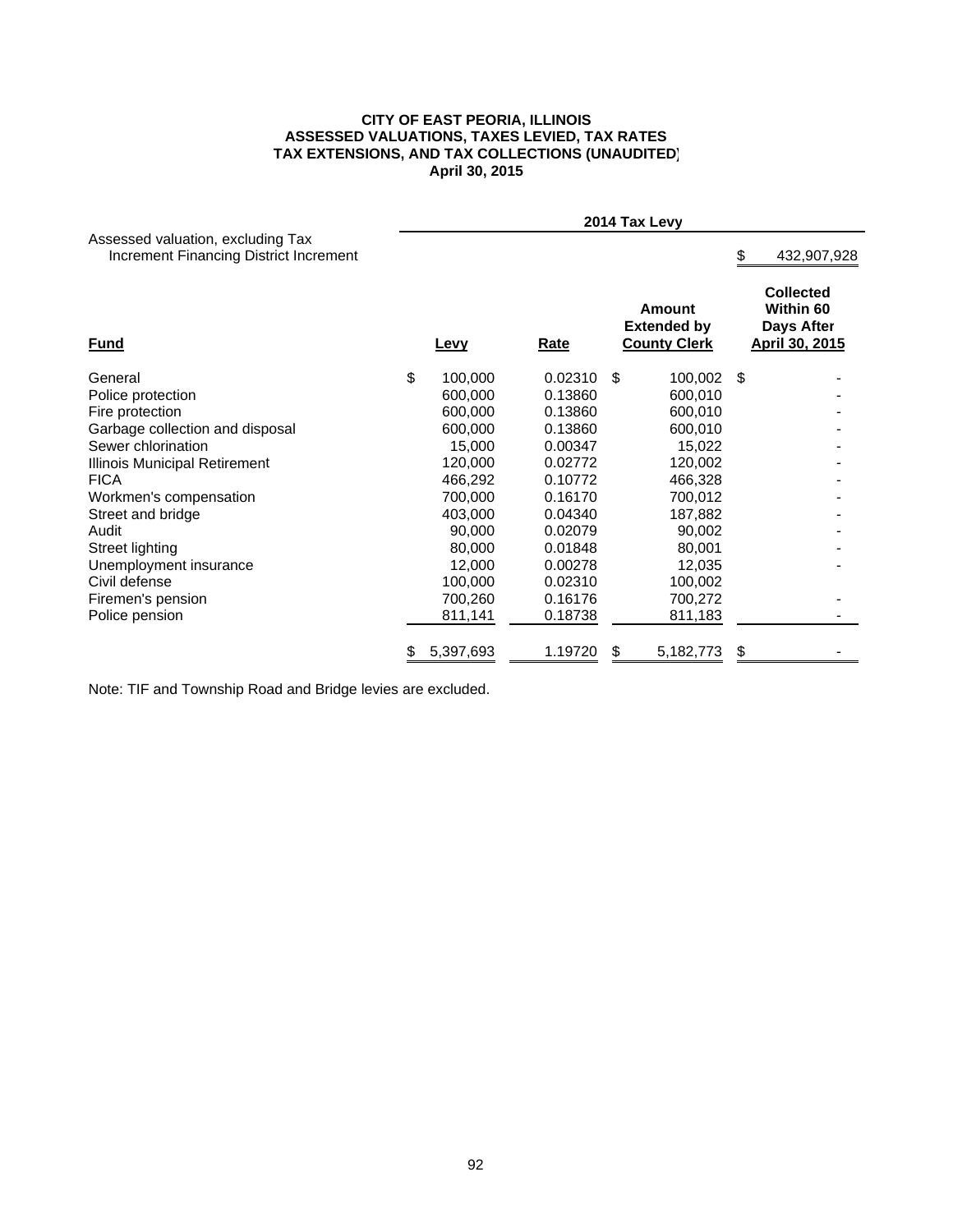**CITY OF EAST PEORIA, ILLINOIS**
**ASSESSED VALUATIONS, TAXES LEVIED, TAX RATES**
**TAX EXTENSIONS, AND TAX COLLECTIONS (UNAUDITED)**
**April 30, 2015**

| | 2014 Tax Levy | | | |
|---|---|---|---|---|
| Assessed valuation, excluding Tax Increment Financing District Increment | | | | $ 432,907,928 |
| **Fund** | **Levy** | **Rate** | **Amount Extended by County Clerk** | **Collected Within 60 Days After April 30, 2015** |
| General | $ 100,000 | 0.02310 | $ 100,002 | $ - |
| Police protection | 600,000 | 0.13860 | 600,010 | - |
| Fire protection | 600,000 | 0.13860 | 600,010 | - |
| Garbage collection and disposal | 600,000 | 0.13860 | 600,010 | - |
| Sewer chlorination | 15,000 | 0.00347 | 15,022 | - |
| Illinois Municipal Retirement | 120,000 | 0.02772 | 120,002 | - |
| FICA | 466,292 | 0.10772 | 466,328 | - |
| Workmen's compensation | 700,000 | 0.16170 | 700,012 | - |
| Street and bridge | 403,000 | 0.04340 | 187,882 | - |
| Audit | 90,000 | 0.02079 | 90,002 | - |
| Street lighting | 80,000 | 0.01848 | 80,001 | - |
| Unemployment insurance | 12,000 | 0.00278 | 12,035 | - |
| Civil defense | 100,000 | 0.02310 | 100,002 | |
| Firemen's pension | 700,260 | 0.16176 | 700,272 | - |
| Police pension | 811,141 | 0.18738 | 811,183 | - |
| | $ 5,397,693 | 1.19720 | $ 5,182,773 | $ - |

Note: TIF and Township Road and Bridge levies are excluded.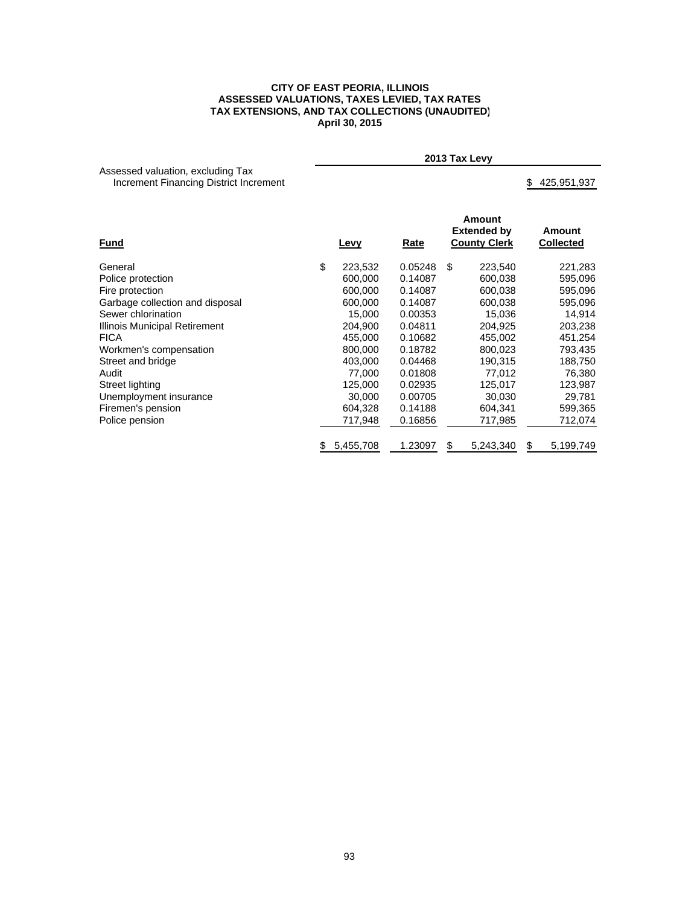**CITY OF EAST PEORIA, ILLINOIS**
**ASSESSED VALUATIONS, TAXES LEVIED, TAX RATES**
**TAX EXTENSIONS, AND TAX COLLECTIONS (UNAUDITED)**
**April 30, 2015**

**2013 Tax Levy**

Assessed valuation, excluding Tax Increment Financing District Increment: $ 425,951,937

| Fund | Levy | Rate | Amount Extended by County Clerk | Amount Collected |
|---|---|---|---|---|
| General | $ 223,532 | 0.05248 | $ 223,540 | 221,283 |
| Police protection | 600,000 | 0.14087 | 600,038 | 595,096 |
| Fire protection | 600,000 | 0.14087 | 600,038 | 595,096 |
| Garbage collection and disposal | 600,000 | 0.14087 | 600,038 | 595,096 |
| Sewer chlorination | 15,000 | 0.00353 | 15,036 | 14,914 |
| Illinois Municipal Retirement | 204,900 | 0.04811 | 204,925 | 203,238 |
| FICA | 455,000 | 0.10682 | 455,002 | 451,254 |
| Workmen's compensation | 800,000 | 0.18782 | 800,023 | 793,435 |
| Street and bridge | 403,000 | 0.04468 | 190,315 | 188,750 |
| Audit | 77,000 | 0.01808 | 77,012 | 76,380 |
| Street lighting | 125,000 | 0.02935 | 125,017 | 123,987 |
| Unemployment insurance | 30,000 | 0.00705 | 30,030 | 29,781 |
| Firemen's pension | 604,328 | 0.14188 | 604,341 | 599,365 |
| Police pension | 717,948 | 0.16856 | 717,985 | 712,074 |
| | $ 5,455,708 | 1.23097 | $ 5,243,340 | $ 5,199,749 |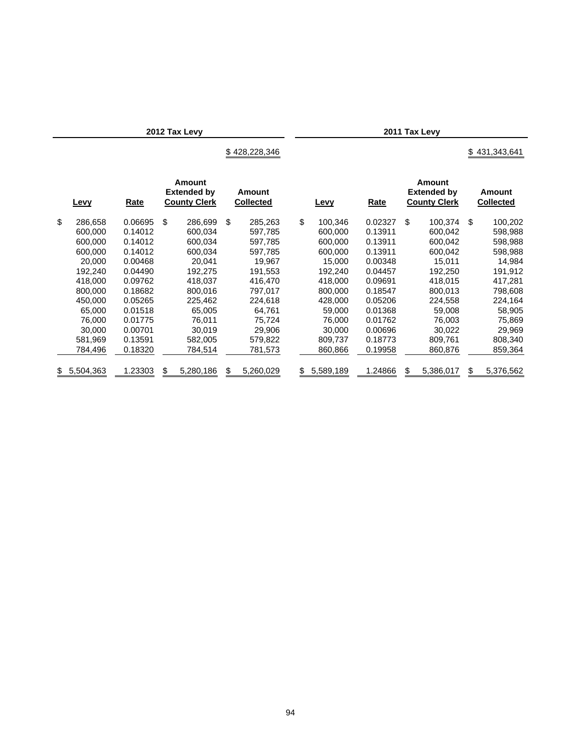| 2012 Tax Levy | | | | 2011 Tax Levy | | | |
|---|---|---|---|---|---|---|---|
| | | | $ 428,228,346 | | | | $ 431,343,641 |
| Levy | Rate | Amount Extended by County Clerk | Amount Collected | Levy | Rate | Amount Extended by County Clerk | Amount Collected |
| $ 286,658 | 0.06695 | $ 286,699 | $ 285,263 | $ 100,346 | 0.02327 | $ 100,374 | $ 100,202 |
| 600,000 | 0.14012 | 600,034 | 597,785 | 600,000 | 0.13911 | 600,042 | 598,988 |
| 600,000 | 0.14012 | 600,034 | 597,785 | 600,000 | 0.13911 | 600,042 | 598,988 |
| 600,000 | 0.14012 | 600,034 | 597,785 | 600,000 | 0.13911 | 600,042 | 598,988 |
| 20,000 | 0.00468 | 20,041 | 19,967 | 15,000 | 0.00348 | 15,011 | 14,984 |
| 192,240 | 0.04490 | 192,275 | 191,553 | 192,240 | 0.04457 | 192,250 | 191,912 |
| 418,000 | 0.09762 | 418,037 | 416,470 | 418,000 | 0.09691 | 418,015 | 417,281 |
| 800,000 | 0.18682 | 800,016 | 797,017 | 800,000 | 0.18547 | 800,013 | 798,608 |
| 450,000 | 0.05265 | 225,462 | 224,618 | 428,000 | 0.05206 | 224,558 | 224,164 |
| 65,000 | 0.01518 | 65,005 | 64,761 | 59,000 | 0.01368 | 59,008 | 58,905 |
| 76,000 | 0.01775 | 76,011 | 75,724 | 76,000 | 0.01762 | 76,003 | 75,869 |
| 30,000 | 0.00701 | 30,019 | 29,906 | 30,000 | 0.00696 | 30,022 | 29,969 |
| 581,969 | 0.13591 | 582,005 | 579,822 | 809,737 | 0.18773 | 809,761 | 808,340 |
| 784,496 | 0.18320 | 784,514 | 781,573 | 860,866 | 0.19958 | 860,876 | 859,364 |
| $ 5,504,363 | 1.23303 | $ 5,280,186 | $ 5,260,029 | $ 5,589,189 | 1.24866 | $ 5,386,017 | $ 5,376,562 |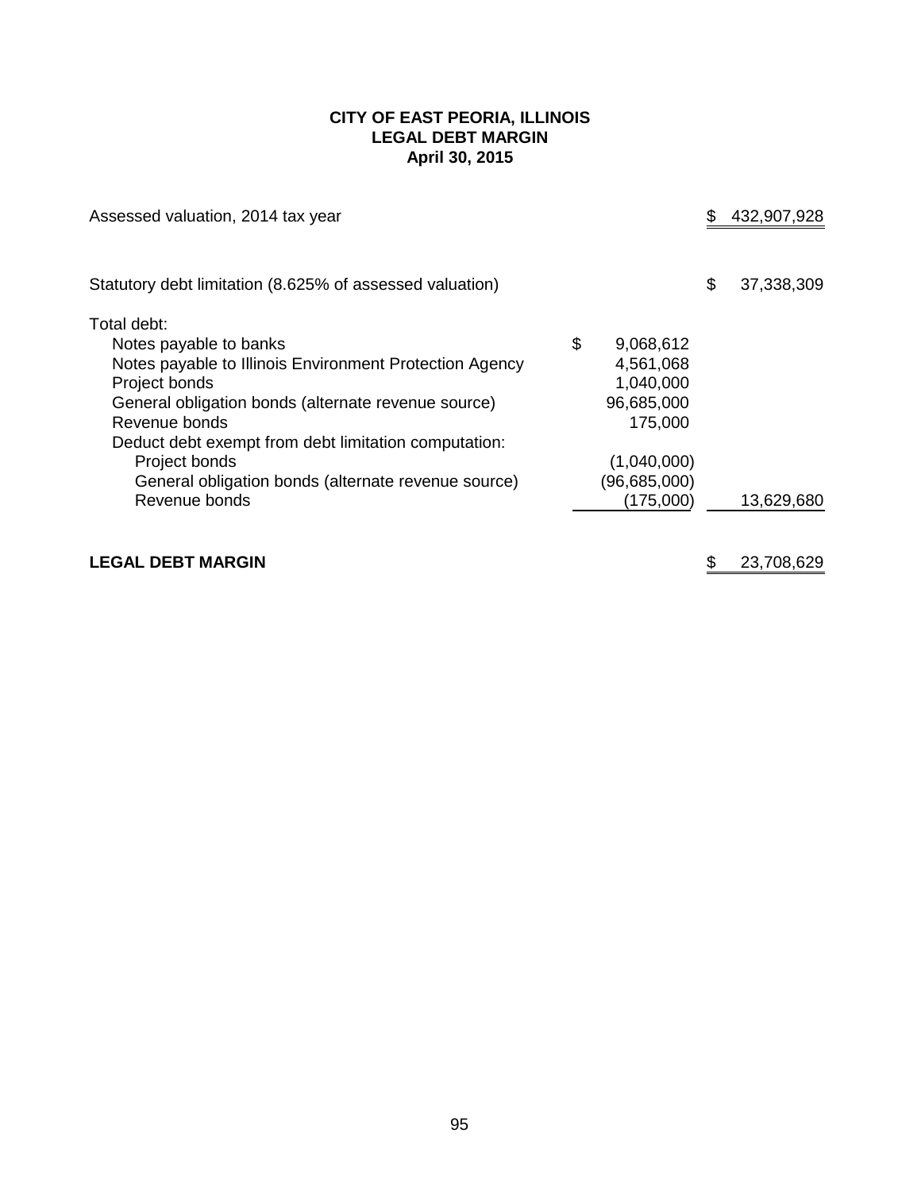# CITY OF EAST PEORIA, ILLINOIS
## LEGAL DEBT MARGIN
### April 30, 2015

| | | |
|---|---|---|
| Assessed valuation, 2014 tax year | | $ 432,907,928 |
| | | |
| Statutory debt limitation (8.625% of assessed valuation) | | $ 37,338,309 |
| Total debt: | | |
| Notes payable to banks | $ 9,068,612 | |
| Notes payable to Illinois Environment Protection Agency | 4,561,068 | |
| Project bonds | 1,040,000 | |
| General obligation bonds (alternate revenue source) | 96,685,000 | |
| Revenue bonds | 175,000 | |
| Deduct debt exempt from debt limitation computation: | | |
| Project bonds | (1,040,000) | |
| General obligation bonds (alternate revenue source) | (96,685,000) | |
| Revenue bonds | (175,000) | 13,629,680 |
| | | |
| **LEGAL DEBT MARGIN** | | $ 23,708,629 |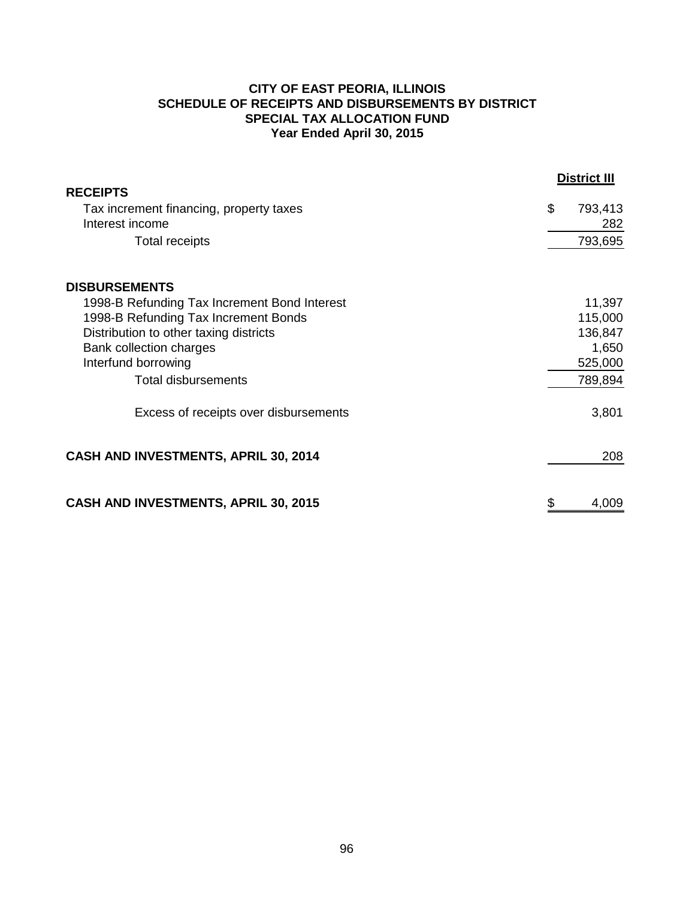**CITY OF EAST PEORIA, ILLINOIS**
**SCHEDULE OF RECEIPTS AND DISBURSEMENTS BY DISTRICT**
**SPECIAL TAX ALLOCATION FUND**
**Year Ended April 30, 2015**

| | District III |
|---|---|
| **RECEIPTS** | |
| Tax increment financing, property taxes | $ 793,413 |
| Interest income | 282 |
| Total receipts | 793,695 |
| | |
| **DISBURSEMENTS** | |
| 1998-B Refunding Tax Increment Bond Interest | 11,397 |
| 1998-B Refunding Tax Increment Bonds | 115,000 |
| Distribution to other taxing districts | 136,847 |
| Bank collection charges | 1,650 |
| Interfund borrowing | 525,000 |
| Total disbursements | 789,894 |
| | |
| Excess of receipts over disbursements | 3,801 |
| | |
| **CASH AND INVESTMENTS, APRIL 30, 2014** | 208 |
| | |
| **CASH AND INVESTMENTS, APRIL 30, 2015** | $ 4,009 |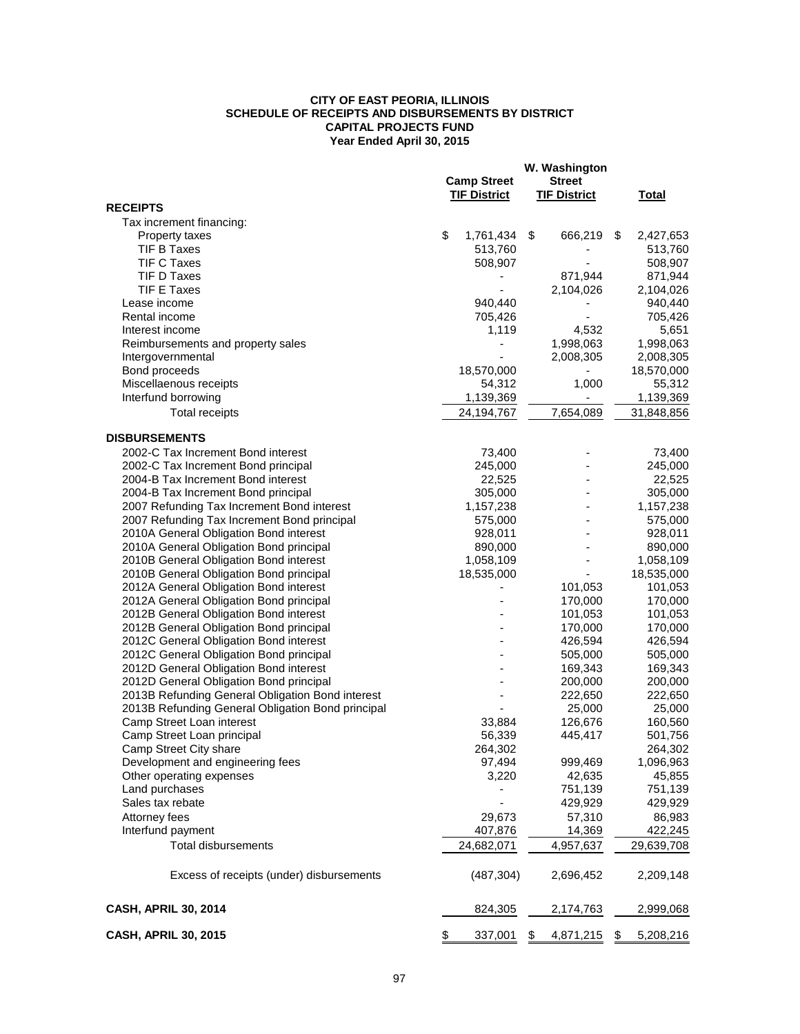**CITY OF EAST PEORIA, ILLINOIS**
**SCHEDULE OF RECEIPTS AND DISBURSEMENTS BY DISTRICT**
**CAPITAL PROJECTS FUND**
**Year Ended April 30, 2015**

| | Camp Street TIF District | W. Washington Street TIF District | Total |
|---|---|---|---|
| **RECEIPTS** | | | |
| Tax increment financing: | | | |
| Property taxes | $ 1,761,434 | $ 666,219 | $ 2,427,653 |
| TIF B Taxes | 513,760 | - | 513,760 |
| TIF C Taxes | 508,907 | - | 508,907 |
| TIF D Taxes | - | 871,944 | 871,944 |
| TIF E Taxes | - | 2,104,026 | 2,104,026 |
| Lease income | 940,440 | - | 940,440 |
| Rental income | 705,426 | - | 705,426 |
| Interest income | 1,119 | 4,532 | 5,651 |
| Reimbursements and property sales | - | 1,998,063 | 1,998,063 |
| Intergovernmental | - | 2,008,305 | 2,008,305 |
| Bond proceeds | 18,570,000 | - | 18,570,000 |
| Miscellaenous receipts | 54,312 | 1,000 | 55,312 |
| Interfund borrowing | 1,139,369 | - | 1,139,369 |
| Total receipts | 24,194,767 | 7,654,089 | 31,848,856 |
| **DISBURSEMENTS** | | | |
| 2002-C Tax Increment Bond interest | 73,400 | - | 73,400 |
| 2002-C Tax Increment Bond principal | 245,000 | - | 245,000 |
| 2004-B Tax Increment Bond interest | 22,525 | - | 22,525 |
| 2004-B Tax Increment Bond principal | 305,000 | - | 305,000 |
| 2007 Refunding Tax Increment Bond interest | 1,157,238 | - | 1,157,238 |
| 2007 Refunding Tax Increment Bond principal | 575,000 | - | 575,000 |
| 2010A General Obligation Bond interest | 928,011 | - | 928,011 |
| 2010A General Obligation Bond principal | 890,000 | - | 890,000 |
| 2010B General Obligation Bond interest | 1,058,109 | - | 1,058,109 |
| 2010B General Obligation Bond principal | 18,535,000 | - | 18,535,000 |
| 2012A General Obligation Bond interest | - | 101,053 | 101,053 |
| 2012A General Obligation Bond principal | - | 170,000 | 170,000 |
| 2012B General Obligation Bond interest | - | 101,053 | 101,053 |
| 2012B General Obligation Bond principal | - | 170,000 | 170,000 |
| 2012C General Obligation Bond interest | - | 426,594 | 426,594 |
| 2012C General Obligation Bond principal | - | 505,000 | 505,000 |
| 2012D General Obligation Bond interest | - | 169,343 | 169,343 |
| 2012D General Obligation Bond principal | - | 200,000 | 200,000 |
| 2013B Refunding General Obligation Bond interest | - | 222,650 | 222,650 |
| 2013B Refunding General Obligation Bond principal | - | 25,000 | 25,000 |
| Camp Street Loan interest | 33,884 | 126,676 | 160,560 |
| Camp Street Loan principal | 56,339 | 445,417 | 501,756 |
| Camp Street City share | 264,302 | | 264,302 |
| Development and engineering fees | 97,494 | 999,469 | 1,096,963 |
| Other operating expenses | 3,220 | 42,635 | 45,855 |
| Land purchases | - | 751,139 | 751,139 |
| Sales tax rebate | - | 429,929 | 429,929 |
| Attorney fees | 29,673 | 57,310 | 86,983 |
| Interfund payment | 407,876 | 14,369 | 422,245 |
| Total disbursements | 24,682,071 | 4,957,637 | 29,639,708 |
| Excess of receipts (under) disbursements | (487,304) | 2,696,452 | 2,209,148 |
| **CASH, APRIL 30, 2014** | 824,305 | 2,174,763 | 2,999,068 |
| **CASH, APRIL 30, 2015** | $ 337,001 | $ 4,871,215 | $ 5,208,216 |